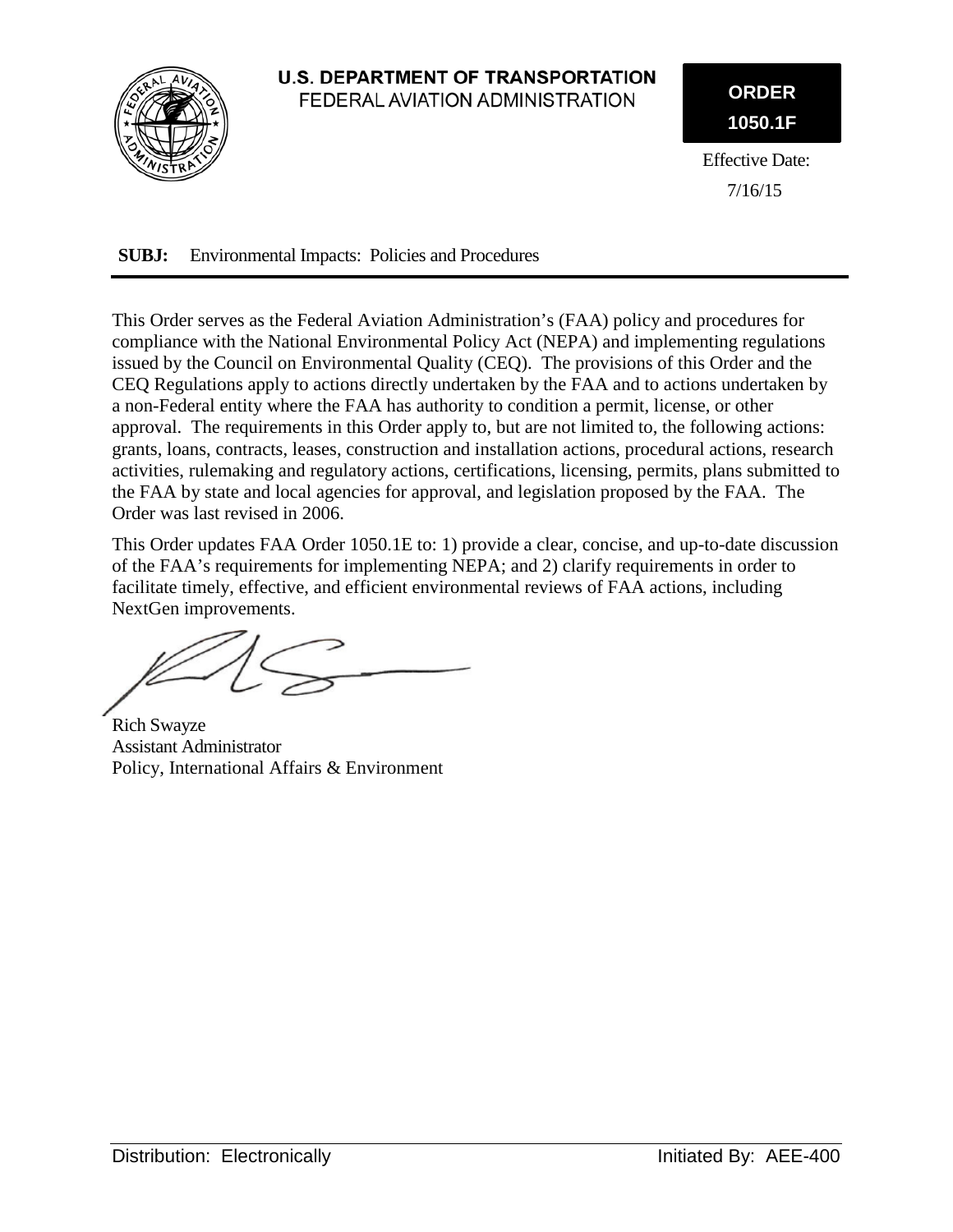**U.S. DEPARTMENT OF TRANSPORTATION**
FEDERAL AVIATION ADMINISTRATION

**ORDER**
**1050.1F**

Effective Date:
7/16/15

**SUBJ:** Environmental Impacts: Policies and Procedures

This Order serves as the Federal Aviation Administration's (FAA) policy and procedures for compliance with the National Environmental Policy Act (NEPA) and implementing regulations issued by the Council on Environmental Quality (CEQ). The provisions of this Order and the CEQ Regulations apply to actions directly undertaken by the FAA and to actions undertaken by a non-Federal entity where the FAA has authority to condition a permit, license, or other approval. The requirements in this Order apply to, but are not limited to, the following actions: grants, loans, contracts, leases, construction and installation actions, procedural actions, research activities, rulemaking and regulatory actions, certifications, licensing, permits, plans submitted to the FAA by state and local agencies for approval, and legislation proposed by the FAA. The Order was last revised in 2006.

This Order updates FAA Order 1050.1E to: 1) provide a clear, concise, and up-to-date discussion of the FAA's requirements for implementing NEPA; and 2) clarify requirements in order to facilitate timely, effective, and efficient environmental reviews of FAA actions, including NextGen improvements.

Rich Swayze
Assistant Administrator
Policy, International Affairs & Environment

Distribution: Electronically

Initiated By: AEE-400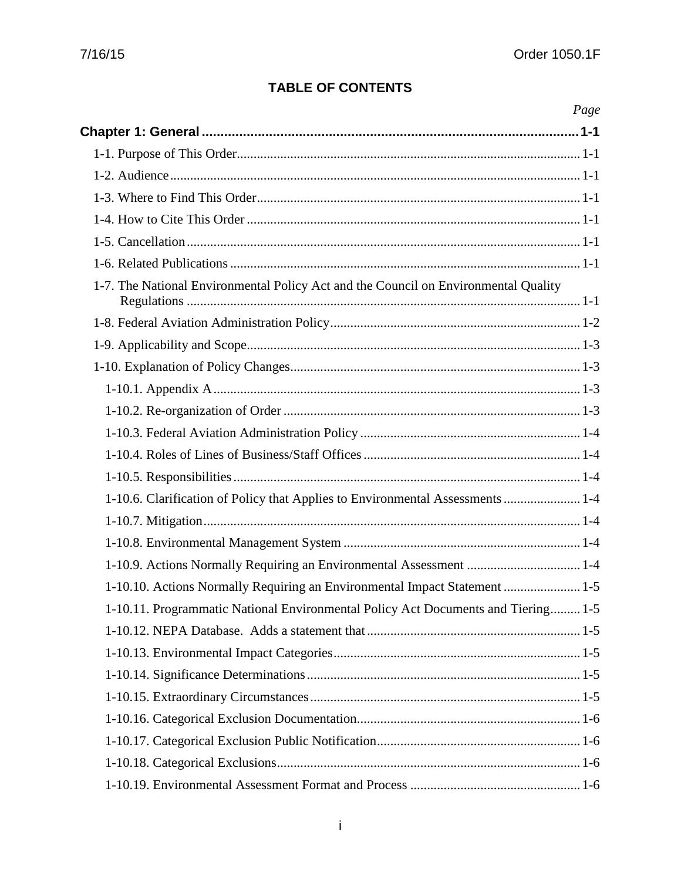# TABLE OF CONTENTS

| | Page |
|---|---|
| **Chapter 1: General** | **1-1** |
| 1-1. Purpose of This Order | 1-1 |
| 1-2. Audience | 1-1 |
| 1-3. Where to Find This Order | 1-1 |
| 1-4. How to Cite This Order | 1-1 |
| 1-5. Cancellation | 1-1 |
| 1-6. Related Publications | 1-1 |
| 1-7. The National Environmental Policy Act and the Council on Environmental Quality Regulations | 1-1 |
| 1-8. Federal Aviation Administration Policy | 1-2 |
| 1-9. Applicability and Scope | 1-3 |
| 1-10. Explanation of Policy Changes | 1-3 |
| 1-10.1. Appendix A | 1-3 |
| 1-10.2. Re-organization of Order | 1-3 |
| 1-10.3. Federal Aviation Administration Policy | 1-4 |
| 1-10.4. Roles of Lines of Business/Staff Offices | 1-4 |
| 1-10.5. Responsibilities | 1-4 |
| 1-10.6. Clarification of Policy that Applies to Environmental Assessments | 1-4 |
| 1-10.7. Mitigation | 1-4 |
| 1-10.8. Environmental Management System | 1-4 |
| 1-10.9. Actions Normally Requiring an Environmental Assessment | 1-4 |
| 1-10.10. Actions Normally Requiring an Environmental Impact Statement | 1-5 |
| 1-10.11. Programmatic National Environmental Policy Act Documents and Tiering | 1-5 |
| 1-10.12. NEPA Database. Adds a statement that | 1-5 |
| 1-10.13. Environmental Impact Categories | 1-5 |
| 1-10.14. Significance Determinations | 1-5 |
| 1-10.15. Extraordinary Circumstances | 1-5 |
| 1-10.16. Categorical Exclusion Documentation | 1-6 |
| 1-10.17. Categorical Exclusion Public Notification | 1-6 |
| 1-10.18. Categorical Exclusions | 1-6 |
| 1-10.19. Environmental Assessment Format and Process | 1-6 |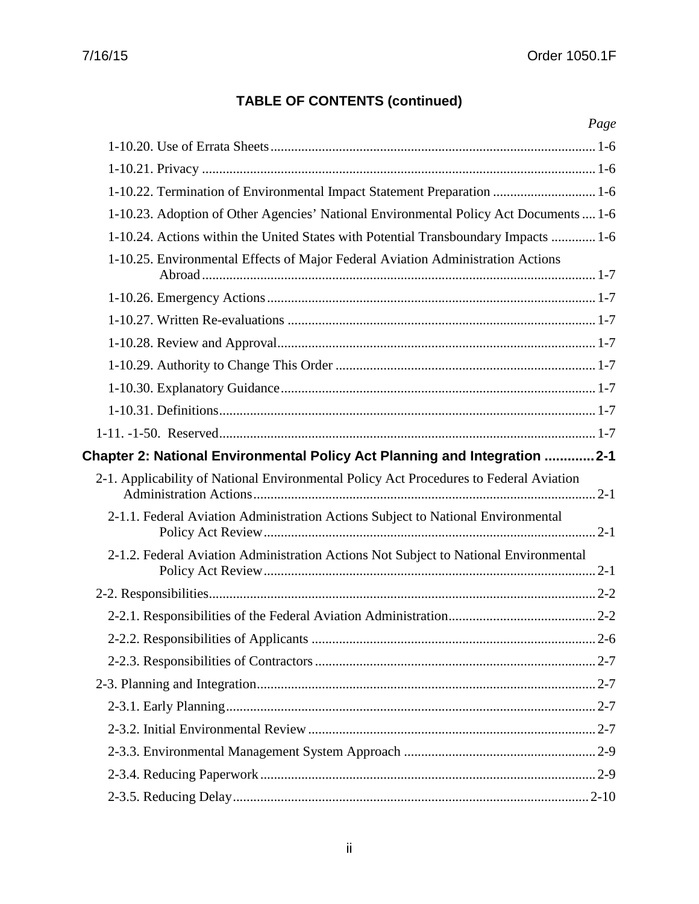**TABLE OF CONTENTS (continued)**

| | Page |
|---|---|
| 1-10.20. Use of Errata Sheets | 1-6 |
| 1-10.21. Privacy | 1-6 |
| 1-10.22. Termination of Environmental Impact Statement Preparation | 1-6 |
| 1-10.23. Adoption of Other Agencies' National Environmental Policy Act Documents | 1-6 |
| 1-10.24. Actions within the United States with Potential Transboundary Impacts | 1-6 |
| 1-10.25. Environmental Effects of Major Federal Aviation Administration Actions Abroad | 1-7 |
| 1-10.26. Emergency Actions | 1-7 |
| 1-10.27. Written Re-evaluations | 1-7 |
| 1-10.28. Review and Approval | 1-7 |
| 1-10.29. Authority to Change This Order | 1-7 |
| 1-10.30. Explanatory Guidance | 1-7 |
| 1-10.31. Definitions | 1-7 |
| 1-11. -1-50. Reserved | 1-7 |
| **Chapter 2: National Environmental Policy Act Planning and Integration** | **2-1** |
| 2-1. Applicability of National Environmental Policy Act Procedures to Federal Aviation Administration Actions | 2-1 |
| 2-1.1. Federal Aviation Administration Actions Subject to National Environmental Policy Act Review | 2-1 |
| 2-1.2. Federal Aviation Administration Actions Not Subject to National Environmental Policy Act Review | 2-1 |
| 2-2. Responsibilities | 2-2 |
| 2-2.1. Responsibilities of the Federal Aviation Administration | 2-2 |
| 2-2.2. Responsibilities of Applicants | 2-6 |
| 2-2.3. Responsibilities of Contractors | 2-7 |
| 2-3. Planning and Integration | 2-7 |
| 2-3.1. Early Planning | 2-7 |
| 2-3.2. Initial Environmental Review | 2-7 |
| 2-3.3. Environmental Management System Approach | 2-9 |
| 2-3.4. Reducing Paperwork | 2-9 |
| 2-3.5. Reducing Delay | 2-10 |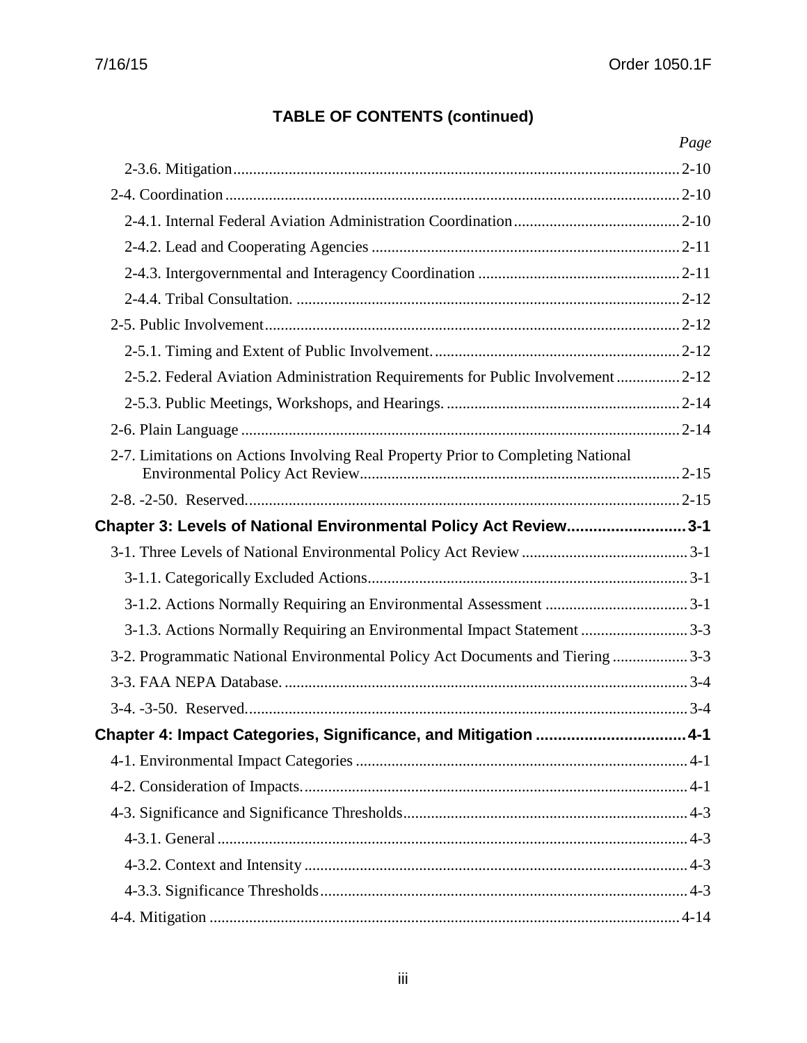## TABLE OF CONTENTS (continued)

| | Page |
|---|---|
| 2-3.6. Mitigation | 2-10 |
| 2-4. Coordination | 2-10 |
| 2-4.1. Internal Federal Aviation Administration Coordination | 2-10 |
| 2-4.2. Lead and Cooperating Agencies | 2-11 |
| 2-4.3. Intergovernmental and Interagency Coordination | 2-11 |
| 2-4.4. Tribal Consultation. | 2-12 |
| 2-5. Public Involvement | 2-12 |
| 2-5.1. Timing and Extent of Public Involvement. | 2-12 |
| 2-5.2. Federal Aviation Administration Requirements for Public Involvement | 2-12 |
| 2-5.3. Public Meetings, Workshops, and Hearings. | 2-14 |
| 2-6. Plain Language | 2-14 |
| 2-7. Limitations on Actions Involving Real Property Prior to Completing National Environmental Policy Act Review | 2-15 |
| 2-8. -2-50. Reserved. | 2-15 |
| **Chapter 3: Levels of National Environmental Policy Act Review** | **3-1** |
| 3-1. Three Levels of National Environmental Policy Act Review | 3-1 |
| 3-1.1. Categorically Excluded Actions | 3-1 |
| 3-1.2. Actions Normally Requiring an Environmental Assessment | 3-1 |
| 3-1.3. Actions Normally Requiring an Environmental Impact Statement | 3-3 |
| 3-2. Programmatic National Environmental Policy Act Documents and Tiering | 3-3 |
| 3-3. FAA NEPA Database. | 3-4 |
| 3-4. -3-50. Reserved. | 3-4 |
| **Chapter 4: Impact Categories, Significance, and Mitigation** | **4-1** |
| 4-1. Environmental Impact Categories | 4-1 |
| 4-2. Consideration of Impacts. | 4-1 |
| 4-3. Significance and Significance Thresholds | 4-3 |
| 4-3.1. General | 4-3 |
| 4-3.2. Context and Intensity | 4-3 |
| 4-3.3. Significance Thresholds | 4-3 |
| 4-4. Mitigation | 4-14 |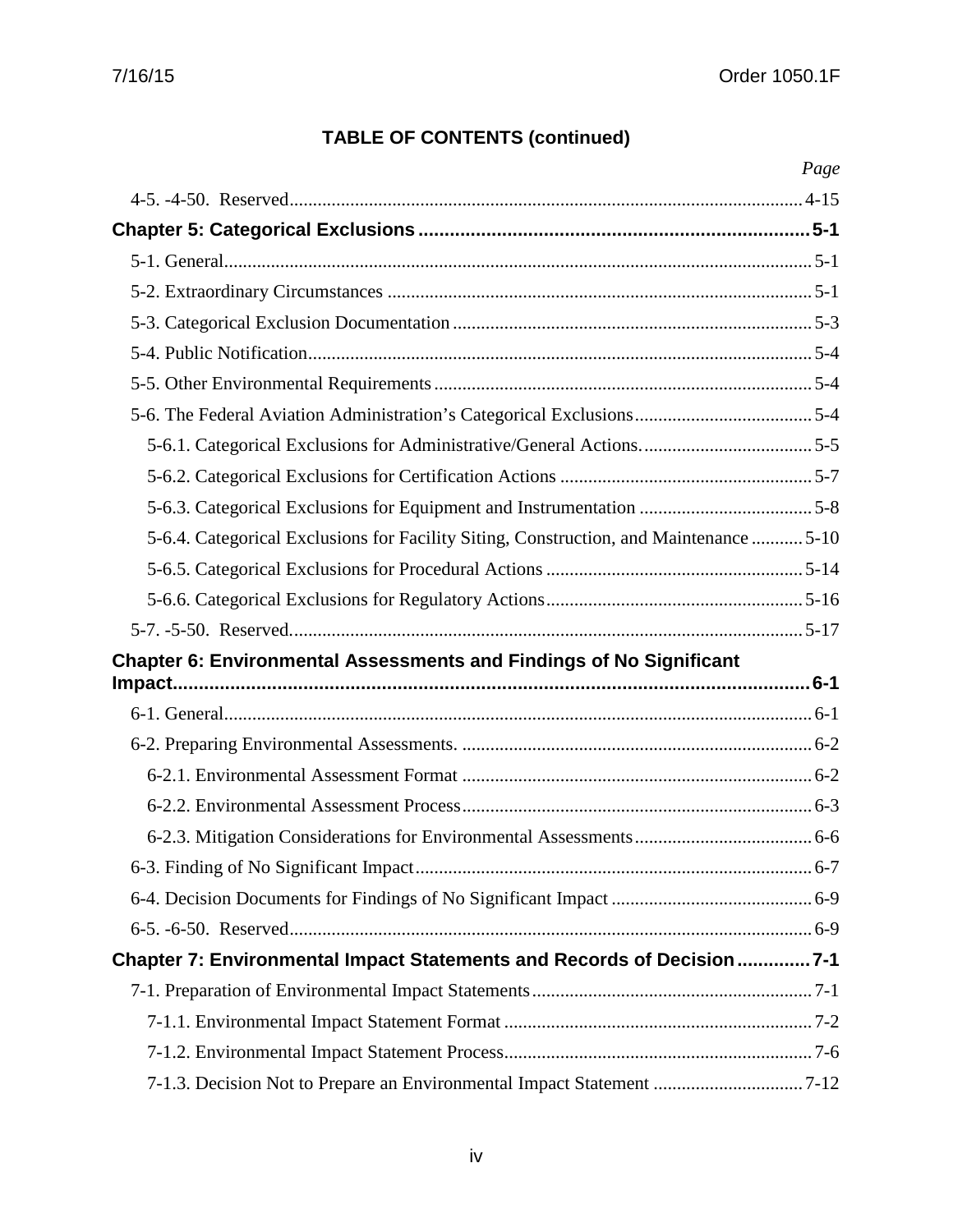## TABLE OF CONTENTS (continued)

| | Page |
|---|---|
| 4-5. -4-50. Reserved | 4-15 |
| **Chapter 5: Categorical Exclusions** | **5-1** |
| 5-1. General | 5-1 |
| 5-2. Extraordinary Circumstances | 5-1 |
| 5-3. Categorical Exclusion Documentation | 5-3 |
| 5-4. Public Notification | 5-4 |
| 5-5. Other Environmental Requirements | 5-4 |
| 5-6. The Federal Aviation Administration's Categorical Exclusions | 5-4 |
| 5-6.1. Categorical Exclusions for Administrative/General Actions. | 5-5 |
| 5-6.2. Categorical Exclusions for Certification Actions | 5-7 |
| 5-6.3. Categorical Exclusions for Equipment and Instrumentation | 5-8 |
| 5-6.4. Categorical Exclusions for Facility Siting, Construction, and Maintenance | 5-10 |
| 5-6.5. Categorical Exclusions for Procedural Actions | 5-14 |
| 5-6.6. Categorical Exclusions for Regulatory Actions | 5-16 |
| 5-7. -5-50. Reserved. | 5-17 |
| **Chapter 6: Environmental Assessments and Findings of No Significant Impact** | **6-1** |
| 6-1. General | 6-1 |
| 6-2. Preparing Environmental Assessments. | 6-2 |
| 6-2.1. Environmental Assessment Format | 6-2 |
| 6-2.2. Environmental Assessment Process | 6-3 |
| 6-2.3. Mitigation Considerations for Environmental Assessments | 6-6 |
| 6-3. Finding of No Significant Impact | 6-7 |
| 6-4. Decision Documents for Findings of No Significant Impact | 6-9 |
| 6-5. -6-50. Reserved | 6-9 |
| **Chapter 7: Environmental Impact Statements and Records of Decision** | **7-1** |
| 7-1. Preparation of Environmental Impact Statements | 7-1 |
| 7-1.1. Environmental Impact Statement Format | 7-2 |
| 7-1.2. Environmental Impact Statement Process | 7-6 |
| 7-1.3. Decision Not to Prepare an Environmental Impact Statement | 7-12 |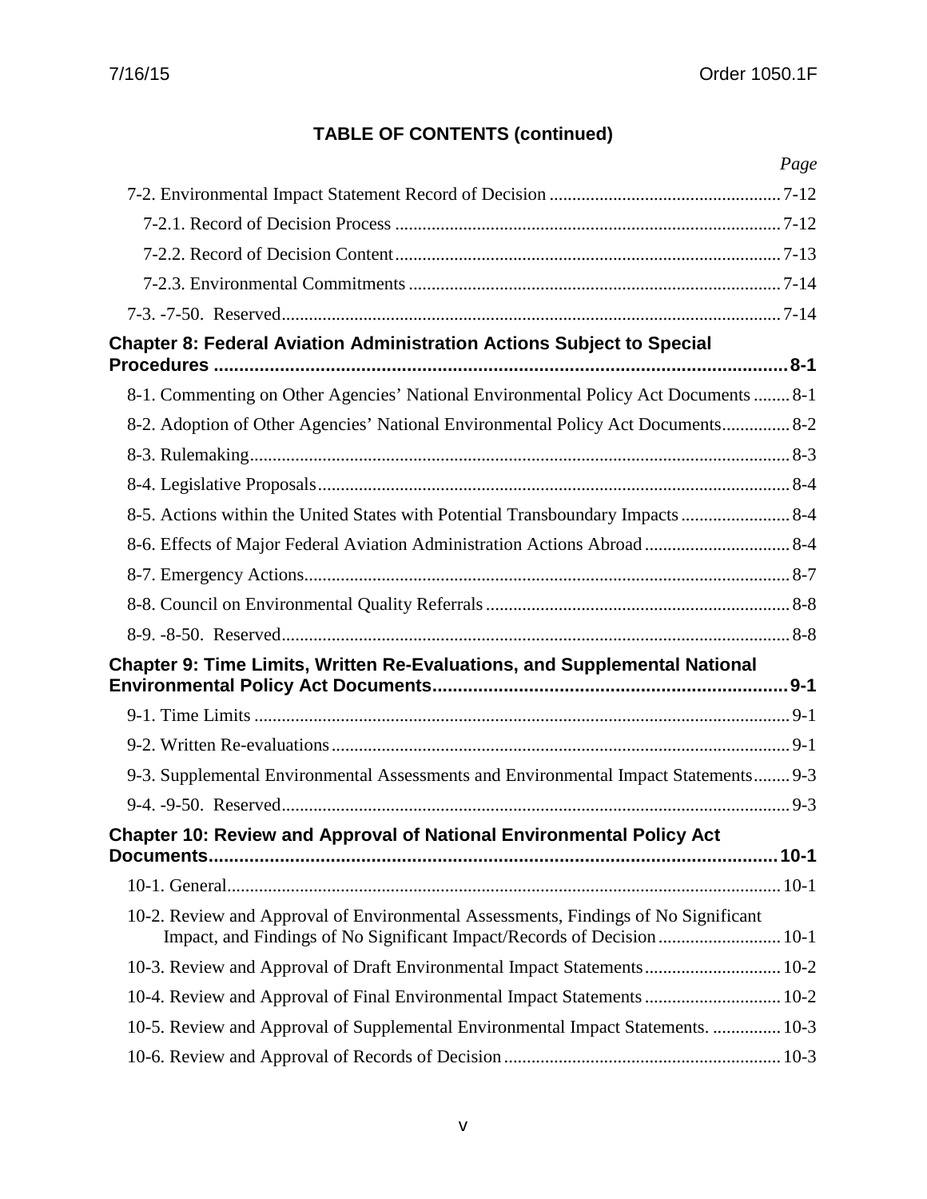**TABLE OF CONTENTS (continued)**

| | Page |
|---|---|
| 7-2. Environmental Impact Statement Record of Decision | 7-12 |
| 7-2.1. Record of Decision Process | 7-12 |
| 7-2.2. Record of Decision Content | 7-13 |
| 7-2.3. Environmental Commitments | 7-14 |
| 7-3. -7-50. Reserved | 7-14 |
| **Chapter 8: Federal Aviation Administration Actions Subject to Special Procedures** | **8-1** |
| 8-1. Commenting on Other Agencies' National Environmental Policy Act Documents | 8-1 |
| 8-2. Adoption of Other Agencies' National Environmental Policy Act Documents | 8-2 |
| 8-3. Rulemaking | 8-3 |
| 8-4. Legislative Proposals | 8-4 |
| 8-5. Actions within the United States with Potential Transboundary Impacts | 8-4 |
| 8-6. Effects of Major Federal Aviation Administration Actions Abroad | 8-4 |
| 8-7. Emergency Actions | 8-7 |
| 8-8. Council on Environmental Quality Referrals | 8-8 |
| 8-9. -8-50. Reserved | 8-8 |
| **Chapter 9: Time Limits, Written Re-Evaluations, and Supplemental National Environmental Policy Act Documents** | **9-1** |
| 9-1. Time Limits | 9-1 |
| 9-2. Written Re-evaluations | 9-1 |
| 9-3. Supplemental Environmental Assessments and Environmental Impact Statements | 9-3 |
| 9-4. -9-50. Reserved | 9-3 |
| **Chapter 10: Review and Approval of National Environmental Policy Act Documents** | **10-1** |
| 10-1. General | 10-1 |
| 10-2. Review and Approval of Environmental Assessments, Findings of No Significant Impact, and Findings of No Significant Impact/Records of Decision | 10-1 |
| 10-3. Review and Approval of Draft Environmental Impact Statements | 10-2 |
| 10-4. Review and Approval of Final Environmental Impact Statements | 10-2 |
| 10-5. Review and Approval of Supplemental Environmental Impact Statements. | 10-3 |
| 10-6. Review and Approval of Records of Decision | 10-3 |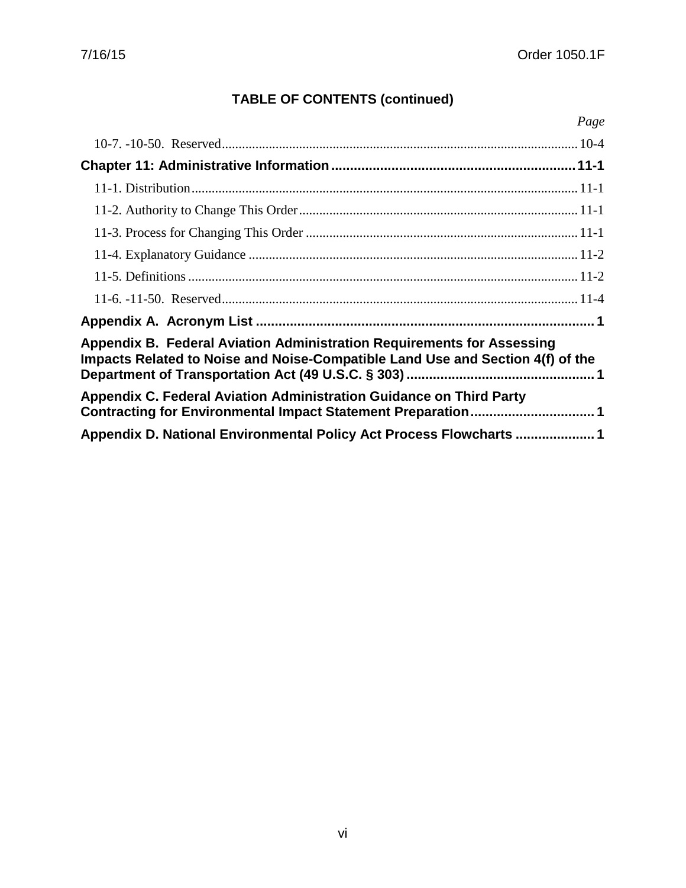**TABLE OF CONTENTS (continued)**

| | *Page* |
|---|---|
| 10-7. -10-50. Reserved | 10-4 |
| **Chapter 11: Administrative Information** | **11-1** |
| 11-1. Distribution | 11-1 |
| 11-2. Authority to Change This Order | 11-1 |
| 11-3. Process for Changing This Order | 11-1 |
| 11-4. Explanatory Guidance | 11-2 |
| 11-5. Definitions | 11-2 |
| 11-6. -11-50. Reserved | 11-4 |
| **Appendix A. Acronym List** | **1** |
| **Appendix B. Federal Aviation Administration Requirements for Assessing Impacts Related to Noise and Noise-Compatible Land Use and Section 4(f) of the Department of Transportation Act (49 U.S.C. § 303)** | **1** |
| **Appendix C. Federal Aviation Administration Guidance on Third Party Contracting for Environmental Impact Statement Preparation** | **1** |
| **Appendix D. National Environmental Policy Act Process Flowcharts** | **1** |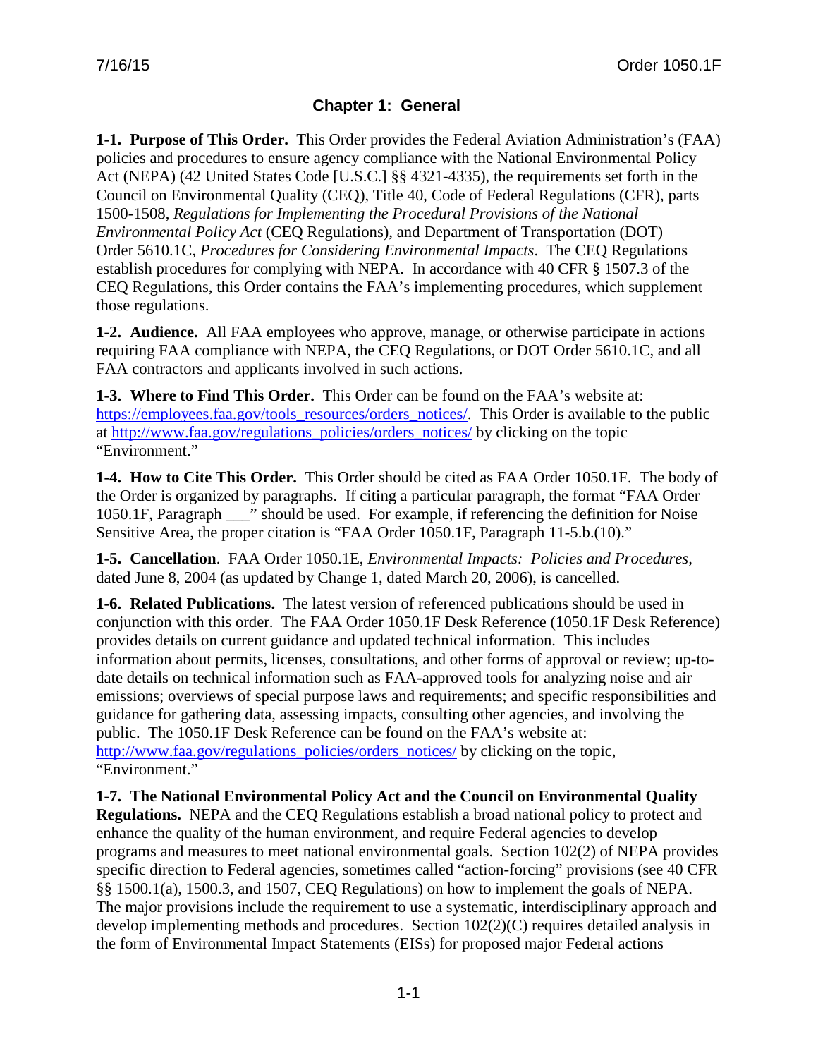## Chapter 1: General

**1-1. Purpose of This Order.** This Order provides the Federal Aviation Administration's (FAA) policies and procedures to ensure agency compliance with the National Environmental Policy Act (NEPA) (42 United States Code [U.S.C.] §§ 4321-4335), the requirements set forth in the Council on Environmental Quality (CEQ), Title 40, Code of Federal Regulations (CFR), parts 1500-1508, *Regulations for Implementing the Procedural Provisions of the National Environmental Policy Act* (CEQ Regulations), and Department of Transportation (DOT) Order 5610.1C, *Procedures for Considering Environmental Impacts*. The CEQ Regulations establish procedures for complying with NEPA. In accordance with 40 CFR § 1507.3 of the CEQ Regulations, this Order contains the FAA's implementing procedures, which supplement those regulations.

**1-2. Audience.** All FAA employees who approve, manage, or otherwise participate in actions requiring FAA compliance with NEPA, the CEQ Regulations, or DOT Order 5610.1C, and all FAA contractors and applicants involved in such actions.

**1-3. Where to Find This Order.** This Order can be found on the FAA's website at: https://employees.faa.gov/tools_resources/orders_notices/. This Order is available to the public at http://www.faa.gov/regulations_policies/orders_notices/ by clicking on the topic "Environment."

**1-4. How to Cite This Order.** This Order should be cited as FAA Order 1050.1F. The body of the Order is organized by paragraphs. If citing a particular paragraph, the format "FAA Order 1050.1F, Paragraph ___" should be used. For example, if referencing the definition for Noise Sensitive Area, the proper citation is "FAA Order 1050.1F, Paragraph 11-5.b.(10)."

**1-5. Cancellation**. FAA Order 1050.1E, *Environmental Impacts: Policies and Procedures*, dated June 8, 2004 (as updated by Change 1, dated March 20, 2006), is cancelled.

**1-6. Related Publications.** The latest version of referenced publications should be used in conjunction with this order. The FAA Order 1050.1F Desk Reference (1050.1F Desk Reference) provides details on current guidance and updated technical information. This includes information about permits, licenses, consultations, and other forms of approval or review; up-to-date details on technical information such as FAA-approved tools for analyzing noise and air emissions; overviews of special purpose laws and requirements; and specific responsibilities and guidance for gathering data, assessing impacts, consulting other agencies, and involving the public. The 1050.1F Desk Reference can be found on the FAA's website at: http://www.faa.gov/regulations_policies/orders_notices/ by clicking on the topic, "Environment."

**1-7. The National Environmental Policy Act and the Council on Environmental Quality Regulations.** NEPA and the CEQ Regulations establish a broad national policy to protect and enhance the quality of the human environment, and require Federal agencies to develop programs and measures to meet national environmental goals. Section 102(2) of NEPA provides specific direction to Federal agencies, sometimes called "action-forcing" provisions (see 40 CFR §§ 1500.1(a), 1500.3, and 1507, CEQ Regulations) on how to implement the goals of NEPA. The major provisions include the requirement to use a systematic, interdisciplinary approach and develop implementing methods and procedures. Section 102(2)(C) requires detailed analysis in the form of Environmental Impact Statements (EISs) for proposed major Federal actions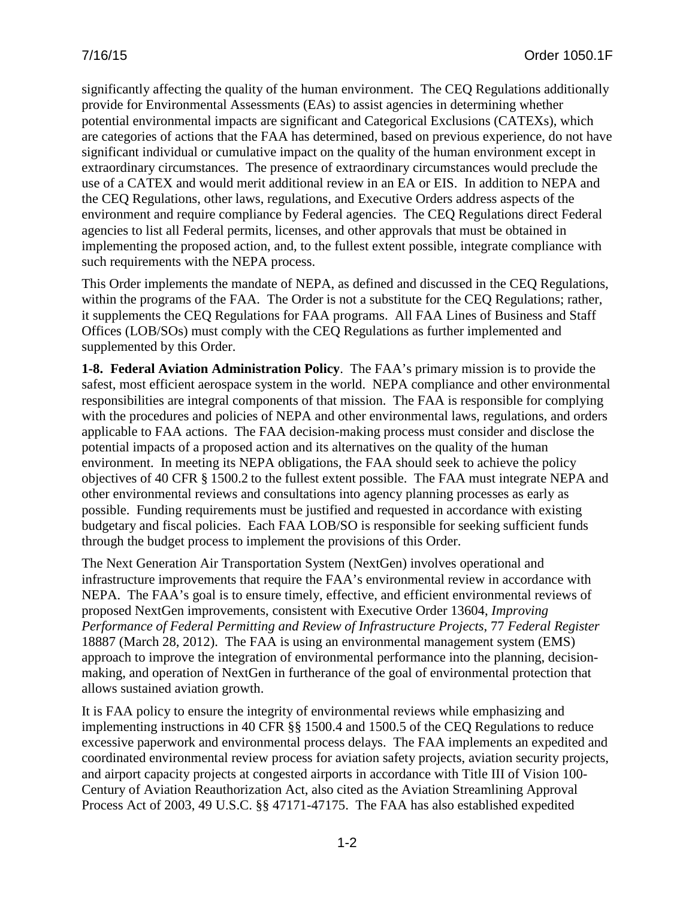significantly affecting the quality of the human environment. The CEQ Regulations additionally provide for Environmental Assessments (EAs) to assist agencies in determining whether potential environmental impacts are significant and Categorical Exclusions (CATEXs), which are categories of actions that the FAA has determined, based on previous experience, do not have significant individual or cumulative impact on the quality of the human environment except in extraordinary circumstances. The presence of extraordinary circumstances would preclude the use of a CATEX and would merit additional review in an EA or EIS. In addition to NEPA and the CEQ Regulations, other laws, regulations, and Executive Orders address aspects of the environment and require compliance by Federal agencies. The CEQ Regulations direct Federal agencies to list all Federal permits, licenses, and other approvals that must be obtained in implementing the proposed action, and, to the fullest extent possible, integrate compliance with such requirements with the NEPA process.

This Order implements the mandate of NEPA, as defined and discussed in the CEQ Regulations, within the programs of the FAA. The Order is not a substitute for the CEQ Regulations; rather, it supplements the CEQ Regulations for FAA programs. All FAA Lines of Business and Staff Offices (LOB/SOs) must comply with the CEQ Regulations as further implemented and supplemented by this Order.

**1-8. Federal Aviation Administration Policy**. The FAA's primary mission is to provide the safest, most efficient aerospace system in the world. NEPA compliance and other environmental responsibilities are integral components of that mission. The FAA is responsible for complying with the procedures and policies of NEPA and other environmental laws, regulations, and orders applicable to FAA actions. The FAA decision-making process must consider and disclose the potential impacts of a proposed action and its alternatives on the quality of the human environment. In meeting its NEPA obligations, the FAA should seek to achieve the policy objectives of 40 CFR § 1500.2 to the fullest extent possible. The FAA must integrate NEPA and other environmental reviews and consultations into agency planning processes as early as possible. Funding requirements must be justified and requested in accordance with existing budgetary and fiscal policies. Each FAA LOB/SO is responsible for seeking sufficient funds through the budget process to implement the provisions of this Order.

The Next Generation Air Transportation System (NextGen) involves operational and infrastructure improvements that require the FAA's environmental review in accordance with NEPA. The FAA's goal is to ensure timely, effective, and efficient environmental reviews of proposed NextGen improvements, consistent with Executive Order 13604, *Improving Performance of Federal Permitting and Review of Infrastructure Projects*, 77 *Federal Register* 18887 (March 28, 2012). The FAA is using an environmental management system (EMS) approach to improve the integration of environmental performance into the planning, decision-making, and operation of NextGen in furtherance of the goal of environmental protection that allows sustained aviation growth.

It is FAA policy to ensure the integrity of environmental reviews while emphasizing and implementing instructions in 40 CFR §§ 1500.4 and 1500.5 of the CEQ Regulations to reduce excessive paperwork and environmental process delays. The FAA implements an expedited and coordinated environmental review process for aviation safety projects, aviation security projects, and airport capacity projects at congested airports in accordance with Title III of Vision 100-Century of Aviation Reauthorization Act, also cited as the Aviation Streamlining Approval Process Act of 2003, 49 U.S.C. §§ 47171-47175. The FAA has also established expedited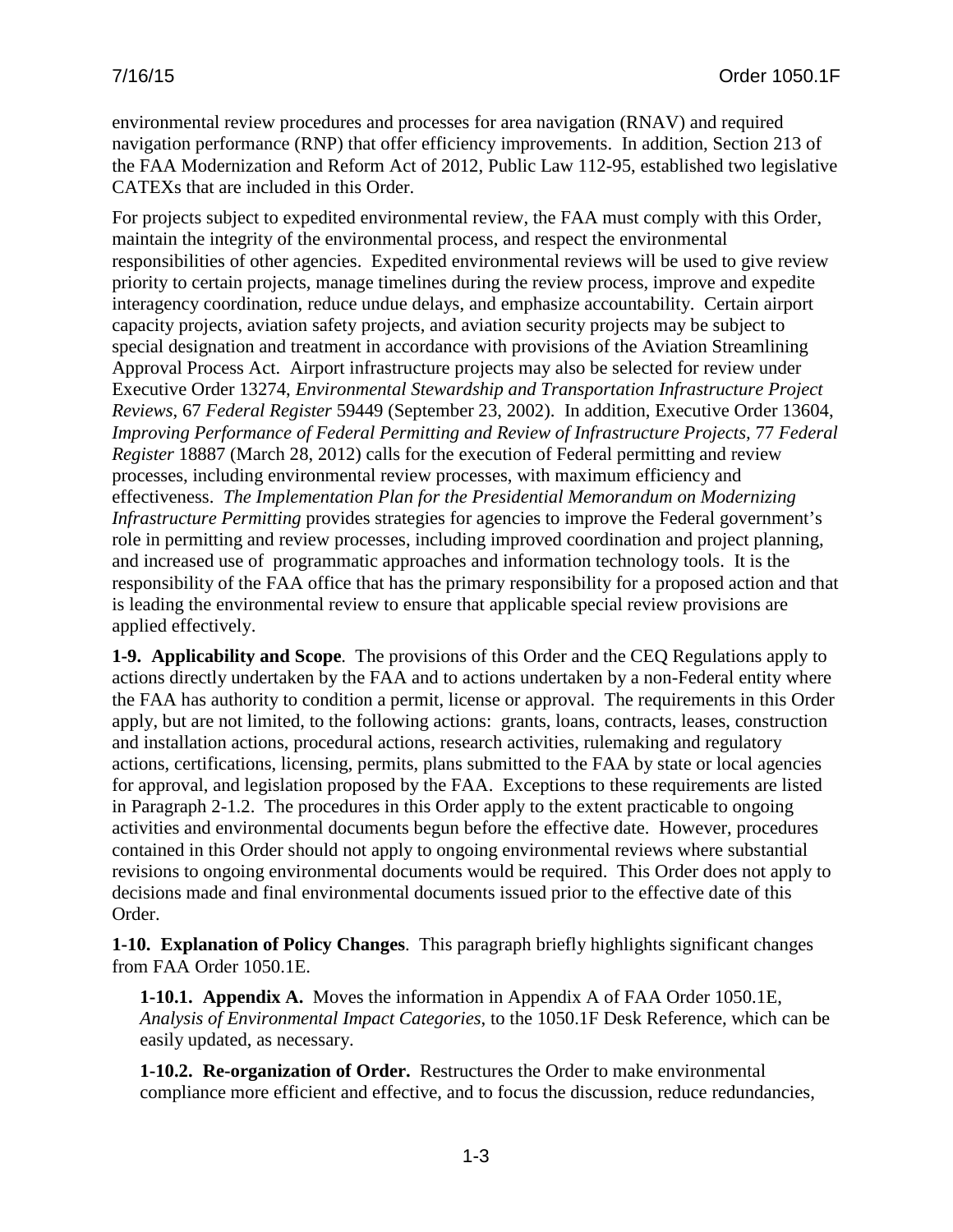environmental review procedures and processes for area navigation (RNAV) and required navigation performance (RNP) that offer efficiency improvements. In addition, Section 213 of the FAA Modernization and Reform Act of 2012, Public Law 112-95, established two legislative CATEXs that are included in this Order.

For projects subject to expedited environmental review, the FAA must comply with this Order, maintain the integrity of the environmental process, and respect the environmental responsibilities of other agencies. Expedited environmental reviews will be used to give review priority to certain projects, manage timelines during the review process, improve and expedite interagency coordination, reduce undue delays, and emphasize accountability. Certain airport capacity projects, aviation safety projects, and aviation security projects may be subject to special designation and treatment in accordance with provisions of the Aviation Streamlining Approval Process Act. Airport infrastructure projects may also be selected for review under Executive Order 13274, *Environmental Stewardship and Transportation Infrastructure Project Reviews*, 67 *Federal Register* 59449 (September 23, 2002). In addition, Executive Order 13604, *Improving Performance of Federal Permitting and Review of Infrastructure Projects*, 77 *Federal Register* 18887 (March 28, 2012) calls for the execution of Federal permitting and review processes, including environmental review processes, with maximum efficiency and effectiveness. *The Implementation Plan for the Presidential Memorandum on Modernizing Infrastructure Permitting* provides strategies for agencies to improve the Federal government's role in permitting and review processes, including improved coordination and project planning, and increased use of programmatic approaches and information technology tools. It is the responsibility of the FAA office that has the primary responsibility for a proposed action and that is leading the environmental review to ensure that applicable special review provisions are applied effectively.

**1-9. Applicability and Scope**. The provisions of this Order and the CEQ Regulations apply to actions directly undertaken by the FAA and to actions undertaken by a non-Federal entity where the FAA has authority to condition a permit, license or approval. The requirements in this Order apply, but are not limited, to the following actions: grants, loans, contracts, leases, construction and installation actions, procedural actions, research activities, rulemaking and regulatory actions, certifications, licensing, permits, plans submitted to the FAA by state or local agencies for approval, and legislation proposed by the FAA. Exceptions to these requirements are listed in Paragraph 2-1.2. The procedures in this Order apply to the extent practicable to ongoing activities and environmental documents begun before the effective date. However, procedures contained in this Order should not apply to ongoing environmental reviews where substantial revisions to ongoing environmental documents would be required. This Order does not apply to decisions made and final environmental documents issued prior to the effective date of this Order.

**1-10. Explanation of Policy Changes**. This paragraph briefly highlights significant changes from FAA Order 1050.1E.

**1-10.1. Appendix A.** Moves the information in Appendix A of FAA Order 1050.1E, *Analysis of Environmental Impact Categories*, to the 1050.1F Desk Reference, which can be easily updated, as necessary.

**1-10.2. Re-organization of Order.** Restructures the Order to make environmental compliance more efficient and effective, and to focus the discussion, reduce redundancies,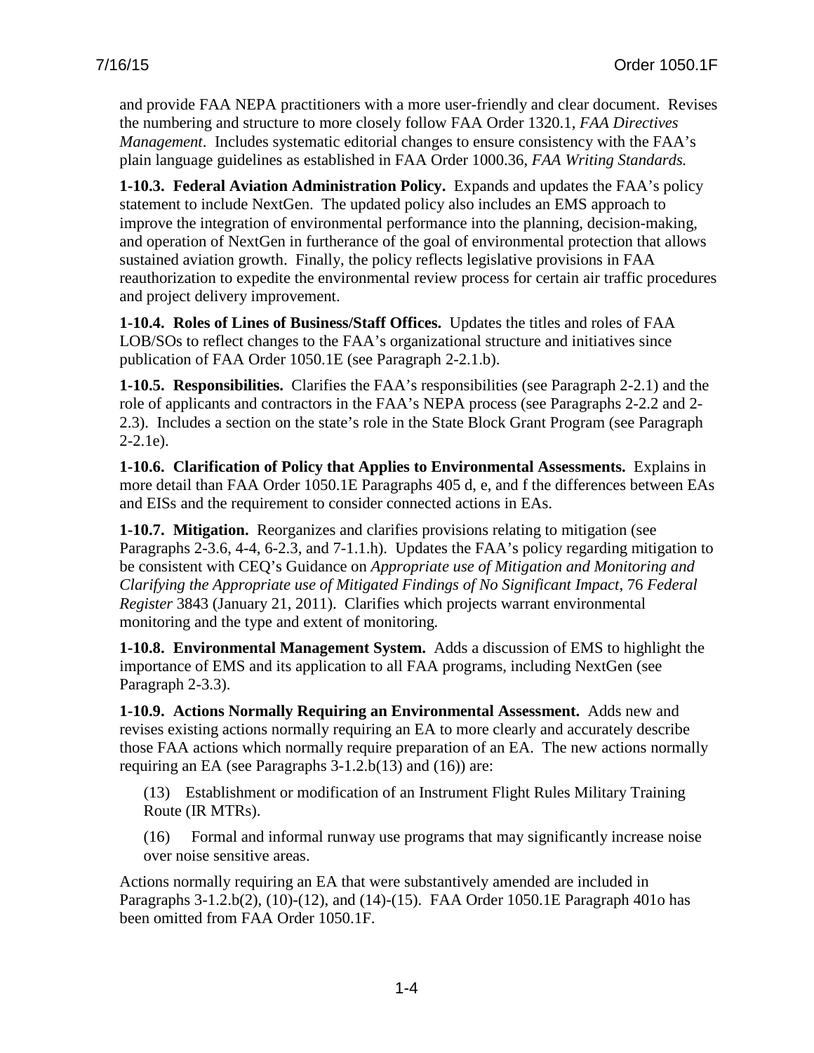and provide FAA NEPA practitioners with a more user-friendly and clear document. Revises the numbering and structure to more closely follow FAA Order 1320.1, *FAA Directives Management*. Includes systematic editorial changes to ensure consistency with the FAA's plain language guidelines as established in FAA Order 1000.36, *FAA Writing Standards.*

**1-10.3. Federal Aviation Administration Policy.** Expands and updates the FAA's policy statement to include NextGen. The updated policy also includes an EMS approach to improve the integration of environmental performance into the planning, decision-making, and operation of NextGen in furtherance of the goal of environmental protection that allows sustained aviation growth. Finally, the policy reflects legislative provisions in FAA reauthorization to expedite the environmental review process for certain air traffic procedures and project delivery improvement.

**1-10.4. Roles of Lines of Business/Staff Offices.** Updates the titles and roles of FAA LOB/SOs to reflect changes to the FAA's organizational structure and initiatives since publication of FAA Order 1050.1E (see Paragraph 2-2.1.b).

**1-10.5. Responsibilities.** Clarifies the FAA's responsibilities (see Paragraph 2-2.1) and the role of applicants and contractors in the FAA's NEPA process (see Paragraphs 2-2.2 and 2-2.3). Includes a section on the state's role in the State Block Grant Program (see Paragraph 2-2.1e).

**1-10.6. Clarification of Policy that Applies to Environmental Assessments.** Explains in more detail than FAA Order 1050.1E Paragraphs 405 d, e, and f the differences between EAs and EISs and the requirement to consider connected actions in EAs.

**1-10.7. Mitigation.** Reorganizes and clarifies provisions relating to mitigation (see Paragraphs 2-3.6, 4-4, 6-2.3, and 7-1.1.h). Updates the FAA's policy regarding mitigation to be consistent with CEQ's Guidance on *Appropriate use of Mitigation and Monitoring and Clarifying the Appropriate use of Mitigated Findings of No Significant Impact*, 76 *Federal Register* 3843 (January 21, 2011). Clarifies which projects warrant environmental monitoring and the type and extent of monitoring.

**1-10.8. Environmental Management System.** Adds a discussion of EMS to highlight the importance of EMS and its application to all FAA programs, including NextGen (see Paragraph 2-3.3).

**1-10.9. Actions Normally Requiring an Environmental Assessment.** Adds new and revises existing actions normally requiring an EA to more clearly and accurately describe those FAA actions which normally require preparation of an EA. The new actions normally requiring an EA (see Paragraphs 3-1.2.b(13) and (16)) are:

(13) Establishment or modification of an Instrument Flight Rules Military Training Route (IR MTRs).

(16) Formal and informal runway use programs that may significantly increase noise over noise sensitive areas.

Actions normally requiring an EA that were substantively amended are included in Paragraphs 3-1.2.b(2), (10)-(12), and (14)-(15). FAA Order 1050.1E Paragraph 401o has been omitted from FAA Order 1050.1F.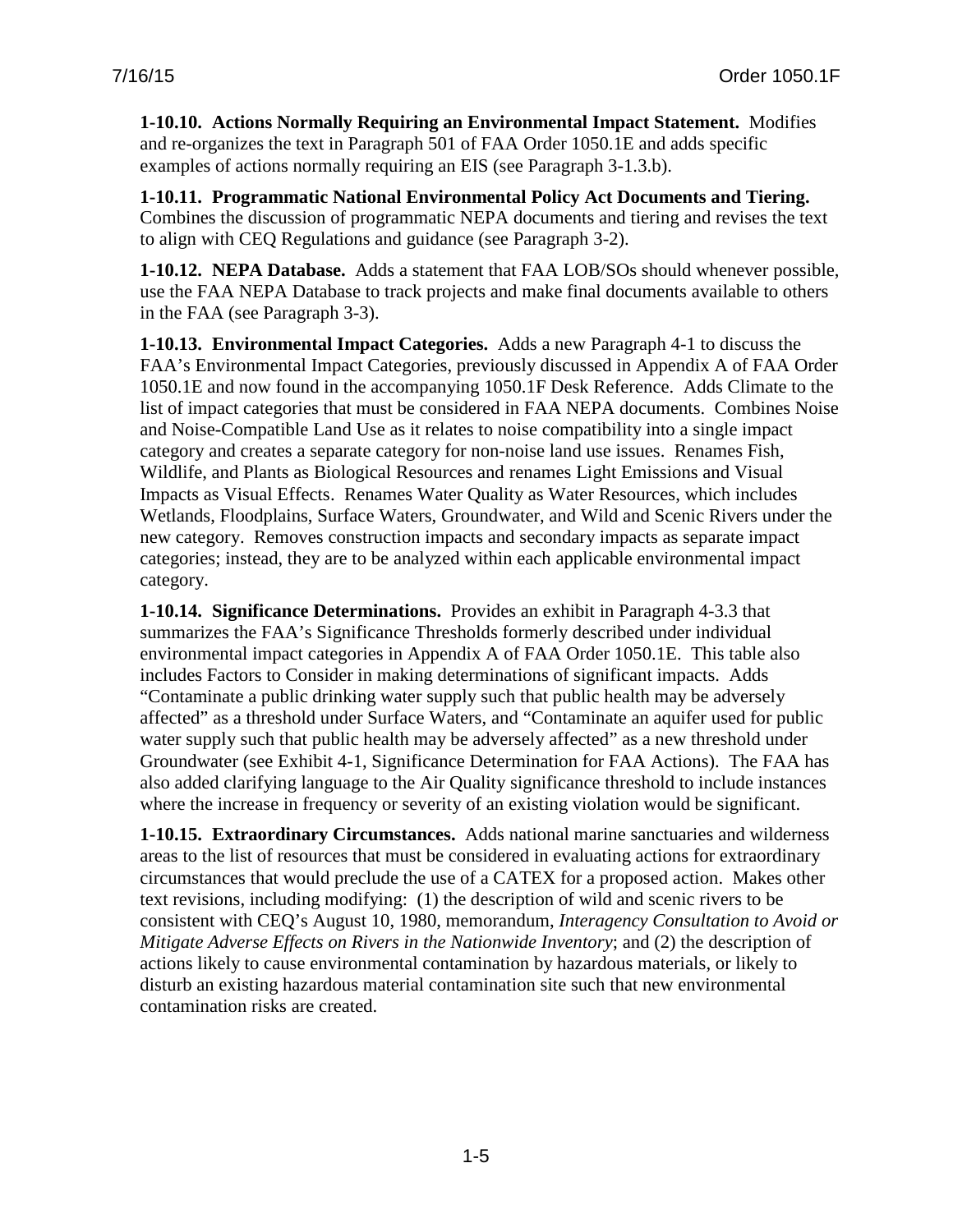**1-10.10. Actions Normally Requiring an Environmental Impact Statement.** Modifies and re-organizes the text in Paragraph 501 of FAA Order 1050.1E and adds specific examples of actions normally requiring an EIS (see Paragraph 3-1.3.b).

**1-10.11. Programmatic National Environmental Policy Act Documents and Tiering.** Combines the discussion of programmatic NEPA documents and tiering and revises the text to align with CEQ Regulations and guidance (see Paragraph 3-2).

**1-10.12. NEPA Database.** Adds a statement that FAA LOB/SOs should whenever possible, use the FAA NEPA Database to track projects and make final documents available to others in the FAA (see Paragraph 3-3).

**1-10.13. Environmental Impact Categories.** Adds a new Paragraph 4-1 to discuss the FAA's Environmental Impact Categories, previously discussed in Appendix A of FAA Order 1050.1E and now found in the accompanying 1050.1F Desk Reference. Adds Climate to the list of impact categories that must be considered in FAA NEPA documents. Combines Noise and Noise-Compatible Land Use as it relates to noise compatibility into a single impact category and creates a separate category for non-noise land use issues. Renames Fish, Wildlife, and Plants as Biological Resources and renames Light Emissions and Visual Impacts as Visual Effects. Renames Water Quality as Water Resources, which includes Wetlands, Floodplains, Surface Waters, Groundwater, and Wild and Scenic Rivers under the new category. Removes construction impacts and secondary impacts as separate impact categories; instead, they are to be analyzed within each applicable environmental impact category.

**1-10.14. Significance Determinations.** Provides an exhibit in Paragraph 4-3.3 that summarizes the FAA's Significance Thresholds formerly described under individual environmental impact categories in Appendix A of FAA Order 1050.1E. This table also includes Factors to Consider in making determinations of significant impacts. Adds "Contaminate a public drinking water supply such that public health may be adversely affected" as a threshold under Surface Waters, and "Contaminate an aquifer used for public water supply such that public health may be adversely affected" as a new threshold under Groundwater (see Exhibit 4-1, Significance Determination for FAA Actions). The FAA has also added clarifying language to the Air Quality significance threshold to include instances where the increase in frequency or severity of an existing violation would be significant.

**1-10.15. Extraordinary Circumstances.** Adds national marine sanctuaries and wilderness areas to the list of resources that must be considered in evaluating actions for extraordinary circumstances that would preclude the use of a CATEX for a proposed action. Makes other text revisions, including modifying: (1) the description of wild and scenic rivers to be consistent with CEQ's August 10, 1980, memorandum, *Interagency Consultation to Avoid or Mitigate Adverse Effects on Rivers in the Nationwide Inventory*; and (2) the description of actions likely to cause environmental contamination by hazardous materials, or likely to disturb an existing hazardous material contamination site such that new environmental contamination risks are created.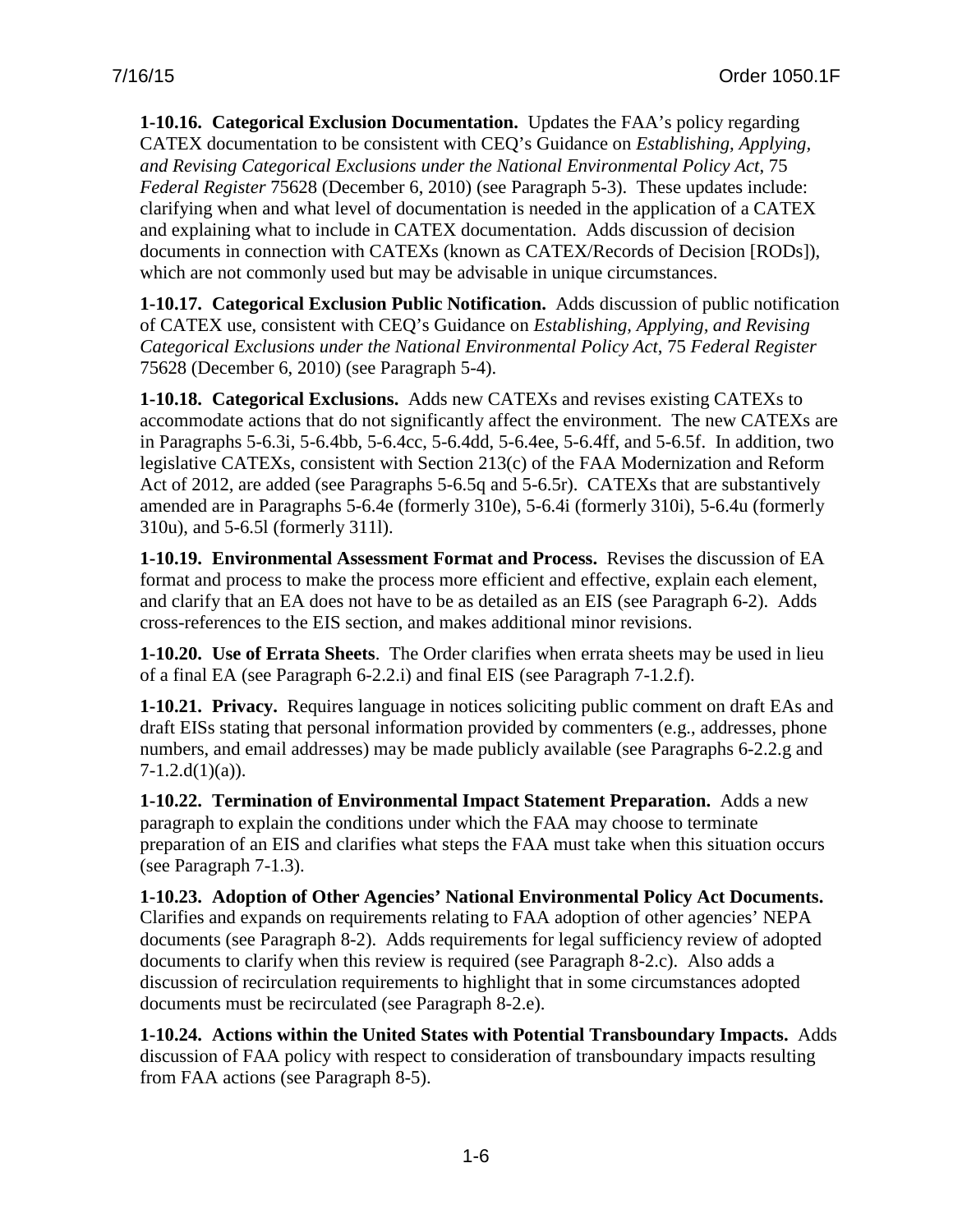**1-10.16. Categorical Exclusion Documentation.** Updates the FAA's policy regarding CATEX documentation to be consistent with CEQ's Guidance on *Establishing, Applying, and Revising Categorical Exclusions under the National Environmental Policy Act*, 75 *Federal Register* 75628 (December 6, 2010) (see Paragraph 5-3). These updates include: clarifying when and what level of documentation is needed in the application of a CATEX and explaining what to include in CATEX documentation. Adds discussion of decision documents in connection with CATEXs (known as CATEX/Records of Decision [RODs]), which are not commonly used but may be advisable in unique circumstances.

**1-10.17. Categorical Exclusion Public Notification.** Adds discussion of public notification of CATEX use, consistent with CEQ's Guidance on *Establishing, Applying, and Revising Categorical Exclusions under the National Environmental Policy Act*, 75 *Federal Register* 75628 (December 6, 2010) (see Paragraph 5-4).

**1-10.18. Categorical Exclusions.** Adds new CATEXs and revises existing CATEXs to accommodate actions that do not significantly affect the environment. The new CATEXs are in Paragraphs 5-6.3i, 5-6.4bb, 5-6.4cc, 5-6.4dd, 5-6.4ee, 5-6.4ff, and 5-6.5f. In addition, two legislative CATEXs, consistent with Section 213(c) of the FAA Modernization and Reform Act of 2012, are added (see Paragraphs 5-6.5q and 5-6.5r). CATEXs that are substantively amended are in Paragraphs 5-6.4e (formerly 310e), 5-6.4i (formerly 310i), 5-6.4u (formerly 310u), and 5-6.5l (formerly 311l).

**1-10.19. Environmental Assessment Format and Process.** Revises the discussion of EA format and process to make the process more efficient and effective, explain each element, and clarify that an EA does not have to be as detailed as an EIS (see Paragraph 6-2). Adds cross-references to the EIS section, and makes additional minor revisions.

**1-10.20. Use of Errata Sheets**. The Order clarifies when errata sheets may be used in lieu of a final EA (see Paragraph 6-2.2.i) and final EIS (see Paragraph 7-1.2.f).

**1-10.21. Privacy.** Requires language in notices soliciting public comment on draft EAs and draft EISs stating that personal information provided by commenters (e.g., addresses, phone numbers, and email addresses) may be made publicly available (see Paragraphs 6-2.2.g and 7-1.2.d(1)(a)).

**1-10.22. Termination of Environmental Impact Statement Preparation.** Adds a new paragraph to explain the conditions under which the FAA may choose to terminate preparation of an EIS and clarifies what steps the FAA must take when this situation occurs (see Paragraph 7-1.3).

**1-10.23. Adoption of Other Agencies' National Environmental Policy Act Documents.** Clarifies and expands on requirements relating to FAA adoption of other agencies' NEPA documents (see Paragraph 8-2). Adds requirements for legal sufficiency review of adopted documents to clarify when this review is required (see Paragraph 8-2.c). Also adds a discussion of recirculation requirements to highlight that in some circumstances adopted documents must be recirculated (see Paragraph 8-2.e).

**1-10.24. Actions within the United States with Potential Transboundary Impacts.** Adds discussion of FAA policy with respect to consideration of transboundary impacts resulting from FAA actions (see Paragraph 8-5).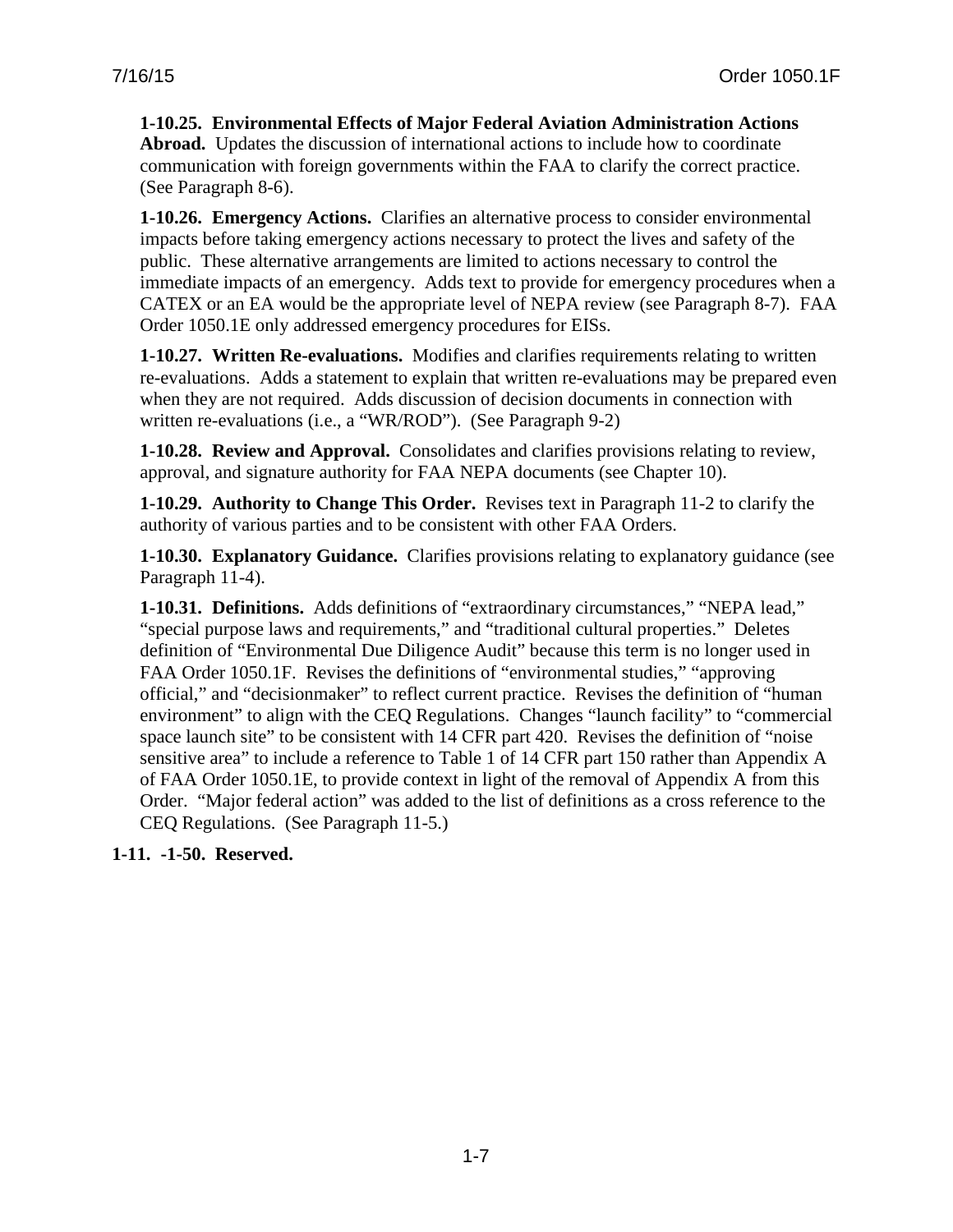**1-10.25. Environmental Effects of Major Federal Aviation Administration Actions Abroad.** Updates the discussion of international actions to include how to coordinate communication with foreign governments within the FAA to clarify the correct practice. (See Paragraph 8-6).

**1-10.26. Emergency Actions.** Clarifies an alternative process to consider environmental impacts before taking emergency actions necessary to protect the lives and safety of the public. These alternative arrangements are limited to actions necessary to control the immediate impacts of an emergency. Adds text to provide for emergency procedures when a CATEX or an EA would be the appropriate level of NEPA review (see Paragraph 8-7). FAA Order 1050.1E only addressed emergency procedures for EISs.

**1-10.27. Written Re-evaluations.** Modifies and clarifies requirements relating to written re-evaluations. Adds a statement to explain that written re-evaluations may be prepared even when they are not required. Adds discussion of decision documents in connection with written re-evaluations (i.e., a "WR/ROD"). (See Paragraph 9-2)

**1-10.28. Review and Approval.** Consolidates and clarifies provisions relating to review, approval, and signature authority for FAA NEPA documents (see Chapter 10).

**1-10.29. Authority to Change This Order.** Revises text in Paragraph 11-2 to clarify the authority of various parties and to be consistent with other FAA Orders.

**1-10.30. Explanatory Guidance.** Clarifies provisions relating to explanatory guidance (see Paragraph 11-4).

**1-10.31. Definitions.** Adds definitions of "extraordinary circumstances," "NEPA lead," "special purpose laws and requirements," and "traditional cultural properties." Deletes definition of "Environmental Due Diligence Audit" because this term is no longer used in FAA Order 1050.1F. Revises the definitions of "environmental studies," "approving official," and "decisionmaker" to reflect current practice. Revises the definition of "human environment" to align with the CEQ Regulations. Changes "launch facility" to "commercial space launch site" to be consistent with 14 CFR part 420. Revises the definition of "noise sensitive area" to include a reference to Table 1 of 14 CFR part 150 rather than Appendix A of FAA Order 1050.1E, to provide context in light of the removal of Appendix A from this Order. "Major federal action" was added to the list of definitions as a cross reference to the CEQ Regulations. (See Paragraph 11-5.)

**1-11. -1-50. Reserved.**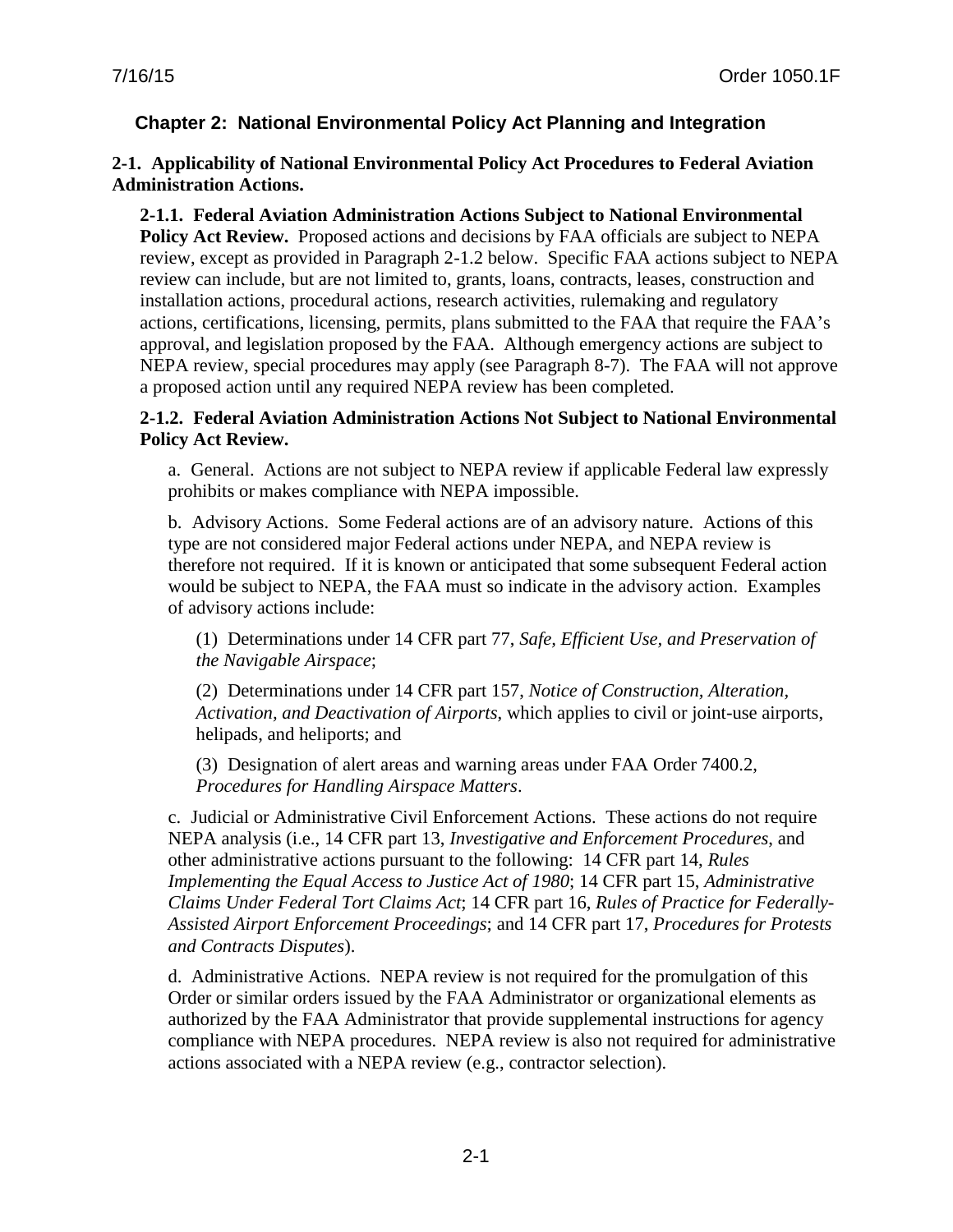## Chapter 2: National Environmental Policy Act Planning and Integration

### 2-1. Applicability of National Environmental Policy Act Procedures to Federal Aviation Administration Actions.

**2-1.1. Federal Aviation Administration Actions Subject to National Environmental Policy Act Review.** Proposed actions and decisions by FAA officials are subject to NEPA review, except as provided in Paragraph 2-1.2 below. Specific FAA actions subject to NEPA review can include, but are not limited to, grants, loans, contracts, leases, construction and installation actions, procedural actions, research activities, rulemaking and regulatory actions, certifications, licensing, permits, plans submitted to the FAA that require the FAA's approval, and legislation proposed by the FAA. Although emergency actions are subject to NEPA review, special procedures may apply (see Paragraph 8-7). The FAA will not approve a proposed action until any required NEPA review has been completed.

**2-1.2. Federal Aviation Administration Actions Not Subject to National Environmental Policy Act Review.**

a. General. Actions are not subject to NEPA review if applicable Federal law expressly prohibits or makes compliance with NEPA impossible.

b. Advisory Actions. Some Federal actions are of an advisory nature. Actions of this type are not considered major Federal actions under NEPA, and NEPA review is therefore not required. If it is known or anticipated that some subsequent Federal action would be subject to NEPA, the FAA must so indicate in the advisory action. Examples of advisory actions include:

(1) Determinations under 14 CFR part 77, *Safe, Efficient Use, and Preservation of the Navigable Airspace*;

(2) Determinations under 14 CFR part 157, *Notice of Construction, Alteration, Activation, and Deactivation of Airports*, which applies to civil or joint-use airports, helipads, and heliports; and

(3) Designation of alert areas and warning areas under FAA Order 7400.2, *Procedures for Handling Airspace Matters*.

c. Judicial or Administrative Civil Enforcement Actions. These actions do not require NEPA analysis (i.e., 14 CFR part 13, *Investigative and Enforcement Procedures*, and other administrative actions pursuant to the following: 14 CFR part 14, *Rules Implementing the Equal Access to Justice Act of 1980*; 14 CFR part 15, *Administrative Claims Under Federal Tort Claims Act*; 14 CFR part 16, *Rules of Practice for Federally-Assisted Airport Enforcement Proceedings*; and 14 CFR part 17, *Procedures for Protests and Contracts Disputes*).

d. Administrative Actions. NEPA review is not required for the promulgation of this Order or similar orders issued by the FAA Administrator or organizational elements as authorized by the FAA Administrator that provide supplemental instructions for agency compliance with NEPA procedures. NEPA review is also not required for administrative actions associated with a NEPA review (e.g., contractor selection).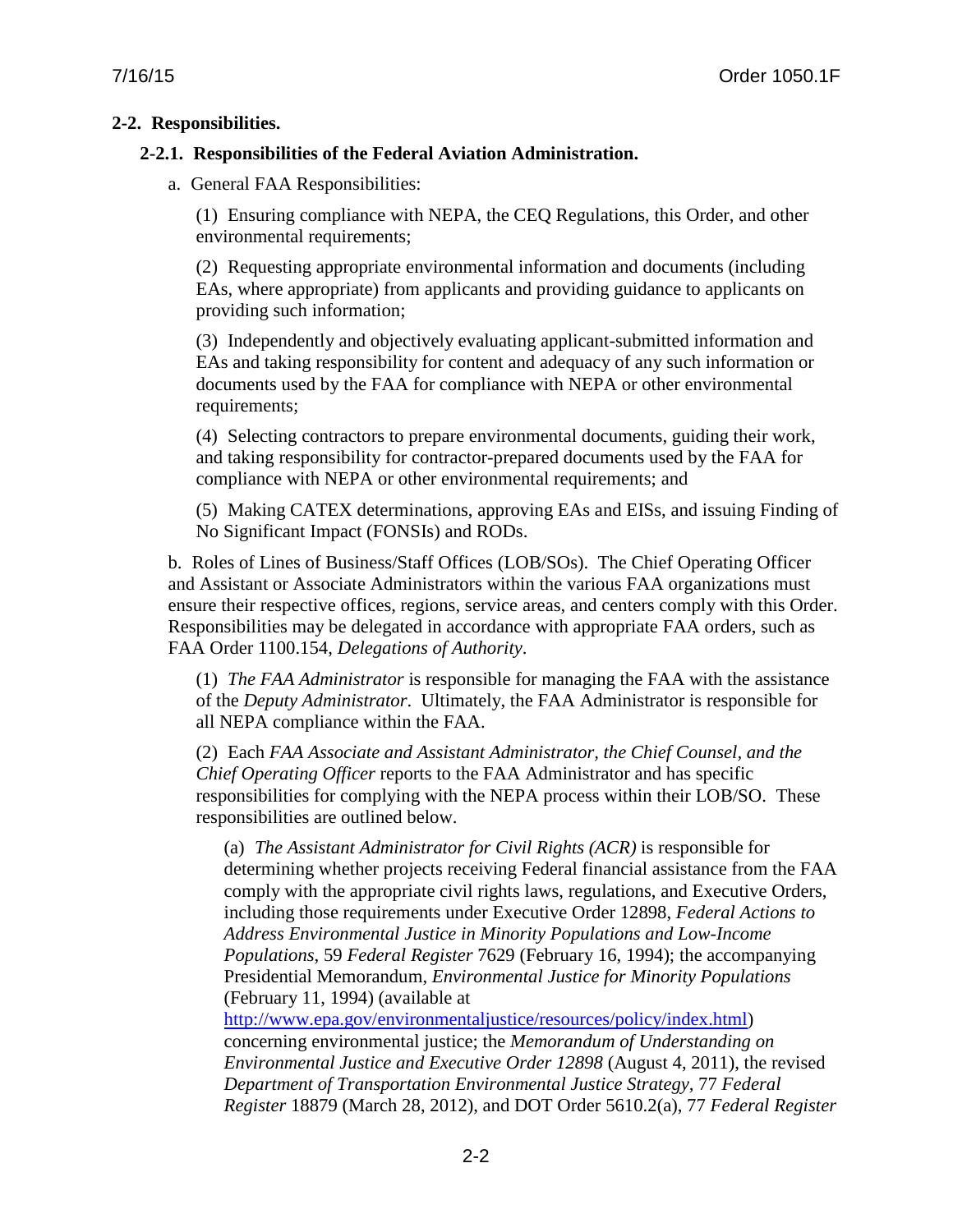## 2-2. Responsibilities.

### 2-2.1. Responsibilities of the Federal Aviation Administration.

a. General FAA Responsibilities:

(1) Ensuring compliance with NEPA, the CEQ Regulations, this Order, and other environmental requirements;

(2) Requesting appropriate environmental information and documents (including EAs, where appropriate) from applicants and providing guidance to applicants on providing such information;

(3) Independently and objectively evaluating applicant-submitted information and EAs and taking responsibility for content and adequacy of any such information or documents used by the FAA for compliance with NEPA or other environmental requirements;

(4) Selecting contractors to prepare environmental documents, guiding their work, and taking responsibility for contractor-prepared documents used by the FAA for compliance with NEPA or other environmental requirements; and

(5) Making CATEX determinations, approving EAs and EISs, and issuing Finding of No Significant Impact (FONSIs) and RODs.

b. Roles of Lines of Business/Staff Offices (LOB/SOs). The Chief Operating Officer and Assistant or Associate Administrators within the various FAA organizations must ensure their respective offices, regions, service areas, and centers comply with this Order. Responsibilities may be delegated in accordance with appropriate FAA orders, such as FAA Order 1100.154, *Delegations of Authority*.

(1) *The FAA Administrator* is responsible for managing the FAA with the assistance of the *Deputy Administrator*. Ultimately, the FAA Administrator is responsible for all NEPA compliance within the FAA.

(2) Each *FAA Associate and Assistant Administrator, the Chief Counsel, and the Chief Operating Officer* reports to the FAA Administrator and has specific responsibilities for complying with the NEPA process within their LOB/SO. These responsibilities are outlined below.

(a) *The Assistant Administrator for Civil Rights (ACR)* is responsible for determining whether projects receiving Federal financial assistance from the FAA comply with the appropriate civil rights laws, regulations, and Executive Orders, including those requirements under Executive Order 12898, *Federal Actions to Address Environmental Justice in Minority Populations and Low-Income Populations*, 59 *Federal Register* 7629 (February 16, 1994); the accompanying Presidential Memorandum, *Environmental Justice for Minority Populations* (February 11, 1994) (available at http://www.epa.gov/environmentaljustice/resources/policy/index.html) concerning environmental justice; the *Memorandum of Understanding on Environmental Justice and Executive Order 12898* (August 4, 2011), the revised *Department of Transportation Environmental Justice Strategy*, 77 *Federal Register* 18879 (March 28, 2012), and DOT Order 5610.2(a), 77 *Federal Register*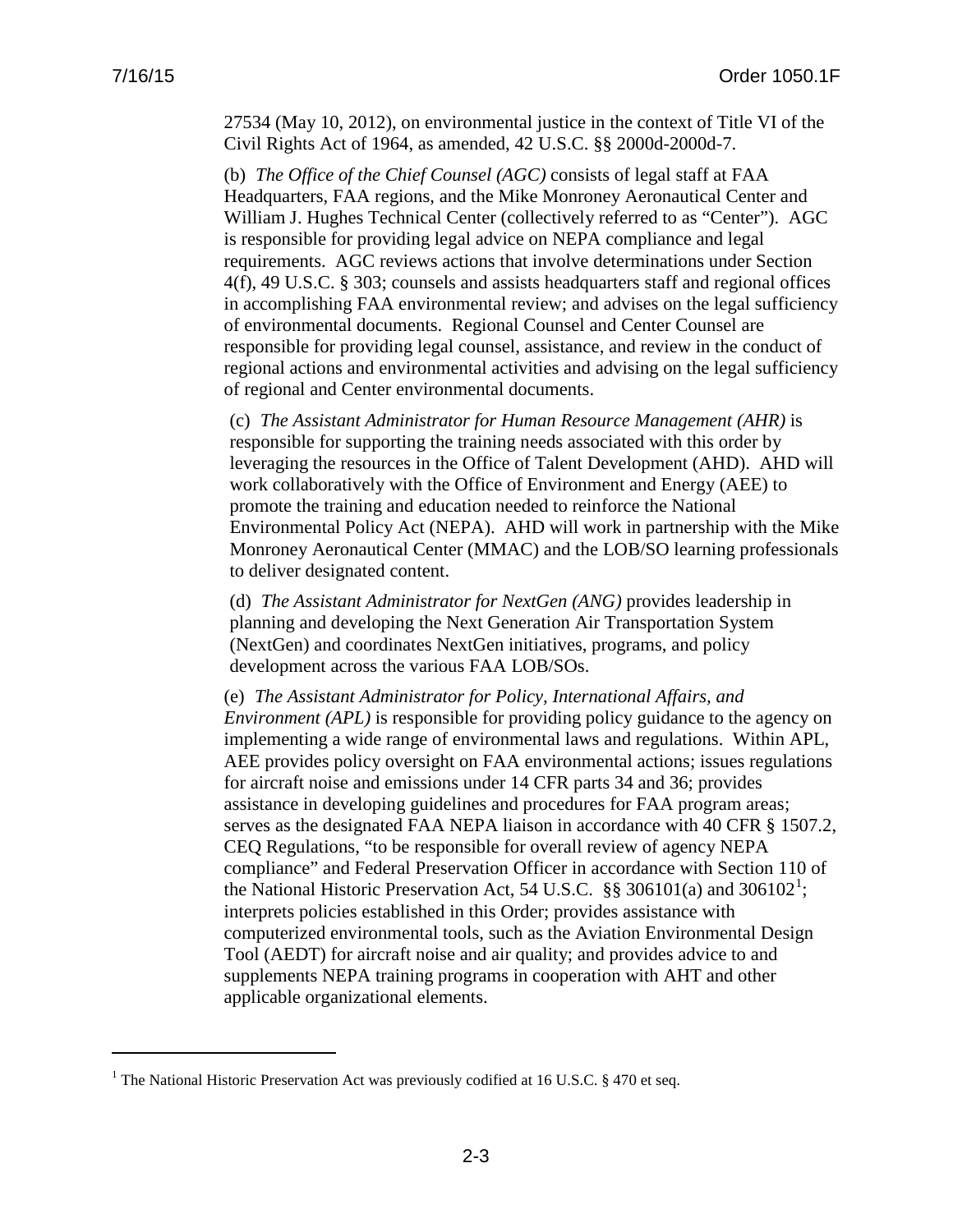27534 (May 10, 2012), on environmental justice in the context of Title VI of the Civil Rights Act of 1964, as amended, 42 U.S.C. §§ 2000d-2000d-7.

(b) *The Office of the Chief Counsel (AGC)* consists of legal staff at FAA Headquarters, FAA regions, and the Mike Monroney Aeronautical Center and William J. Hughes Technical Center (collectively referred to as "Center"). AGC is responsible for providing legal advice on NEPA compliance and legal requirements. AGC reviews actions that involve determinations under Section 4(f), 49 U.S.C. § 303; counsels and assists headquarters staff and regional offices in accomplishing FAA environmental review; and advises on the legal sufficiency of environmental documents. Regional Counsel and Center Counsel are responsible for providing legal counsel, assistance, and review in the conduct of regional actions and environmental activities and advising on the legal sufficiency of regional and Center environmental documents.

(c) *The Assistant Administrator for Human Resource Management (AHR)* is responsible for supporting the training needs associated with this order by leveraging the resources in the Office of Talent Development (AHD). AHD will work collaboratively with the Office of Environment and Energy (AEE) to promote the training and education needed to reinforce the National Environmental Policy Act (NEPA). AHD will work in partnership with the Mike Monroney Aeronautical Center (MMAC) and the LOB/SO learning professionals to deliver designated content.

(d) *The Assistant Administrator for NextGen (ANG)* provides leadership in planning and developing the Next Generation Air Transportation System (NextGen) and coordinates NextGen initiatives, programs, and policy development across the various FAA LOB/SOs.

(e) *The Assistant Administrator for Policy, International Affairs, and Environment (APL)* is responsible for providing policy guidance to the agency on implementing a wide range of environmental laws and regulations. Within APL, AEE provides policy oversight on FAA environmental actions; issues regulations for aircraft noise and emissions under 14 CFR parts 34 and 36; provides assistance in developing guidelines and procedures for FAA program areas; serves as the designated FAA NEPA liaison in accordance with 40 CFR § 1507.2, CEQ Regulations, "to be responsible for overall review of agency NEPA compliance" and Federal Preservation Officer in accordance with Section 110 of the National Historic Preservation Act, 54 U.S.C. §§ 306101(a) and 306102[1]; interprets policies established in this Order; provides assistance with computerized environmental tools, such as the Aviation Environmental Design Tool (AEDT) for aircraft noise and air quality; and provides advice to and supplements NEPA training programs in cooperation with AHT and other applicable organizational elements.

[1] The National Historic Preservation Act was previously codified at 16 U.S.C. § 470 et seq.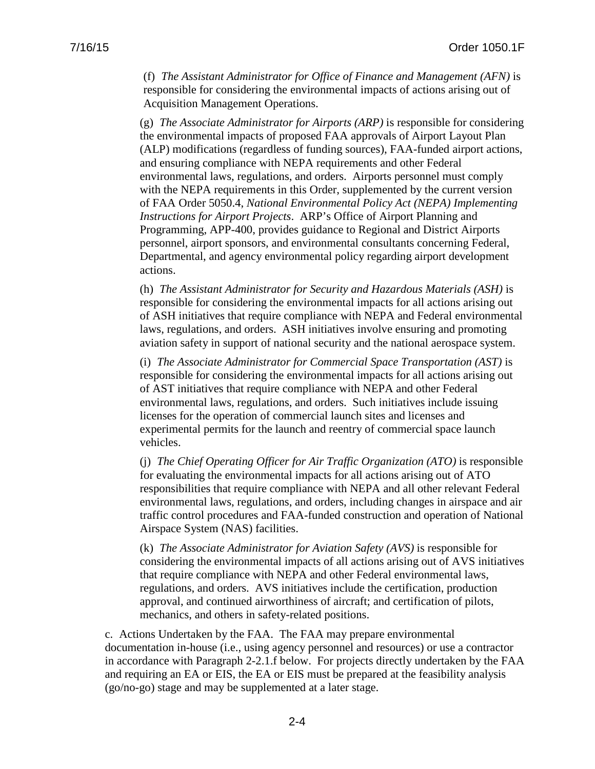(f) *The Assistant Administrator for Office of Finance and Management (AFN)* is responsible for considering the environmental impacts of actions arising out of Acquisition Management Operations.

(g) *The Associate Administrator for Airports (ARP)* is responsible for considering the environmental impacts of proposed FAA approvals of Airport Layout Plan (ALP) modifications (regardless of funding sources), FAA-funded airport actions, and ensuring compliance with NEPA requirements and other Federal environmental laws, regulations, and orders. Airports personnel must comply with the NEPA requirements in this Order, supplemented by the current version of FAA Order 5050.4, *National Environmental Policy Act (NEPA) Implementing Instructions for Airport Projects*. ARP's Office of Airport Planning and Programming, APP-400, provides guidance to Regional and District Airports personnel, airport sponsors, and environmental consultants concerning Federal, Departmental, and agency environmental policy regarding airport development actions.

(h) *The Assistant Administrator for Security and Hazardous Materials (ASH)* is responsible for considering the environmental impacts for all actions arising out of ASH initiatives that require compliance with NEPA and Federal environmental laws, regulations, and orders. ASH initiatives involve ensuring and promoting aviation safety in support of national security and the national aerospace system.

(i) *The Associate Administrator for Commercial Space Transportation (AST)* is responsible for considering the environmental impacts for all actions arising out of AST initiatives that require compliance with NEPA and other Federal environmental laws, regulations, and orders. Such initiatives include issuing licenses for the operation of commercial launch sites and licenses and experimental permits for the launch and reentry of commercial space launch vehicles.

(j) *The Chief Operating Officer for Air Traffic Organization (ATO)* is responsible for evaluating the environmental impacts for all actions arising out of ATO responsibilities that require compliance with NEPA and all other relevant Federal environmental laws, regulations, and orders, including changes in airspace and air traffic control procedures and FAA-funded construction and operation of National Airspace System (NAS) facilities.

(k) *The Associate Administrator for Aviation Safety (AVS)* is responsible for considering the environmental impacts of all actions arising out of AVS initiatives that require compliance with NEPA and other Federal environmental laws, regulations, and orders. AVS initiatives include the certification, production approval, and continued airworthiness of aircraft; and certification of pilots, mechanics, and others in safety-related positions.

c. Actions Undertaken by the FAA. The FAA may prepare environmental documentation in-house (i.e., using agency personnel and resources) or use a contractor in accordance with Paragraph 2-2.1.f below. For projects directly undertaken by the FAA and requiring an EA or EIS, the EA or EIS must be prepared at the feasibility analysis (go/no-go) stage and may be supplemented at a later stage.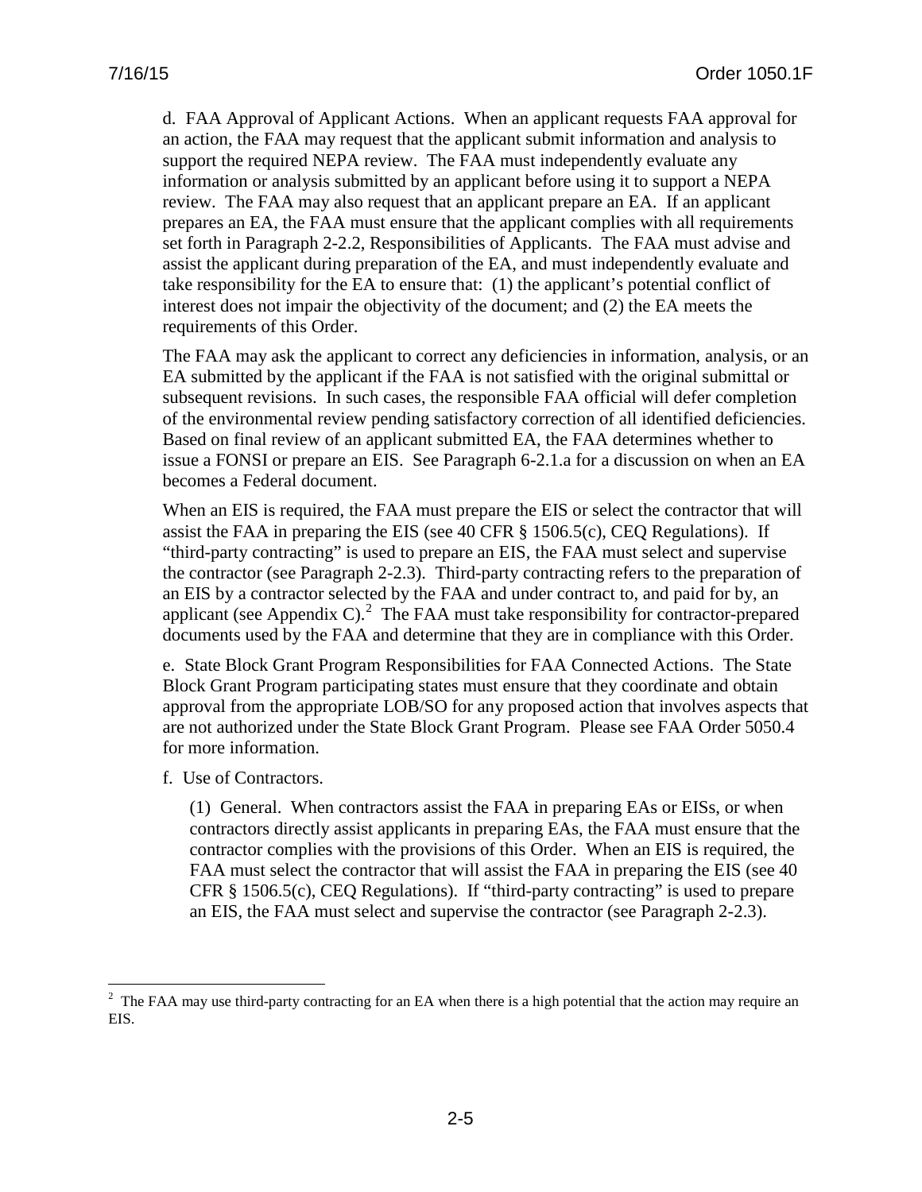d. FAA Approval of Applicant Actions. When an applicant requests FAA approval for an action, the FAA may request that the applicant submit information and analysis to support the required NEPA review. The FAA must independently evaluate any information or analysis submitted by an applicant before using it to support a NEPA review. The FAA may also request that an applicant prepare an EA. If an applicant prepares an EA, the FAA must ensure that the applicant complies with all requirements set forth in Paragraph 2-2.2, Responsibilities of Applicants. The FAA must advise and assist the applicant during preparation of the EA, and must independently evaluate and take responsibility for the EA to ensure that: (1) the applicant's potential conflict of interest does not impair the objectivity of the document; and (2) the EA meets the requirements of this Order.

The FAA may ask the applicant to correct any deficiencies in information, analysis, or an EA submitted by the applicant if the FAA is not satisfied with the original submittal or subsequent revisions. In such cases, the responsible FAA official will defer completion of the environmental review pending satisfactory correction of all identified deficiencies. Based on final review of an applicant submitted EA, the FAA determines whether to issue a FONSI or prepare an EIS. See Paragraph 6-2.1.a for a discussion on when an EA becomes a Federal document.

When an EIS is required, the FAA must prepare the EIS or select the contractor that will assist the FAA in preparing the EIS (see 40 CFR § 1506.5(c), CEQ Regulations). If "third-party contracting" is used to prepare an EIS, the FAA must select and supervise the contractor (see Paragraph 2-2.3). Third-party contracting refers to the preparation of an EIS by a contractor selected by the FAA and under contract to, and paid for by, an applicant (see Appendix C).[2] The FAA must take responsibility for contractor-prepared documents used by the FAA and determine that they are in compliance with this Order.

e. State Block Grant Program Responsibilities for FAA Connected Actions. The State Block Grant Program participating states must ensure that they coordinate and obtain approval from the appropriate LOB/SO for any proposed action that involves aspects that are not authorized under the State Block Grant Program. Please see FAA Order 5050.4 for more information.

f. Use of Contractors.

(1) General. When contractors assist the FAA in preparing EAs or EISs, or when contractors directly assist applicants in preparing EAs, the FAA must ensure that the contractor complies with the provisions of this Order. When an EIS is required, the FAA must select the contractor that will assist the FAA in preparing the EIS (see 40 CFR § 1506.5(c), CEQ Regulations). If "third-party contracting" is used to prepare an EIS, the FAA must select and supervise the contractor (see Paragraph 2-2.3).

---

[2] The FAA may use third-party contracting for an EA when there is a high potential that the action may require an EIS.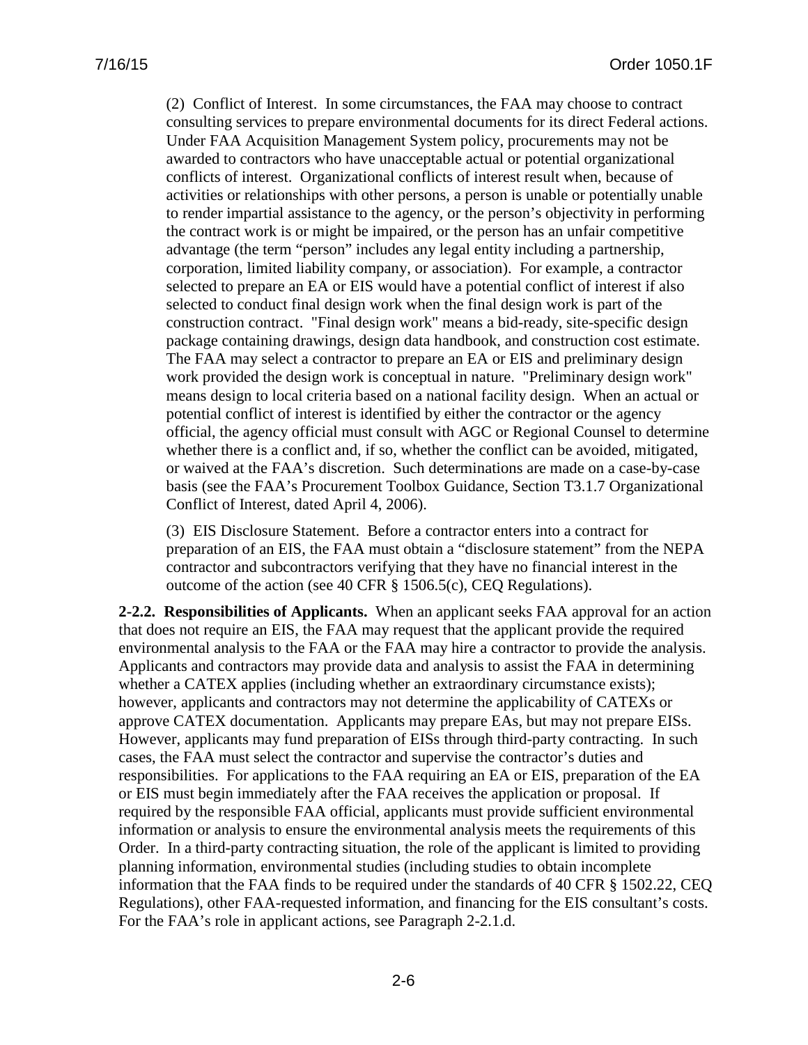(2) Conflict of Interest. In some circumstances, the FAA may choose to contract consulting services to prepare environmental documents for its direct Federal actions. Under FAA Acquisition Management System policy, procurements may not be awarded to contractors who have unacceptable actual or potential organizational conflicts of interest. Organizational conflicts of interest result when, because of activities or relationships with other persons, a person is unable or potentially unable to render impartial assistance to the agency, or the person's objectivity in performing the contract work is or might be impaired, or the person has an unfair competitive advantage (the term "person" includes any legal entity including a partnership, corporation, limited liability company, or association). For example, a contractor selected to prepare an EA or EIS would have a potential conflict of interest if also selected to conduct final design work when the final design work is part of the construction contract. "Final design work" means a bid-ready, site-specific design package containing drawings, design data handbook, and construction cost estimate. The FAA may select a contractor to prepare an EA or EIS and preliminary design work provided the design work is conceptual in nature. "Preliminary design work" means design to local criteria based on a national facility design. When an actual or potential conflict of interest is identified by either the contractor or the agency official, the agency official must consult with AGC or Regional Counsel to determine whether there is a conflict and, if so, whether the conflict can be avoided, mitigated, or waived at the FAA's discretion. Such determinations are made on a case-by-case basis (see the FAA's Procurement Toolbox Guidance, Section T3.1.7 Organizational Conflict of Interest, dated April 4, 2006).

(3) EIS Disclosure Statement. Before a contractor enters into a contract for preparation of an EIS, the FAA must obtain a "disclosure statement" from the NEPA contractor and subcontractors verifying that they have no financial interest in the outcome of the action (see 40 CFR § 1506.5(c), CEQ Regulations).

**2-2.2. Responsibilities of Applicants.** When an applicant seeks FAA approval for an action that does not require an EIS, the FAA may request that the applicant provide the required environmental analysis to the FAA or the FAA may hire a contractor to provide the analysis. Applicants and contractors may provide data and analysis to assist the FAA in determining whether a CATEX applies (including whether an extraordinary circumstance exists); however, applicants and contractors may not determine the applicability of CATEXs or approve CATEX documentation. Applicants may prepare EAs, but may not prepare EISs. However, applicants may fund preparation of EISs through third-party contracting. In such cases, the FAA must select the contractor and supervise the contractor's duties and responsibilities. For applications to the FAA requiring an EA or EIS, preparation of the EA or EIS must begin immediately after the FAA receives the application or proposal. If required by the responsible FAA official, applicants must provide sufficient environmental information or analysis to ensure the environmental analysis meets the requirements of this Order. In a third-party contracting situation, the role of the applicant is limited to providing planning information, environmental studies (including studies to obtain incomplete information that the FAA finds to be required under the standards of 40 CFR § 1502.22, CEQ Regulations), other FAA-requested information, and financing for the EIS consultant's costs. For the FAA's role in applicant actions, see Paragraph 2-2.1.d.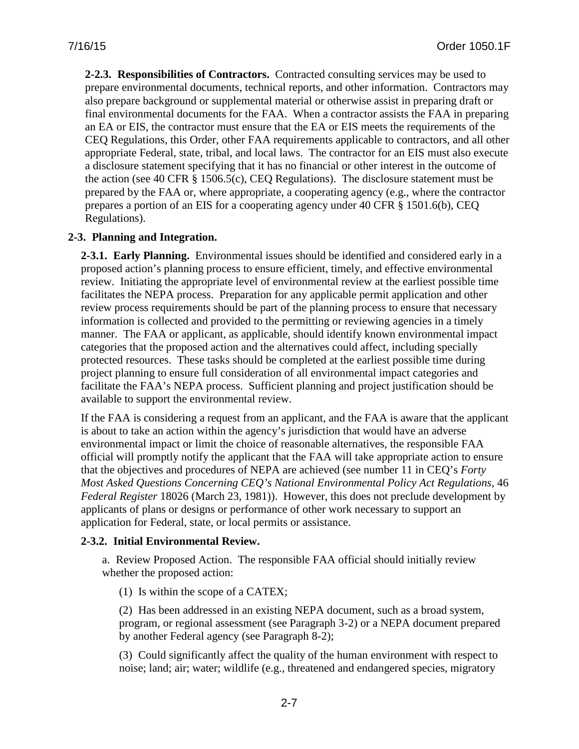**2-2.3. Responsibilities of Contractors.** Contracted consulting services may be used to prepare environmental documents, technical reports, and other information. Contractors may also prepare background or supplemental material or otherwise assist in preparing draft or final environmental documents for the FAA. When a contractor assists the FAA in preparing an EA or EIS, the contractor must ensure that the EA or EIS meets the requirements of the CEQ Regulations, this Order, other FAA requirements applicable to contractors, and all other appropriate Federal, state, tribal, and local laws. The contractor for an EIS must also execute a disclosure statement specifying that it has no financial or other interest in the outcome of the action (see 40 CFR § 1506.5(c), CEQ Regulations). The disclosure statement must be prepared by the FAA or, where appropriate, a cooperating agency (e.g., where the contractor prepares a portion of an EIS for a cooperating agency under 40 CFR § 1501.6(b), CEQ Regulations).

**2-3. Planning and Integration.**

**2-3.1. Early Planning.** Environmental issues should be identified and considered early in a proposed action's planning process to ensure efficient, timely, and effective environmental review. Initiating the appropriate level of environmental review at the earliest possible time facilitates the NEPA process. Preparation for any applicable permit application and other review process requirements should be part of the planning process to ensure that necessary information is collected and provided to the permitting or reviewing agencies in a timely manner. The FAA or applicant, as applicable, should identify known environmental impact categories that the proposed action and the alternatives could affect, including specially protected resources. These tasks should be completed at the earliest possible time during project planning to ensure full consideration of all environmental impact categories and facilitate the FAA's NEPA process. Sufficient planning and project justification should be available to support the environmental review.

If the FAA is considering a request from an applicant, and the FAA is aware that the applicant is about to take an action within the agency's jurisdiction that would have an adverse environmental impact or limit the choice of reasonable alternatives, the responsible FAA official will promptly notify the applicant that the FAA will take appropriate action to ensure that the objectives and procedures of NEPA are achieved (see number 11 in CEQ's *Forty Most Asked Questions Concerning CEQ's National Environmental Policy Act Regulations*, 46 *Federal Register* 18026 (March 23, 1981)). However, this does not preclude development by applicants of plans or designs or performance of other work necessary to support an application for Federal, state, or local permits or assistance.

**2-3.2. Initial Environmental Review.**

a. Review Proposed Action. The responsible FAA official should initially review whether the proposed action:

(1) Is within the scope of a CATEX;

(2) Has been addressed in an existing NEPA document, such as a broad system, program, or regional assessment (see Paragraph 3-2) or a NEPA document prepared by another Federal agency (see Paragraph 8-2);

(3) Could significantly affect the quality of the human environment with respect to noise; land; air; water; wildlife (e.g., threatened and endangered species, migratory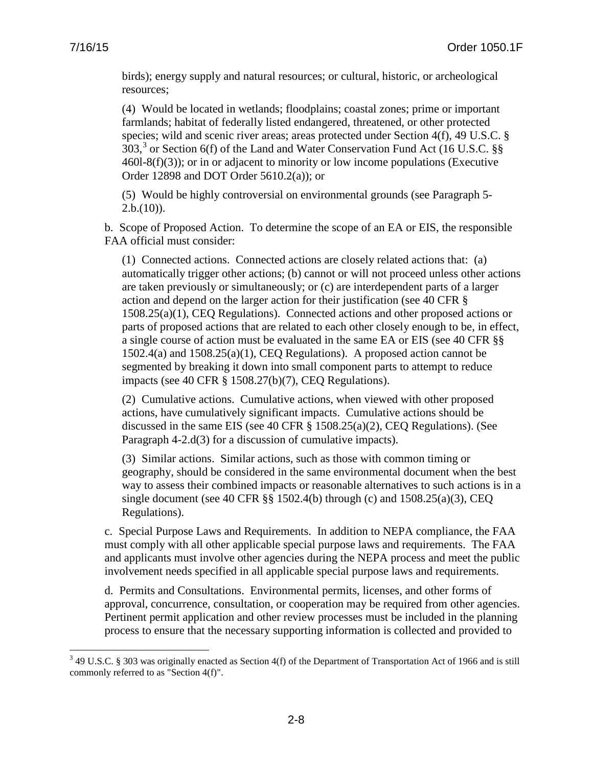birds); energy supply and natural resources; or cultural, historic, or archeological resources;

(4) Would be located in wetlands; floodplains; coastal zones; prime or important farmlands; habitat of federally listed endangered, threatened, or other protected species; wild and scenic river areas; areas protected under Section 4(f), 49 U.S.C. § 303,[3] or Section 6(f) of the Land and Water Conservation Fund Act (16 U.S.C. §§ 460l-8(f)(3)); or in or adjacent to minority or low income populations (Executive Order 12898 and DOT Order 5610.2(a)); or

(5) Would be highly controversial on environmental grounds (see Paragraph 5-2.b.(10)).

b. Scope of Proposed Action. To determine the scope of an EA or EIS, the responsible FAA official must consider:

(1) Connected actions. Connected actions are closely related actions that: (a) automatically trigger other actions; (b) cannot or will not proceed unless other actions are taken previously or simultaneously; or (c) are interdependent parts of a larger action and depend on the larger action for their justification (see 40 CFR § 1508.25(a)(1), CEQ Regulations). Connected actions and other proposed actions or parts of proposed actions that are related to each other closely enough to be, in effect, a single course of action must be evaluated in the same EA or EIS (see 40 CFR §§ 1502.4(a) and 1508.25(a)(1), CEQ Regulations). A proposed action cannot be segmented by breaking it down into small component parts to attempt to reduce impacts (see 40 CFR § 1508.27(b)(7), CEQ Regulations).

(2) Cumulative actions. Cumulative actions, when viewed with other proposed actions, have cumulatively significant impacts. Cumulative actions should be discussed in the same EIS (see 40 CFR § 1508.25(a)(2), CEQ Regulations). (See Paragraph 4-2.d(3) for a discussion of cumulative impacts).

(3) Similar actions. Similar actions, such as those with common timing or geography, should be considered in the same environmental document when the best way to assess their combined impacts or reasonable alternatives to such actions is in a single document (see 40 CFR §§ 1502.4(b) through (c) and 1508.25(a)(3), CEQ Regulations).

c. Special Purpose Laws and Requirements. In addition to NEPA compliance, the FAA must comply with all other applicable special purpose laws and requirements. The FAA and applicants must involve other agencies during the NEPA process and meet the public involvement needs specified in all applicable special purpose laws and requirements.

d. Permits and Consultations. Environmental permits, licenses, and other forms of approval, concurrence, consultation, or cooperation may be required from other agencies. Pertinent permit application and other review processes must be included in the planning process to ensure that the necessary supporting information is collected and provided to

[3] 49 U.S.C. § 303 was originally enacted as Section 4(f) of the Department of Transportation Act of 1966 and is still commonly referred to as "Section 4(f)".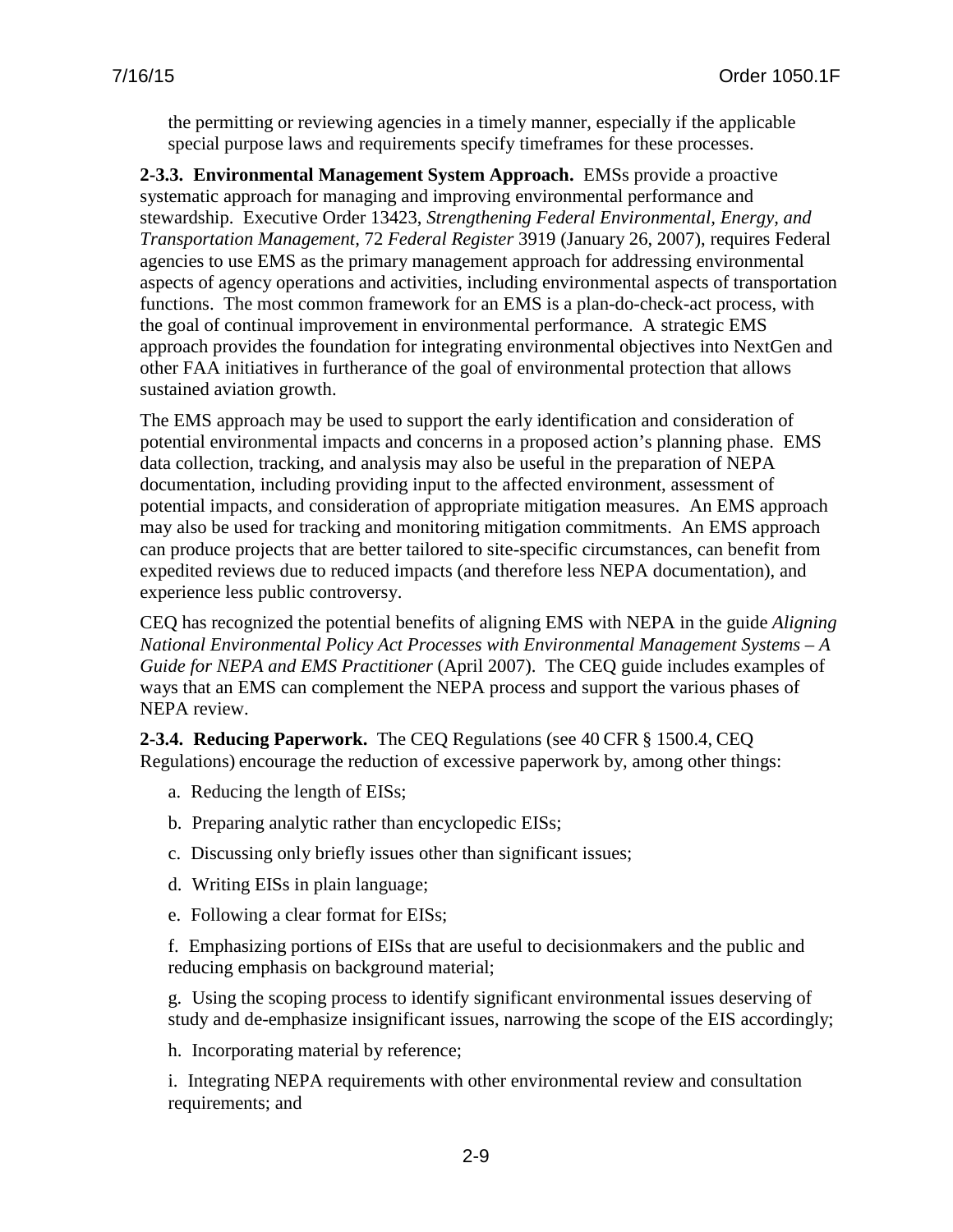the permitting or reviewing agencies in a timely manner, especially if the applicable special purpose laws and requirements specify timeframes for these processes.

**2-3.3. Environmental Management System Approach.** EMSs provide a proactive systematic approach for managing and improving environmental performance and stewardship. Executive Order 13423, *Strengthening Federal Environmental, Energy, and Transportation Management*, 72 *Federal Register* 3919 (January 26, 2007), requires Federal agencies to use EMS as the primary management approach for addressing environmental aspects of agency operations and activities, including environmental aspects of transportation functions. The most common framework for an EMS is a plan-do-check-act process, with the goal of continual improvement in environmental performance. A strategic EMS approach provides the foundation for integrating environmental objectives into NextGen and other FAA initiatives in furtherance of the goal of environmental protection that allows sustained aviation growth.

The EMS approach may be used to support the early identification and consideration of potential environmental impacts and concerns in a proposed action's planning phase. EMS data collection, tracking, and analysis may also be useful in the preparation of NEPA documentation, including providing input to the affected environment, assessment of potential impacts, and consideration of appropriate mitigation measures. An EMS approach may also be used for tracking and monitoring mitigation commitments. An EMS approach can produce projects that are better tailored to site-specific circumstances, can benefit from expedited reviews due to reduced impacts (and therefore less NEPA documentation), and experience less public controversy.

CEQ has recognized the potential benefits of aligning EMS with NEPA in the guide *Aligning National Environmental Policy Act Processes with Environmental Management Systems – A Guide for NEPA and EMS Practitioner* (April 2007). The CEQ guide includes examples of ways that an EMS can complement the NEPA process and support the various phases of NEPA review.

**2-3.4. Reducing Paperwork.** The CEQ Regulations (see 40 CFR § 1500.4, CEQ Regulations) encourage the reduction of excessive paperwork by, among other things:

a. Reducing the length of EISs;

b. Preparing analytic rather than encyclopedic EISs;

c. Discussing only briefly issues other than significant issues;

d. Writing EISs in plain language;

e. Following a clear format for EISs;

f. Emphasizing portions of EISs that are useful to decisionmakers and the public and reducing emphasis on background material;

g. Using the scoping process to identify significant environmental issues deserving of study and de-emphasize insignificant issues, narrowing the scope of the EIS accordingly;

h. Incorporating material by reference;

i. Integrating NEPA requirements with other environmental review and consultation requirements; and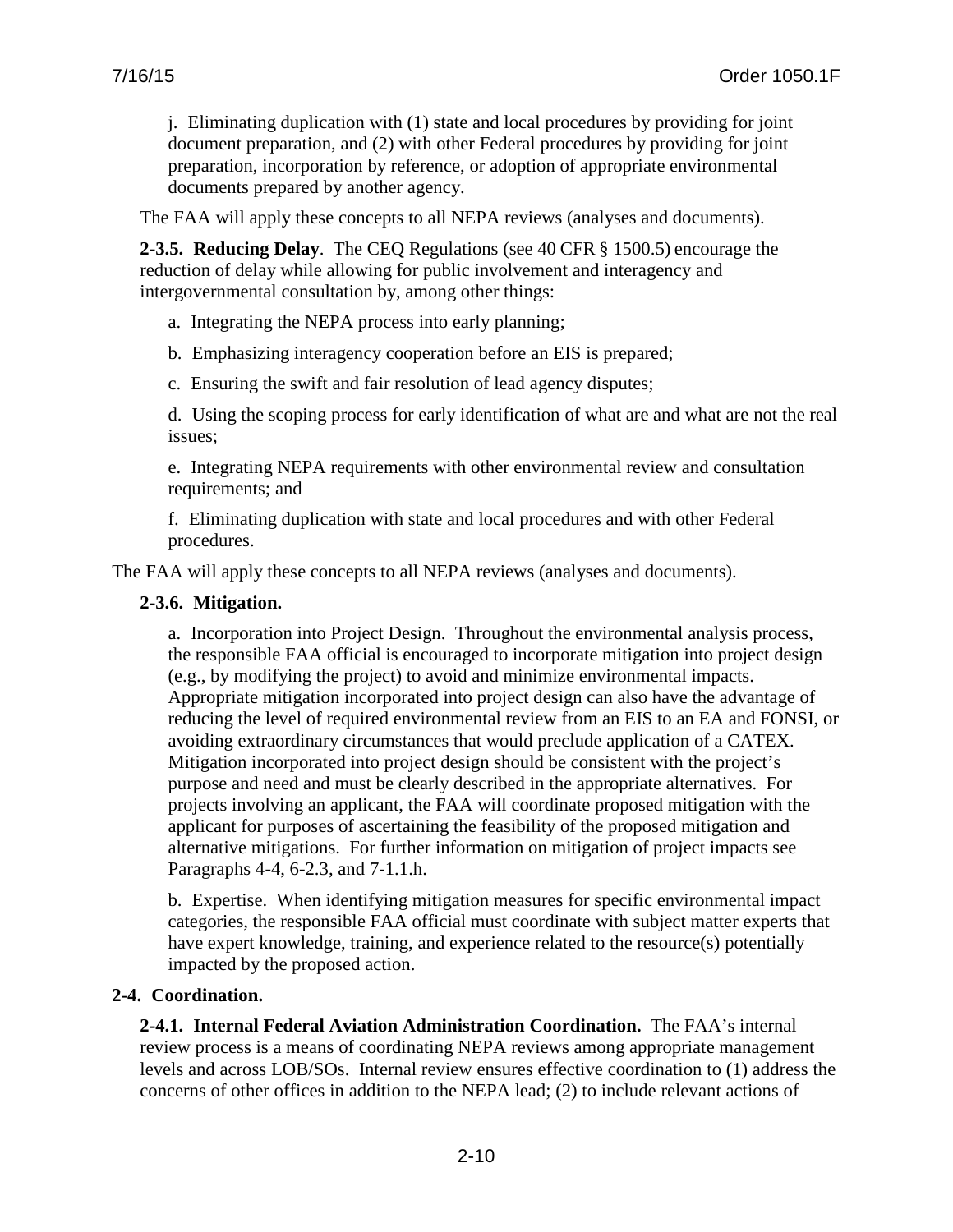j. Eliminating duplication with (1) state and local procedures by providing for joint document preparation, and (2) with other Federal procedures by providing for joint preparation, incorporation by reference, or adoption of appropriate environmental documents prepared by another agency.

The FAA will apply these concepts to all NEPA reviews (analyses and documents).

**2-3.5. Reducing Delay**. The CEQ Regulations (see 40 CFR § 1500.5) encourage the reduction of delay while allowing for public involvement and interagency and intergovernmental consultation by, among other things:

a. Integrating the NEPA process into early planning;

b. Emphasizing interagency cooperation before an EIS is prepared;

c. Ensuring the swift and fair resolution of lead agency disputes;

d. Using the scoping process for early identification of what are and what are not the real issues;

e. Integrating NEPA requirements with other environmental review and consultation requirements; and

f. Eliminating duplication with state and local procedures and with other Federal procedures.

The FAA will apply these concepts to all NEPA reviews (analyses and documents).

**2-3.6. Mitigation.**

a. Incorporation into Project Design. Throughout the environmental analysis process, the responsible FAA official is encouraged to incorporate mitigation into project design (e.g., by modifying the project) to avoid and minimize environmental impacts. Appropriate mitigation incorporated into project design can also have the advantage of reducing the level of required environmental review from an EIS to an EA and FONSI, or avoiding extraordinary circumstances that would preclude application of a CATEX. Mitigation incorporated into project design should be consistent with the project's purpose and need and must be clearly described in the appropriate alternatives. For projects involving an applicant, the FAA will coordinate proposed mitigation with the applicant for purposes of ascertaining the feasibility of the proposed mitigation and alternative mitigations. For further information on mitigation of project impacts see Paragraphs 4-4, 6-2.3, and 7-1.1.h.

b. Expertise. When identifying mitigation measures for specific environmental impact categories, the responsible FAA official must coordinate with subject matter experts that have expert knowledge, training, and experience related to the resource(s) potentially impacted by the proposed action.

**2-4. Coordination.**

**2-4.1. Internal Federal Aviation Administration Coordination.** The FAA's internal review process is a means of coordinating NEPA reviews among appropriate management levels and across LOB/SOs. Internal review ensures effective coordination to (1) address the concerns of other offices in addition to the NEPA lead; (2) to include relevant actions of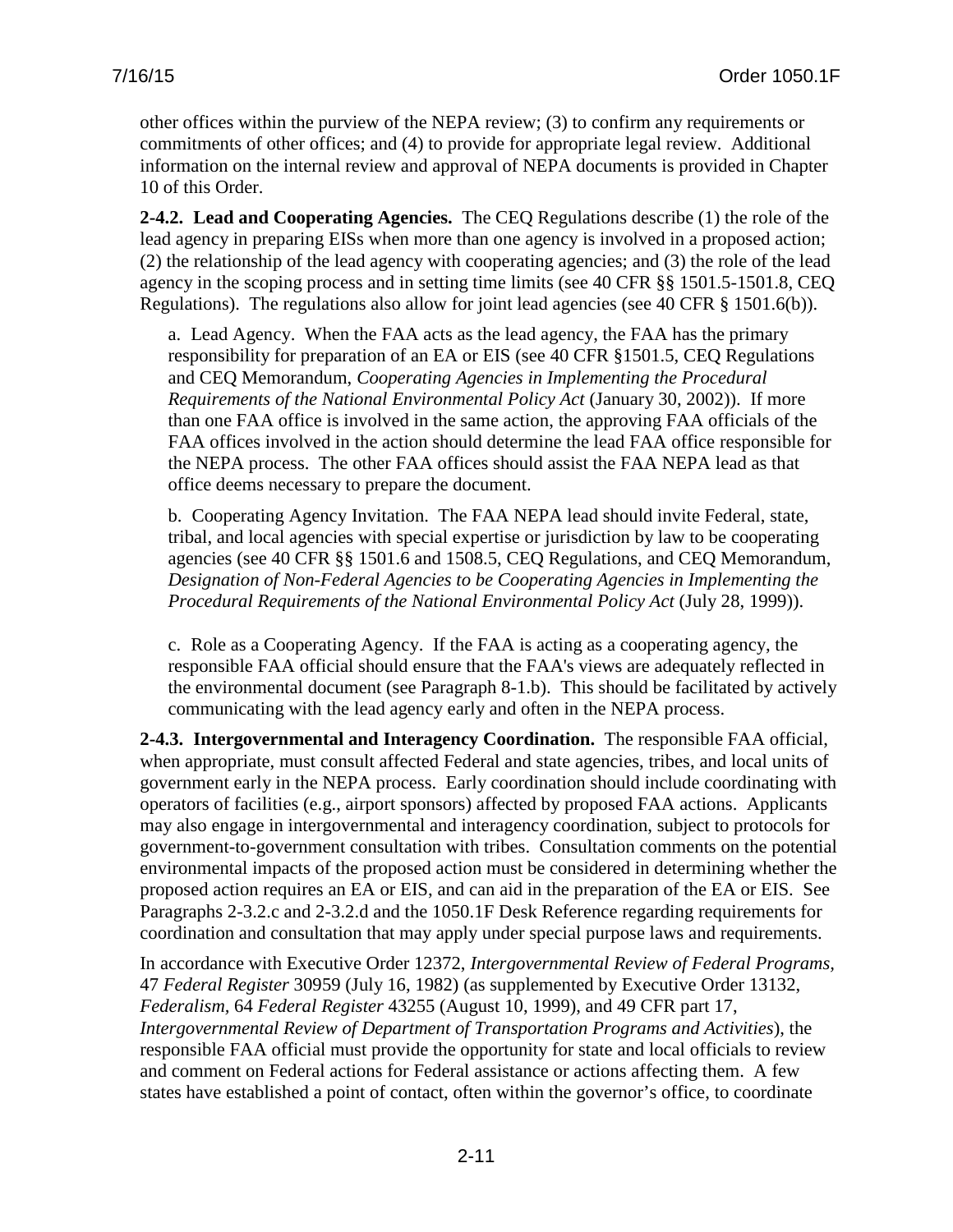other offices within the purview of the NEPA review; (3) to confirm any requirements or commitments of other offices; and (4) to provide for appropriate legal review. Additional information on the internal review and approval of NEPA documents is provided in Chapter 10 of this Order.

**2-4.2. Lead and Cooperating Agencies.** The CEQ Regulations describe (1) the role of the lead agency in preparing EISs when more than one agency is involved in a proposed action; (2) the relationship of the lead agency with cooperating agencies; and (3) the role of the lead agency in the scoping process and in setting time limits (see 40 CFR §§ 1501.5-1501.8, CEQ Regulations). The regulations also allow for joint lead agencies (see 40 CFR § 1501.6(b)).

a. Lead Agency. When the FAA acts as the lead agency, the FAA has the primary responsibility for preparation of an EA or EIS (see 40 CFR §1501.5, CEQ Regulations and CEQ Memorandum, *Cooperating Agencies in Implementing the Procedural Requirements of the National Environmental Policy Act* (January 30, 2002)). If more than one FAA office is involved in the same action, the approving FAA officials of the FAA offices involved in the action should determine the lead FAA office responsible for the NEPA process. The other FAA offices should assist the FAA NEPA lead as that office deems necessary to prepare the document.

b. Cooperating Agency Invitation. The FAA NEPA lead should invite Federal, state, tribal, and local agencies with special expertise or jurisdiction by law to be cooperating agencies (see 40 CFR §§ 1501.6 and 1508.5, CEQ Regulations, and CEQ Memorandum, *Designation of Non-Federal Agencies to be Cooperating Agencies in Implementing the Procedural Requirements of the National Environmental Policy Act* (July 28, 1999)).

c. Role as a Cooperating Agency. If the FAA is acting as a cooperating agency, the responsible FAA official should ensure that the FAA's views are adequately reflected in the environmental document (see Paragraph 8-1.b). This should be facilitated by actively communicating with the lead agency early and often in the NEPA process.

**2-4.3. Intergovernmental and Interagency Coordination.** The responsible FAA official, when appropriate, must consult affected Federal and state agencies, tribes, and local units of government early in the NEPA process. Early coordination should include coordinating with operators of facilities (e.g., airport sponsors) affected by proposed FAA actions. Applicants may also engage in intergovernmental and interagency coordination, subject to protocols for government-to-government consultation with tribes. Consultation comments on the potential environmental impacts of the proposed action must be considered in determining whether the proposed action requires an EA or EIS, and can aid in the preparation of the EA or EIS. See Paragraphs 2-3.2.c and 2-3.2.d and the 1050.1F Desk Reference regarding requirements for coordination and consultation that may apply under special purpose laws and requirements.

In accordance with Executive Order 12372, *Intergovernmental Review of Federal Programs*, 47 *Federal Register* 30959 (July 16, 1982) (as supplemented by Executive Order 13132, *Federalism*, 64 *Federal Register* 43255 (August 10, 1999), and 49 CFR part 17, *Intergovernmental Review of Department of Transportation Programs and Activities*), the responsible FAA official must provide the opportunity for state and local officials to review and comment on Federal actions for Federal assistance or actions affecting them. A few states have established a point of contact, often within the governor's office, to coordinate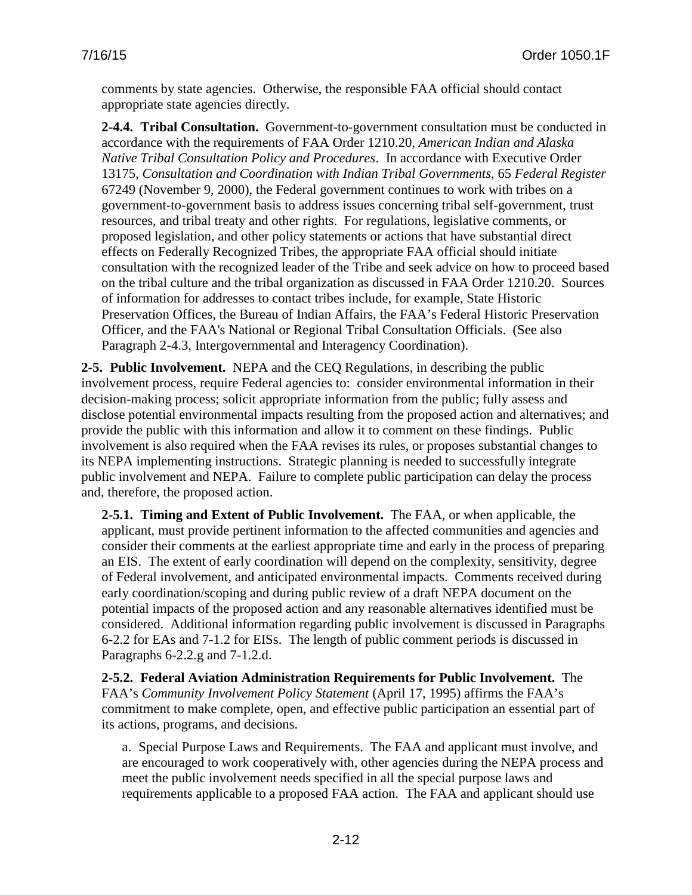comments by state agencies. Otherwise, the responsible FAA official should contact appropriate state agencies directly.

**2-4.4. Tribal Consultation.** Government-to-government consultation must be conducted in accordance with the requirements of FAA Order 1210.20, *American Indian and Alaska Native Tribal Consultation Policy and Procedures*. In accordance with Executive Order 13175, *Consultation and Coordination with Indian Tribal Governments*, 65 *Federal Register* 67249 (November 9, 2000), the Federal government continues to work with tribes on a government-to-government basis to address issues concerning tribal self-government, trust resources, and tribal treaty and other rights. For regulations, legislative comments, or proposed legislation, and other policy statements or actions that have substantial direct effects on Federally Recognized Tribes, the appropriate FAA official should initiate consultation with the recognized leader of the Tribe and seek advice on how to proceed based on the tribal culture and the tribal organization as discussed in FAA Order 1210.20. Sources of information for addresses to contact tribes include, for example, State Historic Preservation Offices, the Bureau of Indian Affairs, the FAA's Federal Historic Preservation Officer, and the FAA's National or Regional Tribal Consultation Officials. (See also Paragraph 2-4.3, Intergovernmental and Interagency Coordination).

**2-5. Public Involvement.** NEPA and the CEQ Regulations, in describing the public involvement process, require Federal agencies to: consider environmental information in their decision-making process; solicit appropriate information from the public; fully assess and disclose potential environmental impacts resulting from the proposed action and alternatives; and provide the public with this information and allow it to comment on these findings. Public involvement is also required when the FAA revises its rules, or proposes substantial changes to its NEPA implementing instructions. Strategic planning is needed to successfully integrate public involvement and NEPA. Failure to complete public participation can delay the process and, therefore, the proposed action.

**2-5.1. Timing and Extent of Public Involvement.** The FAA, or when applicable, the applicant, must provide pertinent information to the affected communities and agencies and consider their comments at the earliest appropriate time and early in the process of preparing an EIS. The extent of early coordination will depend on the complexity, sensitivity, degree of Federal involvement, and anticipated environmental impacts. Comments received during early coordination/scoping and during public review of a draft NEPA document on the potential impacts of the proposed action and any reasonable alternatives identified must be considered. Additional information regarding public involvement is discussed in Paragraphs 6-2.2 for EAs and 7-1.2 for EISs. The length of public comment periods is discussed in Paragraphs 6-2.2.g and 7-1.2.d.

**2-5.2. Federal Aviation Administration Requirements for Public Involvement.** The FAA's *Community Involvement Policy Statement* (April 17, 1995) affirms the FAA's commitment to make complete, open, and effective public participation an essential part of its actions, programs, and decisions.

a. Special Purpose Laws and Requirements. The FAA and applicant must involve, and are encouraged to work cooperatively with, other agencies during the NEPA process and meet the public involvement needs specified in all the special purpose laws and requirements applicable to a proposed FAA action. The FAA and applicant should use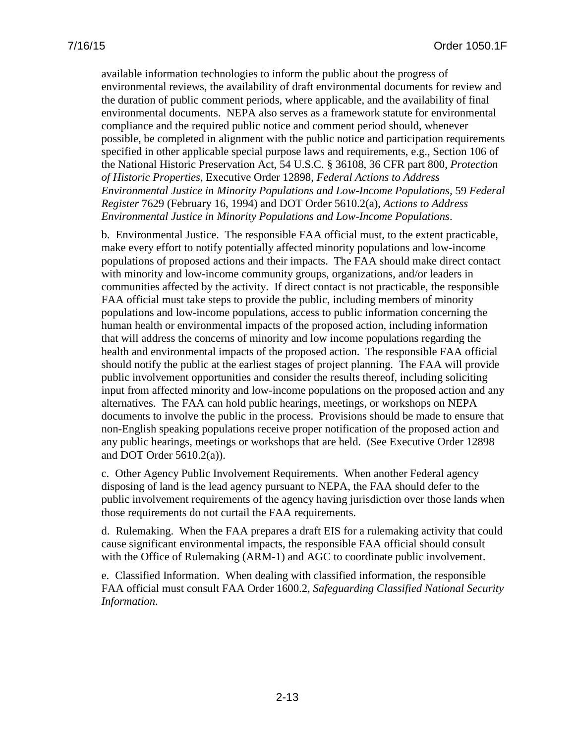available information technologies to inform the public about the progress of environmental reviews, the availability of draft environmental documents for review and the duration of public comment periods, where applicable, and the availability of final environmental documents. NEPA also serves as a framework statute for environmental compliance and the required public notice and comment period should, whenever possible, be completed in alignment with the public notice and participation requirements specified in other applicable special purpose laws and requirements, e.g., Section 106 of the National Historic Preservation Act, 54 U.S.C. § 36108, 36 CFR part 800, *Protection of Historic Properties*, Executive Order 12898, *Federal Actions to Address Environmental Justice in Minority Populations and Low-Income Populations*, 59 *Federal Register* 7629 (February 16, 1994) and DOT Order 5610.2(a), *Actions to Address Environmental Justice in Minority Populations and Low-Income Populations*.

b. Environmental Justice. The responsible FAA official must, to the extent practicable, make every effort to notify potentially affected minority populations and low-income populations of proposed actions and their impacts. The FAA should make direct contact with minority and low-income community groups, organizations, and/or leaders in communities affected by the activity. If direct contact is not practicable, the responsible FAA official must take steps to provide the public, including members of minority populations and low-income populations, access to public information concerning the human health or environmental impacts of the proposed action, including information that will address the concerns of minority and low income populations regarding the health and environmental impacts of the proposed action. The responsible FAA official should notify the public at the earliest stages of project planning. The FAA will provide public involvement opportunities and consider the results thereof, including soliciting input from affected minority and low-income populations on the proposed action and any alternatives. The FAA can hold public hearings, meetings, or workshops on NEPA documents to involve the public in the process. Provisions should be made to ensure that non-English speaking populations receive proper notification of the proposed action and any public hearings, meetings or workshops that are held. (See Executive Order 12898 and DOT Order 5610.2(a)).

c. Other Agency Public Involvement Requirements. When another Federal agency disposing of land is the lead agency pursuant to NEPA, the FAA should defer to the public involvement requirements of the agency having jurisdiction over those lands when those requirements do not curtail the FAA requirements.

d. Rulemaking. When the FAA prepares a draft EIS for a rulemaking activity that could cause significant environmental impacts, the responsible FAA official should consult with the Office of Rulemaking (ARM-1) and AGC to coordinate public involvement.

e. Classified Information. When dealing with classified information, the responsible FAA official must consult FAA Order 1600.2, *Safeguarding Classified National Security Information*.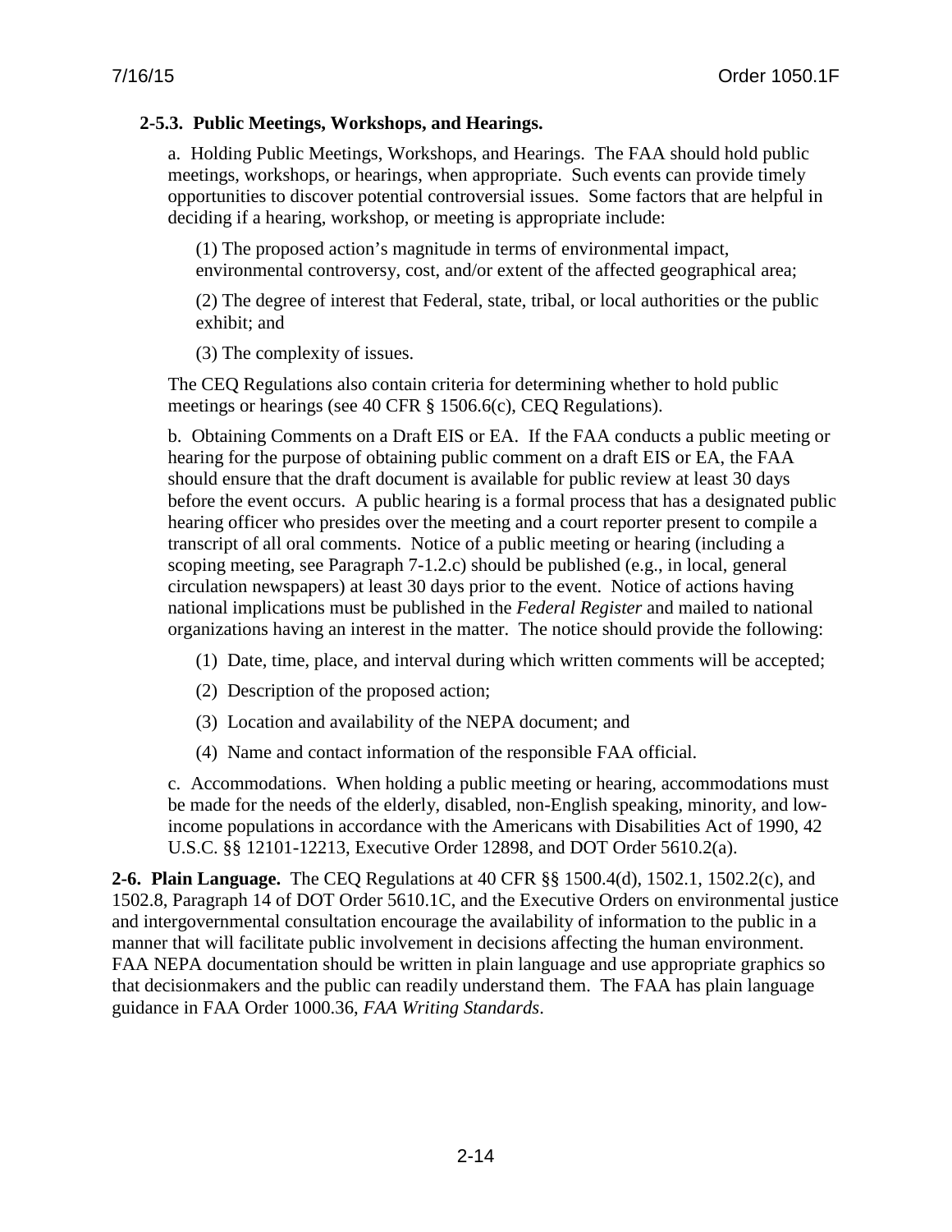**2-5.3. Public Meetings, Workshops, and Hearings.**

a. Holding Public Meetings, Workshops, and Hearings. The FAA should hold public meetings, workshops, or hearings, when appropriate. Such events can provide timely opportunities to discover potential controversial issues. Some factors that are helpful in deciding if a hearing, workshop, or meeting is appropriate include:

(1) The proposed action's magnitude in terms of environmental impact, environmental controversy, cost, and/or extent of the affected geographical area;

(2) The degree of interest that Federal, state, tribal, or local authorities or the public exhibit; and

(3) The complexity of issues.

The CEQ Regulations also contain criteria for determining whether to hold public meetings or hearings (see 40 CFR § 1506.6(c), CEQ Regulations).

b. Obtaining Comments on a Draft EIS or EA. If the FAA conducts a public meeting or hearing for the purpose of obtaining public comment on a draft EIS or EA, the FAA should ensure that the draft document is available for public review at least 30 days before the event occurs. A public hearing is a formal process that has a designated public hearing officer who presides over the meeting and a court reporter present to compile a transcript of all oral comments. Notice of a public meeting or hearing (including a scoping meeting, see Paragraph 7-1.2.c) should be published (e.g., in local, general circulation newspapers) at least 30 days prior to the event. Notice of actions having national implications must be published in the *Federal Register* and mailed to national organizations having an interest in the matter. The notice should provide the following:

(1) Date, time, place, and interval during which written comments will be accepted;

(2) Description of the proposed action;

(3) Location and availability of the NEPA document; and

(4) Name and contact information of the responsible FAA official.

c. Accommodations. When holding a public meeting or hearing, accommodations must be made for the needs of the elderly, disabled, non-English speaking, minority, and low-income populations in accordance with the Americans with Disabilities Act of 1990, 42 U.S.C. §§ 12101-12213, Executive Order 12898, and DOT Order 5610.2(a).

**2-6. Plain Language.** The CEQ Regulations at 40 CFR §§ 1500.4(d), 1502.1, 1502.2(c), and 1502.8, Paragraph 14 of DOT Order 5610.1C, and the Executive Orders on environmental justice and intergovernmental consultation encourage the availability of information to the public in a manner that will facilitate public involvement in decisions affecting the human environment. FAA NEPA documentation should be written in plain language and use appropriate graphics so that decisionmakers and the public can readily understand them. The FAA has plain language guidance in FAA Order 1000.36, *FAA Writing Standards*.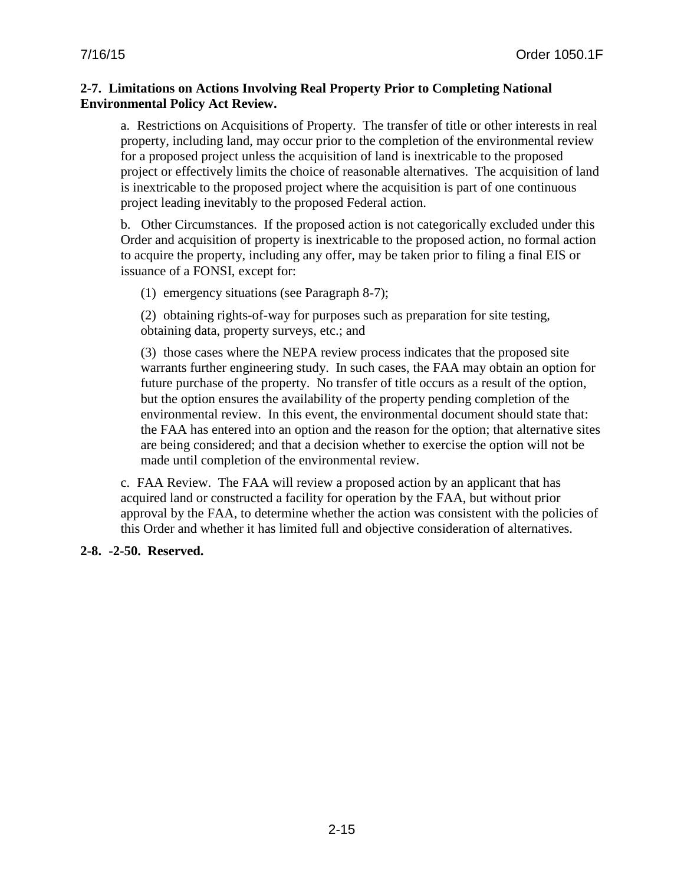**2-7. Limitations on Actions Involving Real Property Prior to Completing National Environmental Policy Act Review.**

a. Restrictions on Acquisitions of Property. The transfer of title or other interests in real property, including land, may occur prior to the completion of the environmental review for a proposed project unless the acquisition of land is inextricable to the proposed project or effectively limits the choice of reasonable alternatives. The acquisition of land is inextricable to the proposed project where the acquisition is part of one continuous project leading inevitably to the proposed Federal action.

b. Other Circumstances. If the proposed action is not categorically excluded under this Order and acquisition of property is inextricable to the proposed action, no formal action to acquire the property, including any offer, may be taken prior to filing a final EIS or issuance of a FONSI, except for:

(1) emergency situations (see Paragraph 8-7);

(2) obtaining rights-of-way for purposes such as preparation for site testing, obtaining data, property surveys, etc.; and

(3) those cases where the NEPA review process indicates that the proposed site warrants further engineering study. In such cases, the FAA may obtain an option for future purchase of the property. No transfer of title occurs as a result of the option, but the option ensures the availability of the property pending completion of the environmental review. In this event, the environmental document should state that: the FAA has entered into an option and the reason for the option; that alternative sites are being considered; and that a decision whether to exercise the option will not be made until completion of the environmental review.

c. FAA Review. The FAA will review a proposed action by an applicant that has acquired land or constructed a facility for operation by the FAA, but without prior approval by the FAA, to determine whether the action was consistent with the policies of this Order and whether it has limited full and objective consideration of alternatives.

**2-8. -2-50. Reserved.**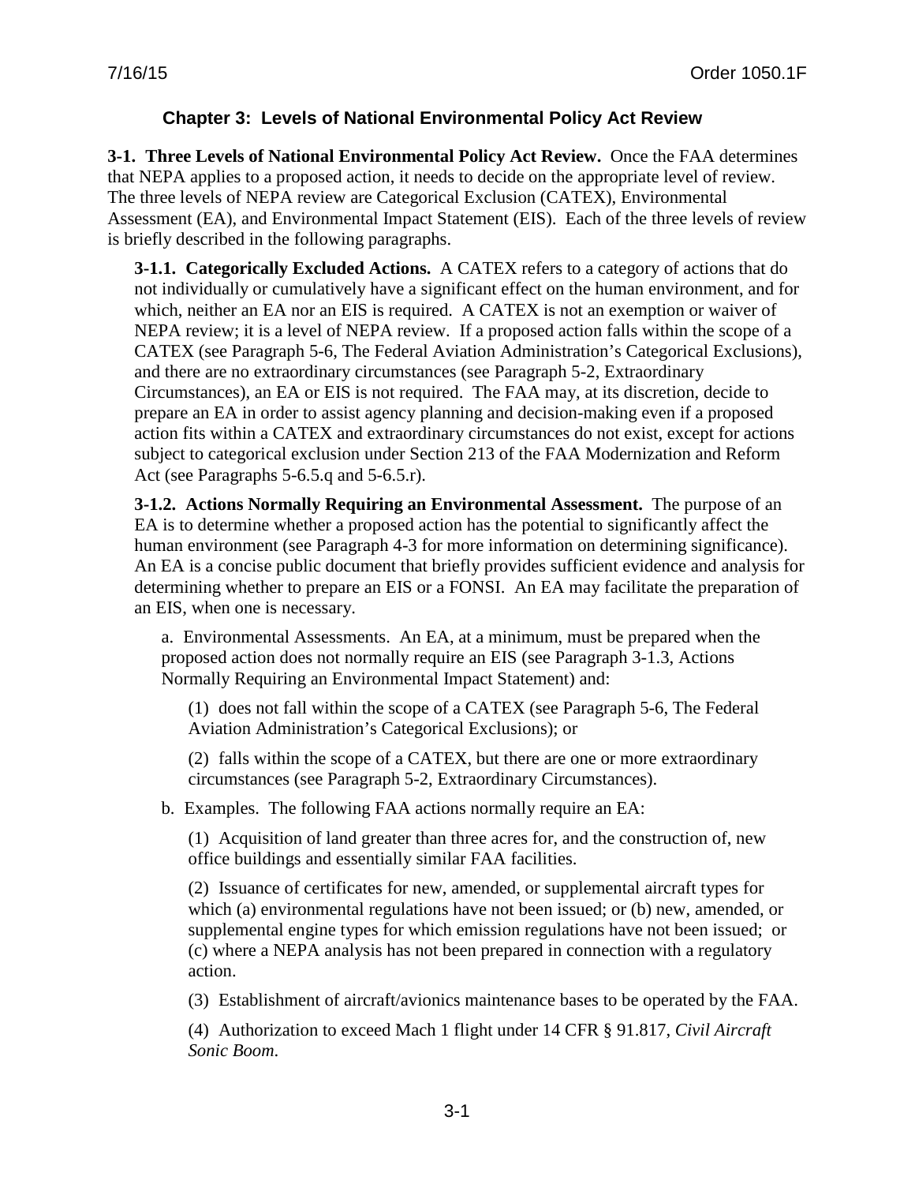## Chapter 3: Levels of National Environmental Policy Act Review

**3-1. Three Levels of National Environmental Policy Act Review.** Once the FAA determines that NEPA applies to a proposed action, it needs to decide on the appropriate level of review. The three levels of NEPA review are Categorical Exclusion (CATEX), Environmental Assessment (EA), and Environmental Impact Statement (EIS). Each of the three levels of review is briefly described in the following paragraphs.

**3-1.1. Categorically Excluded Actions.** A CATEX refers to a category of actions that do not individually or cumulatively have a significant effect on the human environment, and for which, neither an EA nor an EIS is required. A CATEX is not an exemption or waiver of NEPA review; it is a level of NEPA review. If a proposed action falls within the scope of a CATEX (see Paragraph 5-6, The Federal Aviation Administration's Categorical Exclusions), and there are no extraordinary circumstances (see Paragraph 5-2, Extraordinary Circumstances), an EA or EIS is not required. The FAA may, at its discretion, decide to prepare an EA in order to assist agency planning and decision-making even if a proposed action fits within a CATEX and extraordinary circumstances do not exist, except for actions subject to categorical exclusion under Section 213 of the FAA Modernization and Reform Act (see Paragraphs 5-6.5.q and 5-6.5.r).

**3-1.2. Actions Normally Requiring an Environmental Assessment.** The purpose of an EA is to determine whether a proposed action has the potential to significantly affect the human environment (see Paragraph 4-3 for more information on determining significance). An EA is a concise public document that briefly provides sufficient evidence and analysis for determining whether to prepare an EIS or a FONSI. An EA may facilitate the preparation of an EIS, when one is necessary.

a. Environmental Assessments. An EA, at a minimum, must be prepared when the proposed action does not normally require an EIS (see Paragraph 3-1.3, Actions Normally Requiring an Environmental Impact Statement) and:

(1) does not fall within the scope of a CATEX (see Paragraph 5-6, The Federal Aviation Administration's Categorical Exclusions); or

(2) falls within the scope of a CATEX, but there are one or more extraordinary circumstances (see Paragraph 5-2, Extraordinary Circumstances).

b. Examples. The following FAA actions normally require an EA:

(1) Acquisition of land greater than three acres for, and the construction of, new office buildings and essentially similar FAA facilities.

(2) Issuance of certificates for new, amended, or supplemental aircraft types for which (a) environmental regulations have not been issued; or (b) new, amended, or supplemental engine types for which emission regulations have not been issued; or (c) where a NEPA analysis has not been prepared in connection with a regulatory action.

(3) Establishment of aircraft/avionics maintenance bases to be operated by the FAA.

(4) Authorization to exceed Mach 1 flight under 14 CFR § 91.817, *Civil Aircraft Sonic Boom*.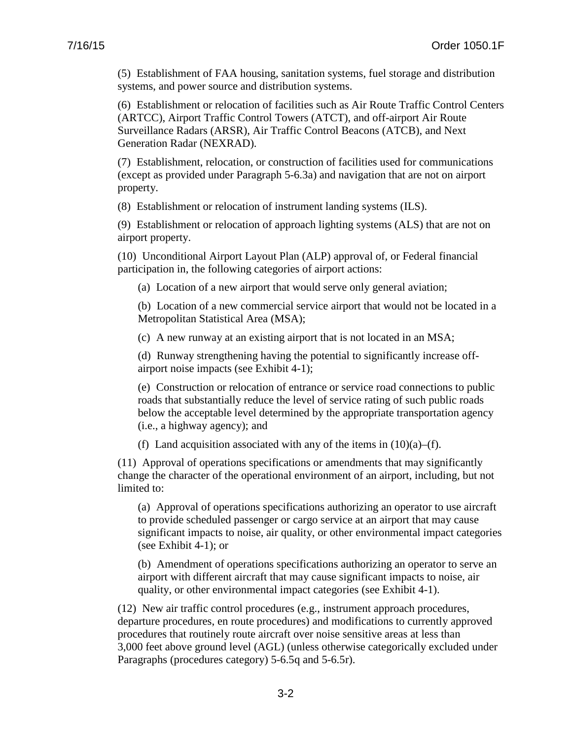(5) Establishment of FAA housing, sanitation systems, fuel storage and distribution systems, and power source and distribution systems.

(6) Establishment or relocation of facilities such as Air Route Traffic Control Centers (ARTCC), Airport Traffic Control Towers (ATCT), and off-airport Air Route Surveillance Radars (ARSR), Air Traffic Control Beacons (ATCB), and Next Generation Radar (NEXRAD).

(7) Establishment, relocation, or construction of facilities used for communications (except as provided under Paragraph 5-6.3a) and navigation that are not on airport property.

(8) Establishment or relocation of instrument landing systems (ILS).

(9) Establishment or relocation of approach lighting systems (ALS) that are not on airport property.

(10) Unconditional Airport Layout Plan (ALP) approval of, or Federal financial participation in, the following categories of airport actions:

(a) Location of a new airport that would serve only general aviation;

(b) Location of a new commercial service airport that would not be located in a Metropolitan Statistical Area (MSA);

(c) A new runway at an existing airport that is not located in an MSA;

(d) Runway strengthening having the potential to significantly increase off-airport noise impacts (see Exhibit 4-1);

(e) Construction or relocation of entrance or service road connections to public roads that substantially reduce the level of service rating of such public roads below the acceptable level determined by the appropriate transportation agency (i.e., a highway agency); and

(f) Land acquisition associated with any of the items in (10)(a)–(f).

(11) Approval of operations specifications or amendments that may significantly change the character of the operational environment of an airport, including, but not limited to:

(a) Approval of operations specifications authorizing an operator to use aircraft to provide scheduled passenger or cargo service at an airport that may cause significant impacts to noise, air quality, or other environmental impact categories (see Exhibit 4-1); or

(b) Amendment of operations specifications authorizing an operator to serve an airport with different aircraft that may cause significant impacts to noise, air quality, or other environmental impact categories (see Exhibit 4-1).

(12) New air traffic control procedures (e.g., instrument approach procedures, departure procedures, en route procedures) and modifications to currently approved procedures that routinely route aircraft over noise sensitive areas at less than 3,000 feet above ground level (AGL) (unless otherwise categorically excluded under Paragraphs (procedures category) 5-6.5q and 5-6.5r).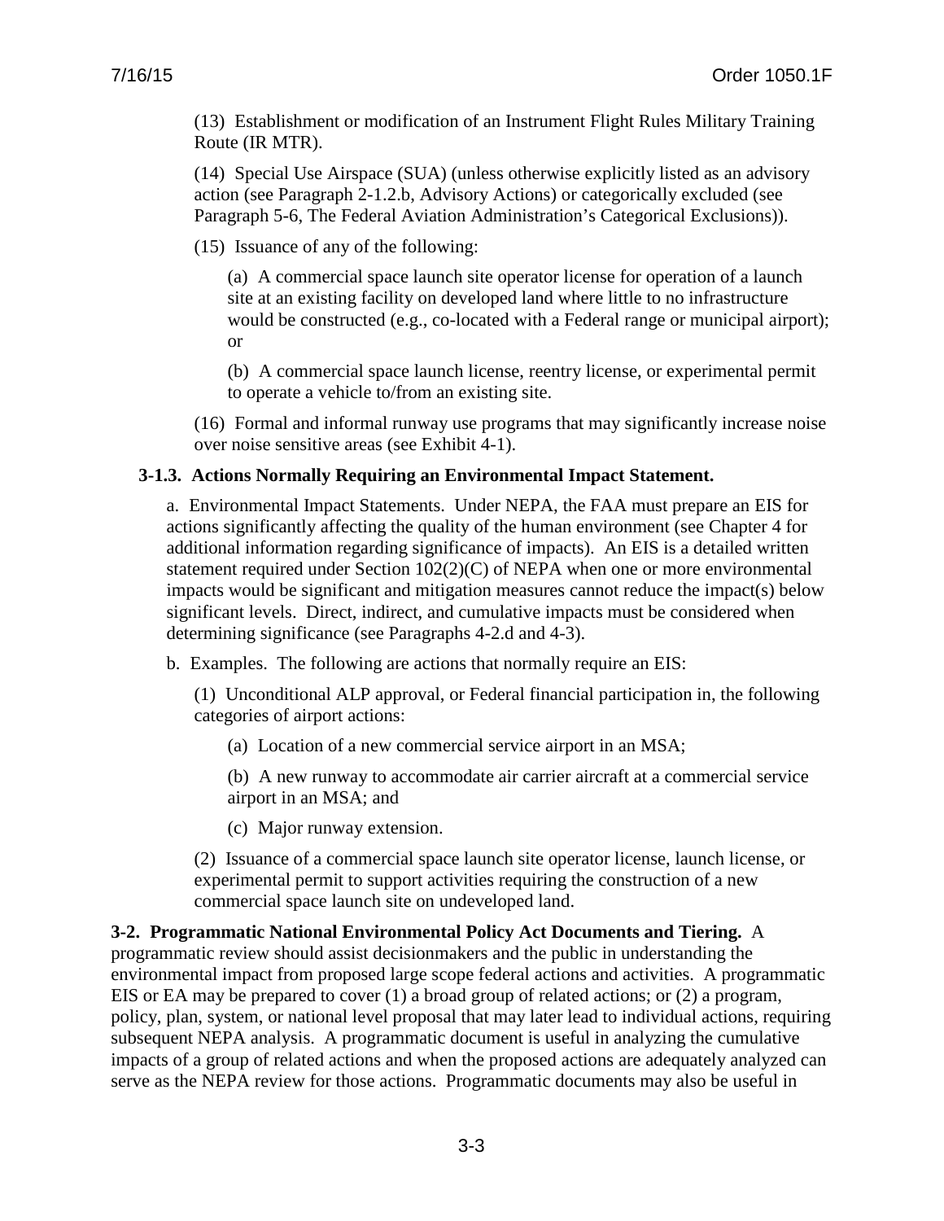(13) Establishment or modification of an Instrument Flight Rules Military Training Route (IR MTR).

(14) Special Use Airspace (SUA) (unless otherwise explicitly listed as an advisory action (see Paragraph 2-1.2.b, Advisory Actions) or categorically excluded (see Paragraph 5-6, The Federal Aviation Administration's Categorical Exclusions)).

(15) Issuance of any of the following:

(a) A commercial space launch site operator license for operation of a launch site at an existing facility on developed land where little to no infrastructure would be constructed (e.g., co-located with a Federal range or municipal airport); or

(b) A commercial space launch license, reentry license, or experimental permit to operate a vehicle to/from an existing site.

(16) Formal and informal runway use programs that may significantly increase noise over noise sensitive areas (see Exhibit 4-1).

### 3-1.3. Actions Normally Requiring an Environmental Impact Statement.

a. Environmental Impact Statements. Under NEPA, the FAA must prepare an EIS for actions significantly affecting the quality of the human environment (see Chapter 4 for additional information regarding significance of impacts). An EIS is a detailed written statement required under Section 102(2)(C) of NEPA when one or more environmental impacts would be significant and mitigation measures cannot reduce the impact(s) below significant levels. Direct, indirect, and cumulative impacts must be considered when determining significance (see Paragraphs 4-2.d and 4-3).

b. Examples. The following are actions that normally require an EIS:

(1) Unconditional ALP approval, or Federal financial participation in, the following categories of airport actions:

(a) Location of a new commercial service airport in an MSA;

(b) A new runway to accommodate air carrier aircraft at a commercial service airport in an MSA; and

(c) Major runway extension.

(2) Issuance of a commercial space launch site operator license, launch license, or experimental permit to support activities requiring the construction of a new commercial space launch site on undeveloped land.

**3-2. Programmatic National Environmental Policy Act Documents and Tiering.** A programmatic review should assist decisionmakers and the public in understanding the environmental impact from proposed large scope federal actions and activities. A programmatic EIS or EA may be prepared to cover (1) a broad group of related actions; or (2) a program, policy, plan, system, or national level proposal that may later lead to individual actions, requiring subsequent NEPA analysis. A programmatic document is useful in analyzing the cumulative impacts of a group of related actions and when the proposed actions are adequately analyzed can serve as the NEPA review for those actions. Programmatic documents may also be useful in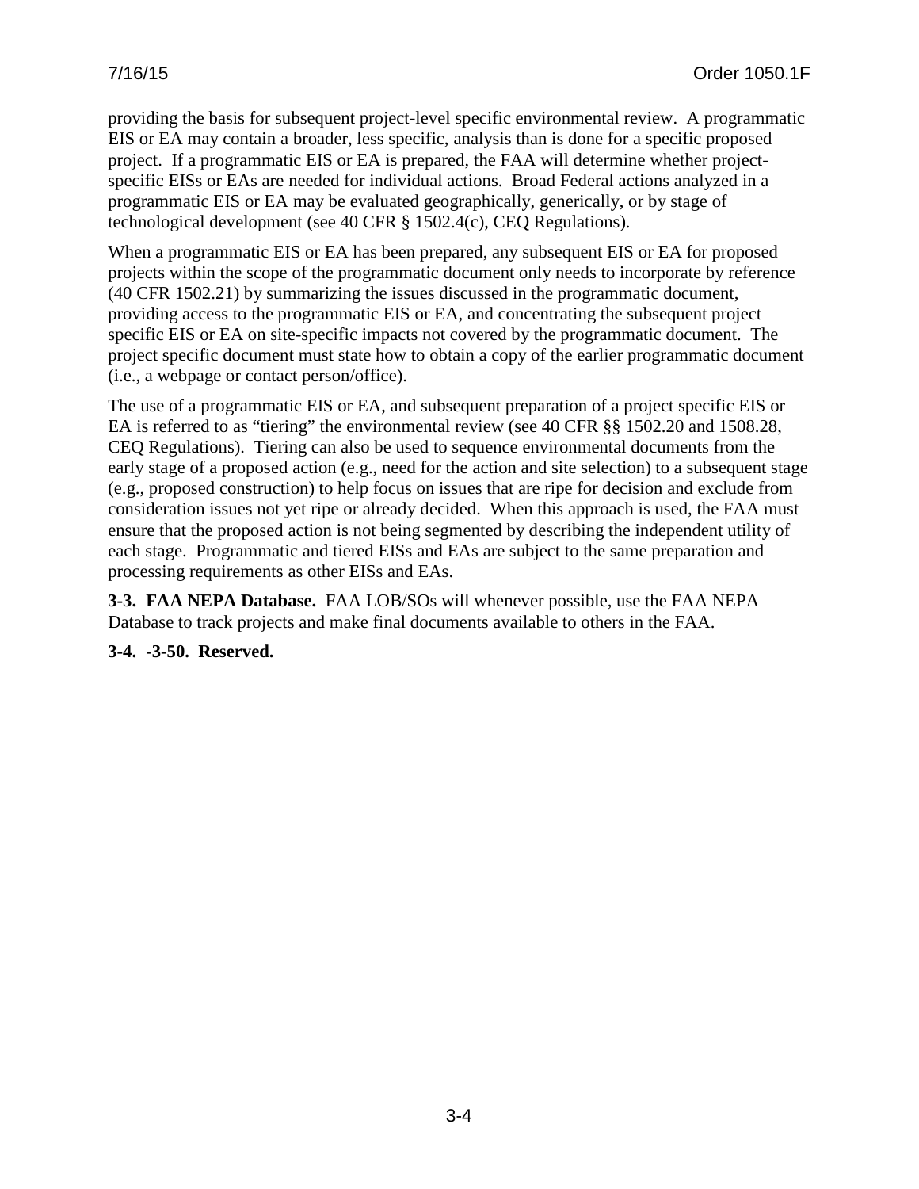providing the basis for subsequent project-level specific environmental review. A programmatic EIS or EA may contain a broader, less specific, analysis than is done for a specific proposed project. If a programmatic EIS or EA is prepared, the FAA will determine whether project-specific EISs or EAs are needed for individual actions. Broad Federal actions analyzed in a programmatic EIS or EA may be evaluated geographically, generically, or by stage of technological development (see 40 CFR § 1502.4(c), CEQ Regulations).

When a programmatic EIS or EA has been prepared, any subsequent EIS or EA for proposed projects within the scope of the programmatic document only needs to incorporate by reference (40 CFR 1502.21) by summarizing the issues discussed in the programmatic document, providing access to the programmatic EIS or EA, and concentrating the subsequent project specific EIS or EA on site-specific impacts not covered by the programmatic document. The project specific document must state how to obtain a copy of the earlier programmatic document (i.e., a webpage or contact person/office).

The use of a programmatic EIS or EA, and subsequent preparation of a project specific EIS or EA is referred to as "tiering" the environmental review (see 40 CFR §§ 1502.20 and 1508.28, CEQ Regulations). Tiering can also be used to sequence environmental documents from the early stage of a proposed action (e.g., need for the action and site selection) to a subsequent stage (e.g., proposed construction) to help focus on issues that are ripe for decision and exclude from consideration issues not yet ripe or already decided. When this approach is used, the FAA must ensure that the proposed action is not being segmented by describing the independent utility of each stage. Programmatic and tiered EISs and EAs are subject to the same preparation and processing requirements as other EISs and EAs.

**3-3. FAA NEPA Database.** FAA LOB/SOs will whenever possible, use the FAA NEPA Database to track projects and make final documents available to others in the FAA.

**3-4. -3-50. Reserved.**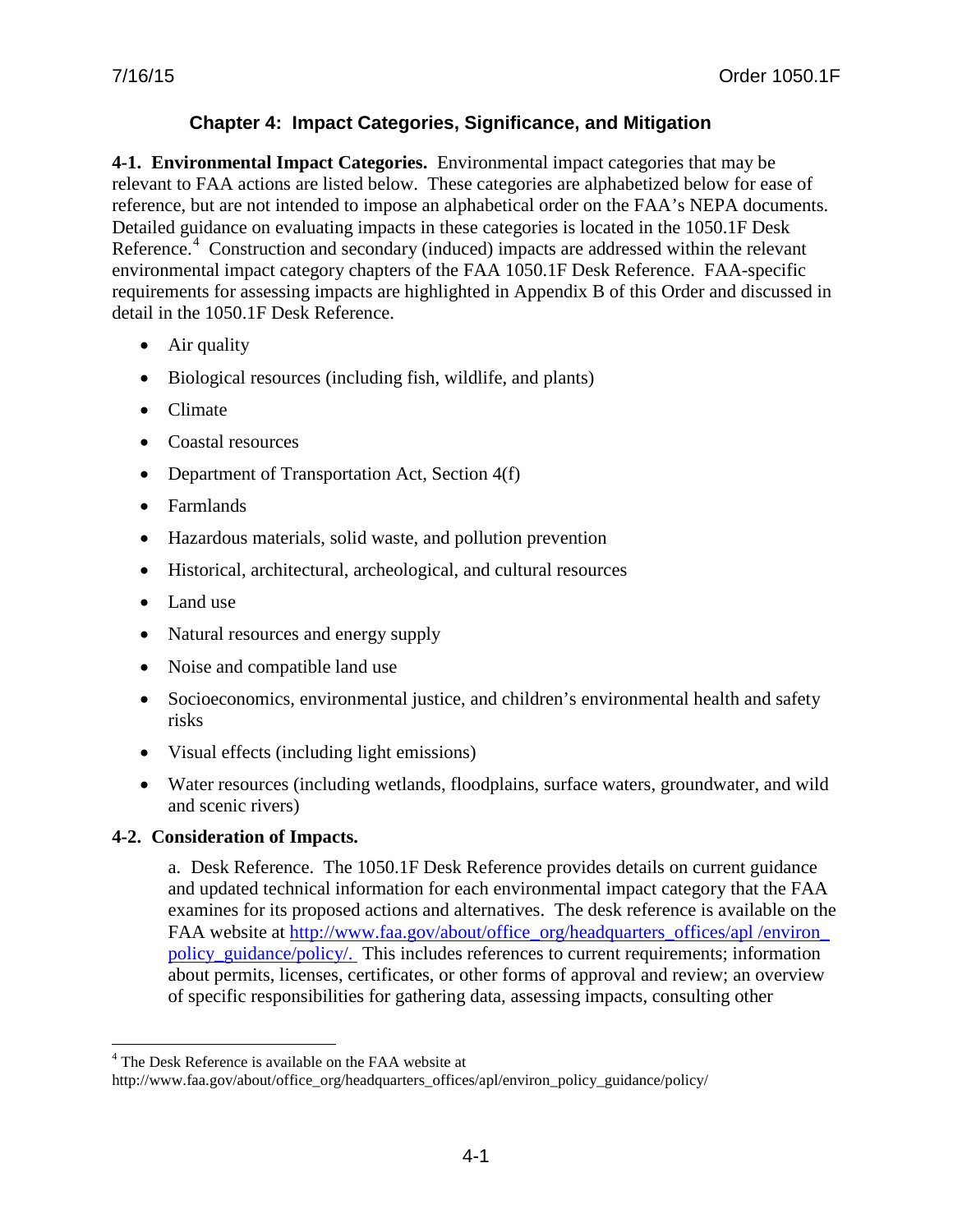## Chapter 4: Impact Categories, Significance, and Mitigation

**4-1. Environmental Impact Categories.** Environmental impact categories that may be relevant to FAA actions are listed below. These categories are alphabetized below for ease of reference, but are not intended to impose an alphabetical order on the FAA's NEPA documents. Detailed guidance on evaluating impacts in these categories is located in the 1050.1F Desk Reference.[4] Construction and secondary (induced) impacts are addressed within the relevant environmental impact category chapters of the FAA 1050.1F Desk Reference. FAA-specific requirements for assessing impacts are highlighted in Appendix B of this Order and discussed in detail in the 1050.1F Desk Reference.

- Air quality
- Biological resources (including fish, wildlife, and plants)
- Climate
- Coastal resources
- Department of Transportation Act, Section 4(f)
- Farmlands
- Hazardous materials, solid waste, and pollution prevention
- Historical, architectural, archeological, and cultural resources
- Land use
- Natural resources and energy supply
- Noise and compatible land use
- Socioeconomics, environmental justice, and children's environmental health and safety risks
- Visual effects (including light emissions)
- Water resources (including wetlands, floodplains, surface waters, groundwater, and wild and scenic rivers)

**4-2. Consideration of Impacts.**

a. Desk Reference. The 1050.1F Desk Reference provides details on current guidance and updated technical information for each environmental impact category that the FAA examines for its proposed actions and alternatives. The desk reference is available on the FAA website at http://www.faa.gov/about/office_org/headquarters_offices/apl /environ_policy_guidance/policy/. This includes references to current requirements; information about permits, licenses, certificates, or other forms of approval and review; an overview of specific responsibilities for gathering data, assessing impacts, consulting other

[4] The Desk Reference is available on the FAA website at http://www.faa.gov/about/office_org/headquarters_offices/apl/environ_policy_guidance/policy/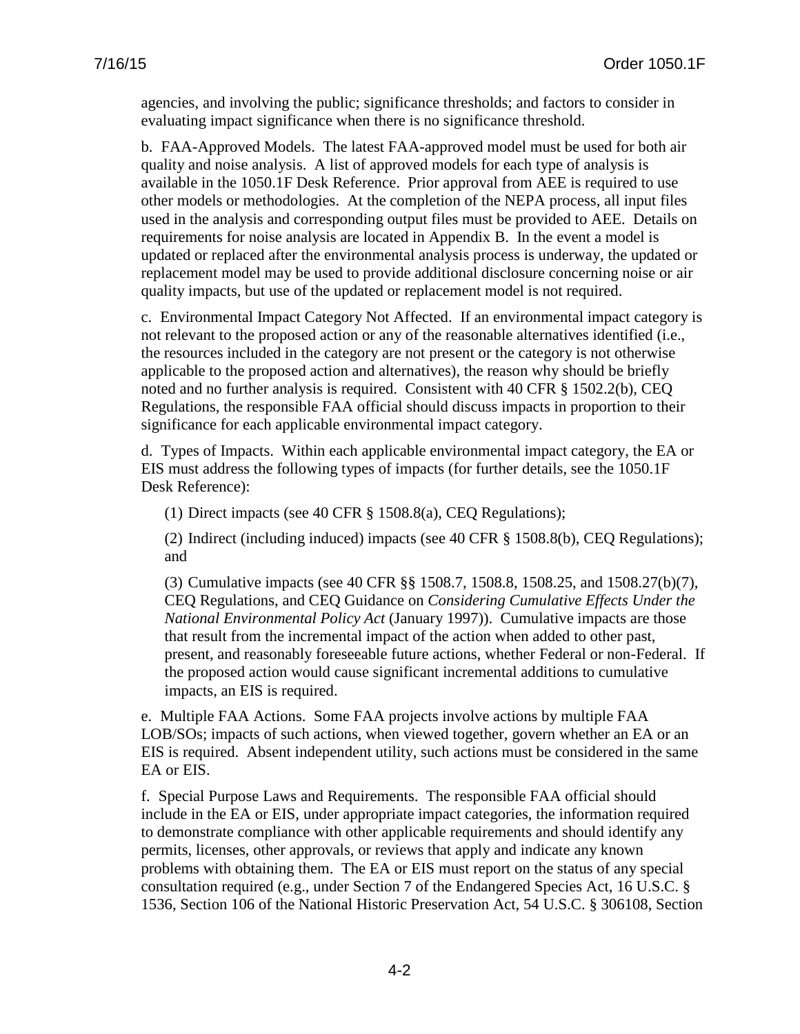agencies, and involving the public; significance thresholds; and factors to consider in evaluating impact significance when there is no significance threshold.

b. FAA-Approved Models. The latest FAA-approved model must be used for both air quality and noise analysis. A list of approved models for each type of analysis is available in the 1050.1F Desk Reference. Prior approval from AEE is required to use other models or methodologies. At the completion of the NEPA process, all input files used in the analysis and corresponding output files must be provided to AEE. Details on requirements for noise analysis are located in Appendix B. In the event a model is updated or replaced after the environmental analysis process is underway, the updated or replacement model may be used to provide additional disclosure concerning noise or air quality impacts, but use of the updated or replacement model is not required.

c. Environmental Impact Category Not Affected. If an environmental impact category is not relevant to the proposed action or any of the reasonable alternatives identified (i.e., the resources included in the category are not present or the category is not otherwise applicable to the proposed action and alternatives), the reason why should be briefly noted and no further analysis is required. Consistent with 40 CFR § 1502.2(b), CEQ Regulations, the responsible FAA official should discuss impacts in proportion to their significance for each applicable environmental impact category.

d. Types of Impacts. Within each applicable environmental impact category, the EA or EIS must address the following types of impacts (for further details, see the 1050.1F Desk Reference):

(1) Direct impacts (see 40 CFR § 1508.8(a), CEQ Regulations);

(2) Indirect (including induced) impacts (see 40 CFR § 1508.8(b), CEQ Regulations); and

(3) Cumulative impacts (see 40 CFR §§ 1508.7, 1508.8, 1508.25, and 1508.27(b)(7), CEQ Regulations, and CEQ Guidance on *Considering Cumulative Effects Under the National Environmental Policy Act* (January 1997)). Cumulative impacts are those that result from the incremental impact of the action when added to other past, present, and reasonably foreseeable future actions, whether Federal or non-Federal. If the proposed action would cause significant incremental additions to cumulative impacts, an EIS is required.

e. Multiple FAA Actions. Some FAA projects involve actions by multiple FAA LOB/SOs; impacts of such actions, when viewed together, govern whether an EA or an EIS is required. Absent independent utility, such actions must be considered in the same EA or EIS.

f. Special Purpose Laws and Requirements. The responsible FAA official should include in the EA or EIS, under appropriate impact categories, the information required to demonstrate compliance with other applicable requirements and should identify any permits, licenses, other approvals, or reviews that apply and indicate any known problems with obtaining them. The EA or EIS must report on the status of any special consultation required (e.g., under Section 7 of the Endangered Species Act, 16 U.S.C. § 1536, Section 106 of the National Historic Preservation Act, 54 U.S.C. § 306108, Section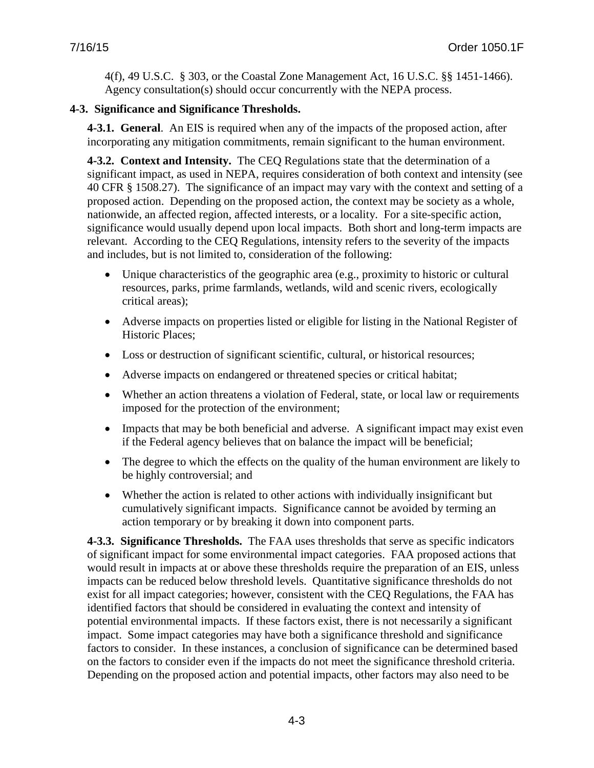4(f), 49 U.S.C. § 303, or the Coastal Zone Management Act, 16 U.S.C. §§ 1451-1466). Agency consultation(s) should occur concurrently with the NEPA process.

## 4-3. Significance and Significance Thresholds.

**4-3.1. General**. An EIS is required when any of the impacts of the proposed action, after incorporating any mitigation commitments, remain significant to the human environment.

**4-3.2. Context and Intensity.** The CEQ Regulations state that the determination of a significant impact, as used in NEPA, requires consideration of both context and intensity (see 40 CFR § 1508.27). The significance of an impact may vary with the context and setting of a proposed action. Depending on the proposed action, the context may be society as a whole, nationwide, an affected region, affected interests, or a locality. For a site-specific action, significance would usually depend upon local impacts. Both short and long-term impacts are relevant. According to the CEQ Regulations, intensity refers to the severity of the impacts and includes, but is not limited to, consideration of the following:

- Unique characteristics of the geographic area (e.g., proximity to historic or cultural resources, parks, prime farmlands, wetlands, wild and scenic rivers, ecologically critical areas);
- Adverse impacts on properties listed or eligible for listing in the National Register of Historic Places;
- Loss or destruction of significant scientific, cultural, or historical resources;
- Adverse impacts on endangered or threatened species or critical habitat;
- Whether an action threatens a violation of Federal, state, or local law or requirements imposed for the protection of the environment;
- Impacts that may be both beneficial and adverse. A significant impact may exist even if the Federal agency believes that on balance the impact will be beneficial;
- The degree to which the effects on the quality of the human environment are likely to be highly controversial; and
- Whether the action is related to other actions with individually insignificant but cumulatively significant impacts. Significance cannot be avoided by terming an action temporary or by breaking it down into component parts.

**4-3.3. Significance Thresholds.** The FAA uses thresholds that serve as specific indicators of significant impact for some environmental impact categories. FAA proposed actions that would result in impacts at or above these thresholds require the preparation of an EIS, unless impacts can be reduced below threshold levels. Quantitative significance thresholds do not exist for all impact categories; however, consistent with the CEQ Regulations, the FAA has identified factors that should be considered in evaluating the context and intensity of potential environmental impacts. If these factors exist, there is not necessarily a significant impact. Some impact categories may have both a significance threshold and significance factors to consider. In these instances, a conclusion of significance can be determined based on the factors to consider even if the impacts do not meet the significance threshold criteria. Depending on the proposed action and potential impacts, other factors may also need to be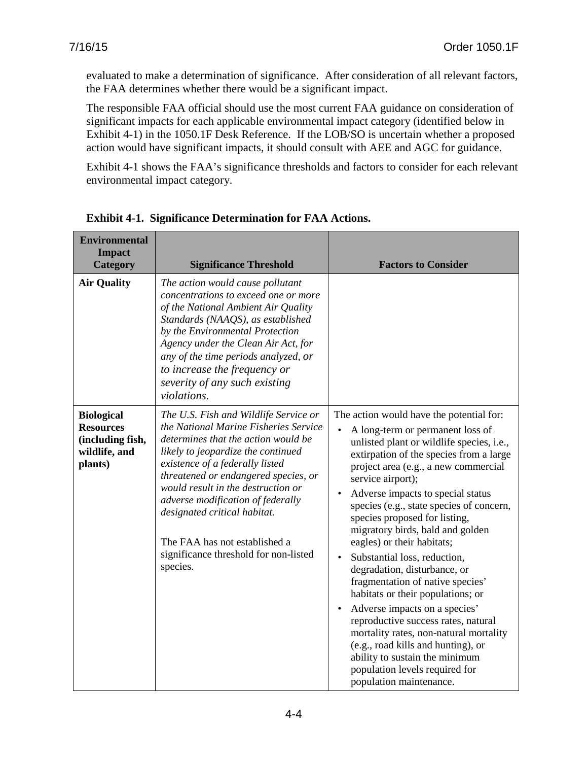evaluated to make a determination of significance. After consideration of all relevant factors, the FAA determines whether there would be a significant impact.

The responsible FAA official should use the most current FAA guidance on consideration of significant impacts for each applicable environmental impact category (identified below in Exhibit 4-1) in the 1050.1F Desk Reference. If the LOB/SO is uncertain whether a proposed action would have significant impacts, it should consult with AEE and AGC for guidance.

Exhibit 4-1 shows the FAA's significance thresholds and factors to consider for each relevant environmental impact category.

**Exhibit 4-1. Significance Determination for FAA Actions.**

| Environmental Impact Category | Significance Threshold | Factors to Consider |
|---|---|---|
| **Air Quality** | *The action would cause pollutant concentrations to exceed one or more of the National Ambient Air Quality Standards (NAAQS), as established by the Environmental Protection Agency under the Clean Air Act, for any of the time periods analyzed, or to increase the frequency or severity of any such existing violations.* | |
| **Biological Resources (including fish, wildlife, and plants)** | *The U.S. Fish and Wildlife Service or the National Marine Fisheries Service determines that the action would be likely to jeopardize the continued existence of a federally listed threatened or endangered species, or would result in the destruction or adverse modification of federally designated critical habitat.*<br><br>The FAA has not established a significance threshold for non-listed species. | The action would have the potential for:<br>• A long-term or permanent loss of unlisted plant or wildlife species, i.e., extirpation of the species from a large project area (e.g., a new commercial service airport);<br>• Adverse impacts to special status species (e.g., state species of concern, species proposed for listing, migratory birds, bald and golden eagles) or their habitats;<br>• Substantial loss, reduction, degradation, disturbance, or fragmentation of native species' habitats or their populations; or<br>• Adverse impacts on a species' reproductive success rates, natural mortality rates, non-natural mortality (e.g., road kills and hunting), or ability to sustain the minimum population levels required for population maintenance. |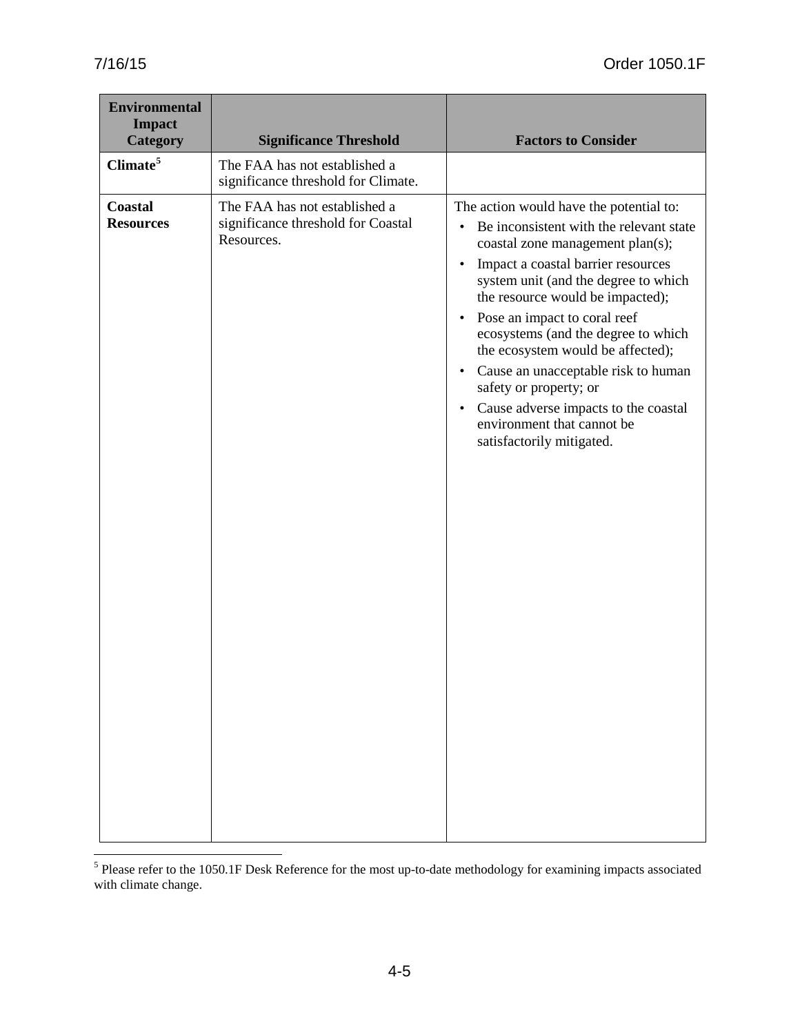| Environmental Impact Category | Significance Threshold | Factors to Consider |
|---|---|---|
| **Climate**[5] | The FAA has not established a significance threshold for Climate. | |
| **Coastal Resources** | The FAA has not established a significance threshold for Coastal Resources. | The action would have the potential to: <br>• Be inconsistent with the relevant state coastal zone management plan(s); <br>• Impact a coastal barrier resources system unit (and the degree to which the resource would be impacted); <br>• Pose an impact to coral reef ecosystems (and the degree to which the ecosystem would be affected); <br>• Cause an unacceptable risk to human safety or property; or <br>• Cause adverse impacts to the coastal environment that cannot be satisfactorily mitigated. |

[5] Please refer to the 1050.1F Desk Reference for the most up-to-date methodology for examining impacts associated with climate change.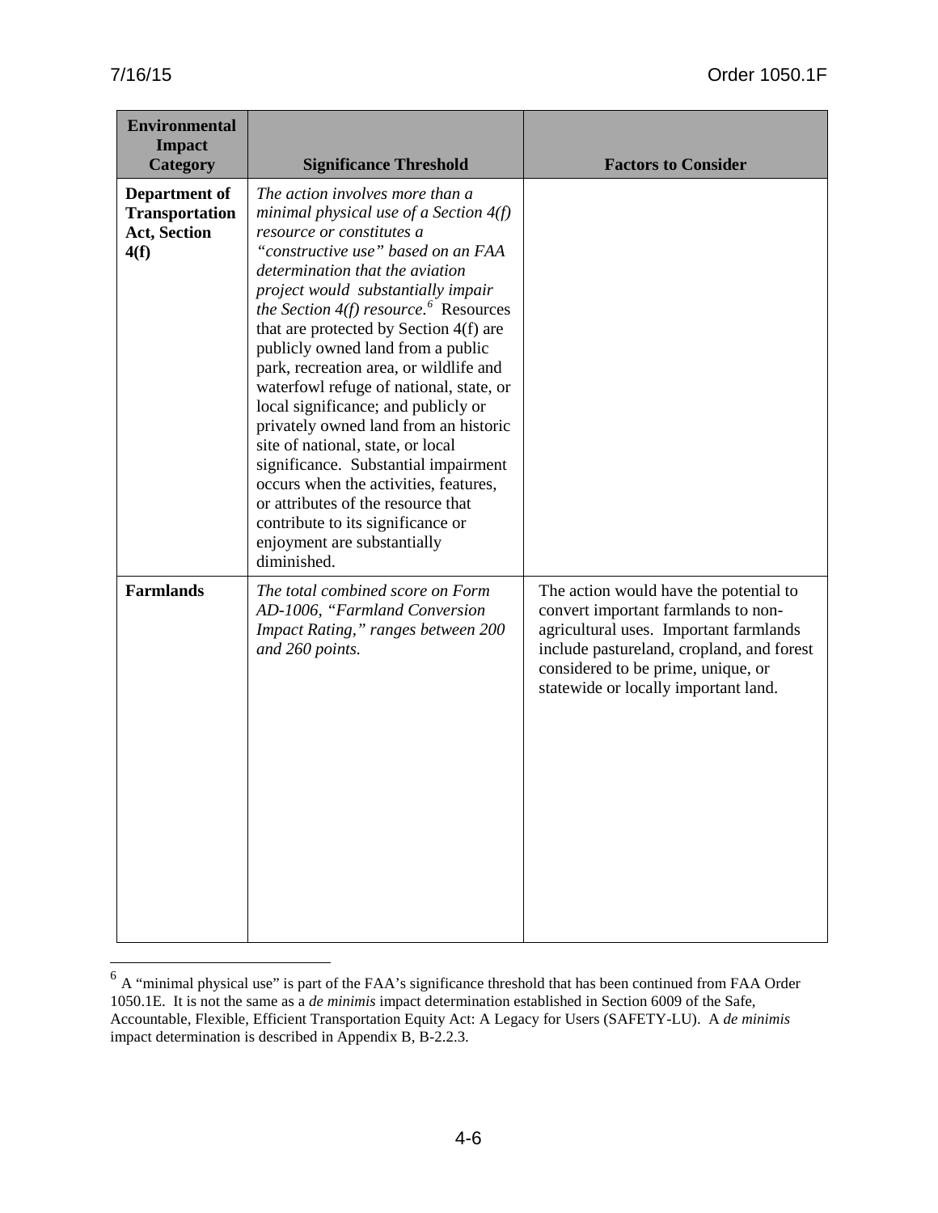| Environmental Impact Category | Significance Threshold | Factors to Consider |
|---|---|---|
| **Department of Transportation Act, Section 4(f)** | *The action involves more than a minimal physical use of a Section 4(f) resource or constitutes a "constructive use" based on an FAA determination that the aviation project would substantially impair the Section 4(f) resource.*[6] Resources that are protected by Section 4(f) are publicly owned land from a public park, recreation area, or wildlife and waterfowl refuge of national, state, or local significance; and publicly or privately owned land from an historic site of national, state, or local significance. Substantial impairment occurs when the activities, features, or attributes of the resource that contribute to its significance or enjoyment are substantially diminished. | |
| **Farmlands** | *The total combined score on Form AD-1006, "Farmland Conversion Impact Rating," ranges between 200 and 260 points.* | The action would have the potential to convert important farmlands to non-agricultural uses. Important farmlands include pastureland, cropland, and forest considered to be prime, unique, or statewide or locally important land. |

[6] A "minimal physical use" is part of the FAA's significance threshold that has been continued from FAA Order 1050.1E. It is not the same as a *de minimis* impact determination established in Section 6009 of the Safe, Accountable, Flexible, Efficient Transportation Equity Act: A Legacy for Users (SAFETY-LU). A *de minimis* impact determination is described in Appendix B, B-2.2.3.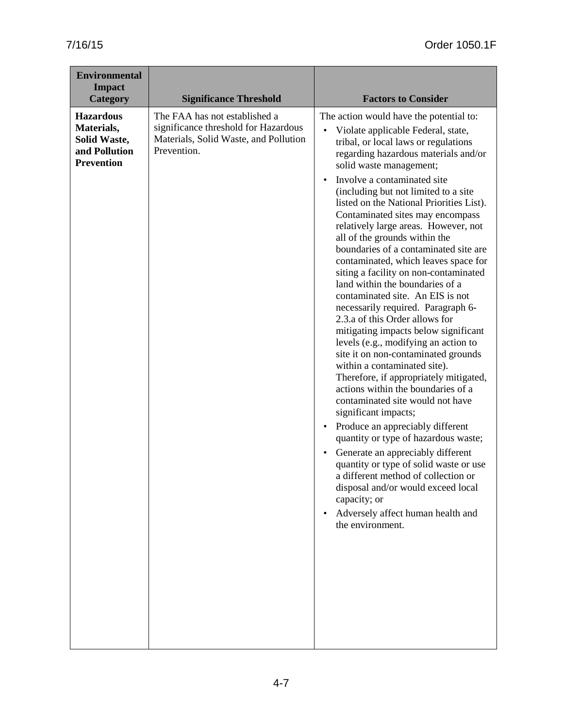| Environmental Impact Category | Significance Threshold | Factors to Consider |
|---|---|---|
| **Hazardous Materials, Solid Waste, and Pollution Prevention** | The FAA has not established a significance threshold for Hazardous Materials, Solid Waste, and Pollution Prevention. | The action would have the potential to:<br>• Violate applicable Federal, state, tribal, or local laws or regulations regarding hazardous materials and/or solid waste management;<br>• Involve a contaminated site (including but not limited to a site listed on the National Priorities List). Contaminated sites may encompass relatively large areas. However, not all of the grounds within the boundaries of a contaminated site are contaminated, which leaves space for siting a facility on non-contaminated land within the boundaries of a contaminated site. An EIS is not necessarily required. Paragraph 6-2.3.a of this Order allows for mitigating impacts below significant levels (e.g., modifying an action to site it on non-contaminated grounds within a contaminated site). Therefore, if appropriately mitigated, actions within the boundaries of a contaminated site would not have significant impacts;<br>• Produce an appreciably different quantity or type of hazardous waste;<br>• Generate an appreciably different quantity or type of solid waste or use a different method of collection or disposal and/or would exceed local capacity; or<br>• Adversely affect human health and the environment. |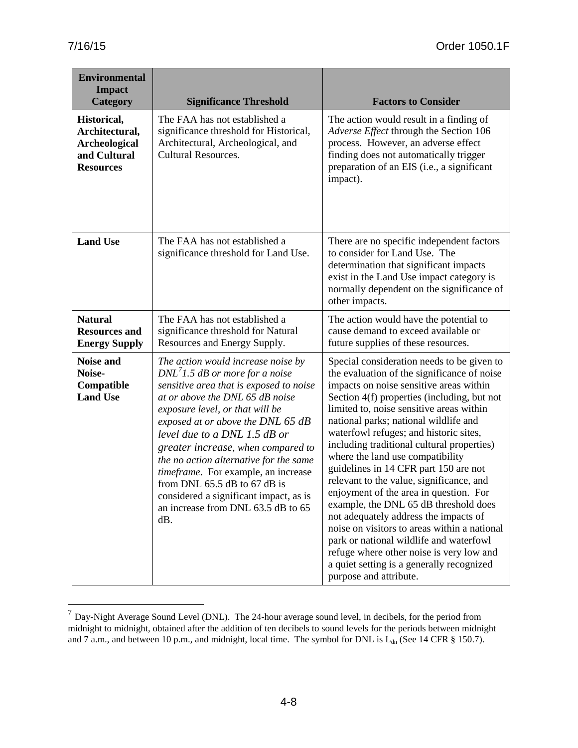| Environmental Impact Category | Significance Threshold | Factors to Consider |
|---|---|---|
| **Historical, Architectural, Archeological and Cultural Resources** | The FAA has not established a significance threshold for Historical, Architectural, Archeological, and Cultural Resources. | The action would result in a finding of *Adverse Effect* through the Section 106 process. However, an adverse effect finding does not automatically trigger preparation of an EIS (i.e., a significant impact). |
| **Land Use** | The FAA has not established a significance threshold for Land Use. | There are no specific independent factors to consider for Land Use. The determination that significant impacts exist in the Land Use impact category is normally dependent on the significance of other impacts. |
| **Natural Resources and Energy Supply** | The FAA has not established a significance threshold for Natural Resources and Energy Supply. | The action would have the potential to cause demand to exceed available or future supplies of these resources. |
| **Noise and Noise-Compatible Land Use** | *The action would increase noise by DNL[7] 1.5 dB or more for a noise sensitive area that is exposed to noise at or above the DNL 65 dB noise exposure level, or that will be exposed at or above the DNL 65 dB level due to a DNL 1.5 dB or greater increase, when compared to the no action alternative for the same timeframe*. For example, an increase from DNL 65.5 dB to 67 dB is considered a significant impact, as is an increase from DNL 63.5 dB to 65 dB. | Special consideration needs to be given to the evaluation of the significance of noise impacts on noise sensitive areas within Section 4(f) properties (including, but not limited to, noise sensitive areas within national parks; national wildlife and waterfowl refuges; and historic sites, including traditional cultural properties) where the land use compatibility guidelines in 14 CFR part 150 are not relevant to the value, significance, and enjoyment of the area in question. For example, the DNL 65 dB threshold does not adequately address the impacts of noise on visitors to areas within a national park or national wildlife and waterfowl refuge where other noise is very low and a quiet setting is a generally recognized purpose and attribute. |

[7] Day-Night Average Sound Level (DNL). The 24-hour average sound level, in decibels, for the period from midnight to midnight, obtained after the addition of ten decibels to sound levels for the periods between midnight and 7 a.m., and between 10 p.m., and midnight, local time. The symbol for DNL is $L_{dn}$ (See 14 CFR § 150.7).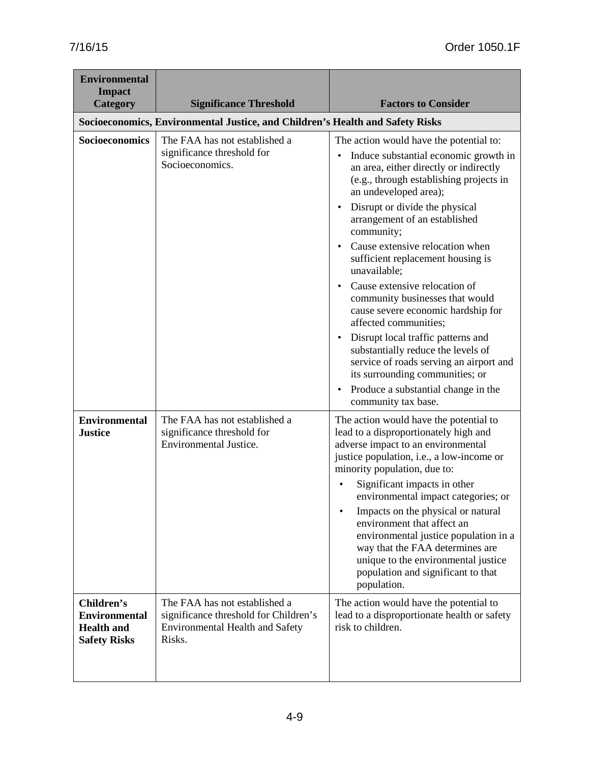| Environmental Impact Category | Significance Threshold | Factors to Consider |
|---|---|---|
| **Socioeconomics, Environmental Justice, and Children's Health and Safety Risks** | | |
| **Socioeconomics** | The FAA has not established a significance threshold for Socioeconomics. | The action would have the potential to:<br>• Induce substantial economic growth in an area, either directly or indirectly (e.g., through establishing projects in an undeveloped area);<br>• Disrupt or divide the physical arrangement of an established community;<br>• Cause extensive relocation when sufficient replacement housing is unavailable;<br>• Cause extensive relocation of community businesses that would cause severe economic hardship for affected communities;<br>• Disrupt local traffic patterns and substantially reduce the levels of service of roads serving an airport and its surrounding communities; or<br>• Produce a substantial change in the community tax base. |
| **Environmental Justice** | The FAA has not established a significance threshold for Environmental Justice. | The action would have the potential to lead to a disproportionately high and adverse impact to an environmental justice population, i.e., a low-income or minority population, due to:<br>• Significant impacts in other environmental impact categories; or<br>• Impacts on the physical or natural environment that affect an environmental justice population in a way that the FAA determines are unique to the environmental justice population and significant to that population. |
| **Children's Environmental Health and Safety Risks** | The FAA has not established a significance threshold for Children's Environmental Health and Safety Risks. | The action would have the potential to lead to a disproportionate health or safety risk to children. |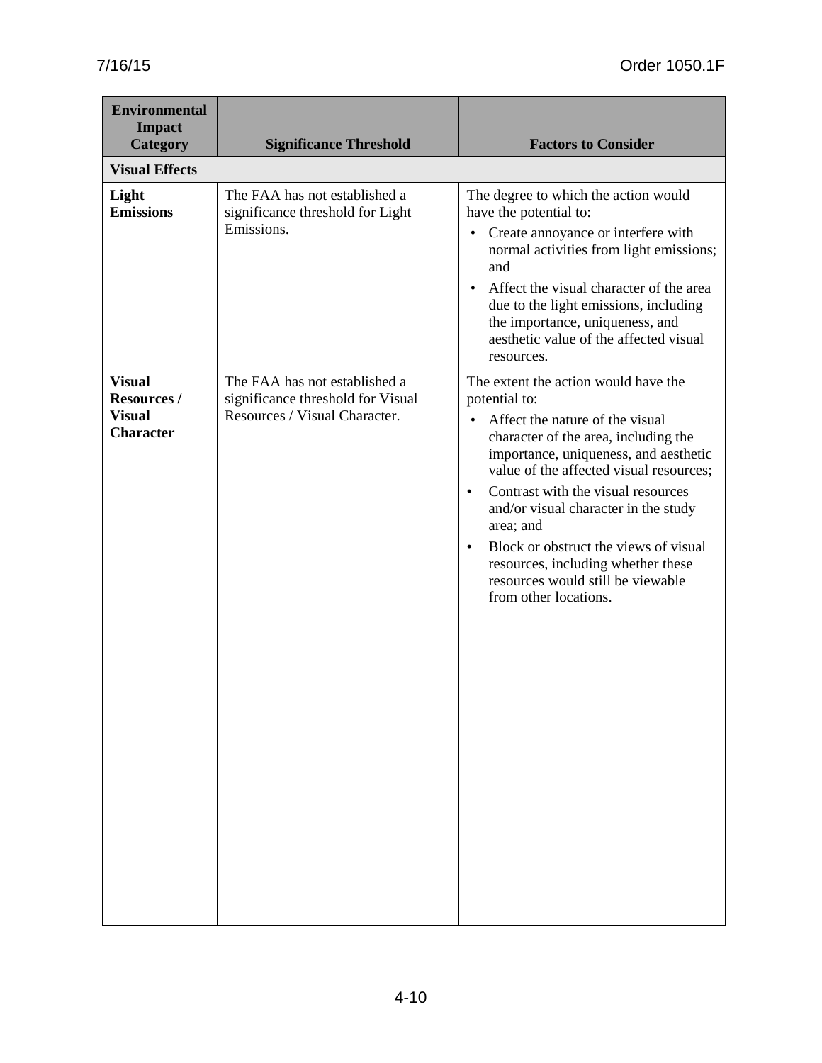| Environmental Impact Category | Significance Threshold | Factors to Consider |
|---|---|---|
| **Visual Effects** | | |
| **Light Emissions** | The FAA has not established a significance threshold for Light Emissions. | The degree to which the action would have the potential to:<br>• Create annoyance or interfere with normal activities from light emissions; and<br>• Affect the visual character of the area due to the light emissions, including the importance, uniqueness, and aesthetic value of the affected visual resources. |
| **Visual Resources / Visual Character** | The FAA has not established a significance threshold for Visual Resources / Visual Character. | The extent the action would have the potential to:<br>• Affect the nature of the visual character of the area, including the importance, uniqueness, and aesthetic value of the affected visual resources;<br>• Contrast with the visual resources and/or visual character in the study area; and<br>• Block or obstruct the views of visual resources, including whether these resources would still be viewable from other locations. |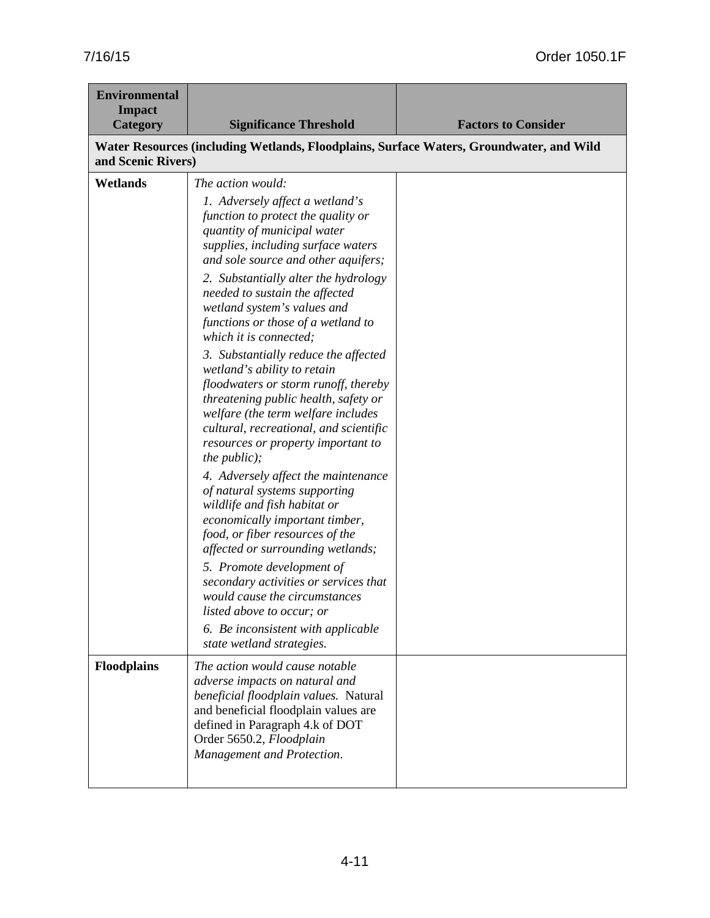| Environmental Impact Category | Significance Threshold | Factors to Consider |
|---|---|---|
| **Water Resources (including Wetlands, Floodplains, Surface Waters, Groundwater, and Wild and Scenic Rivers)** | | |
| **Wetlands** | *The action would:*<br>*1. Adversely affect a wetland's function to protect the quality or quantity of municipal water supplies, including surface waters and sole source and other aquifers;*<br>*2. Substantially alter the hydrology needed to sustain the affected wetland system's values and functions or those of a wetland to which it is connected;*<br>*3. Substantially reduce the affected wetland's ability to retain floodwaters or storm runoff, thereby threatening public health, safety or welfare (the term welfare includes cultural, recreational, and scientific resources or property important to the public);*<br>*4. Adversely affect the maintenance of natural systems supporting wildlife and fish habitat or economically important timber, food, or fiber resources of the affected or surrounding wetlands;*<br>*5. Promote development of secondary activities or services that would cause the circumstances listed above to occur; or*<br>*6. Be inconsistent with applicable state wetland strategies.* | |
| **Floodplains** | *The action would cause notable adverse impacts on natural and beneficial floodplain values.* Natural and beneficial floodplain values are defined in Paragraph 4.k of DOT Order 5650.2, *Floodplain Management and Protection*. | |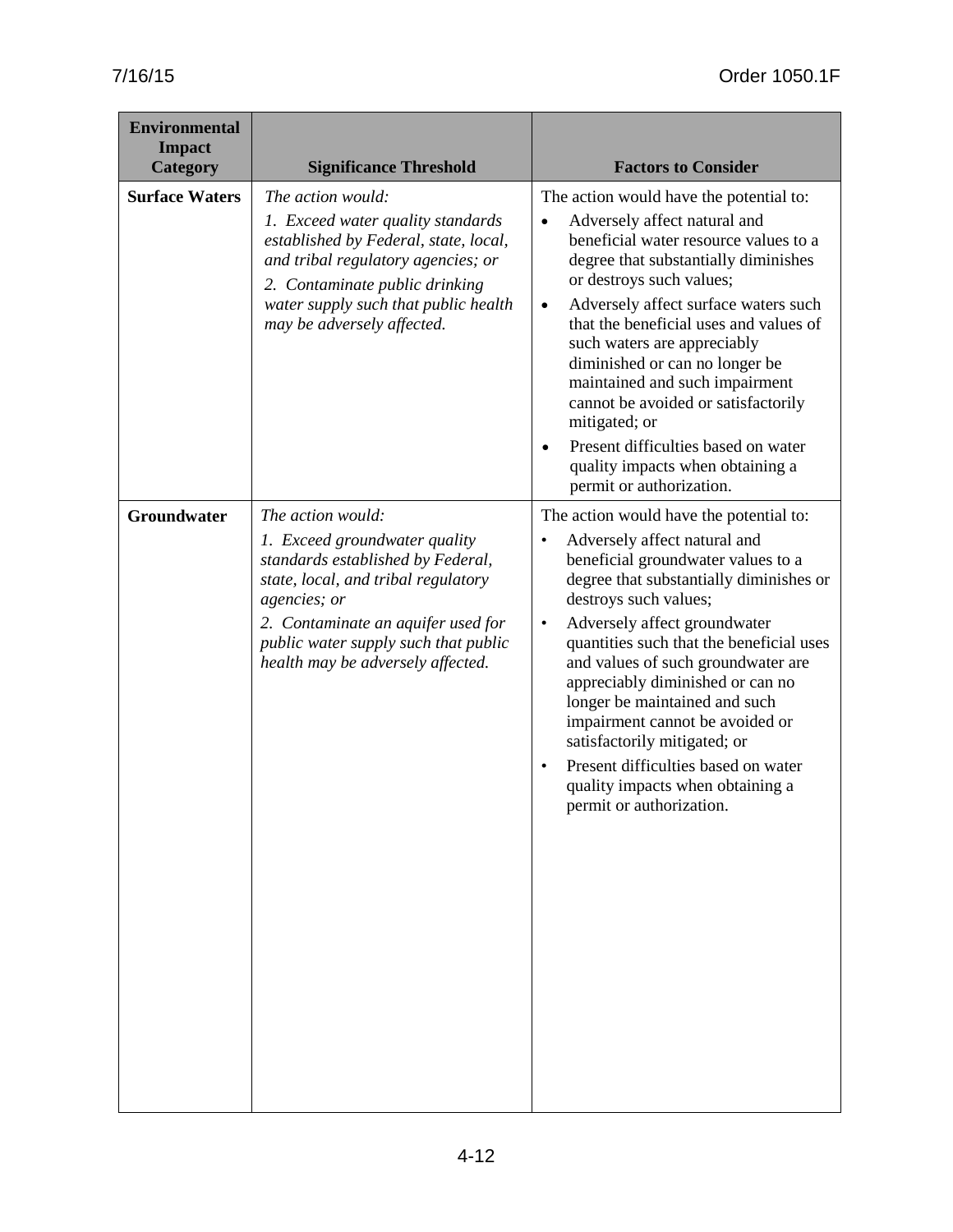| Environmental Impact Category | Significance Threshold | Factors to Consider |
|---|---|---|
| **Surface Waters** | *The action would:*<br>*1. Exceed water quality standards established by Federal, state, local, and tribal regulatory agencies; or*<br>*2. Contaminate public drinking water supply such that public health may be adversely affected.* | The action would have the potential to:<br>• Adversely affect natural and beneficial water resource values to a degree that substantially diminishes or destroys such values;<br>• Adversely affect surface waters such that the beneficial uses and values of such waters are appreciably diminished or can no longer be maintained and such impairment cannot be avoided or satisfactorily mitigated; or<br>• Present difficulties based on water quality impacts when obtaining a permit or authorization. |
| **Groundwater** | *The action would:*<br>*1. Exceed groundwater quality standards established by Federal, state, local, and tribal regulatory agencies; or*<br>*2. Contaminate an aquifer used for public water supply such that public health may be adversely affected.* | The action would have the potential to:<br>• Adversely affect natural and beneficial groundwater values to a degree that substantially diminishes or destroys such values;<br>• Adversely affect groundwater quantities such that the beneficial uses and values of such groundwater are appreciably diminished or can no longer be maintained and such impairment cannot be avoided or satisfactorily mitigated; or<br>• Present difficulties based on water quality impacts when obtaining a permit or authorization. |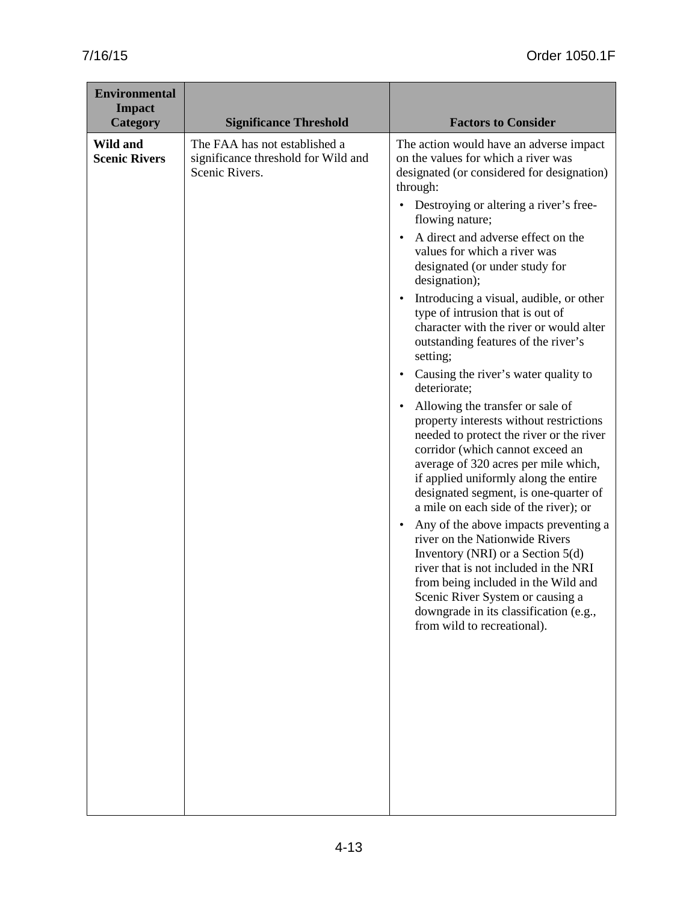| Environmental Impact Category | Significance Threshold | Factors to Consider |
|---|---|---|
| **Wild and Scenic Rivers** | The FAA has not established a significance threshold for Wild and Scenic Rivers. | The action would have an adverse impact on the values for which a river was designated (or considered for designation) through:<br>• Destroying or altering a river's free-flowing nature;<br>• A direct and adverse effect on the values for which a river was designated (or under study for designation);<br>• Introducing a visual, audible, or other type of intrusion that is out of character with the river or would alter outstanding features of the river's setting;<br>• Causing the river's water quality to deteriorate;<br>• Allowing the transfer or sale of property interests without restrictions needed to protect the river or the river corridor (which cannot exceed an average of 320 acres per mile which, if applied uniformly along the entire designated segment, is one-quarter of a mile on each side of the river); or<br>• Any of the above impacts preventing a river on the Nationwide Rivers Inventory (NRI) or a Section 5(d) river that is not included in the NRI from being included in the Wild and Scenic River System or causing a downgrade in its classification (e.g., from wild to recreational). |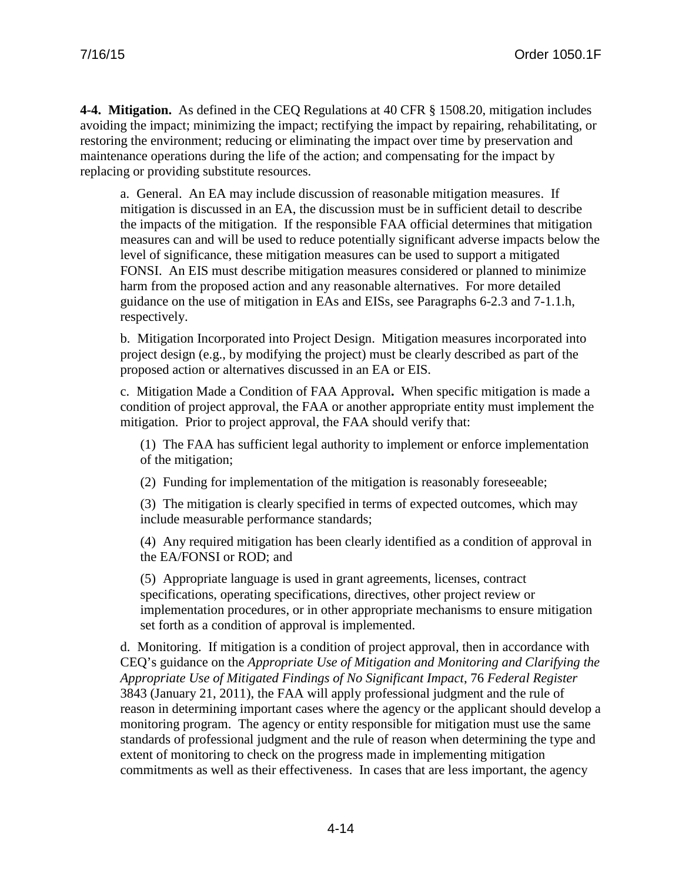**4-4. Mitigation.** As defined in the CEQ Regulations at 40 CFR § 1508.20, mitigation includes avoiding the impact; minimizing the impact; rectifying the impact by repairing, rehabilitating, or restoring the environment; reducing or eliminating the impact over time by preservation and maintenance operations during the life of the action; and compensating for the impact by replacing or providing substitute resources.

a. General. An EA may include discussion of reasonable mitigation measures. If mitigation is discussed in an EA, the discussion must be in sufficient detail to describe the impacts of the mitigation. If the responsible FAA official determines that mitigation measures can and will be used to reduce potentially significant adverse impacts below the level of significance, these mitigation measures can be used to support a mitigated FONSI. An EIS must describe mitigation measures considered or planned to minimize harm from the proposed action and any reasonable alternatives. For more detailed guidance on the use of mitigation in EAs and EISs, see Paragraphs 6-2.3 and 7-1.1.h, respectively.

b. Mitigation Incorporated into Project Design. Mitigation measures incorporated into project design (e.g., by modifying the project) must be clearly described as part of the proposed action or alternatives discussed in an EA or EIS.

c. Mitigation Made a Condition of FAA Approval**.** When specific mitigation is made a condition of project approval, the FAA or another appropriate entity must implement the mitigation. Prior to project approval, the FAA should verify that:

(1) The FAA has sufficient legal authority to implement or enforce implementation of the mitigation;

(2) Funding for implementation of the mitigation is reasonably foreseeable;

(3) The mitigation is clearly specified in terms of expected outcomes, which may include measurable performance standards;

(4) Any required mitigation has been clearly identified as a condition of approval in the EA/FONSI or ROD; and

(5) Appropriate language is used in grant agreements, licenses, contract specifications, operating specifications, directives, other project review or implementation procedures, or in other appropriate mechanisms to ensure mitigation set forth as a condition of approval is implemented.

d. Monitoring. If mitigation is a condition of project approval, then in accordance with CEQ's guidance on the *Appropriate Use of Mitigation and Monitoring and Clarifying the Appropriate Use of Mitigated Findings of No Significant Impact*, 76 *Federal Register* 3843 (January 21, 2011), the FAA will apply professional judgment and the rule of reason in determining important cases where the agency or the applicant should develop a monitoring program. The agency or entity responsible for mitigation must use the same standards of professional judgment and the rule of reason when determining the type and extent of monitoring to check on the progress made in implementing mitigation commitments as well as their effectiveness. In cases that are less important, the agency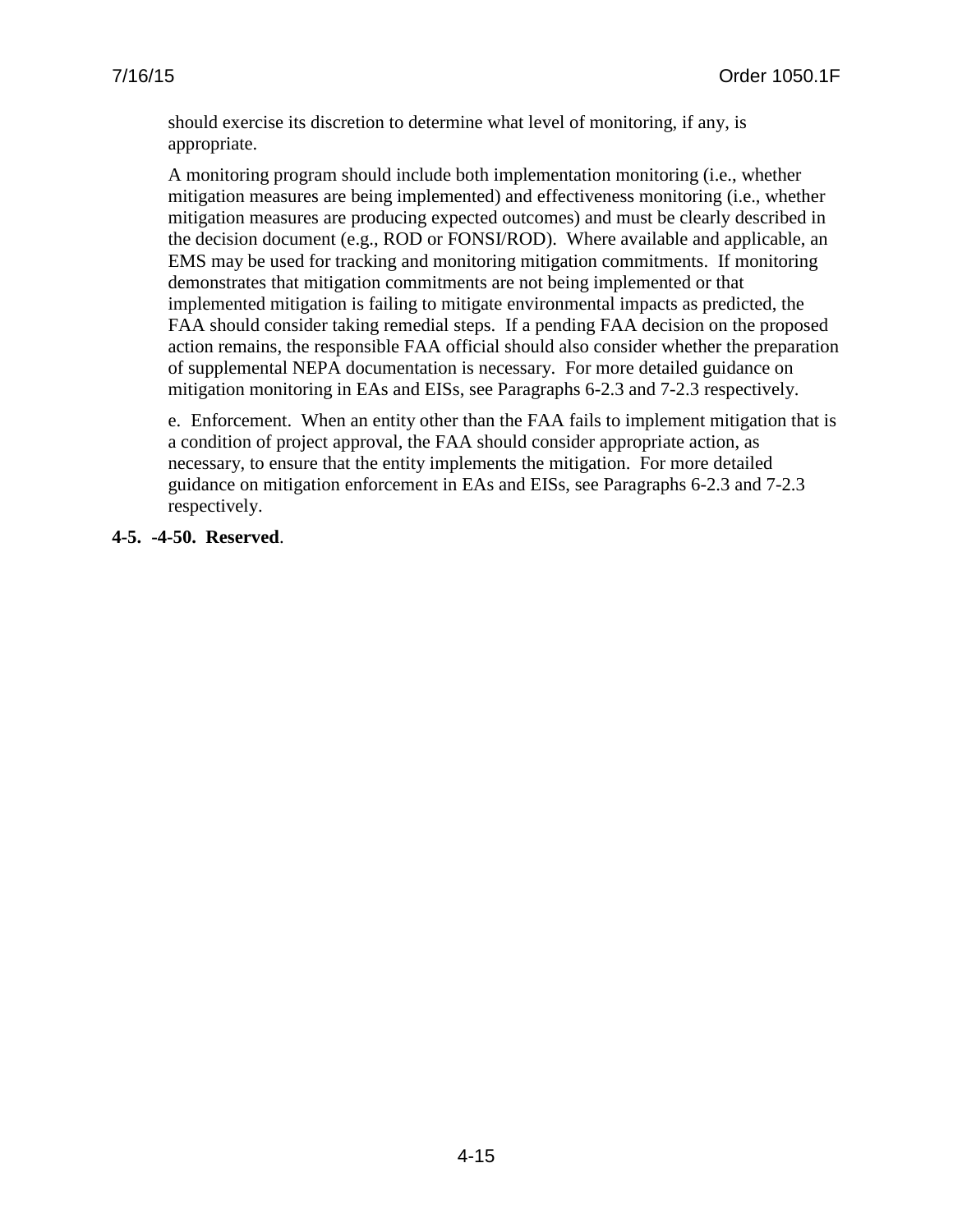should exercise its discretion to determine what level of monitoring, if any, is appropriate.

A monitoring program should include both implementation monitoring (i.e., whether mitigation measures are being implemented) and effectiveness monitoring (i.e., whether mitigation measures are producing expected outcomes) and must be clearly described in the decision document (e.g., ROD or FONSI/ROD). Where available and applicable, an EMS may be used for tracking and monitoring mitigation commitments. If monitoring demonstrates that mitigation commitments are not being implemented or that implemented mitigation is failing to mitigate environmental impacts as predicted, the FAA should consider taking remedial steps. If a pending FAA decision on the proposed action remains, the responsible FAA official should also consider whether the preparation of supplemental NEPA documentation is necessary. For more detailed guidance on mitigation monitoring in EAs and EISs, see Paragraphs 6-2.3 and 7-2.3 respectively.

e. Enforcement. When an entity other than the FAA fails to implement mitigation that is a condition of project approval, the FAA should consider appropriate action, as necessary, to ensure that the entity implements the mitigation. For more detailed guidance on mitigation enforcement in EAs and EISs, see Paragraphs 6-2.3 and 7-2.3 respectively.

**4-5. -4-50. Reserved**.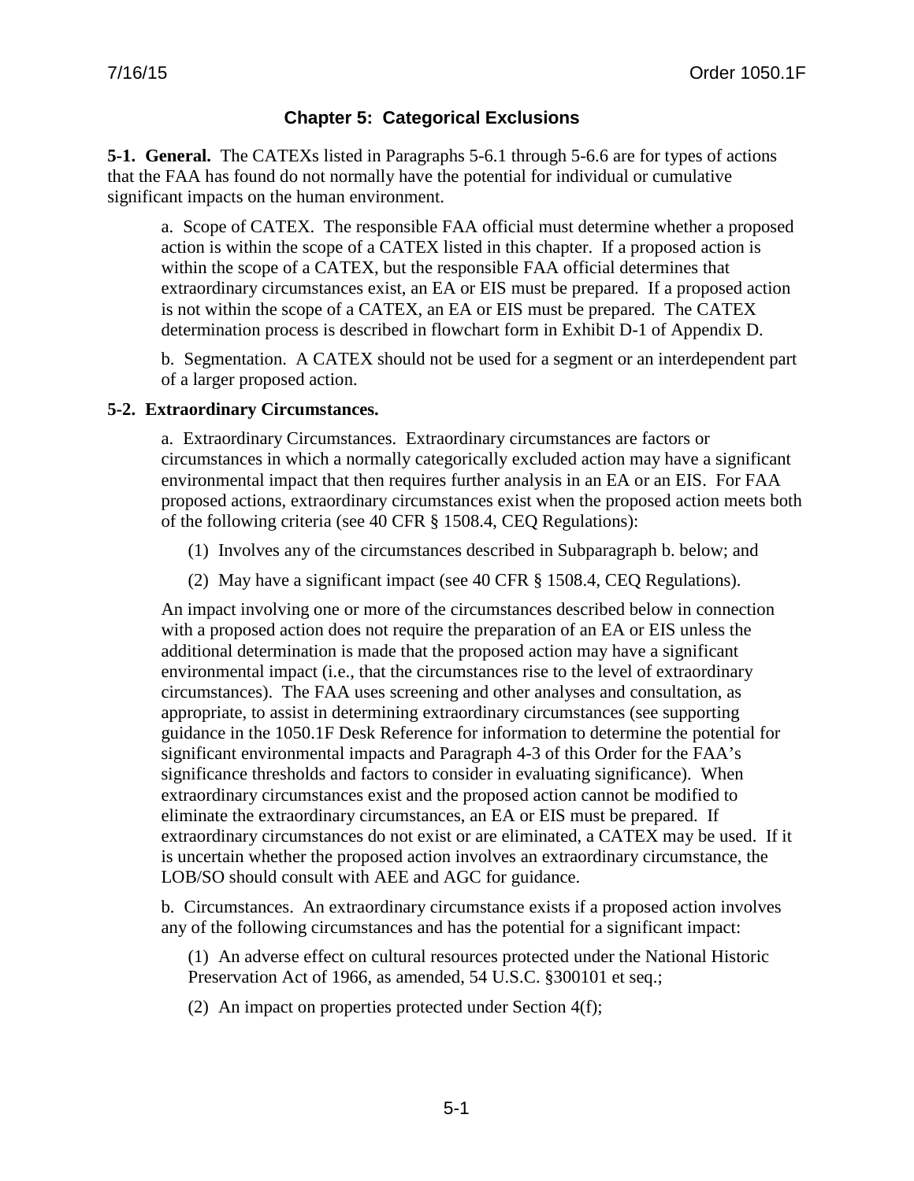## Chapter 5: Categorical Exclusions

**5-1. General.** The CATEXs listed in Paragraphs 5-6.1 through 5-6.6 are for types of actions that the FAA has found do not normally have the potential for individual or cumulative significant impacts on the human environment.

a. Scope of CATEX. The responsible FAA official must determine whether a proposed action is within the scope of a CATEX listed in this chapter. If a proposed action is within the scope of a CATEX, but the responsible FAA official determines that extraordinary circumstances exist, an EA or EIS must be prepared. If a proposed action is not within the scope of a CATEX, an EA or EIS must be prepared. The CATEX determination process is described in flowchart form in Exhibit D-1 of Appendix D.

b. Segmentation. A CATEX should not be used for a segment or an interdependent part of a larger proposed action.

**5-2. Extraordinary Circumstances.**

a. Extraordinary Circumstances. Extraordinary circumstances are factors or circumstances in which a normally categorically excluded action may have a significant environmental impact that then requires further analysis in an EA or an EIS. For FAA proposed actions, extraordinary circumstances exist when the proposed action meets both of the following criteria (see 40 CFR § 1508.4, CEQ Regulations):

(1) Involves any of the circumstances described in Subparagraph b. below; and

(2) May have a significant impact (see 40 CFR § 1508.4, CEQ Regulations).

An impact involving one or more of the circumstances described below in connection with a proposed action does not require the preparation of an EA or EIS unless the additional determination is made that the proposed action may have a significant environmental impact (i.e., that the circumstances rise to the level of extraordinary circumstances). The FAA uses screening and other analyses and consultation, as appropriate, to assist in determining extraordinary circumstances (see supporting guidance in the 1050.1F Desk Reference for information to determine the potential for significant environmental impacts and Paragraph 4-3 of this Order for the FAA's significance thresholds and factors to consider in evaluating significance). When extraordinary circumstances exist and the proposed action cannot be modified to eliminate the extraordinary circumstances, an EA or EIS must be prepared. If extraordinary circumstances do not exist or are eliminated, a CATEX may be used. If it is uncertain whether the proposed action involves an extraordinary circumstance, the LOB/SO should consult with AEE and AGC for guidance.

b. Circumstances. An extraordinary circumstance exists if a proposed action involves any of the following circumstances and has the potential for a significant impact:

(1) An adverse effect on cultural resources protected under the National Historic Preservation Act of 1966, as amended, 54 U.S.C. §300101 et seq.;

(2) An impact on properties protected under Section 4(f);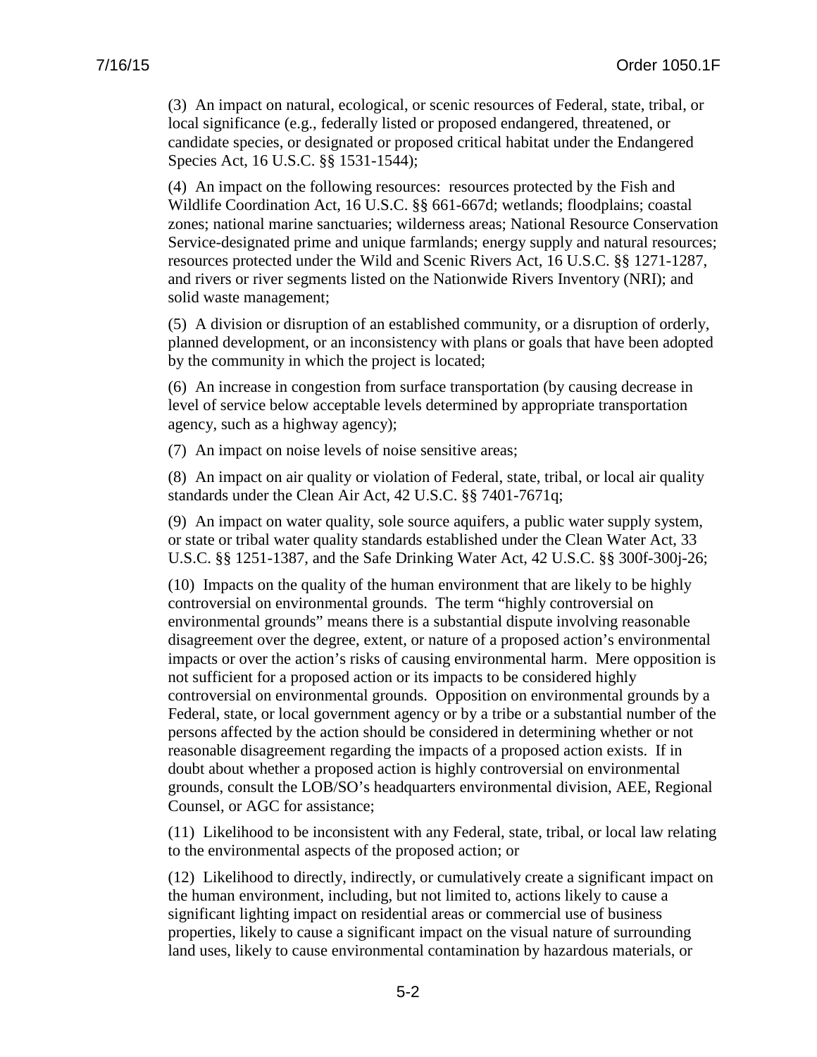(3) An impact on natural, ecological, or scenic resources of Federal, state, tribal, or local significance (e.g., federally listed or proposed endangered, threatened, or candidate species, or designated or proposed critical habitat under the Endangered Species Act, 16 U.S.C. §§ 1531-1544);

(4) An impact on the following resources: resources protected by the Fish and Wildlife Coordination Act, 16 U.S.C. §§ 661-667d; wetlands; floodplains; coastal zones; national marine sanctuaries; wilderness areas; National Resource Conservation Service-designated prime and unique farmlands; energy supply and natural resources; resources protected under the Wild and Scenic Rivers Act, 16 U.S.C. §§ 1271-1287, and rivers or river segments listed on the Nationwide Rivers Inventory (NRI); and solid waste management;

(5) A division or disruption of an established community, or a disruption of orderly, planned development, or an inconsistency with plans or goals that have been adopted by the community in which the project is located;

(6) An increase in congestion from surface transportation (by causing decrease in level of service below acceptable levels determined by appropriate transportation agency, such as a highway agency);

(7) An impact on noise levels of noise sensitive areas;

(8) An impact on air quality or violation of Federal, state, tribal, or local air quality standards under the Clean Air Act, 42 U.S.C. §§ 7401-7671q;

(9) An impact on water quality, sole source aquifers, a public water supply system, or state or tribal water quality standards established under the Clean Water Act, 33 U.S.C. §§ 1251-1387, and the Safe Drinking Water Act, 42 U.S.C. §§ 300f-300j-26;

(10) Impacts on the quality of the human environment that are likely to be highly controversial on environmental grounds. The term "highly controversial on environmental grounds" means there is a substantial dispute involving reasonable disagreement over the degree, extent, or nature of a proposed action's environmental impacts or over the action's risks of causing environmental harm. Mere opposition is not sufficient for a proposed action or its impacts to be considered highly controversial on environmental grounds. Opposition on environmental grounds by a Federal, state, or local government agency or by a tribe or a substantial number of the persons affected by the action should be considered in determining whether or not reasonable disagreement regarding the impacts of a proposed action exists. If in doubt about whether a proposed action is highly controversial on environmental grounds, consult the LOB/SO's headquarters environmental division, AEE, Regional Counsel, or AGC for assistance;

(11) Likelihood to be inconsistent with any Federal, state, tribal, or local law relating to the environmental aspects of the proposed action; or

(12) Likelihood to directly, indirectly, or cumulatively create a significant impact on the human environment, including, but not limited to, actions likely to cause a significant lighting impact on residential areas or commercial use of business properties, likely to cause a significant impact on the visual nature of surrounding land uses, likely to cause environmental contamination by hazardous materials, or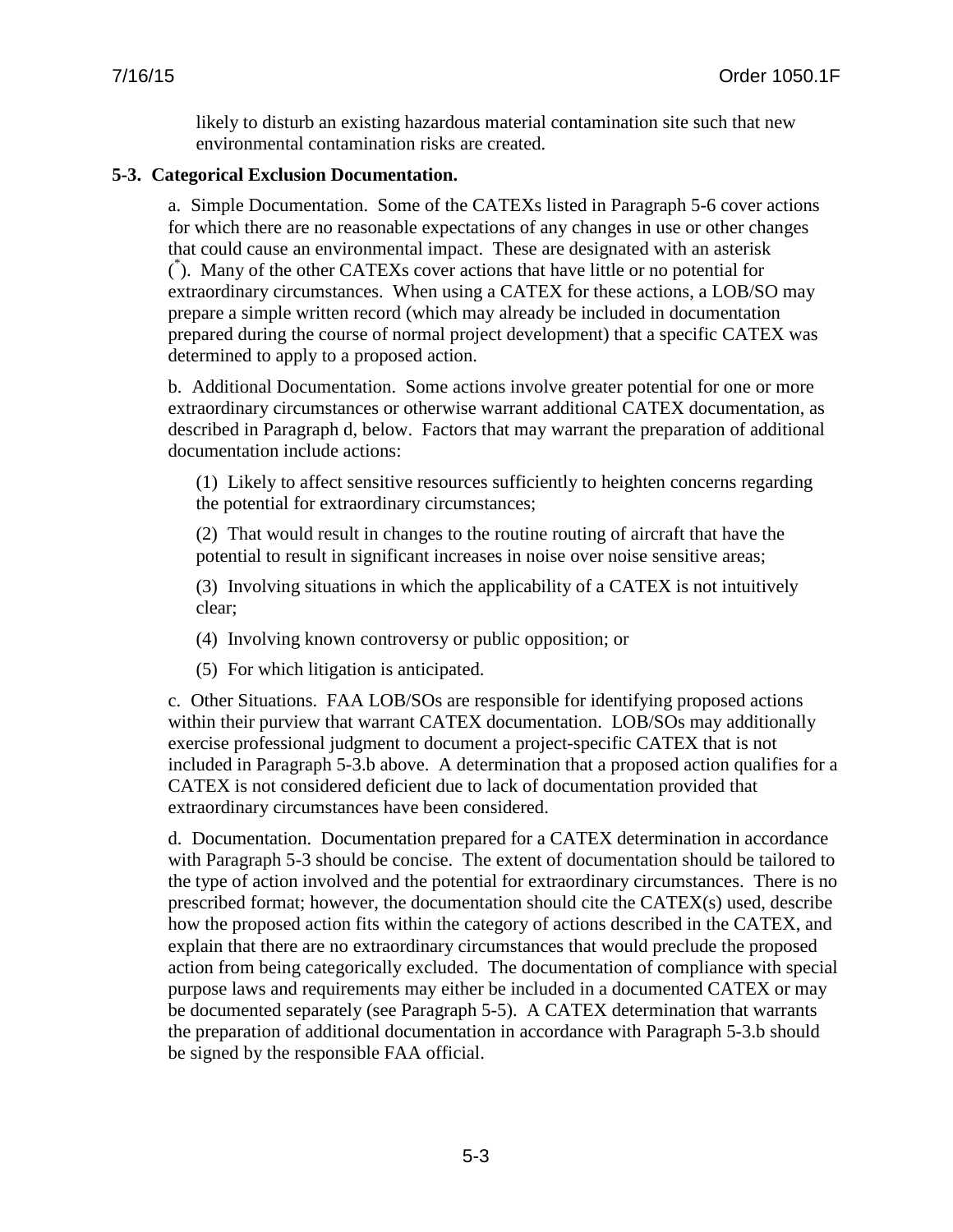likely to disturb an existing hazardous material contamination site such that new environmental contamination risks are created.

**5-3. Categorical Exclusion Documentation.**

a. Simple Documentation. Some of the CATEXs listed in Paragraph 5-6 cover actions for which there are no reasonable expectations of any changes in use or other changes that could cause an environmental impact. These are designated with an asterisk (*). Many of the other CATEXs cover actions that have little or no potential for extraordinary circumstances. When using a CATEX for these actions, a LOB/SO may prepare a simple written record (which may already be included in documentation prepared during the course of normal project development) that a specific CATEX was determined to apply to a proposed action.

b. Additional Documentation. Some actions involve greater potential for one or more extraordinary circumstances or otherwise warrant additional CATEX documentation, as described in Paragraph d, below. Factors that may warrant the preparation of additional documentation include actions:

(1) Likely to affect sensitive resources sufficiently to heighten concerns regarding the potential for extraordinary circumstances;

(2) That would result in changes to the routine routing of aircraft that have the potential to result in significant increases in noise over noise sensitive areas;

(3) Involving situations in which the applicability of a CATEX is not intuitively clear;

(4) Involving known controversy or public opposition; or

(5) For which litigation is anticipated.

c. Other Situations. FAA LOB/SOs are responsible for identifying proposed actions within their purview that warrant CATEX documentation. LOB/SOs may additionally exercise professional judgment to document a project-specific CATEX that is not included in Paragraph 5-3.b above. A determination that a proposed action qualifies for a CATEX is not considered deficient due to lack of documentation provided that extraordinary circumstances have been considered.

d. Documentation. Documentation prepared for a CATEX determination in accordance with Paragraph 5-3 should be concise. The extent of documentation should be tailored to the type of action involved and the potential for extraordinary circumstances. There is no prescribed format; however, the documentation should cite the CATEX(s) used, describe how the proposed action fits within the category of actions described in the CATEX, and explain that there are no extraordinary circumstances that would preclude the proposed action from being categorically excluded. The documentation of compliance with special purpose laws and requirements may either be included in a documented CATEX or may be documented separately (see Paragraph 5-5). A CATEX determination that warrants the preparation of additional documentation in accordance with Paragraph 5-3.b should be signed by the responsible FAA official.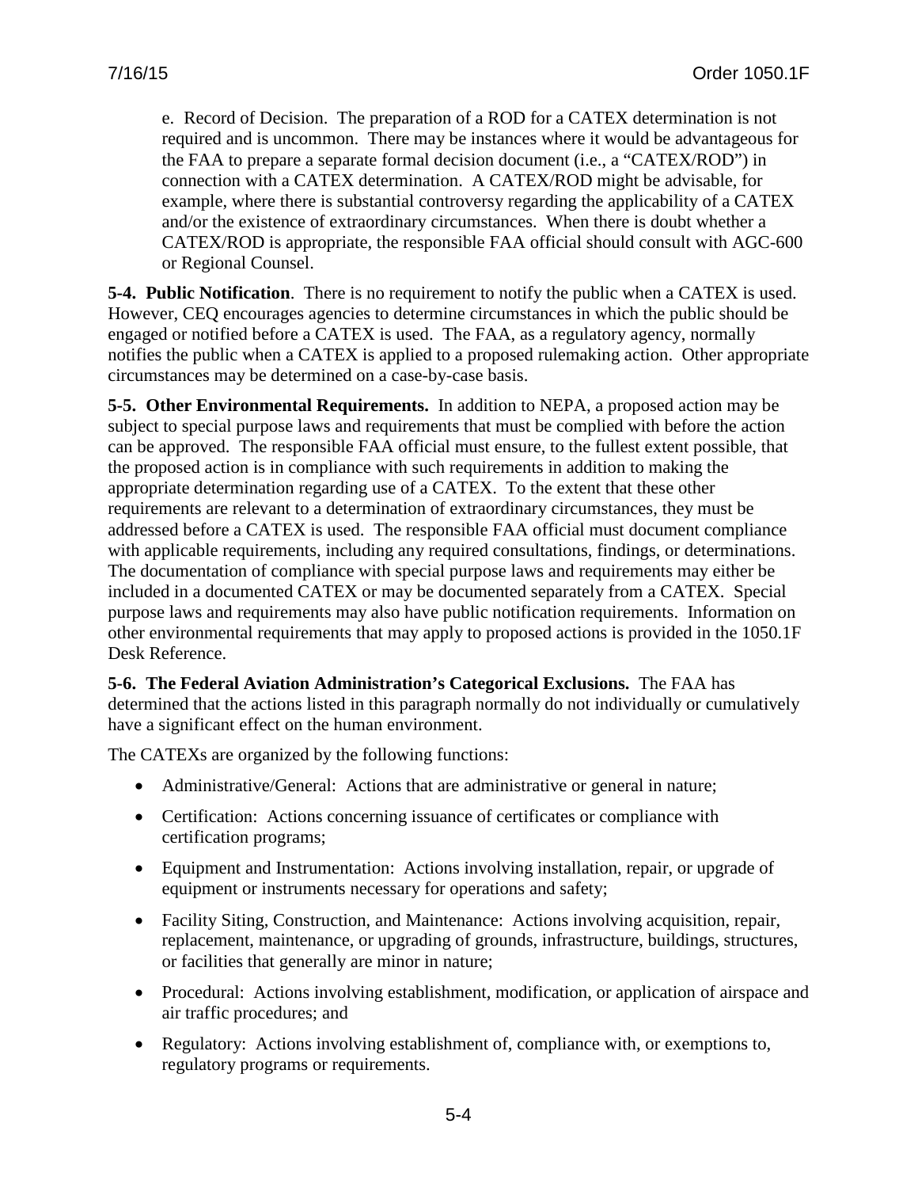e. Record of Decision. The preparation of a ROD for a CATEX determination is not required and is uncommon. There may be instances where it would be advantageous for the FAA to prepare a separate formal decision document (i.e., a "CATEX/ROD") in connection with a CATEX determination. A CATEX/ROD might be advisable, for example, where there is substantial controversy regarding the applicability of a CATEX and/or the existence of extraordinary circumstances. When there is doubt whether a CATEX/ROD is appropriate, the responsible FAA official should consult with AGC-600 or Regional Counsel.

**5-4. Public Notification**. There is no requirement to notify the public when a CATEX is used. However, CEQ encourages agencies to determine circumstances in which the public should be engaged or notified before a CATEX is used. The FAA, as a regulatory agency, normally notifies the public when a CATEX is applied to a proposed rulemaking action. Other appropriate circumstances may be determined on a case-by-case basis.

**5-5. Other Environmental Requirements.** In addition to NEPA, a proposed action may be subject to special purpose laws and requirements that must be complied with before the action can be approved. The responsible FAA official must ensure, to the fullest extent possible, that the proposed action is in compliance with such requirements in addition to making the appropriate determination regarding use of a CATEX. To the extent that these other requirements are relevant to a determination of extraordinary circumstances, they must be addressed before a CATEX is used. The responsible FAA official must document compliance with applicable requirements, including any required consultations, findings, or determinations. The documentation of compliance with special purpose laws and requirements may either be included in a documented CATEX or may be documented separately from a CATEX. Special purpose laws and requirements may also have public notification requirements. Information on other environmental requirements that may apply to proposed actions is provided in the 1050.1F Desk Reference.

**5-6. The Federal Aviation Administration's Categorical Exclusions.** The FAA has determined that the actions listed in this paragraph normally do not individually or cumulatively have a significant effect on the human environment.

The CATEXs are organized by the following functions:

- Administrative/General: Actions that are administrative or general in nature;
- Certification: Actions concerning issuance of certificates or compliance with certification programs;
- Equipment and Instrumentation: Actions involving installation, repair, or upgrade of equipment or instruments necessary for operations and safety;
- Facility Siting, Construction, and Maintenance: Actions involving acquisition, repair, replacement, maintenance, or upgrading of grounds, infrastructure, buildings, structures, or facilities that generally are minor in nature;
- Procedural: Actions involving establishment, modification, or application of airspace and air traffic procedures; and
- Regulatory: Actions involving establishment of, compliance with, or exemptions to, regulatory programs or requirements.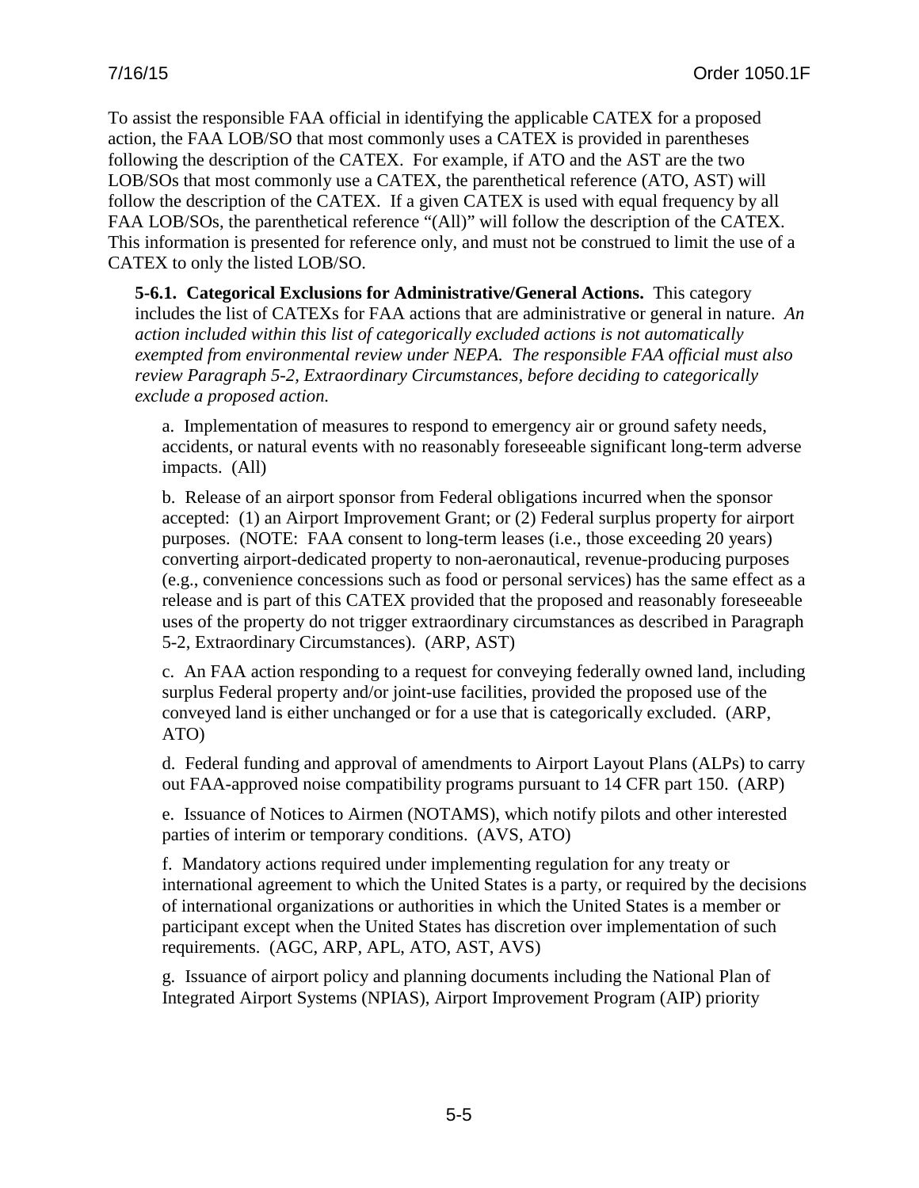To assist the responsible FAA official in identifying the applicable CATEX for a proposed action, the FAA LOB/SO that most commonly uses a CATEX is provided in parentheses following the description of the CATEX. For example, if ATO and the AST are the two LOB/SOs that most commonly use a CATEX, the parenthetical reference (ATO, AST) will follow the description of the CATEX. If a given CATEX is used with equal frequency by all FAA LOB/SOs, the parenthetical reference "(All)" will follow the description of the CATEX. This information is presented for reference only, and must not be construed to limit the use of a CATEX to only the listed LOB/SO.

**5-6.1. Categorical Exclusions for Administrative/General Actions.** This category includes the list of CATEXs for FAA actions that are administrative or general in nature. *An action included within this list of categorically excluded actions is not automatically exempted from environmental review under NEPA. The responsible FAA official must also review Paragraph 5-2, Extraordinary Circumstances, before deciding to categorically exclude a proposed action.*

a. Implementation of measures to respond to emergency air or ground safety needs, accidents, or natural events with no reasonably foreseeable significant long-term adverse impacts. (All)

b. Release of an airport sponsor from Federal obligations incurred when the sponsor accepted: (1) an Airport Improvement Grant; or (2) Federal surplus property for airport purposes. (NOTE: FAA consent to long-term leases (i.e., those exceeding 20 years) converting airport-dedicated property to non-aeronautical, revenue-producing purposes (e.g., convenience concessions such as food or personal services) has the same effect as a release and is part of this CATEX provided that the proposed and reasonably foreseeable uses of the property do not trigger extraordinary circumstances as described in Paragraph 5-2, Extraordinary Circumstances). (ARP, AST)

c. An FAA action responding to a request for conveying federally owned land, including surplus Federal property and/or joint-use facilities, provided the proposed use of the conveyed land is either unchanged or for a use that is categorically excluded. (ARP, ATO)

d. Federal funding and approval of amendments to Airport Layout Plans (ALPs) to carry out FAA-approved noise compatibility programs pursuant to 14 CFR part 150. (ARP)

e. Issuance of Notices to Airmen (NOTAMS), which notify pilots and other interested parties of interim or temporary conditions. (AVS, ATO)

f. Mandatory actions required under implementing regulation for any treaty or international agreement to which the United States is a party, or required by the decisions of international organizations or authorities in which the United States is a member or participant except when the United States has discretion over implementation of such requirements. (AGC, ARP, APL, ATO, AST, AVS)

g. Issuance of airport policy and planning documents including the National Plan of Integrated Airport Systems (NPIAS), Airport Improvement Program (AIP) priority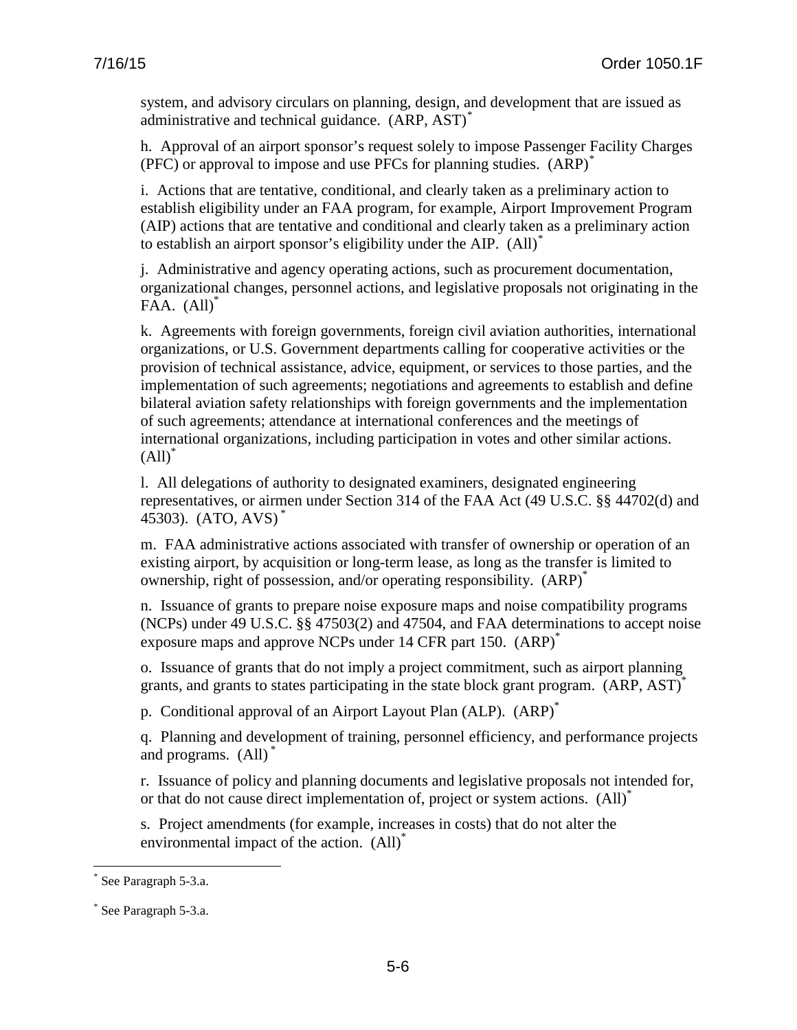system, and advisory circulars on planning, design, and development that are issued as administrative and technical guidance. (ARP, AST)*

h. Approval of an airport sponsor's request solely to impose Passenger Facility Charges (PFC) or approval to impose and use PFCs for planning studies. (ARP)*

i. Actions that are tentative, conditional, and clearly taken as a preliminary action to establish eligibility under an FAA program, for example, Airport Improvement Program (AIP) actions that are tentative and conditional and clearly taken as a preliminary action to establish an airport sponsor's eligibility under the AIP. (All)*

j. Administrative and agency operating actions, such as procurement documentation, organizational changes, personnel actions, and legislative proposals not originating in the FAA. (All)*

k. Agreements with foreign governments, foreign civil aviation authorities, international organizations, or U.S. Government departments calling for cooperative activities or the provision of technical assistance, advice, equipment, or services to those parties, and the implementation of such agreements; negotiations and agreements to establish and define bilateral aviation safety relationships with foreign governments and the implementation of such agreements; attendance at international conferences and the meetings of international organizations, including participation in votes and other similar actions. (All)*

l. All delegations of authority to designated examiners, designated engineering representatives, or airmen under Section 314 of the FAA Act (49 U.S.C. §§ 44702(d) and 45303). (ATO, AVS)*

m. FAA administrative actions associated with transfer of ownership or operation of an existing airport, by acquisition or long-term lease, as long as the transfer is limited to ownership, right of possession, and/or operating responsibility. (ARP)*

n. Issuance of grants to prepare noise exposure maps and noise compatibility programs (NCPs) under 49 U.S.C. §§ 47503(2) and 47504, and FAA determinations to accept noise exposure maps and approve NCPs under 14 CFR part 150. (ARP)*

o. Issuance of grants that do not imply a project commitment, such as airport planning grants, and grants to states participating in the state block grant program. (ARP, AST)*

p. Conditional approval of an Airport Layout Plan (ALP). (ARP)*

q. Planning and development of training, personnel efficiency, and performance projects and programs. (All)*

r. Issuance of policy and planning documents and legislative proposals not intended for, or that do not cause direct implementation of, project or system actions. (All)*

s. Project amendments (for example, increases in costs) that do not alter the environmental impact of the action. (All)*

---

* See Paragraph 5-3.a.

* See Paragraph 5-3.a.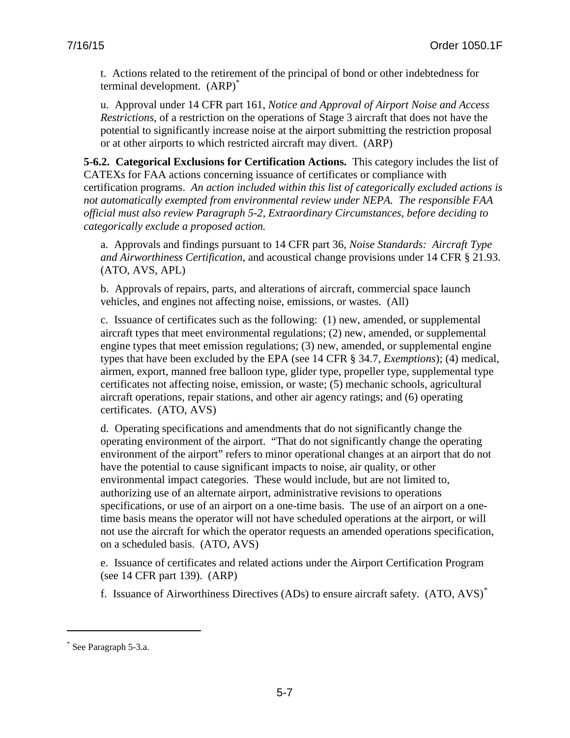t. Actions related to the retirement of the principal of bond or other indebtedness for terminal development. (ARP)*

u. Approval under 14 CFR part 161, *Notice and Approval of Airport Noise and Access Restrictions*, of a restriction on the operations of Stage 3 aircraft that does not have the potential to significantly increase noise at the airport submitting the restriction proposal or at other airports to which restricted aircraft may divert. (ARP)

**5-6.2. Categorical Exclusions for Certification Actions.** This category includes the list of CATEXs for FAA actions concerning issuance of certificates or compliance with certification programs. *An action included within this list of categorically excluded actions is not automatically exempted from environmental review under NEPA. The responsible FAA official must also review Paragraph 5-2, Extraordinary Circumstances, before deciding to categorically exclude a proposed action.*

a. Approvals and findings pursuant to 14 CFR part 36, *Noise Standards: Aircraft Type and Airworthiness Certification*, and acoustical change provisions under 14 CFR § 21.93. (ATO, AVS, APL)

b. Approvals of repairs, parts, and alterations of aircraft, commercial space launch vehicles, and engines not affecting noise, emissions, or wastes. (All)

c. Issuance of certificates such as the following: (1) new, amended, or supplemental aircraft types that meet environmental regulations; (2) new, amended, or supplemental engine types that meet emission regulations; (3) new, amended, or supplemental engine types that have been excluded by the EPA (see 14 CFR § 34.7, *Exemptions*); (4) medical, airmen, export, manned free balloon type, glider type, propeller type, supplemental type certificates not affecting noise, emission, or waste; (5) mechanic schools, agricultural aircraft operations, repair stations, and other air agency ratings; and (6) operating certificates. (ATO, AVS)

d. Operating specifications and amendments that do not significantly change the operating environment of the airport. "That do not significantly change the operating environment of the airport" refers to minor operational changes at an airport that do not have the potential to cause significant impacts to noise, air quality, or other environmental impact categories. These would include, but are not limited to, authorizing use of an alternate airport, administrative revisions to operations specifications, or use of an airport on a one-time basis. The use of an airport on a one-time basis means the operator will not have scheduled operations at the airport, or will not use the aircraft for which the operator requests an amended operations specification, on a scheduled basis. (ATO, AVS)

e. Issuance of certificates and related actions under the Airport Certification Program (see 14 CFR part 139). (ARP)

f. Issuance of Airworthiness Directives (ADs) to ensure aircraft safety. (ATO, AVS)*

---

* See Paragraph 5-3.a.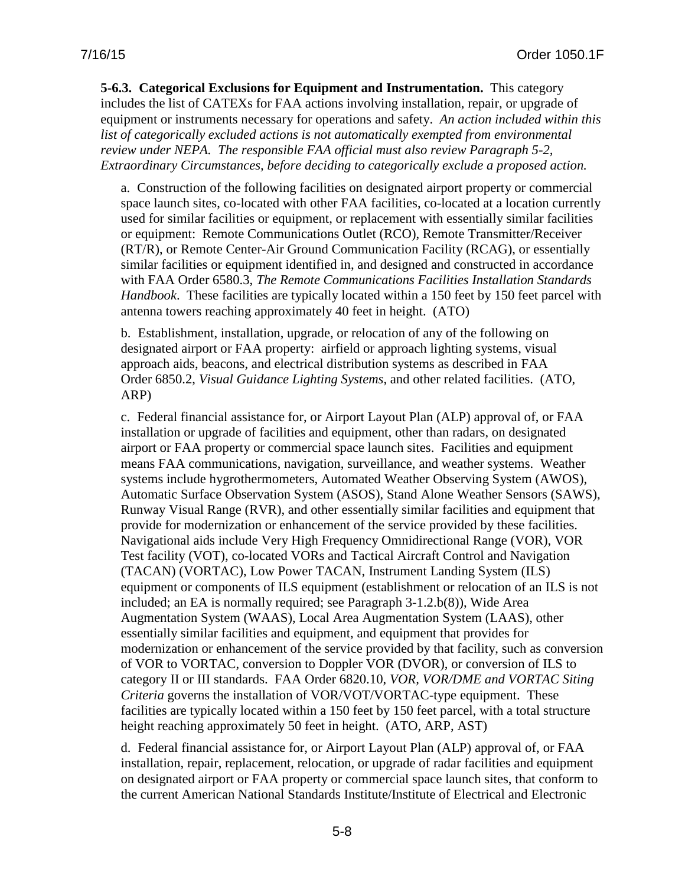**5-6.3. Categorical Exclusions for Equipment and Instrumentation.** This category includes the list of CATEXs for FAA actions involving installation, repair, or upgrade of equipment or instruments necessary for operations and safety. *An action included within this list of categorically excluded actions is not automatically exempted from environmental review under NEPA. The responsible FAA official must also review Paragraph 5-2, Extraordinary Circumstances, before deciding to categorically exclude a proposed action.*

a. Construction of the following facilities on designated airport property or commercial space launch sites, co-located with other FAA facilities, co-located at a location currently used for similar facilities or equipment, or replacement with essentially similar facilities or equipment: Remote Communications Outlet (RCO), Remote Transmitter/Receiver (RT/R), or Remote Center-Air Ground Communication Facility (RCAG), or essentially similar facilities or equipment identified in, and designed and constructed in accordance with FAA Order 6580.3, *The Remote Communications Facilities Installation Standards Handbook*. These facilities are typically located within a 150 feet by 150 feet parcel with antenna towers reaching approximately 40 feet in height. (ATO)

b. Establishment, installation, upgrade, or relocation of any of the following on designated airport or FAA property: airfield or approach lighting systems, visual approach aids, beacons, and electrical distribution systems as described in FAA Order 6850.2, *Visual Guidance Lighting Systems*, and other related facilities. (ATO, ARP)

c. Federal financial assistance for, or Airport Layout Plan (ALP) approval of, or FAA installation or upgrade of facilities and equipment, other than radars, on designated airport or FAA property or commercial space launch sites. Facilities and equipment means FAA communications, navigation, surveillance, and weather systems. Weather systems include hygrothermometers, Automated Weather Observing System (AWOS), Automatic Surface Observation System (ASOS), Stand Alone Weather Sensors (SAWS), Runway Visual Range (RVR), and other essentially similar facilities and equipment that provide for modernization or enhancement of the service provided by these facilities. Navigational aids include Very High Frequency Omnidirectional Range (VOR), VOR Test facility (VOT), co-located VORs and Tactical Aircraft Control and Navigation (TACAN) (VORTAC), Low Power TACAN, Instrument Landing System (ILS) equipment or components of ILS equipment (establishment or relocation of an ILS is not included; an EA is normally required; see Paragraph 3-1.2.b(8)), Wide Area Augmentation System (WAAS), Local Area Augmentation System (LAAS), other essentially similar facilities and equipment, and equipment that provides for modernization or enhancement of the service provided by that facility, such as conversion of VOR to VORTAC, conversion to Doppler VOR (DVOR), or conversion of ILS to category II or III standards. FAA Order 6820.10, *VOR, VOR/DME and VORTAC Siting Criteria* governs the installation of VOR/VOT/VORTAC-type equipment. These facilities are typically located within a 150 feet by 150 feet parcel, with a total structure height reaching approximately 50 feet in height. (ATO, ARP, AST)

d. Federal financial assistance for, or Airport Layout Plan (ALP) approval of, or FAA installation, repair, replacement, relocation, or upgrade of radar facilities and equipment on designated airport or FAA property or commercial space launch sites, that conform to the current American National Standards Institute/Institute of Electrical and Electronic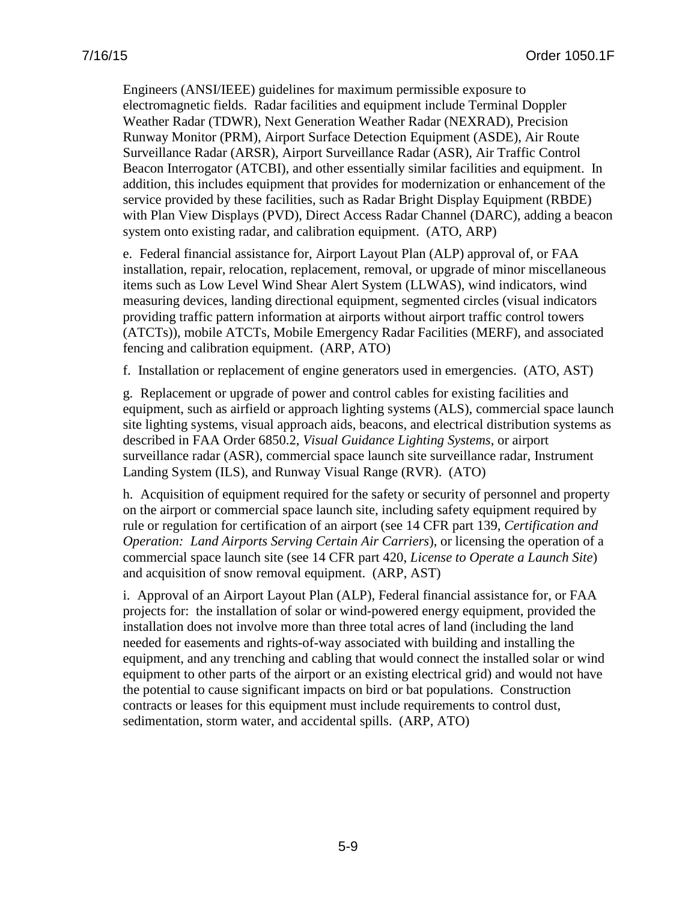Engineers (ANSI/IEEE) guidelines for maximum permissible exposure to electromagnetic fields. Radar facilities and equipment include Terminal Doppler Weather Radar (TDWR), Next Generation Weather Radar (NEXRAD), Precision Runway Monitor (PRM), Airport Surface Detection Equipment (ASDE), Air Route Surveillance Radar (ARSR), Airport Surveillance Radar (ASR), Air Traffic Control Beacon Interrogator (ATCBI), and other essentially similar facilities and equipment. In addition, this includes equipment that provides for modernization or enhancement of the service provided by these facilities, such as Radar Bright Display Equipment (RBDE) with Plan View Displays (PVD), Direct Access Radar Channel (DARC), adding a beacon system onto existing radar, and calibration equipment. (ATO, ARP)

e. Federal financial assistance for, Airport Layout Plan (ALP) approval of, or FAA installation, repair, relocation, replacement, removal, or upgrade of minor miscellaneous items such as Low Level Wind Shear Alert System (LLWAS), wind indicators, wind measuring devices, landing directional equipment, segmented circles (visual indicators providing traffic pattern information at airports without airport traffic control towers (ATCTs)), mobile ATCTs, Mobile Emergency Radar Facilities (MERF), and associated fencing and calibration equipment. (ARP, ATO)

f. Installation or replacement of engine generators used in emergencies. (ATO, AST)

g. Replacement or upgrade of power and control cables for existing facilities and equipment, such as airfield or approach lighting systems (ALS), commercial space launch site lighting systems, visual approach aids, beacons, and electrical distribution systems as described in FAA Order 6850.2, *Visual Guidance Lighting Systems*, or airport surveillance radar (ASR), commercial space launch site surveillance radar, Instrument Landing System (ILS), and Runway Visual Range (RVR). (ATO)

h. Acquisition of equipment required for the safety or security of personnel and property on the airport or commercial space launch site, including safety equipment required by rule or regulation for certification of an airport (see 14 CFR part 139, *Certification and Operation: Land Airports Serving Certain Air Carriers*), or licensing the operation of a commercial space launch site (see 14 CFR part 420, *License to Operate a Launch Site*) and acquisition of snow removal equipment. (ARP, AST)

i. Approval of an Airport Layout Plan (ALP), Federal financial assistance for, or FAA projects for: the installation of solar or wind-powered energy equipment, provided the installation does not involve more than three total acres of land (including the land needed for easements and rights-of-way associated with building and installing the equipment, and any trenching and cabling that would connect the installed solar or wind equipment to other parts of the airport or an existing electrical grid) and would not have the potential to cause significant impacts on bird or bat populations. Construction contracts or leases for this equipment must include requirements to control dust, sedimentation, storm water, and accidental spills. (ARP, ATO)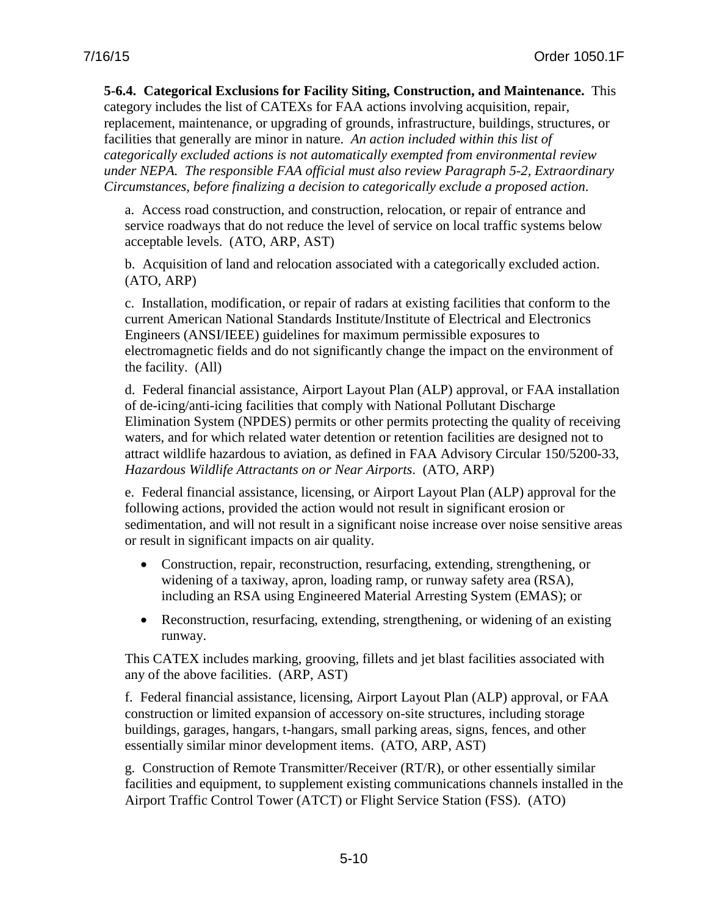**5-6.4. Categorical Exclusions for Facility Siting, Construction, and Maintenance.** This category includes the list of CATEXs for FAA actions involving acquisition, repair, replacement, maintenance, or upgrading of grounds, infrastructure, buildings, structures, or facilities that generally are minor in nature. *An action included within this list of categorically excluded actions is not automatically exempted from environmental review under NEPA. The responsible FAA official must also review Paragraph 5-2, Extraordinary Circumstances, before finalizing a decision to categorically exclude a proposed action*.

a. Access road construction, and construction, relocation, or repair of entrance and service roadways that do not reduce the level of service on local traffic systems below acceptable levels. (ATO, ARP, AST)

b. Acquisition of land and relocation associated with a categorically excluded action. (ATO, ARP)

c. Installation, modification, or repair of radars at existing facilities that conform to the current American National Standards Institute/Institute of Electrical and Electronics Engineers (ANSI/IEEE) guidelines for maximum permissible exposures to electromagnetic fields and do not significantly change the impact on the environment of the facility. (All)

d. Federal financial assistance, Airport Layout Plan (ALP) approval, or FAA installation of de-icing/anti-icing facilities that comply with National Pollutant Discharge Elimination System (NPDES) permits or other permits protecting the quality of receiving waters, and for which related water detention or retention facilities are designed not to attract wildlife hazardous to aviation, as defined in FAA Advisory Circular 150/5200-33, *Hazardous Wildlife Attractants on or Near Airports*. (ATO, ARP)

e. Federal financial assistance, licensing, or Airport Layout Plan (ALP) approval for the following actions, provided the action would not result in significant erosion or sedimentation, and will not result in a significant noise increase over noise sensitive areas or result in significant impacts on air quality.

- Construction, repair, reconstruction, resurfacing, extending, strengthening, or widening of a taxiway, apron, loading ramp, or runway safety area (RSA), including an RSA using Engineered Material Arresting System (EMAS); or
- Reconstruction, resurfacing, extending, strengthening, or widening of an existing runway.

This CATEX includes marking, grooving, fillets and jet blast facilities associated with any of the above facilities. (ARP, AST)

f. Federal financial assistance, licensing, Airport Layout Plan (ALP) approval, or FAA construction or limited expansion of accessory on-site structures, including storage buildings, garages, hangars, t-hangars, small parking areas, signs, fences, and other essentially similar minor development items. (ATO, ARP, AST)

g. Construction of Remote Transmitter/Receiver (RT/R), or other essentially similar facilities and equipment, to supplement existing communications channels installed in the Airport Traffic Control Tower (ATCT) or Flight Service Station (FSS). (ATO)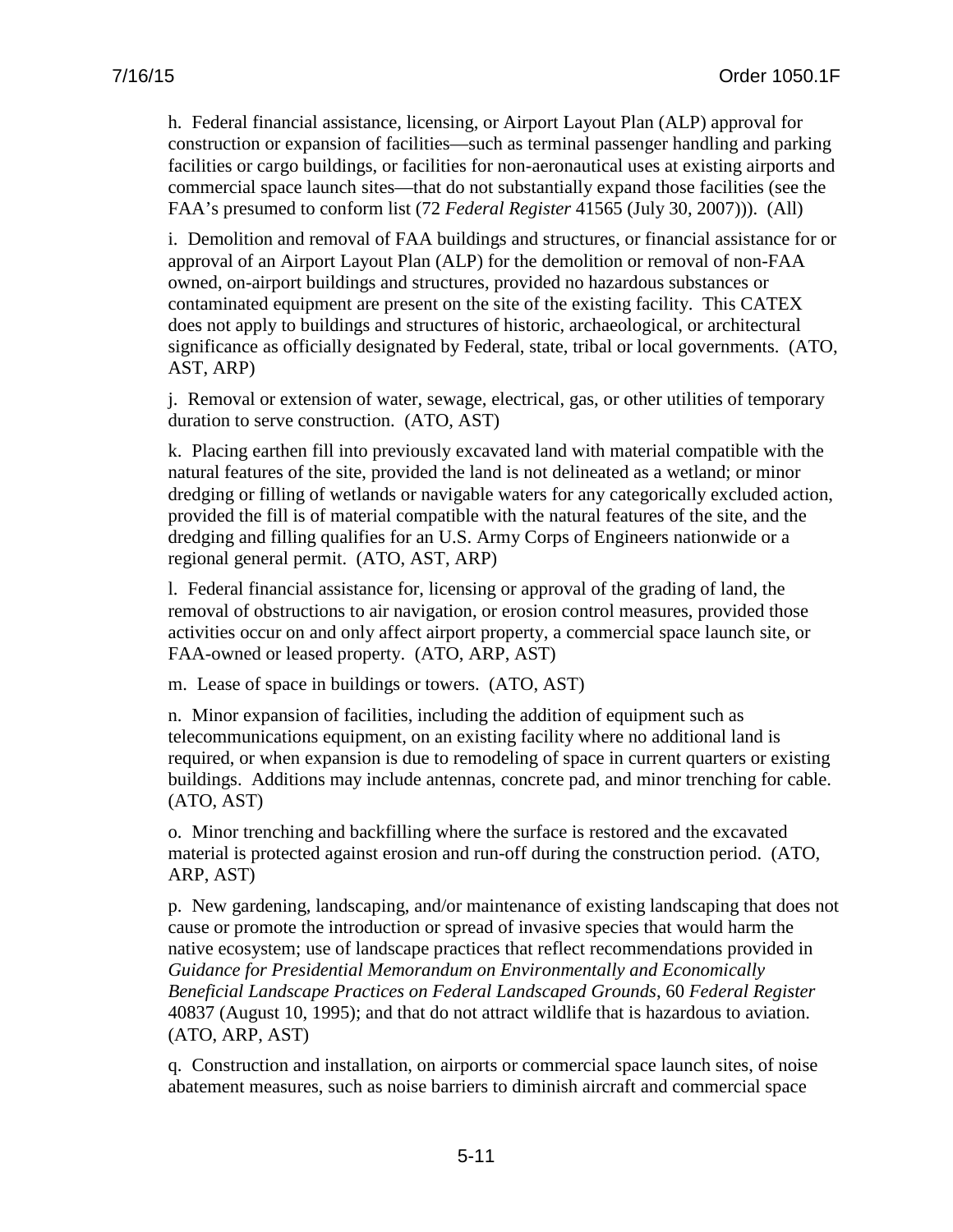h. Federal financial assistance, licensing, or Airport Layout Plan (ALP) approval for construction or expansion of facilities—such as terminal passenger handling and parking facilities or cargo buildings, or facilities for non-aeronautical uses at existing airports and commercial space launch sites—that do not substantially expand those facilities (see the FAA's presumed to conform list (72 *Federal Register* 41565 (July 30, 2007))). (All)

i. Demolition and removal of FAA buildings and structures, or financial assistance for or approval of an Airport Layout Plan (ALP) for the demolition or removal of non-FAA owned, on-airport buildings and structures, provided no hazardous substances or contaminated equipment are present on the site of the existing facility. This CATEX does not apply to buildings and structures of historic, archaeological, or architectural significance as officially designated by Federal, state, tribal or local governments. (ATO, AST, ARP)

j. Removal or extension of water, sewage, electrical, gas, or other utilities of temporary duration to serve construction. (ATO, AST)

k. Placing earthen fill into previously excavated land with material compatible with the natural features of the site, provided the land is not delineated as a wetland; or minor dredging or filling of wetlands or navigable waters for any categorically excluded action, provided the fill is of material compatible with the natural features of the site, and the dredging and filling qualifies for an U.S. Army Corps of Engineers nationwide or a regional general permit. (ATO, AST, ARP)

l. Federal financial assistance for, licensing or approval of the grading of land, the removal of obstructions to air navigation, or erosion control measures, provided those activities occur on and only affect airport property, a commercial space launch site, or FAA-owned or leased property. (ATO, ARP, AST)

m. Lease of space in buildings or towers. (ATO, AST)

n. Minor expansion of facilities, including the addition of equipment such as telecommunications equipment, on an existing facility where no additional land is required, or when expansion is due to remodeling of space in current quarters or existing buildings. Additions may include antennas, concrete pad, and minor trenching for cable. (ATO, AST)

o. Minor trenching and backfilling where the surface is restored and the excavated material is protected against erosion and run-off during the construction period. (ATO, ARP, AST)

p. New gardening, landscaping, and/or maintenance of existing landscaping that does not cause or promote the introduction or spread of invasive species that would harm the native ecosystem; use of landscape practices that reflect recommendations provided in *Guidance for Presidential Memorandum on Environmentally and Economically Beneficial Landscape Practices on Federal Landscaped Grounds*, 60 *Federal Register* 40837 (August 10, 1995); and that do not attract wildlife that is hazardous to aviation. (ATO, ARP, AST)

q. Construction and installation, on airports or commercial space launch sites, of noise abatement measures, such as noise barriers to diminish aircraft and commercial space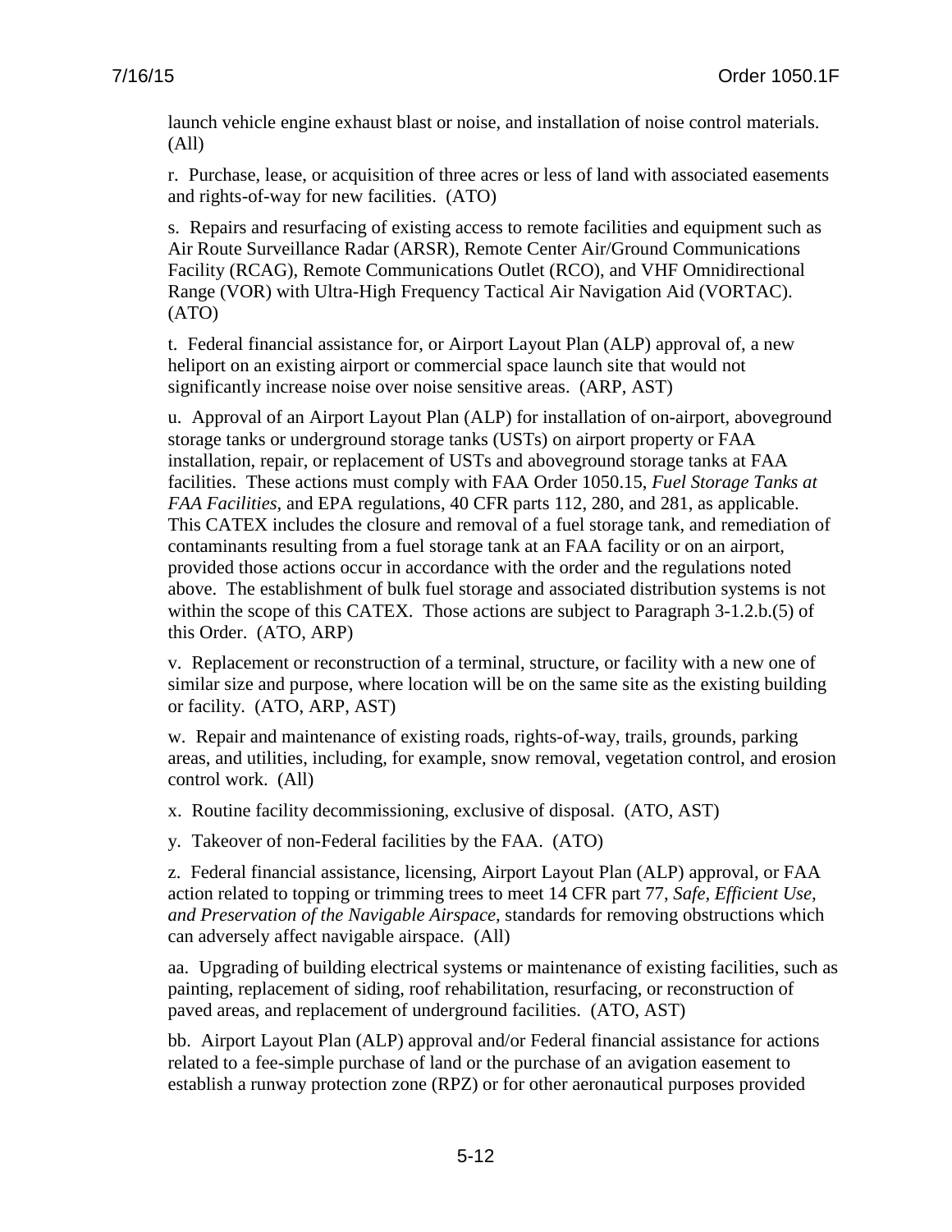launch vehicle engine exhaust blast or noise, and installation of noise control materials. (All)

r. Purchase, lease, or acquisition of three acres or less of land with associated easements and rights-of-way for new facilities. (ATO)

s. Repairs and resurfacing of existing access to remote facilities and equipment such as Air Route Surveillance Radar (ARSR), Remote Center Air/Ground Communications Facility (RCAG), Remote Communications Outlet (RCO), and VHF Omnidirectional Range (VOR) with Ultra-High Frequency Tactical Air Navigation Aid (VORTAC). (ATO)

t. Federal financial assistance for, or Airport Layout Plan (ALP) approval of, a new heliport on an existing airport or commercial space launch site that would not significantly increase noise over noise sensitive areas. (ARP, AST)

u. Approval of an Airport Layout Plan (ALP) for installation of on-airport, aboveground storage tanks or underground storage tanks (USTs) on airport property or FAA installation, repair, or replacement of USTs and aboveground storage tanks at FAA facilities. These actions must comply with FAA Order 1050.15, *Fuel Storage Tanks at FAA Facilities,* and EPA regulations, 40 CFR parts 112, 280, and 281, as applicable. This CATEX includes the closure and removal of a fuel storage tank, and remediation of contaminants resulting from a fuel storage tank at an FAA facility or on an airport, provided those actions occur in accordance with the order and the regulations noted above. The establishment of bulk fuel storage and associated distribution systems is not within the scope of this CATEX. Those actions are subject to Paragraph 3-1.2.b.(5) of this Order. (ATO, ARP)

v. Replacement or reconstruction of a terminal, structure, or facility with a new one of similar size and purpose, where location will be on the same site as the existing building or facility. (ATO, ARP, AST)

w. Repair and maintenance of existing roads, rights-of-way, trails, grounds, parking areas, and utilities, including, for example, snow removal, vegetation control, and erosion control work. (All)

x. Routine facility decommissioning, exclusive of disposal. (ATO, AST)

y. Takeover of non-Federal facilities by the FAA. (ATO)

z. Federal financial assistance, licensing, Airport Layout Plan (ALP) approval, or FAA action related to topping or trimming trees to meet 14 CFR part 77, *Safe, Efficient Use, and Preservation of the Navigable Airspace,* standards for removing obstructions which can adversely affect navigable airspace. (All)

aa. Upgrading of building electrical systems or maintenance of existing facilities, such as painting, replacement of siding, roof rehabilitation, resurfacing, or reconstruction of paved areas, and replacement of underground facilities. (ATO, AST)

bb. Airport Layout Plan (ALP) approval and/or Federal financial assistance for actions related to a fee-simple purchase of land or the purchase of an avigation easement to establish a runway protection zone (RPZ) or for other aeronautical purposes provided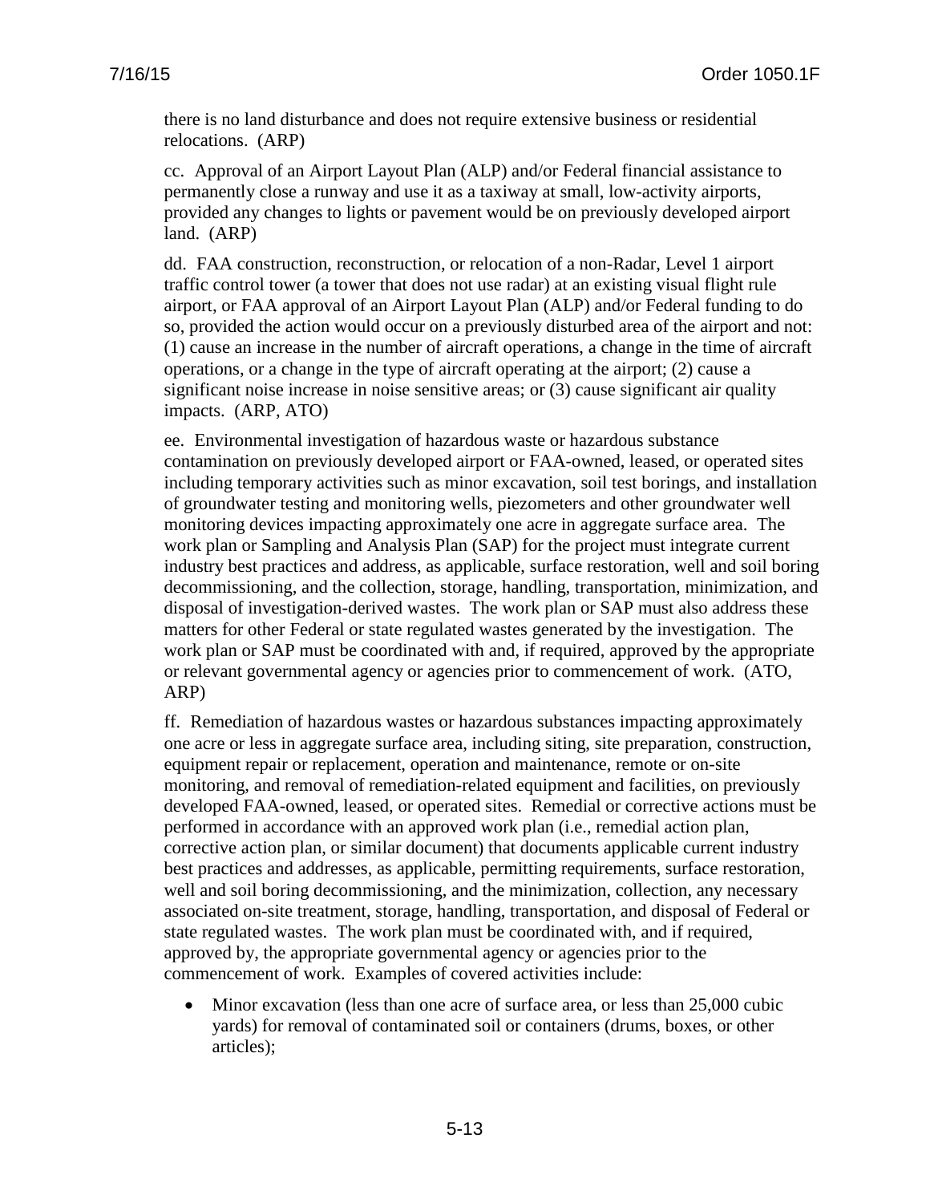there is no land disturbance and does not require extensive business or residential relocations. (ARP)

cc. Approval of an Airport Layout Plan (ALP) and/or Federal financial assistance to permanently close a runway and use it as a taxiway at small, low-activity airports, provided any changes to lights or pavement would be on previously developed airport land. (ARP)

dd. FAA construction, reconstruction, or relocation of a non-Radar, Level 1 airport traffic control tower (a tower that does not use radar) at an existing visual flight rule airport, or FAA approval of an Airport Layout Plan (ALP) and/or Federal funding to do so, provided the action would occur on a previously disturbed area of the airport and not: (1) cause an increase in the number of aircraft operations, a change in the time of aircraft operations, or a change in the type of aircraft operating at the airport; (2) cause a significant noise increase in noise sensitive areas; or (3) cause significant air quality impacts. (ARP, ATO)

ee. Environmental investigation of hazardous waste or hazardous substance contamination on previously developed airport or FAA-owned, leased, or operated sites including temporary activities such as minor excavation, soil test borings, and installation of groundwater testing and monitoring wells, piezometers and other groundwater well monitoring devices impacting approximately one acre in aggregate surface area. The work plan or Sampling and Analysis Plan (SAP) for the project must integrate current industry best practices and address, as applicable, surface restoration, well and soil boring decommissioning, and the collection, storage, handling, transportation, minimization, and disposal of investigation-derived wastes. The work plan or SAP must also address these matters for other Federal or state regulated wastes generated by the investigation. The work plan or SAP must be coordinated with and, if required, approved by the appropriate or relevant governmental agency or agencies prior to commencement of work. (ATO, ARP)

ff. Remediation of hazardous wastes or hazardous substances impacting approximately one acre or less in aggregate surface area, including siting, site preparation, construction, equipment repair or replacement, operation and maintenance, remote or on-site monitoring, and removal of remediation-related equipment and facilities, on previously developed FAA-owned, leased, or operated sites. Remedial or corrective actions must be performed in accordance with an approved work plan (i.e., remedial action plan, corrective action plan, or similar document) that documents applicable current industry best practices and addresses, as applicable, permitting requirements, surface restoration, well and soil boring decommissioning, and the minimization, collection, any necessary associated on-site treatment, storage, handling, transportation, and disposal of Federal or state regulated wastes. The work plan must be coordinated with, and if required, approved by, the appropriate governmental agency or agencies prior to the commencement of work. Examples of covered activities include:

- Minor excavation (less than one acre of surface area, or less than 25,000 cubic yards) for removal of contaminated soil or containers (drums, boxes, or other articles);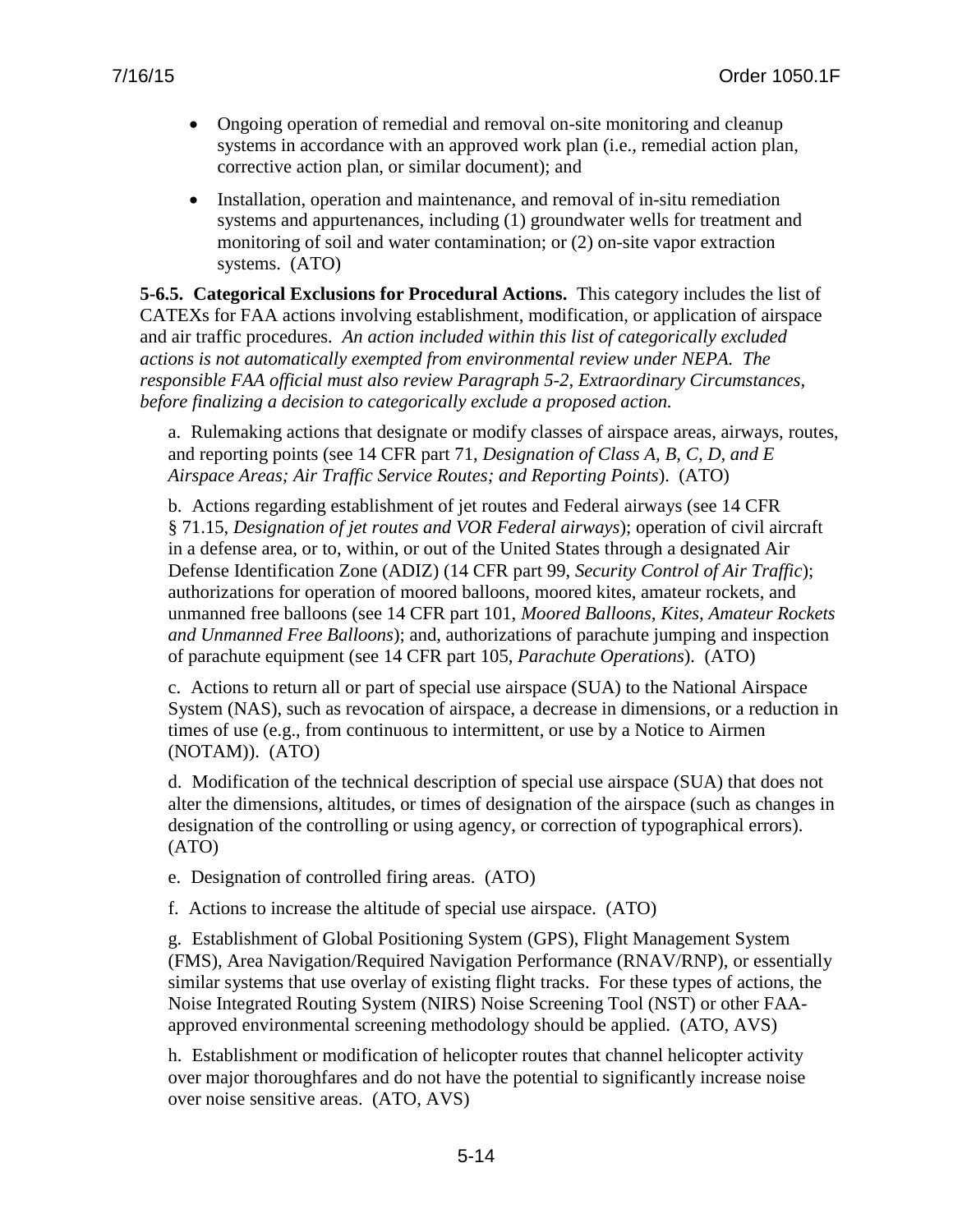- Ongoing operation of remedial and removal on-site monitoring and cleanup systems in accordance with an approved work plan (i.e., remedial action plan, corrective action plan, or similar document); and
- Installation, operation and maintenance, and removal of in-situ remediation systems and appurtenances, including (1) groundwater wells for treatment and monitoring of soil and water contamination; or (2) on-site vapor extraction systems. (ATO)

**5-6.5. Categorical Exclusions for Procedural Actions.** This category includes the list of CATEXs for FAA actions involving establishment, modification, or application of airspace and air traffic procedures. *An action included within this list of categorically excluded actions is not automatically exempted from environmental review under NEPA. The responsible FAA official must also review Paragraph 5-2, Extraordinary Circumstances, before finalizing a decision to categorically exclude a proposed action.*

a. Rulemaking actions that designate or modify classes of airspace areas, airways, routes, and reporting points (see 14 CFR part 71, *Designation of Class A, B, C, D, and E Airspace Areas; Air Traffic Service Routes; and Reporting Points*). (ATO)

b. Actions regarding establishment of jet routes and Federal airways (see 14 CFR § 71.15, *Designation of jet routes and VOR Federal airways*); operation of civil aircraft in a defense area, or to, within, or out of the United States through a designated Air Defense Identification Zone (ADIZ) (14 CFR part 99, *Security Control of Air Traffic*); authorizations for operation of moored balloons, moored kites, amateur rockets, and unmanned free balloons (see 14 CFR part 101, *Moored Balloons, Kites, Amateur Rockets and Unmanned Free Balloons*); and, authorizations of parachute jumping and inspection of parachute equipment (see 14 CFR part 105, *Parachute Operations*). (ATO)

c. Actions to return all or part of special use airspace (SUA) to the National Airspace System (NAS), such as revocation of airspace, a decrease in dimensions, or a reduction in times of use (e.g., from continuous to intermittent, or use by a Notice to Airmen (NOTAM)). (ATO)

d. Modification of the technical description of special use airspace (SUA) that does not alter the dimensions, altitudes, or times of designation of the airspace (such as changes in designation of the controlling or using agency, or correction of typographical errors). (ATO)

e. Designation of controlled firing areas. (ATO)

f. Actions to increase the altitude of special use airspace. (ATO)

g. Establishment of Global Positioning System (GPS), Flight Management System (FMS), Area Navigation/Required Navigation Performance (RNAV/RNP), or essentially similar systems that use overlay of existing flight tracks. For these types of actions, the Noise Integrated Routing System (NIRS) Noise Screening Tool (NST) or other FAA-approved environmental screening methodology should be applied. (ATO, AVS)

h. Establishment or modification of helicopter routes that channel helicopter activity over major thoroughfares and do not have the potential to significantly increase noise over noise sensitive areas. (ATO, AVS)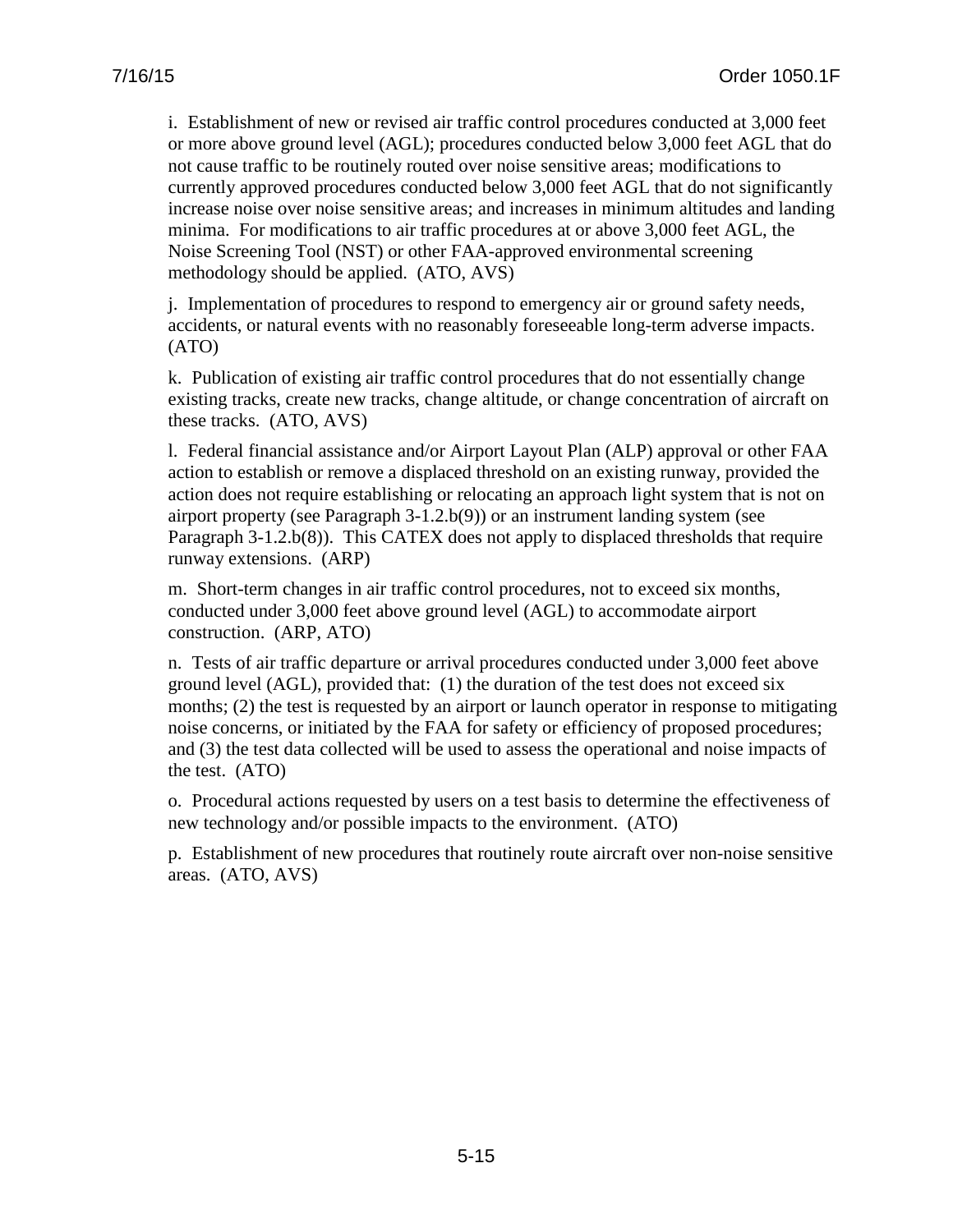i. Establishment of new or revised air traffic control procedures conducted at 3,000 feet or more above ground level (AGL); procedures conducted below 3,000 feet AGL that do not cause traffic to be routinely routed over noise sensitive areas; modifications to currently approved procedures conducted below 3,000 feet AGL that do not significantly increase noise over noise sensitive areas; and increases in minimum altitudes and landing minima. For modifications to air traffic procedures at or above 3,000 feet AGL, the Noise Screening Tool (NST) or other FAA-approved environmental screening methodology should be applied. (ATO, AVS)

j. Implementation of procedures to respond to emergency air or ground safety needs, accidents, or natural events with no reasonably foreseeable long-term adverse impacts. (ATO)

k. Publication of existing air traffic control procedures that do not essentially change existing tracks, create new tracks, change altitude, or change concentration of aircraft on these tracks. (ATO, AVS)

l. Federal financial assistance and/or Airport Layout Plan (ALP) approval or other FAA action to establish or remove a displaced threshold on an existing runway, provided the action does not require establishing or relocating an approach light system that is not on airport property (see Paragraph 3-1.2.b(9)) or an instrument landing system (see Paragraph 3-1.2.b(8)). This CATEX does not apply to displaced thresholds that require runway extensions. (ARP)

m. Short-term changes in air traffic control procedures, not to exceed six months, conducted under 3,000 feet above ground level (AGL) to accommodate airport construction. (ARP, ATO)

n. Tests of air traffic departure or arrival procedures conducted under 3,000 feet above ground level (AGL), provided that: (1) the duration of the test does not exceed six months; (2) the test is requested by an airport or launch operator in response to mitigating noise concerns, or initiated by the FAA for safety or efficiency of proposed procedures; and (3) the test data collected will be used to assess the operational and noise impacts of the test. (ATO)

o. Procedural actions requested by users on a test basis to determine the effectiveness of new technology and/or possible impacts to the environment. (ATO)

p. Establishment of new procedures that routinely route aircraft over non-noise sensitive areas. (ATO, AVS)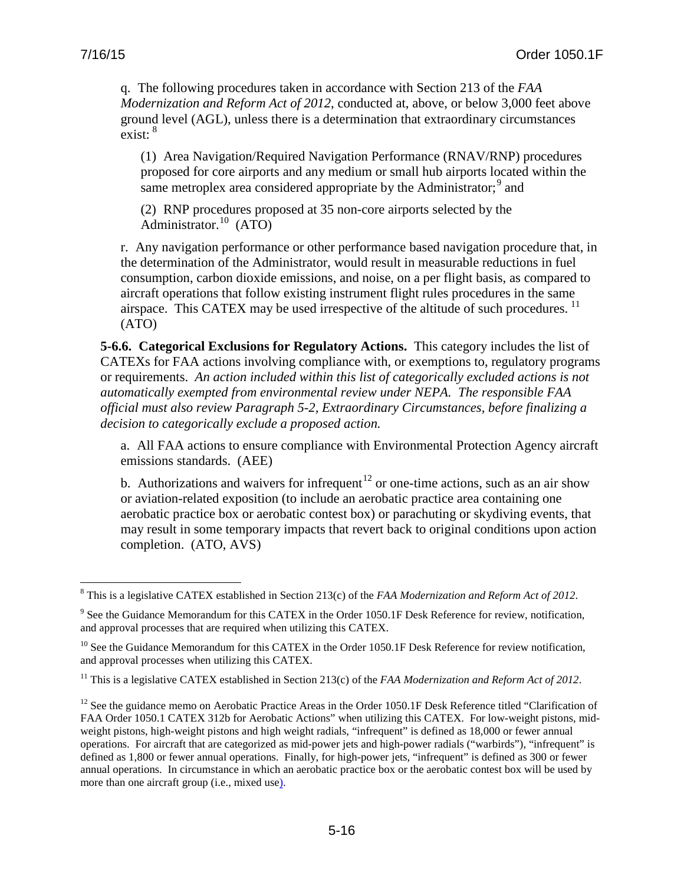q. The following procedures taken in accordance with Section 213 of the *FAA Modernization and Reform Act of 2012*, conducted at, above, or below 3,000 feet above ground level (AGL), unless there is a determination that extraordinary circumstances exist: [8]

(1) Area Navigation/Required Navigation Performance (RNAV/RNP) procedures proposed for core airports and any medium or small hub airports located within the same metroplex area considered appropriate by the Administrator;[9] and

(2) RNP procedures proposed at 35 non-core airports selected by the Administrator.[10] (ATO)

r. Any navigation performance or other performance based navigation procedure that, in the determination of the Administrator, would result in measurable reductions in fuel consumption, carbon dioxide emissions, and noise, on a per flight basis, as compared to aircraft operations that follow existing instrument flight rules procedures in the same airspace. This CATEX may be used irrespective of the altitude of such procedures. [11] (ATO)

**5-6.6. Categorical Exclusions for Regulatory Actions.** This category includes the list of CATEXs for FAA actions involving compliance with, or exemptions to, regulatory programs or requirements. *An action included within this list of categorically excluded actions is not automatically exempted from environmental review under NEPA. The responsible FAA official must also review Paragraph 5-2, Extraordinary Circumstances, before finalizing a decision to categorically exclude a proposed action.*

a. All FAA actions to ensure compliance with Environmental Protection Agency aircraft emissions standards. (AEE)

b. Authorizations and waivers for infrequent[12] or one-time actions, such as an air show or aviation-related exposition (to include an aerobatic practice area containing one aerobatic practice box or aerobatic contest box) or parachuting or skydiving events, that may result in some temporary impacts that revert back to original conditions upon action completion. (ATO, AVS)

---

[8] This is a legislative CATEX established in Section 213(c) of the *FAA Modernization and Reform Act of 2012*.

[9] See the Guidance Memorandum for this CATEX in the Order 1050.1F Desk Reference for review, notification, and approval processes that are required when utilizing this CATEX.

[10] See the Guidance Memorandum for this CATEX in the Order 1050.1F Desk Reference for review notification, and approval processes when utilizing this CATEX.

[11] This is a legislative CATEX established in Section 213(c) of the *FAA Modernization and Reform Act of 2012*.

[12] See the guidance memo on Aerobatic Practice Areas in the Order 1050.1F Desk Reference titled "Clarification of FAA Order 1050.1 CATEX 312b for Aerobatic Actions" when utilizing this CATEX. For low-weight pistons, mid-weight pistons, high-weight pistons and high weight radials, "infrequent" is defined as 18,000 or fewer annual operations. For aircraft that are categorized as mid-power jets and high-power radials ("warbirds"), "infrequent" is defined as 1,800 or fewer annual operations. Finally, for high-power jets, "infrequent" is defined as 300 or fewer annual operations. In circumstance in which an aerobatic practice box or the aerobatic contest box will be used by more than one aircraft group (i.e., mixed use).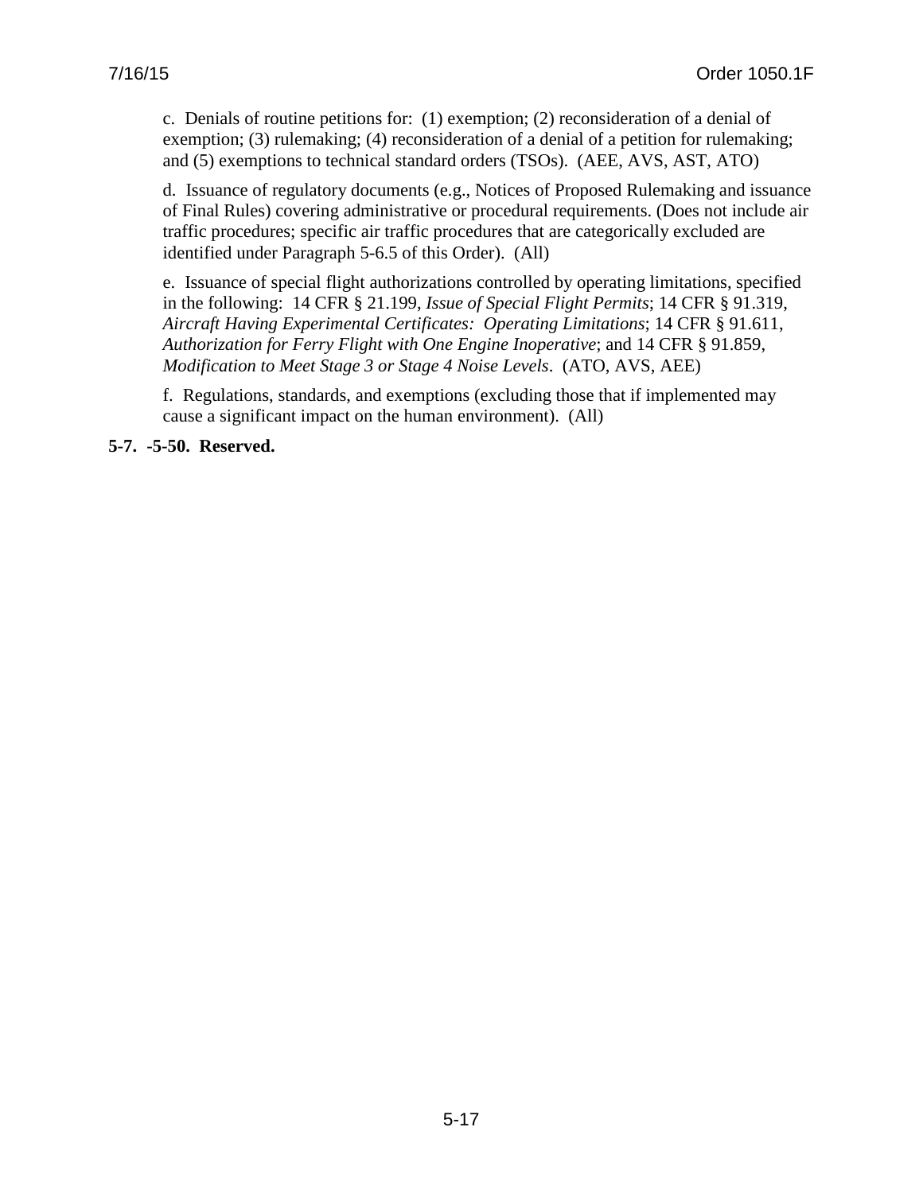c. Denials of routine petitions for: (1) exemption; (2) reconsideration of a denial of exemption; (3) rulemaking; (4) reconsideration of a denial of a petition for rulemaking; and (5) exemptions to technical standard orders (TSOs). (AEE, AVS, AST, ATO)

d. Issuance of regulatory documents (e.g., Notices of Proposed Rulemaking and issuance of Final Rules) covering administrative or procedural requirements. (Does not include air traffic procedures; specific air traffic procedures that are categorically excluded are identified under Paragraph 5-6.5 of this Order). (All)

e. Issuance of special flight authorizations controlled by operating limitations, specified in the following: 14 CFR § 21.199, *Issue of Special Flight Permits*; 14 CFR § 91.319, *Aircraft Having Experimental Certificates: Operating Limitations*; 14 CFR § 91.611, *Authorization for Ferry Flight with One Engine Inoperative*; and 14 CFR § 91.859, *Modification to Meet Stage 3 or Stage 4 Noise Levels*. (ATO, AVS, AEE)

f. Regulations, standards, and exemptions (excluding those that if implemented may cause a significant impact on the human environment). (All)

**5-7. -5-50. Reserved.**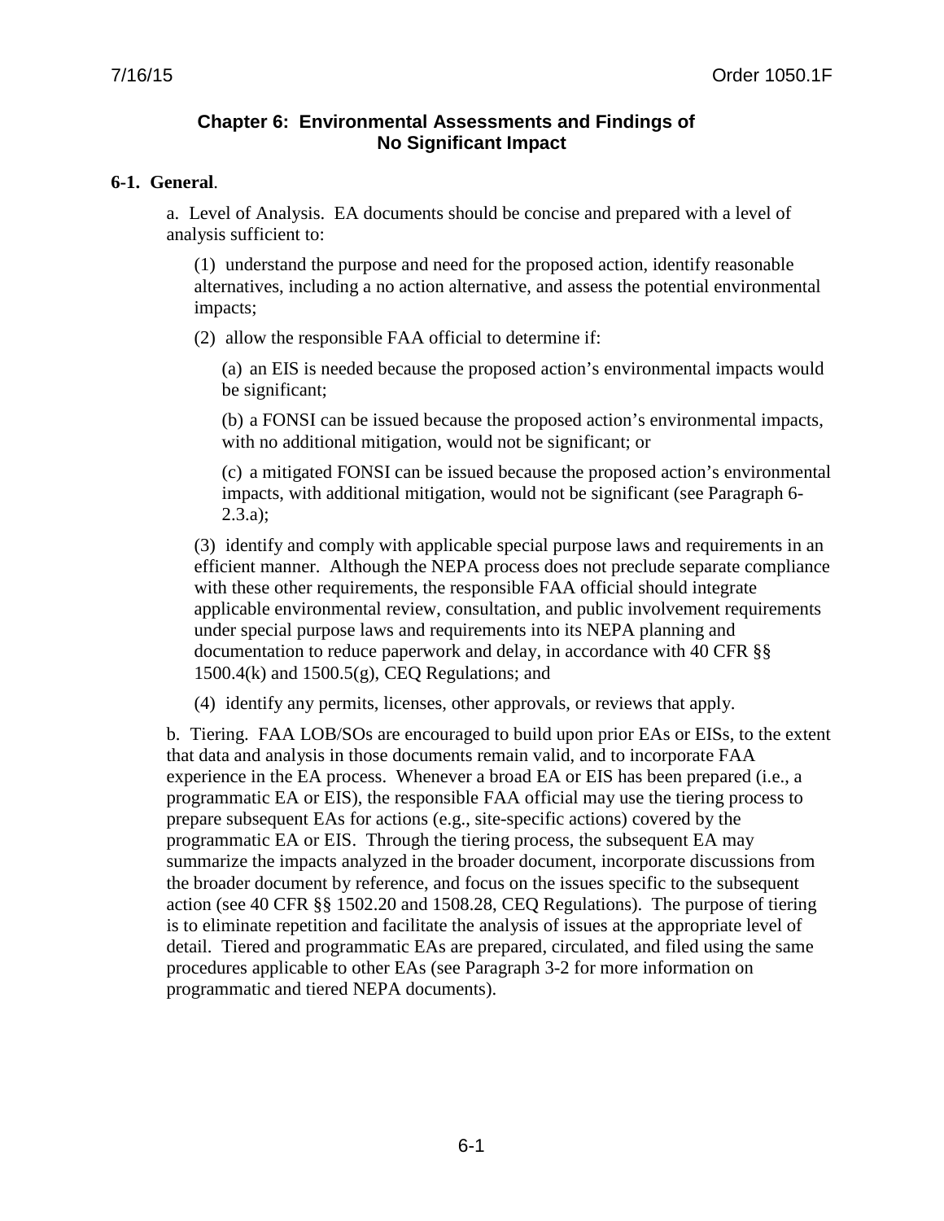## Chapter 6: Environmental Assessments and Findings of No Significant Impact

**6-1. General**.

a. Level of Analysis. EA documents should be concise and prepared with a level of analysis sufficient to:

(1) understand the purpose and need for the proposed action, identify reasonable alternatives, including a no action alternative, and assess the potential environmental impacts;

(2) allow the responsible FAA official to determine if:

(a) an EIS is needed because the proposed action's environmental impacts would be significant;

(b) a FONSI can be issued because the proposed action's environmental impacts, with no additional mitigation, would not be significant; or

(c) a mitigated FONSI can be issued because the proposed action's environmental impacts, with additional mitigation, would not be significant (see Paragraph 6-2.3.a);

(3) identify and comply with applicable special purpose laws and requirements in an efficient manner. Although the NEPA process does not preclude separate compliance with these other requirements, the responsible FAA official should integrate applicable environmental review, consultation, and public involvement requirements under special purpose laws and requirements into its NEPA planning and documentation to reduce paperwork and delay, in accordance with 40 CFR §§ 1500.4(k) and 1500.5(g), CEQ Regulations; and

(4) identify any permits, licenses, other approvals, or reviews that apply.

b. Tiering. FAA LOB/SOs are encouraged to build upon prior EAs or EISs, to the extent that data and analysis in those documents remain valid, and to incorporate FAA experience in the EA process. Whenever a broad EA or EIS has been prepared (i.e., a programmatic EA or EIS), the responsible FAA official may use the tiering process to prepare subsequent EAs for actions (e.g., site-specific actions) covered by the programmatic EA or EIS. Through the tiering process, the subsequent EA may summarize the impacts analyzed in the broader document, incorporate discussions from the broader document by reference, and focus on the issues specific to the subsequent action (see 40 CFR §§ 1502.20 and 1508.28, CEQ Regulations). The purpose of tiering is to eliminate repetition and facilitate the analysis of issues at the appropriate level of detail. Tiered and programmatic EAs are prepared, circulated, and filed using the same procedures applicable to other EAs (see Paragraph 3-2 for more information on programmatic and tiered NEPA documents).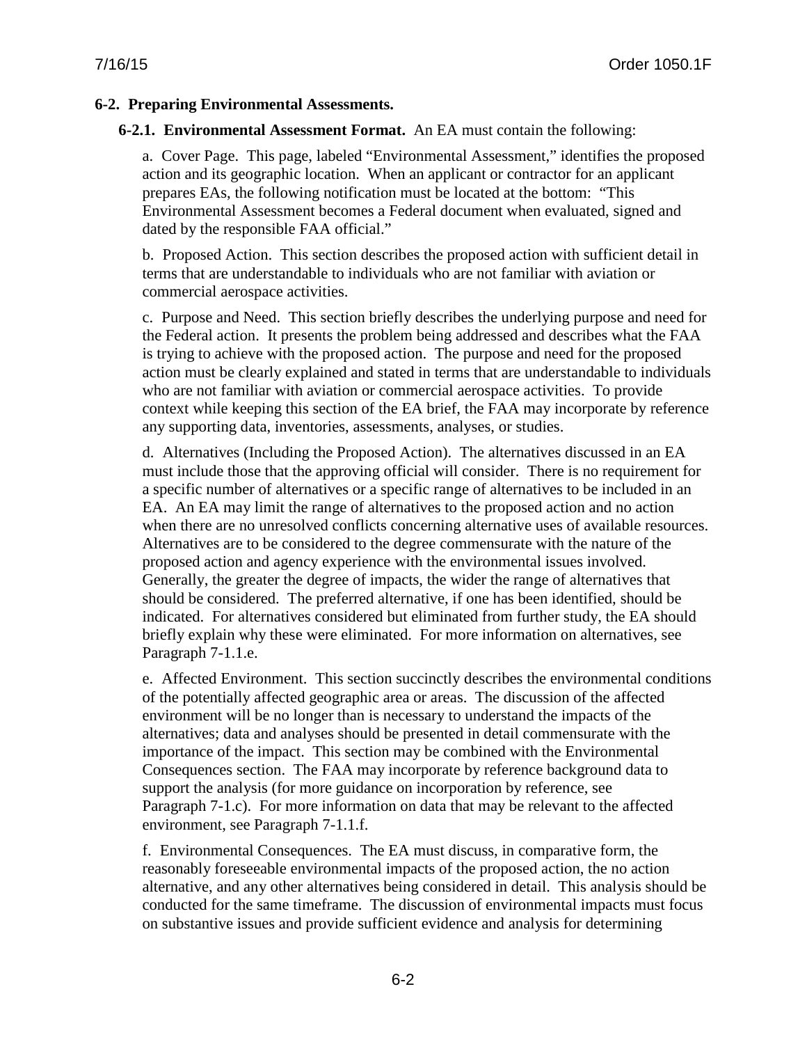## 6-2. Preparing Environmental Assessments.

**6-2.1. Environmental Assessment Format.** An EA must contain the following:

a. Cover Page. This page, labeled "Environmental Assessment," identifies the proposed action and its geographic location. When an applicant or contractor for an applicant prepares EAs, the following notification must be located at the bottom: "This Environmental Assessment becomes a Federal document when evaluated, signed and dated by the responsible FAA official."

b. Proposed Action. This section describes the proposed action with sufficient detail in terms that are understandable to individuals who are not familiar with aviation or commercial aerospace activities.

c. Purpose and Need. This section briefly describes the underlying purpose and need for the Federal action. It presents the problem being addressed and describes what the FAA is trying to achieve with the proposed action. The purpose and need for the proposed action must be clearly explained and stated in terms that are understandable to individuals who are not familiar with aviation or commercial aerospace activities. To provide context while keeping this section of the EA brief, the FAA may incorporate by reference any supporting data, inventories, assessments, analyses, or studies.

d. Alternatives (Including the Proposed Action). The alternatives discussed in an EA must include those that the approving official will consider. There is no requirement for a specific number of alternatives or a specific range of alternatives to be included in an EA. An EA may limit the range of alternatives to the proposed action and no action when there are no unresolved conflicts concerning alternative uses of available resources. Alternatives are to be considered to the degree commensurate with the nature of the proposed action and agency experience with the environmental issues involved. Generally, the greater the degree of impacts, the wider the range of alternatives that should be considered. The preferred alternative, if one has been identified, should be indicated. For alternatives considered but eliminated from further study, the EA should briefly explain why these were eliminated. For more information on alternatives, see Paragraph 7-1.1.e.

e. Affected Environment. This section succinctly describes the environmental conditions of the potentially affected geographic area or areas. The discussion of the affected environment will be no longer than is necessary to understand the impacts of the alternatives; data and analyses should be presented in detail commensurate with the importance of the impact. This section may be combined with the Environmental Consequences section. The FAA may incorporate by reference background data to support the analysis (for more guidance on incorporation by reference, see Paragraph 7-1.c). For more information on data that may be relevant to the affected environment, see Paragraph 7-1.1.f.

f. Environmental Consequences. The EA must discuss, in comparative form, the reasonably foreseeable environmental impacts of the proposed action, the no action alternative, and any other alternatives being considered in detail. This analysis should be conducted for the same timeframe. The discussion of environmental impacts must focus on substantive issues and provide sufficient evidence and analysis for determining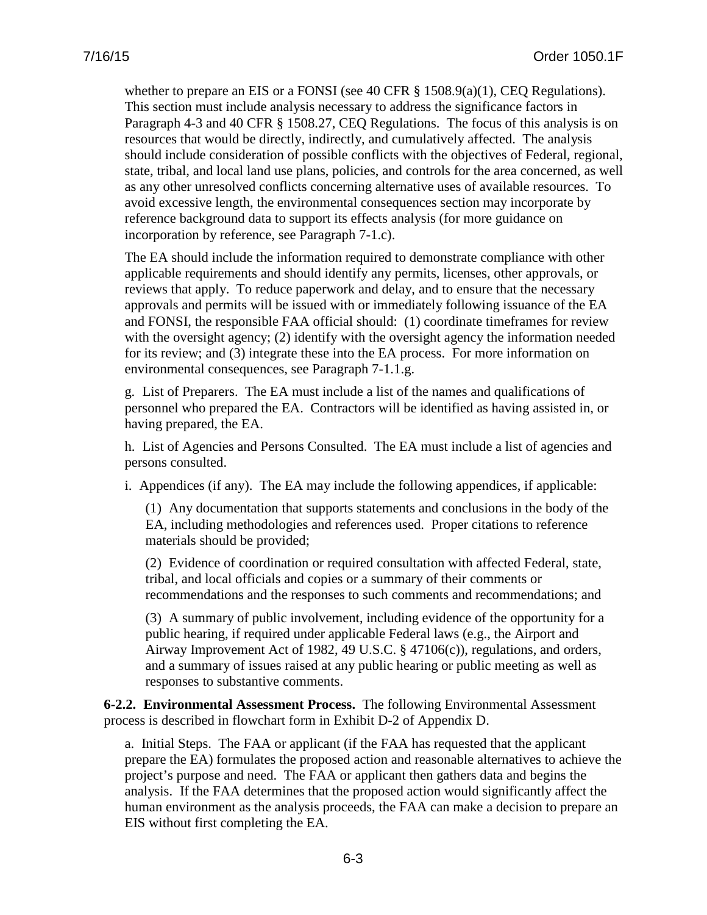whether to prepare an EIS or a FONSI (see 40 CFR § 1508.9(a)(1), CEQ Regulations). This section must include analysis necessary to address the significance factors in Paragraph 4-3 and 40 CFR § 1508.27, CEQ Regulations. The focus of this analysis is on resources that would be directly, indirectly, and cumulatively affected. The analysis should include consideration of possible conflicts with the objectives of Federal, regional, state, tribal, and local land use plans, policies, and controls for the area concerned, as well as any other unresolved conflicts concerning alternative uses of available resources. To avoid excessive length, the environmental consequences section may incorporate by reference background data to support its effects analysis (for more guidance on incorporation by reference, see Paragraph 7-1.c).

The EA should include the information required to demonstrate compliance with other applicable requirements and should identify any permits, licenses, other approvals, or reviews that apply. To reduce paperwork and delay, and to ensure that the necessary approvals and permits will be issued with or immediately following issuance of the EA and FONSI, the responsible FAA official should: (1) coordinate timeframes for review with the oversight agency; (2) identify with the oversight agency the information needed for its review; and (3) integrate these into the EA process. For more information on environmental consequences, see Paragraph 7-1.1.g.

g. List of Preparers. The EA must include a list of the names and qualifications of personnel who prepared the EA. Contractors will be identified as having assisted in, or having prepared, the EA.

h. List of Agencies and Persons Consulted. The EA must include a list of agencies and persons consulted.

i. Appendices (if any). The EA may include the following appendices, if applicable:

(1) Any documentation that supports statements and conclusions in the body of the EA, including methodologies and references used. Proper citations to reference materials should be provided;

(2) Evidence of coordination or required consultation with affected Federal, state, tribal, and local officials and copies or a summary of their comments or recommendations and the responses to such comments and recommendations; and

(3) A summary of public involvement, including evidence of the opportunity for a public hearing, if required under applicable Federal laws (e.g., the Airport and Airway Improvement Act of 1982, 49 U.S.C. § 47106(c)), regulations, and orders, and a summary of issues raised at any public hearing or public meeting as well as responses to substantive comments.

**6-2.2. Environmental Assessment Process.** The following Environmental Assessment process is described in flowchart form in Exhibit D-2 of Appendix D.

a. Initial Steps. The FAA or applicant (if the FAA has requested that the applicant prepare the EA) formulates the proposed action and reasonable alternatives to achieve the project's purpose and need. The FAA or applicant then gathers data and begins the analysis. If the FAA determines that the proposed action would significantly affect the human environment as the analysis proceeds, the FAA can make a decision to prepare an EIS without first completing the EA.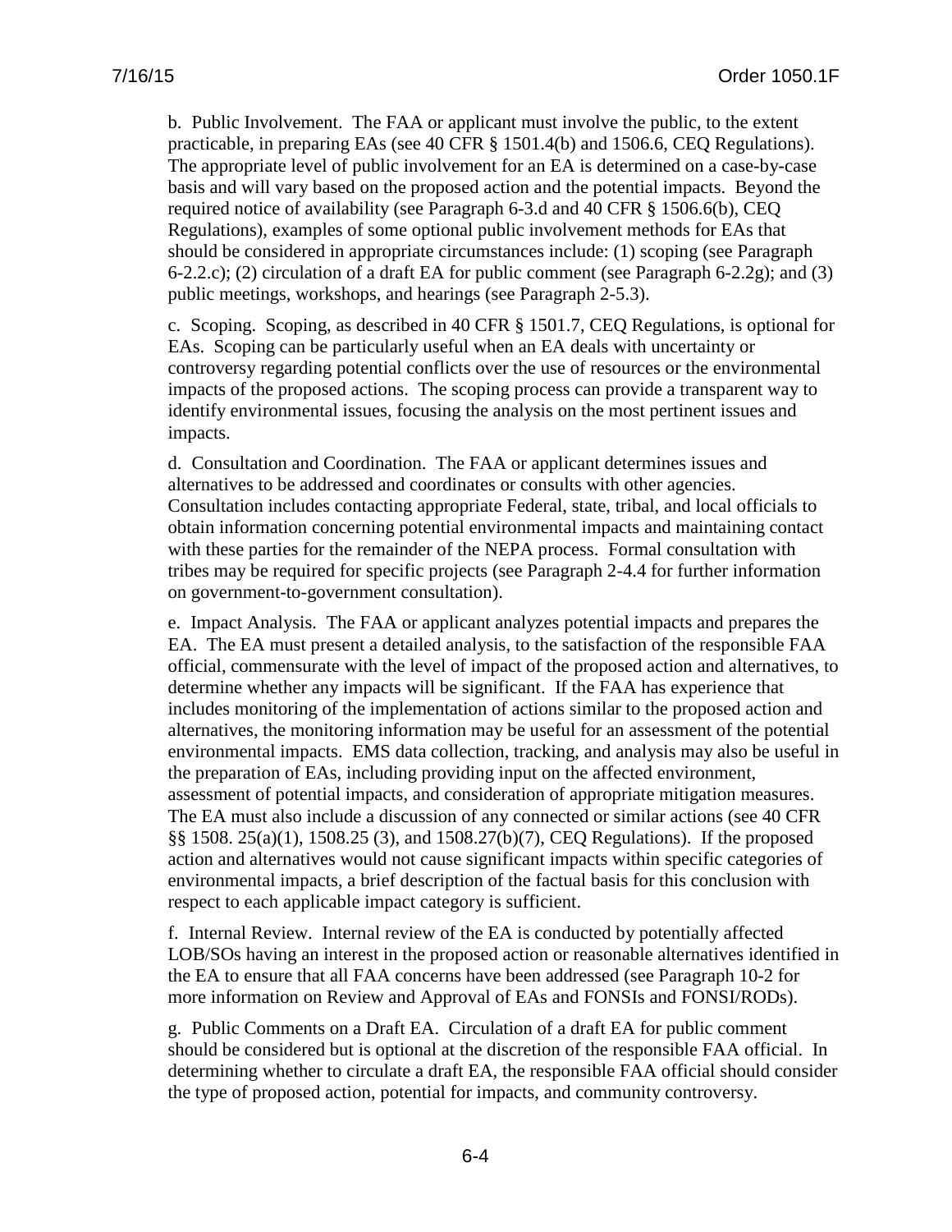b. Public Involvement. The FAA or applicant must involve the public, to the extent practicable, in preparing EAs (see 40 CFR § 1501.4(b) and 1506.6, CEQ Regulations). The appropriate level of public involvement for an EA is determined on a case-by-case basis and will vary based on the proposed action and the potential impacts. Beyond the required notice of availability (see Paragraph 6-3.d and 40 CFR § 1506.6(b), CEQ Regulations), examples of some optional public involvement methods for EAs that should be considered in appropriate circumstances include: (1) scoping (see Paragraph 6-2.2.c); (2) circulation of a draft EA for public comment (see Paragraph 6-2.2g); and (3) public meetings, workshops, and hearings (see Paragraph 2-5.3).

c. Scoping. Scoping, as described in 40 CFR § 1501.7, CEQ Regulations, is optional for EAs. Scoping can be particularly useful when an EA deals with uncertainty or controversy regarding potential conflicts over the use of resources or the environmental impacts of the proposed actions. The scoping process can provide a transparent way to identify environmental issues, focusing the analysis on the most pertinent issues and impacts.

d. Consultation and Coordination. The FAA or applicant determines issues and alternatives to be addressed and coordinates or consults with other agencies. Consultation includes contacting appropriate Federal, state, tribal, and local officials to obtain information concerning potential environmental impacts and maintaining contact with these parties for the remainder of the NEPA process. Formal consultation with tribes may be required for specific projects (see Paragraph 2-4.4 for further information on government-to-government consultation).

e. Impact Analysis. The FAA or applicant analyzes potential impacts and prepares the EA. The EA must present a detailed analysis, to the satisfaction of the responsible FAA official, commensurate with the level of impact of the proposed action and alternatives, to determine whether any impacts will be significant. If the FAA has experience that includes monitoring of the implementation of actions similar to the proposed action and alternatives, the monitoring information may be useful for an assessment of the potential environmental impacts. EMS data collection, tracking, and analysis may also be useful in the preparation of EAs, including providing input on the affected environment, assessment of potential impacts, and consideration of appropriate mitigation measures. The EA must also include a discussion of any connected or similar actions (see 40 CFR §§ 1508. 25(a)(1), 1508.25 (3), and 1508.27(b)(7), CEQ Regulations). If the proposed action and alternatives would not cause significant impacts within specific categories of environmental impacts, a brief description of the factual basis for this conclusion with respect to each applicable impact category is sufficient.

f. Internal Review. Internal review of the EA is conducted by potentially affected LOB/SOs having an interest in the proposed action or reasonable alternatives identified in the EA to ensure that all FAA concerns have been addressed (see Paragraph 10-2 for more information on Review and Approval of EAs and FONSIs and FONSI/RODs).

g. Public Comments on a Draft EA. Circulation of a draft EA for public comment should be considered but is optional at the discretion of the responsible FAA official. In determining whether to circulate a draft EA, the responsible FAA official should consider the type of proposed action, potential for impacts, and community controversy.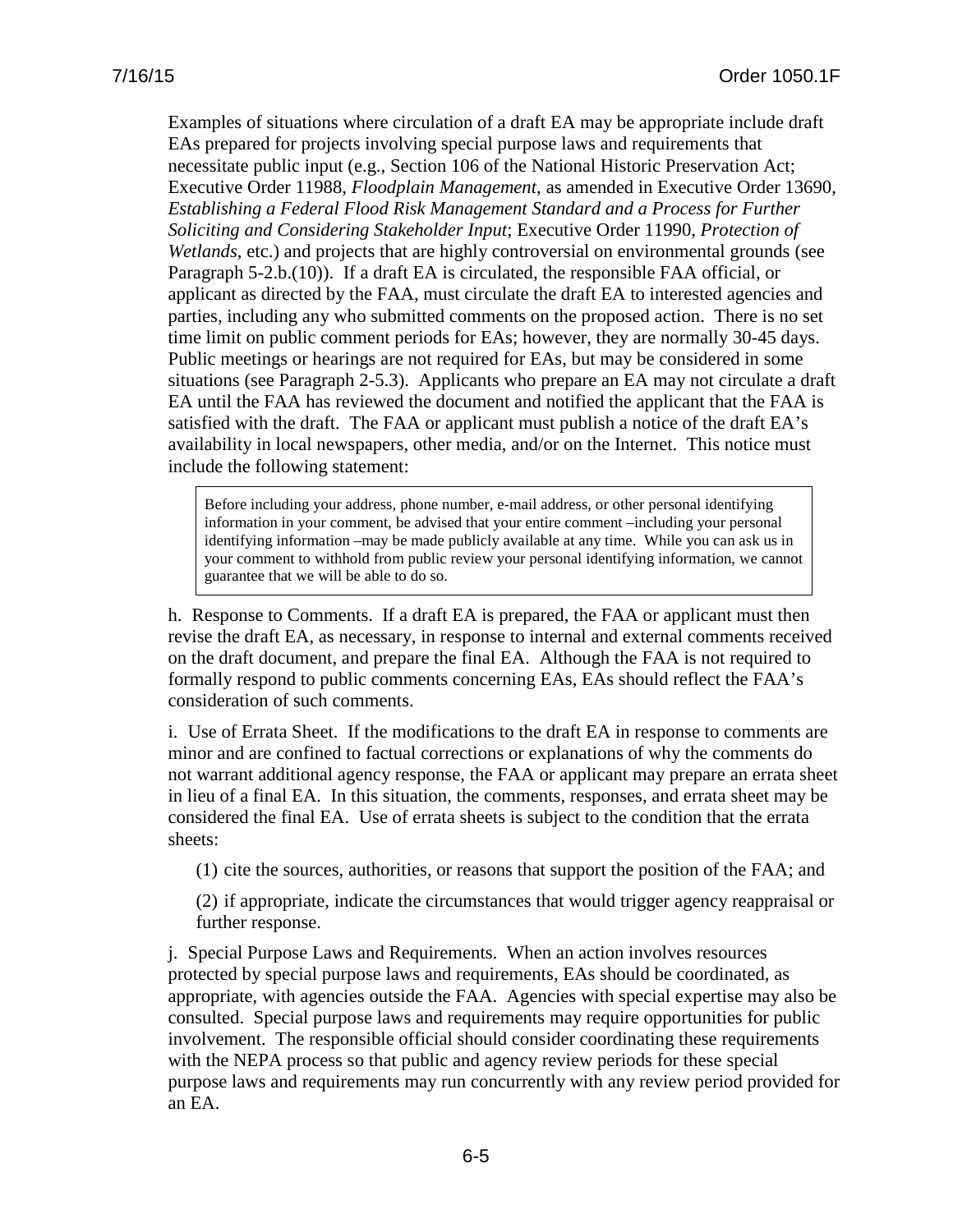Examples of situations where circulation of a draft EA may be appropriate include draft EAs prepared for projects involving special purpose laws and requirements that necessitate public input (e.g., Section 106 of the National Historic Preservation Act; Executive Order 11988, *Floodplain Management*, as amended in Executive Order 13690, *Establishing a Federal Flood Risk Management Standard and a Process for Further Soliciting and Considering Stakeholder Input*; Executive Order 11990, *Protection of Wetlands*, etc.) and projects that are highly controversial on environmental grounds (see Paragraph 5-2.b.(10)). If a draft EA is circulated, the responsible FAA official, or applicant as directed by the FAA, must circulate the draft EA to interested agencies and parties, including any who submitted comments on the proposed action. There is no set time limit on public comment periods for EAs; however, they are normally 30-45 days. Public meetings or hearings are not required for EAs, but may be considered in some situations (see Paragraph 2-5.3). Applicants who prepare an EA may not circulate a draft EA until the FAA has reviewed the document and notified the applicant that the FAA is satisfied with the draft. The FAA or applicant must publish a notice of the draft EA's availability in local newspapers, other media, and/or on the Internet. This notice must include the following statement:

> Before including your address, phone number, e-mail address, or other personal identifying information in your comment, be advised that your entire comment –including your personal identifying information –may be made publicly available at any time. While you can ask us in your comment to withhold from public review your personal identifying information, we cannot guarantee that we will be able to do so.

h. Response to Comments. If a draft EA is prepared, the FAA or applicant must then revise the draft EA, as necessary, in response to internal and external comments received on the draft document, and prepare the final EA. Although the FAA is not required to formally respond to public comments concerning EAs, EAs should reflect the FAA's consideration of such comments.

i. Use of Errata Sheet. If the modifications to the draft EA in response to comments are minor and are confined to factual corrections or explanations of why the comments do not warrant additional agency response, the FAA or applicant may prepare an errata sheet in lieu of a final EA. In this situation, the comments, responses, and errata sheet may be considered the final EA. Use of errata sheets is subject to the condition that the errata sheets:

(1) cite the sources, authorities, or reasons that support the position of the FAA; and

(2) if appropriate, indicate the circumstances that would trigger agency reappraisal or further response.

j. Special Purpose Laws and Requirements. When an action involves resources protected by special purpose laws and requirements, EAs should be coordinated, as appropriate, with agencies outside the FAA. Agencies with special expertise may also be consulted. Special purpose laws and requirements may require opportunities for public involvement. The responsible official should consider coordinating these requirements with the NEPA process so that public and agency review periods for these special purpose laws and requirements may run concurrently with any review period provided for an EA.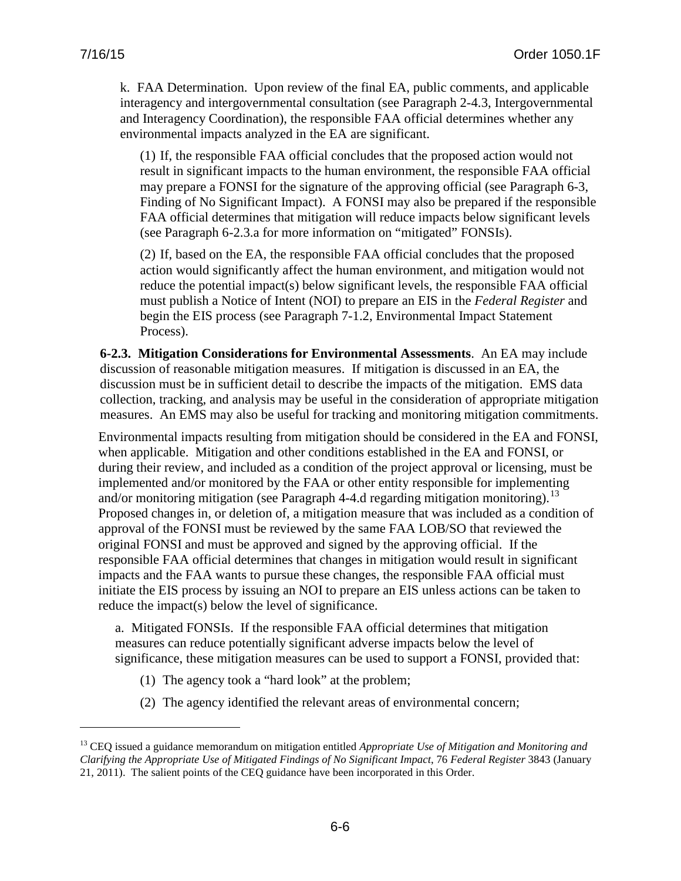k. FAA Determination. Upon review of the final EA, public comments, and applicable interagency and intergovernmental consultation (see Paragraph 2-4.3, Intergovernmental and Interagency Coordination), the responsible FAA official determines whether any environmental impacts analyzed in the EA are significant.

(1) If, the responsible FAA official concludes that the proposed action would not result in significant impacts to the human environment, the responsible FAA official may prepare a FONSI for the signature of the approving official (see Paragraph 6-3, Finding of No Significant Impact). A FONSI may also be prepared if the responsible FAA official determines that mitigation will reduce impacts below significant levels (see Paragraph 6-2.3.a for more information on "mitigated" FONSIs).

(2) If, based on the EA, the responsible FAA official concludes that the proposed action would significantly affect the human environment, and mitigation would not reduce the potential impact(s) below significant levels, the responsible FAA official must publish a Notice of Intent (NOI) to prepare an EIS in the *Federal Register* and begin the EIS process (see Paragraph 7-1.2, Environmental Impact Statement Process).

**6-2.3. Mitigation Considerations for Environmental Assessments**. An EA may include discussion of reasonable mitigation measures. If mitigation is discussed in an EA, the discussion must be in sufficient detail to describe the impacts of the mitigation. EMS data collection, tracking, and analysis may be useful in the consideration of appropriate mitigation measures. An EMS may also be useful for tracking and monitoring mitigation commitments.

Environmental impacts resulting from mitigation should be considered in the EA and FONSI, when applicable. Mitigation and other conditions established in the EA and FONSI, or during their review, and included as a condition of the project approval or licensing, must be implemented and/or monitored by the FAA or other entity responsible for implementing and/or monitoring mitigation (see Paragraph 4-4.d regarding mitigation monitoring).[13] Proposed changes in, or deletion of, a mitigation measure that was included as a condition of approval of the FONSI must be reviewed by the same FAA LOB/SO that reviewed the original FONSI and must be approved and signed by the approving official. If the responsible FAA official determines that changes in mitigation would result in significant impacts and the FAA wants to pursue these changes, the responsible FAA official must initiate the EIS process by issuing an NOI to prepare an EIS unless actions can be taken to reduce the impact(s) below the level of significance.

a. Mitigated FONSIs. If the responsible FAA official determines that mitigation measures can reduce potentially significant adverse impacts below the level of significance, these mitigation measures can be used to support a FONSI, provided that:

(1) The agency took a "hard look" at the problem;

(2) The agency identified the relevant areas of environmental concern;

[13] CEQ issued a guidance memorandum on mitigation entitled *Appropriate Use of Mitigation and Monitoring and Clarifying the Appropriate Use of Mitigated Findings of No Significant Impact*, 76 *Federal Register* 3843 (January 21, 2011). The salient points of the CEQ guidance have been incorporated in this Order.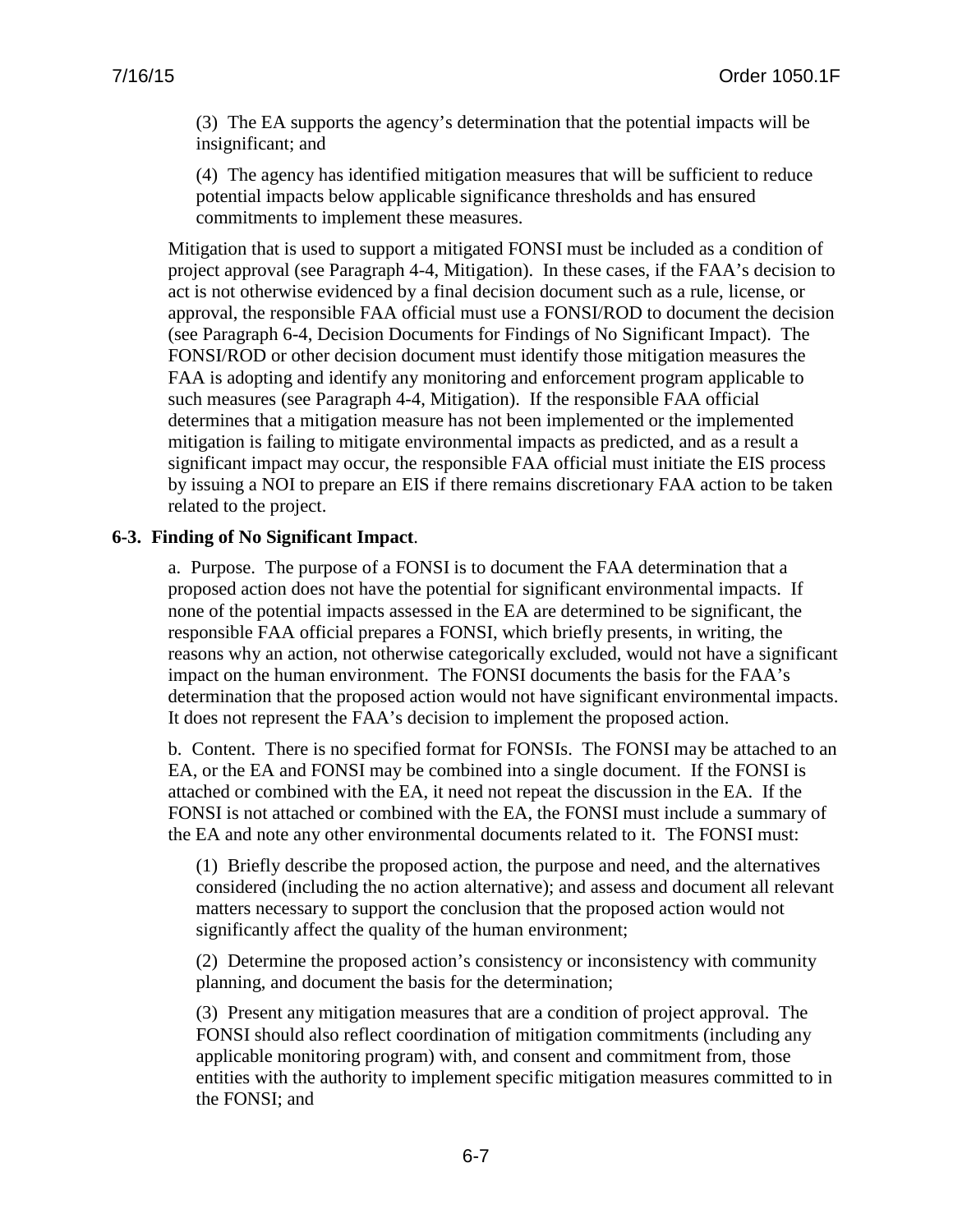(3) The EA supports the agency's determination that the potential impacts will be insignificant; and

(4) The agency has identified mitigation measures that will be sufficient to reduce potential impacts below applicable significance thresholds and has ensured commitments to implement these measures.

Mitigation that is used to support a mitigated FONSI must be included as a condition of project approval (see Paragraph 4-4, Mitigation). In these cases, if the FAA's decision to act is not otherwise evidenced by a final decision document such as a rule, license, or approval, the responsible FAA official must use a FONSI/ROD to document the decision (see Paragraph 6-4, Decision Documents for Findings of No Significant Impact). The FONSI/ROD or other decision document must identify those mitigation measures the FAA is adopting and identify any monitoring and enforcement program applicable to such measures (see Paragraph 4-4, Mitigation). If the responsible FAA official determines that a mitigation measure has not been implemented or the implemented mitigation is failing to mitigate environmental impacts as predicted, and as a result a significant impact may occur, the responsible FAA official must initiate the EIS process by issuing a NOI to prepare an EIS if there remains discretionary FAA action to be taken related to the project.

**6-3. Finding of No Significant Impact**.

a. Purpose. The purpose of a FONSI is to document the FAA determination that a proposed action does not have the potential for significant environmental impacts. If none of the potential impacts assessed in the EA are determined to be significant, the responsible FAA official prepares a FONSI, which briefly presents, in writing, the reasons why an action, not otherwise categorically excluded, would not have a significant impact on the human environment. The FONSI documents the basis for the FAA's determination that the proposed action would not have significant environmental impacts. It does not represent the FAA's decision to implement the proposed action.

b. Content. There is no specified format for FONSIs. The FONSI may be attached to an EA, or the EA and FONSI may be combined into a single document. If the FONSI is attached or combined with the EA, it need not repeat the discussion in the EA. If the FONSI is not attached or combined with the EA, the FONSI must include a summary of the EA and note any other environmental documents related to it. The FONSI must:

(1) Briefly describe the proposed action, the purpose and need, and the alternatives considered (including the no action alternative); and assess and document all relevant matters necessary to support the conclusion that the proposed action would not significantly affect the quality of the human environment;

(2) Determine the proposed action's consistency or inconsistency with community planning, and document the basis for the determination;

(3) Present any mitigation measures that are a condition of project approval. The FONSI should also reflect coordination of mitigation commitments (including any applicable monitoring program) with, and consent and commitment from, those entities with the authority to implement specific mitigation measures committed to in the FONSI; and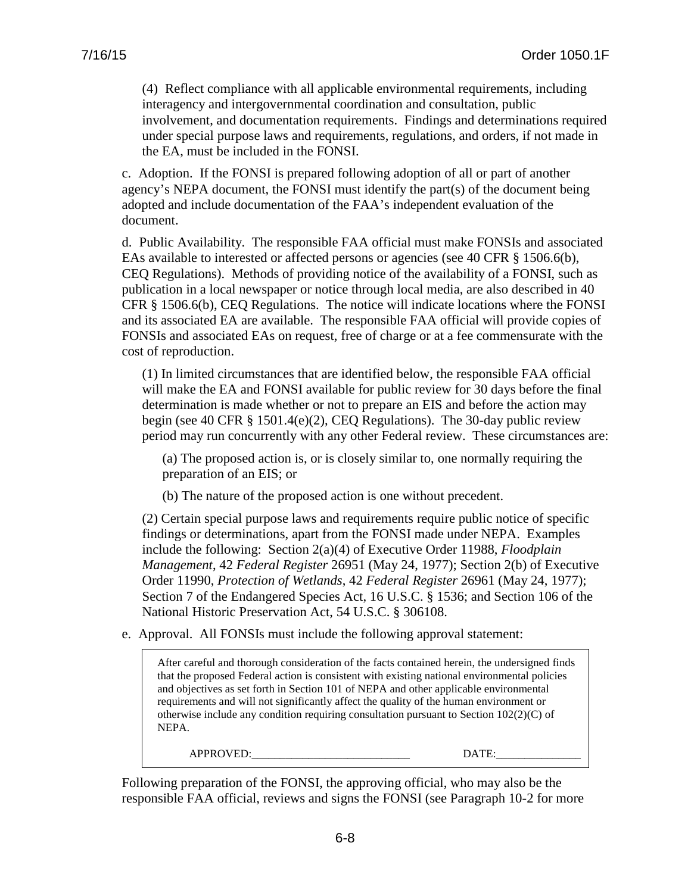(4) Reflect compliance with all applicable environmental requirements, including interagency and intergovernmental coordination and consultation, public involvement, and documentation requirements. Findings and determinations required under special purpose laws and requirements, regulations, and orders, if not made in the EA, must be included in the FONSI.

c. Adoption. If the FONSI is prepared following adoption of all or part of another agency's NEPA document, the FONSI must identify the part(s) of the document being adopted and include documentation of the FAA's independent evaluation of the document.

d. Public Availability. The responsible FAA official must make FONSIs and associated EAs available to interested or affected persons or agencies (see 40 CFR § 1506.6(b), CEQ Regulations). Methods of providing notice of the availability of a FONSI, such as publication in a local newspaper or notice through local media, are also described in 40 CFR § 1506.6(b), CEQ Regulations. The notice will indicate locations where the FONSI and its associated EA are available. The responsible FAA official will provide copies of FONSIs and associated EAs on request, free of charge or at a fee commensurate with the cost of reproduction.

(1) In limited circumstances that are identified below, the responsible FAA official will make the EA and FONSI available for public review for 30 days before the final determination is made whether or not to prepare an EIS and before the action may begin (see 40 CFR § 1501.4(e)(2), CEQ Regulations). The 30-day public review period may run concurrently with any other Federal review. These circumstances are:

(a) The proposed action is, or is closely similar to, one normally requiring the preparation of an EIS; or

(b) The nature of the proposed action is one without precedent.

(2) Certain special purpose laws and requirements require public notice of specific findings or determinations, apart from the FONSI made under NEPA. Examples include the following: Section 2(a)(4) of Executive Order 11988, *Floodplain Management*, 42 *Federal Register* 26951 (May 24, 1977); Section 2(b) of Executive Order 11990, *Protection of Wetlands*, 42 *Federal Register* 26961 (May 24, 1977); Section 7 of the Endangered Species Act, 16 U.S.C. § 1536; and Section 106 of the National Historic Preservation Act, 54 U.S.C. § 306108.

e. Approval. All FONSIs must include the following approval statement:

> After careful and thorough consideration of the facts contained herein, the undersigned finds that the proposed Federal action is consistent with existing national environmental policies and objectives as set forth in Section 101 of NEPA and other applicable environmental requirements and will not significantly affect the quality of the human environment or otherwise include any condition requiring consultation pursuant to Section 102(2)(C) of NEPA.
>
> APPROVED:___________________________ DATE:_______________

Following preparation of the FONSI, the approving official, who may also be the responsible FAA official, reviews and signs the FONSI (see Paragraph 10-2 for more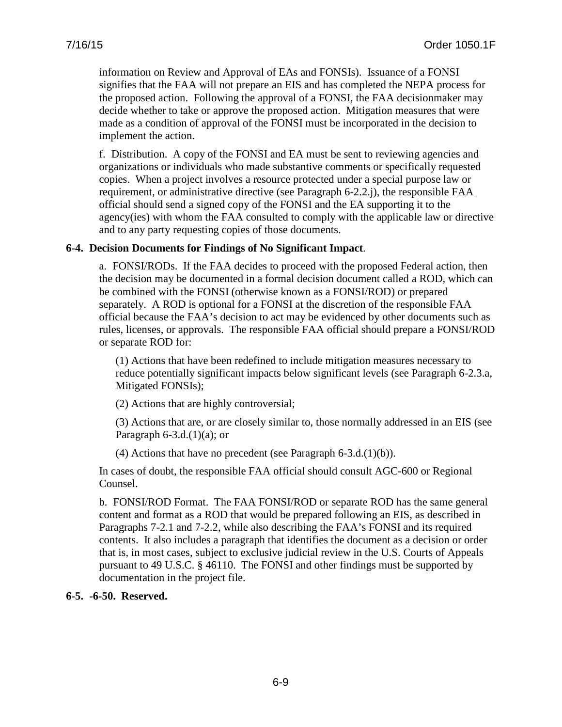information on Review and Approval of EAs and FONSIs). Issuance of a FONSI signifies that the FAA will not prepare an EIS and has completed the NEPA process for the proposed action. Following the approval of a FONSI, the FAA decisionmaker may decide whether to take or approve the proposed action. Mitigation measures that were made as a condition of approval of the FONSI must be incorporated in the decision to implement the action.

f. Distribution. A copy of the FONSI and EA must be sent to reviewing agencies and organizations or individuals who made substantive comments or specifically requested copies. When a project involves a resource protected under a special purpose law or requirement, or administrative directive (see Paragraph 6-2.2.j), the responsible FAA official should send a signed copy of the FONSI and the EA supporting it to the agency(ies) with whom the FAA consulted to comply with the applicable law or directive and to any party requesting copies of those documents.

**6-4. Decision Documents for Findings of No Significant Impact**.

a. FONSI/RODs. If the FAA decides to proceed with the proposed Federal action, then the decision may be documented in a formal decision document called a ROD, which can be combined with the FONSI (otherwise known as a FONSI/ROD) or prepared separately. A ROD is optional for a FONSI at the discretion of the responsible FAA official because the FAA's decision to act may be evidenced by other documents such as rules, licenses, or approvals. The responsible FAA official should prepare a FONSI/ROD or separate ROD for:

(1) Actions that have been redefined to include mitigation measures necessary to reduce potentially significant impacts below significant levels (see Paragraph 6-2.3.a, Mitigated FONSIs);

(2) Actions that are highly controversial;

(3) Actions that are, or are closely similar to, those normally addressed in an EIS (see Paragraph 6-3.d.(1)(a); or

(4) Actions that have no precedent (see Paragraph 6-3.d.(1)(b)).

In cases of doubt, the responsible FAA official should consult AGC-600 or Regional Counsel.

b. FONSI/ROD Format. The FAA FONSI/ROD or separate ROD has the same general content and format as a ROD that would be prepared following an EIS, as described in Paragraphs 7-2.1 and 7-2.2, while also describing the FAA's FONSI and its required contents. It also includes a paragraph that identifies the document as a decision or order that is, in most cases, subject to exclusive judicial review in the U.S. Courts of Appeals pursuant to 49 U.S.C. § 46110. The FONSI and other findings must be supported by documentation in the project file.

**6-5. -6-50. Reserved.**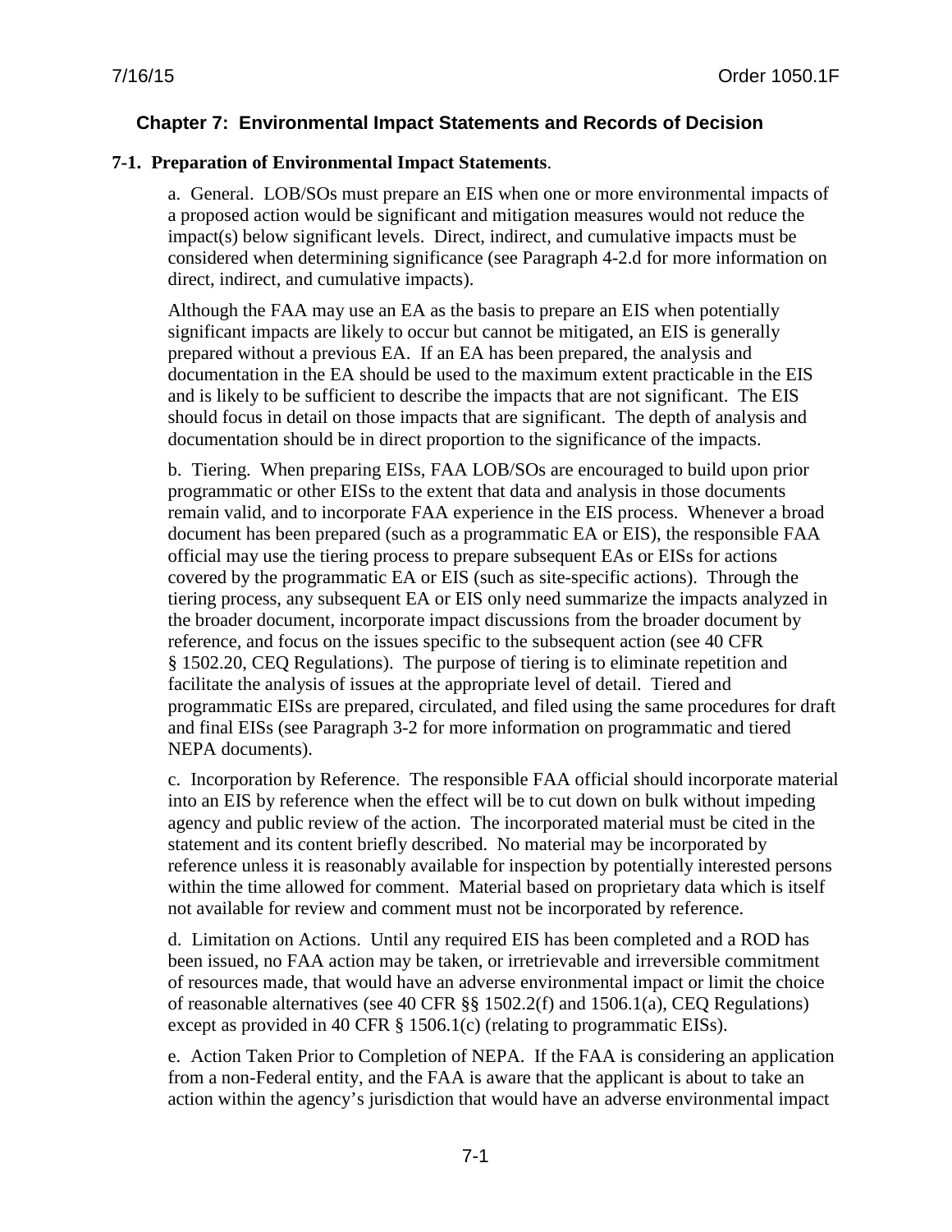## Chapter 7: Environmental Impact Statements and Records of Decision

**7-1. Preparation of Environmental Impact Statements**.

a. General. LOB/SOs must prepare an EIS when one or more environmental impacts of a proposed action would be significant and mitigation measures would not reduce the impact(s) below significant levels. Direct, indirect, and cumulative impacts must be considered when determining significance (see Paragraph 4-2.d for more information on direct, indirect, and cumulative impacts).

Although the FAA may use an EA as the basis to prepare an EIS when potentially significant impacts are likely to occur but cannot be mitigated, an EIS is generally prepared without a previous EA. If an EA has been prepared, the analysis and documentation in the EA should be used to the maximum extent practicable in the EIS and is likely to be sufficient to describe the impacts that are not significant. The EIS should focus in detail on those impacts that are significant. The depth of analysis and documentation should be in direct proportion to the significance of the impacts.

b. Tiering. When preparing EISs, FAA LOB/SOs are encouraged to build upon prior programmatic or other EISs to the extent that data and analysis in those documents remain valid, and to incorporate FAA experience in the EIS process. Whenever a broad document has been prepared (such as a programmatic EA or EIS), the responsible FAA official may use the tiering process to prepare subsequent EAs or EISs for actions covered by the programmatic EA or EIS (such as site-specific actions). Through the tiering process, any subsequent EA or EIS only need summarize the impacts analyzed in the broader document, incorporate impact discussions from the broader document by reference, and focus on the issues specific to the subsequent action (see 40 CFR § 1502.20, CEQ Regulations). The purpose of tiering is to eliminate repetition and facilitate the analysis of issues at the appropriate level of detail. Tiered and programmatic EISs are prepared, circulated, and filed using the same procedures for draft and final EISs (see Paragraph 3-2 for more information on programmatic and tiered NEPA documents).

c. Incorporation by Reference. The responsible FAA official should incorporate material into an EIS by reference when the effect will be to cut down on bulk without impeding agency and public review of the action. The incorporated material must be cited in the statement and its content briefly described. No material may be incorporated by reference unless it is reasonably available for inspection by potentially interested persons within the time allowed for comment. Material based on proprietary data which is itself not available for review and comment must not be incorporated by reference.

d. Limitation on Actions. Until any required EIS has been completed and a ROD has been issued, no FAA action may be taken, or irretrievable and irreversible commitment of resources made, that would have an adverse environmental impact or limit the choice of reasonable alternatives (see 40 CFR §§ 1502.2(f) and 1506.1(a), CEQ Regulations) except as provided in 40 CFR § 1506.1(c) (relating to programmatic EISs).

e. Action Taken Prior to Completion of NEPA. If the FAA is considering an application from a non-Federal entity, and the FAA is aware that the applicant is about to take an action within the agency's jurisdiction that would have an adverse environmental impact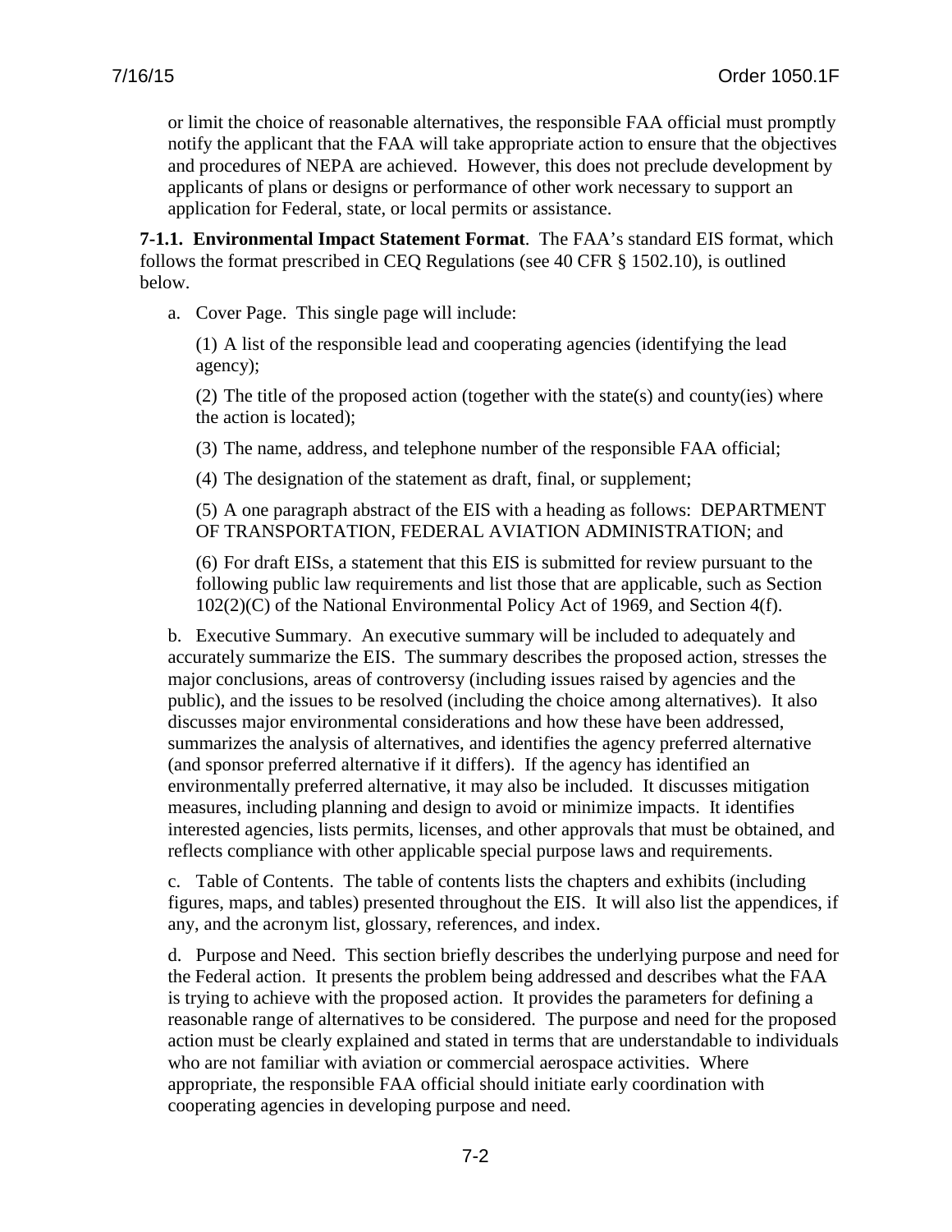or limit the choice of reasonable alternatives, the responsible FAA official must promptly notify the applicant that the FAA will take appropriate action to ensure that the objectives and procedures of NEPA are achieved. However, this does not preclude development by applicants of plans or designs or performance of other work necessary to support an application for Federal, state, or local permits or assistance.

**7-1.1. Environmental Impact Statement Format**. The FAA's standard EIS format, which follows the format prescribed in CEQ Regulations (see 40 CFR § 1502.10), is outlined below.

a. Cover Page. This single page will include:

(1) A list of the responsible lead and cooperating agencies (identifying the lead agency);

(2) The title of the proposed action (together with the state(s) and county(ies) where the action is located);

(3) The name, address, and telephone number of the responsible FAA official;

(4) The designation of the statement as draft, final, or supplement;

(5) A one paragraph abstract of the EIS with a heading as follows: DEPARTMENT OF TRANSPORTATION, FEDERAL AVIATION ADMINISTRATION; and

(6) For draft EISs, a statement that this EIS is submitted for review pursuant to the following public law requirements and list those that are applicable, such as Section 102(2)(C) of the National Environmental Policy Act of 1969, and Section 4(f).

b. Executive Summary. An executive summary will be included to adequately and accurately summarize the EIS. The summary describes the proposed action, stresses the major conclusions, areas of controversy (including issues raised by agencies and the public), and the issues to be resolved (including the choice among alternatives). It also discusses major environmental considerations and how these have been addressed, summarizes the analysis of alternatives, and identifies the agency preferred alternative (and sponsor preferred alternative if it differs). If the agency has identified an environmentally preferred alternative, it may also be included. It discusses mitigation measures, including planning and design to avoid or minimize impacts. It identifies interested agencies, lists permits, licenses, and other approvals that must be obtained, and reflects compliance with other applicable special purpose laws and requirements.

c. Table of Contents. The table of contents lists the chapters and exhibits (including figures, maps, and tables) presented throughout the EIS. It will also list the appendices, if any, and the acronym list, glossary, references, and index.

d. Purpose and Need. This section briefly describes the underlying purpose and need for the Federal action. It presents the problem being addressed and describes what the FAA is trying to achieve with the proposed action. It provides the parameters for defining a reasonable range of alternatives to be considered. The purpose and need for the proposed action must be clearly explained and stated in terms that are understandable to individuals who are not familiar with aviation or commercial aerospace activities. Where appropriate, the responsible FAA official should initiate early coordination with cooperating agencies in developing purpose and need.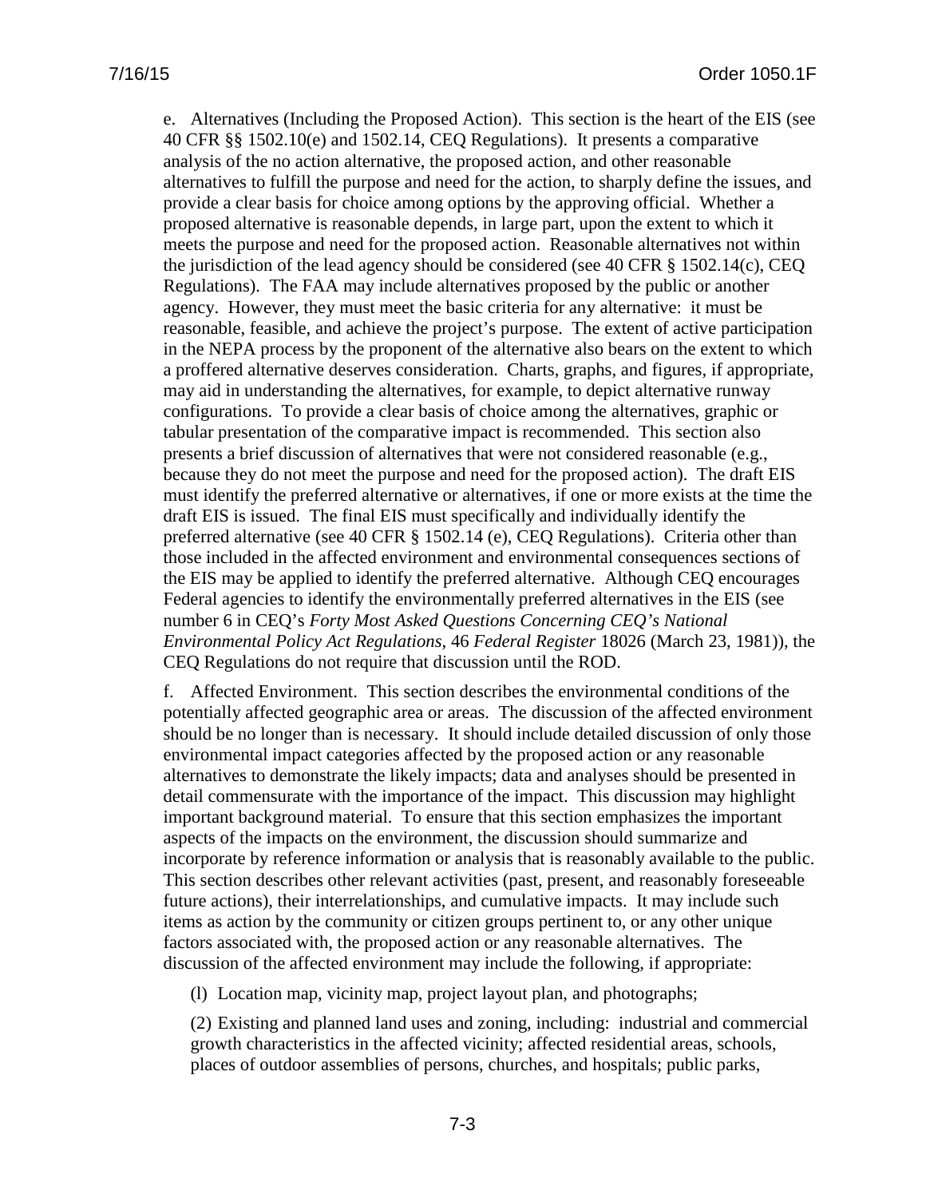e. Alternatives (Including the Proposed Action). This section is the heart of the EIS (see 40 CFR §§ 1502.10(e) and 1502.14, CEQ Regulations). It presents a comparative analysis of the no action alternative, the proposed action, and other reasonable alternatives to fulfill the purpose and need for the action, to sharply define the issues, and provide a clear basis for choice among options by the approving official. Whether a proposed alternative is reasonable depends, in large part, upon the extent to which it meets the purpose and need for the proposed action. Reasonable alternatives not within the jurisdiction of the lead agency should be considered (see 40 CFR § 1502.14(c), CEQ Regulations). The FAA may include alternatives proposed by the public or another agency. However, they must meet the basic criteria for any alternative: it must be reasonable, feasible, and achieve the project's purpose. The extent of active participation in the NEPA process by the proponent of the alternative also bears on the extent to which a proffered alternative deserves consideration. Charts, graphs, and figures, if appropriate, may aid in understanding the alternatives, for example, to depict alternative runway configurations. To provide a clear basis of choice among the alternatives, graphic or tabular presentation of the comparative impact is recommended. This section also presents a brief discussion of alternatives that were not considered reasonable (e.g., because they do not meet the purpose and need for the proposed action). The draft EIS must identify the preferred alternative or alternatives, if one or more exists at the time the draft EIS is issued. The final EIS must specifically and individually identify the preferred alternative (see 40 CFR § 1502.14 (e), CEQ Regulations). Criteria other than those included in the affected environment and environmental consequences sections of the EIS may be applied to identify the preferred alternative. Although CEQ encourages Federal agencies to identify the environmentally preferred alternatives in the EIS (see number 6 in CEQ's *Forty Most Asked Questions Concerning CEQ's National Environmental Policy Act Regulations*, 46 *Federal Register* 18026 (March 23, 1981)), the CEQ Regulations do not require that discussion until the ROD.

f. Affected Environment. This section describes the environmental conditions of the potentially affected geographic area or areas. The discussion of the affected environment should be no longer than is necessary. It should include detailed discussion of only those environmental impact categories affected by the proposed action or any reasonable alternatives to demonstrate the likely impacts; data and analyses should be presented in detail commensurate with the importance of the impact. This discussion may highlight important background material. To ensure that this section emphasizes the important aspects of the impacts on the environment, the discussion should summarize and incorporate by reference information or analysis that is reasonably available to the public. This section describes other relevant activities (past, present, and reasonably foreseeable future actions), their interrelationships, and cumulative impacts. It may include such items as action by the community or citizen groups pertinent to, or any other unique factors associated with, the proposed action or any reasonable alternatives. The discussion of the affected environment may include the following, if appropriate:

(l) Location map, vicinity map, project layout plan, and photographs;

(2) Existing and planned land uses and zoning, including: industrial and commercial growth characteristics in the affected vicinity; affected residential areas, schools, places of outdoor assemblies of persons, churches, and hospitals; public parks,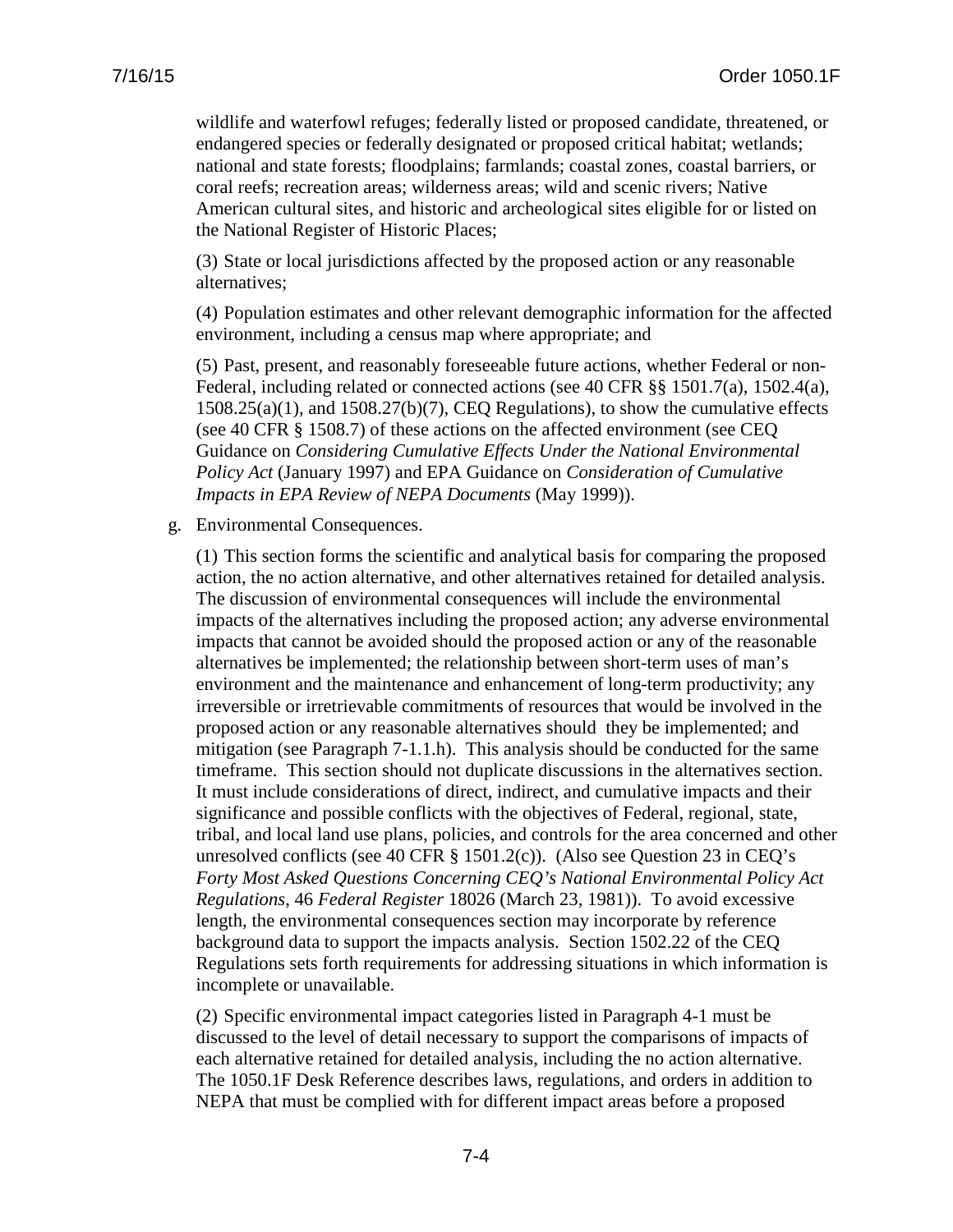wildlife and waterfowl refuges; federally listed or proposed candidate, threatened, or endangered species or federally designated or proposed critical habitat; wetlands; national and state forests; floodplains; farmlands; coastal zones, coastal barriers, or coral reefs; recreation areas; wilderness areas; wild and scenic rivers; Native American cultural sites, and historic and archeological sites eligible for or listed on the National Register of Historic Places;

(3) State or local jurisdictions affected by the proposed action or any reasonable alternatives;

(4) Population estimates and other relevant demographic information for the affected environment, including a census map where appropriate; and

(5) Past, present, and reasonably foreseeable future actions, whether Federal or non-Federal, including related or connected actions (see 40 CFR §§ 1501.7(a), 1502.4(a), 1508.25(a)(1), and 1508.27(b)(7), CEQ Regulations), to show the cumulative effects (see 40 CFR § 1508.7) of these actions on the affected environment (see CEQ Guidance on *Considering Cumulative Effects Under the National Environmental Policy Act* (January 1997) and EPA Guidance on *Consideration of Cumulative Impacts in EPA Review of NEPA Documents* (May 1999)).

g. Environmental Consequences.

(1) This section forms the scientific and analytical basis for comparing the proposed action, the no action alternative, and other alternatives retained for detailed analysis. The discussion of environmental consequences will include the environmental impacts of the alternatives including the proposed action; any adverse environmental impacts that cannot be avoided should the proposed action or any of the reasonable alternatives be implemented; the relationship between short-term uses of man's environment and the maintenance and enhancement of long-term productivity; any irreversible or irretrievable commitments of resources that would be involved in the proposed action or any reasonable alternatives should they be implemented; and mitigation (see Paragraph 7-1.1.h). This analysis should be conducted for the same timeframe. This section should not duplicate discussions in the alternatives section. It must include considerations of direct, indirect, and cumulative impacts and their significance and possible conflicts with the objectives of Federal, regional, state, tribal, and local land use plans, policies, and controls for the area concerned and other unresolved conflicts (see 40 CFR § 1501.2(c)). (Also see Question 23 in CEQ's *Forty Most Asked Questions Concerning CEQ's National Environmental Policy Act Regulations*, 46 *Federal Register* 18026 (March 23, 1981)). To avoid excessive length, the environmental consequences section may incorporate by reference background data to support the impacts analysis. Section 1502.22 of the CEQ Regulations sets forth requirements for addressing situations in which information is incomplete or unavailable.

(2) Specific environmental impact categories listed in Paragraph 4-1 must be discussed to the level of detail necessary to support the comparisons of impacts of each alternative retained for detailed analysis, including the no action alternative. The 1050.1F Desk Reference describes laws, regulations, and orders in addition to NEPA that must be complied with for different impact areas before a proposed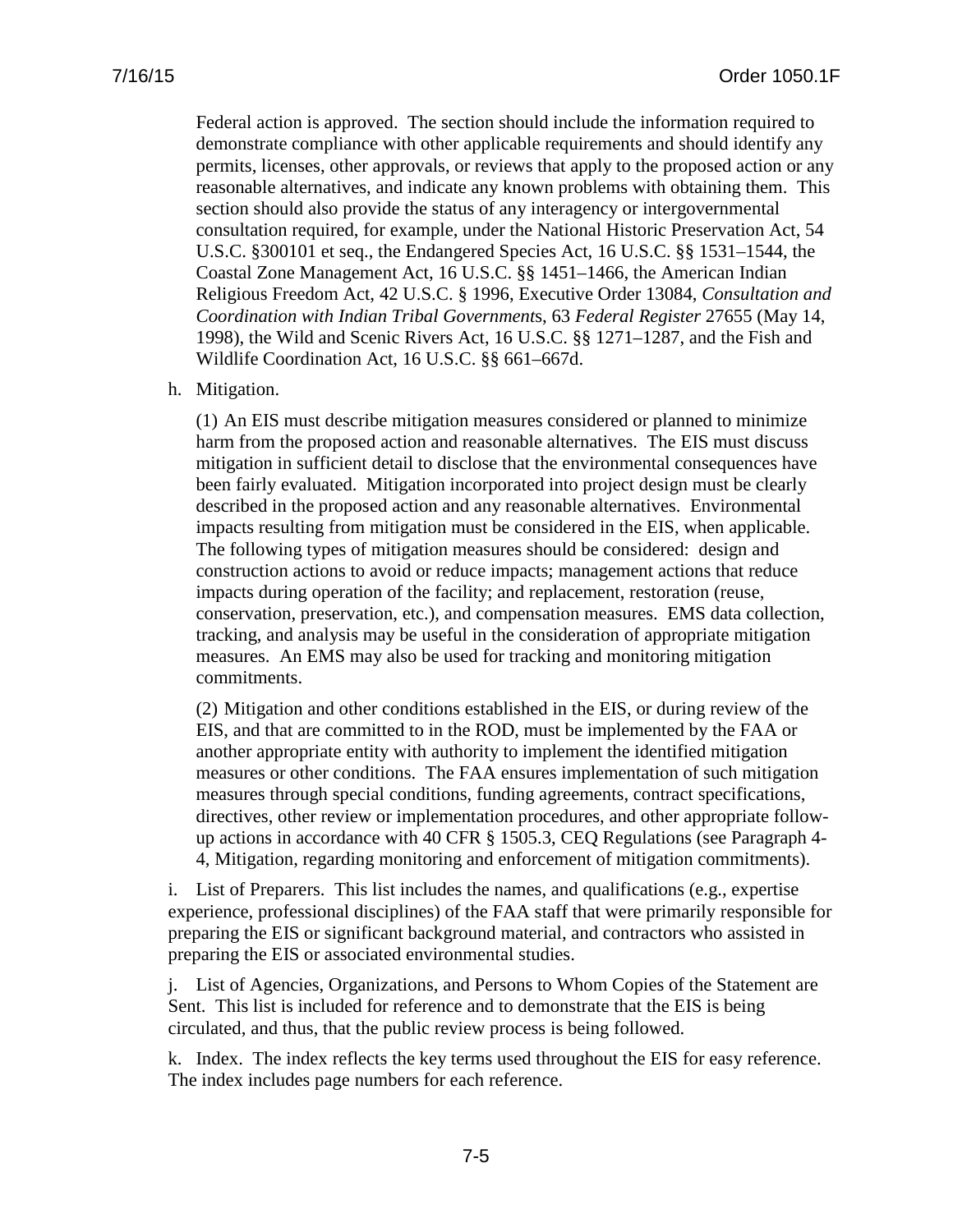Federal action is approved. The section should include the information required to demonstrate compliance with other applicable requirements and should identify any permits, licenses, other approvals, or reviews that apply to the proposed action or any reasonable alternatives, and indicate any known problems with obtaining them. This section should also provide the status of any interagency or intergovernmental consultation required, for example, under the National Historic Preservation Act, 54 U.S.C. §300101 et seq., the Endangered Species Act, 16 U.S.C. §§ 1531–1544, the Coastal Zone Management Act, 16 U.S.C. §§ 1451–1466, the American Indian Religious Freedom Act, 42 U.S.C. § 1996, Executive Order 13084, *Consultation and Coordination with Indian Tribal Governments*, 63 *Federal Register* 27655 (May 14, 1998), the Wild and Scenic Rivers Act, 16 U.S.C. §§ 1271–1287, and the Fish and Wildlife Coordination Act, 16 U.S.C. §§ 661–667d.

h. Mitigation.

(1) An EIS must describe mitigation measures considered or planned to minimize harm from the proposed action and reasonable alternatives. The EIS must discuss mitigation in sufficient detail to disclose that the environmental consequences have been fairly evaluated. Mitigation incorporated into project design must be clearly described in the proposed action and any reasonable alternatives. Environmental impacts resulting from mitigation must be considered in the EIS, when applicable. The following types of mitigation measures should be considered: design and construction actions to avoid or reduce impacts; management actions that reduce impacts during operation of the facility; and replacement, restoration (reuse, conservation, preservation, etc.), and compensation measures. EMS data collection, tracking, and analysis may be useful in the consideration of appropriate mitigation measures. An EMS may also be used for tracking and monitoring mitigation commitments.

(2) Mitigation and other conditions established in the EIS, or during review of the EIS, and that are committed to in the ROD, must be implemented by the FAA or another appropriate entity with authority to implement the identified mitigation measures or other conditions. The FAA ensures implementation of such mitigation measures through special conditions, funding agreements, contract specifications, directives, other review or implementation procedures, and other appropriate follow-up actions in accordance with 40 CFR § 1505.3, CEQ Regulations (see Paragraph 4-4, Mitigation, regarding monitoring and enforcement of mitigation commitments).

i. List of Preparers. This list includes the names, and qualifications (e.g., expertise experience, professional disciplines) of the FAA staff that were primarily responsible for preparing the EIS or significant background material, and contractors who assisted in preparing the EIS or associated environmental studies.

j. List of Agencies, Organizations, and Persons to Whom Copies of the Statement are Sent. This list is included for reference and to demonstrate that the EIS is being circulated, and thus, that the public review process is being followed.

k. Index. The index reflects the key terms used throughout the EIS for easy reference. The index includes page numbers for each reference.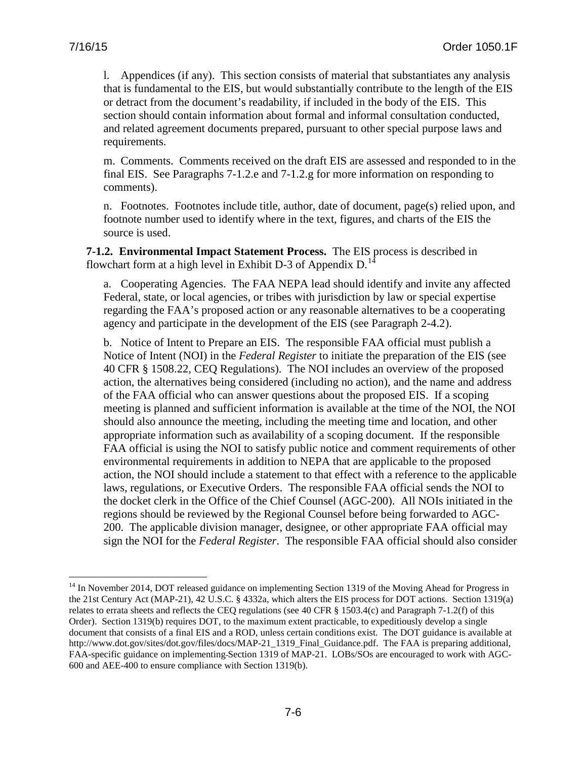l. Appendices (if any). This section consists of material that substantiates any analysis that is fundamental to the EIS, but would substantially contribute to the length of the EIS or detract from the document's readability, if included in the body of the EIS. This section should contain information about formal and informal consultation conducted, and related agreement documents prepared, pursuant to other special purpose laws and requirements.

m. Comments. Comments received on the draft EIS are assessed and responded to in the final EIS. See Paragraphs 7-1.2.e and 7-1.2.g for more information on responding to comments).

n. Footnotes. Footnotes include title, author, date of document, page(s) relied upon, and footnote number used to identify where in the text, figures, and charts of the EIS the source is used.

**7-1.2. Environmental Impact Statement Process.** The EIS process is described in flowchart form at a high level in Exhibit D-3 of Appendix D.[14]

a. Cooperating Agencies. The FAA NEPA lead should identify and invite any affected Federal, state, or local agencies, or tribes with jurisdiction by law or special expertise regarding the FAA's proposed action or any reasonable alternatives to be a cooperating agency and participate in the development of the EIS (see Paragraph 2-4.2).

b. Notice of Intent to Prepare an EIS. The responsible FAA official must publish a Notice of Intent (NOI) in the *Federal Register* to initiate the preparation of the EIS (see 40 CFR § 1508.22, CEQ Regulations). The NOI includes an overview of the proposed action, the alternatives being considered (including no action), and the name and address of the FAA official who can answer questions about the proposed EIS. If a scoping meeting is planned and sufficient information is available at the time of the NOI, the NOI should also announce the meeting, including the meeting time and location, and other appropriate information such as availability of a scoping document. If the responsible FAA official is using the NOI to satisfy public notice and comment requirements of other environmental requirements in addition to NEPA that are applicable to the proposed action, the NOI should include a statement to that effect with a reference to the applicable laws, regulations, or Executive Orders. The responsible FAA official sends the NOI to the docket clerk in the Office of the Chief Counsel (AGC-200). All NOIs initiated in the regions should be reviewed by the Regional Counsel before being forwarded to AGC-200. The applicable division manager, designee, or other appropriate FAA official may sign the NOI for the *Federal Register*. The responsible FAA official should also consider

---

[14] In November 2014, DOT released guidance on implementing Section 1319 of the Moving Ahead for Progress in the 21st Century Act (MAP-21), 42 U.S.C. § 4332a, which alters the EIS process for DOT actions. Section 1319(a) relates to errata sheets and reflects the CEQ regulations (see 40 CFR § 1503.4(c) and Paragraph 7-1.2(f) of this Order). Section 1319(b) requires DOT, to the maximum extent practicable, to expeditiously develop a single document that consists of a final EIS and a ROD, unless certain conditions exist. The DOT guidance is available at http://www.dot.gov/sites/dot.gov/files/docs/MAP-21_1319_Final_Guidance.pdf. The FAA is preparing additional, FAA-specific guidance on implementing Section 1319 of MAP-21. LOBs/SOs are encouraged to work with AGC-600 and AEE-400 to ensure compliance with Section 1319(b).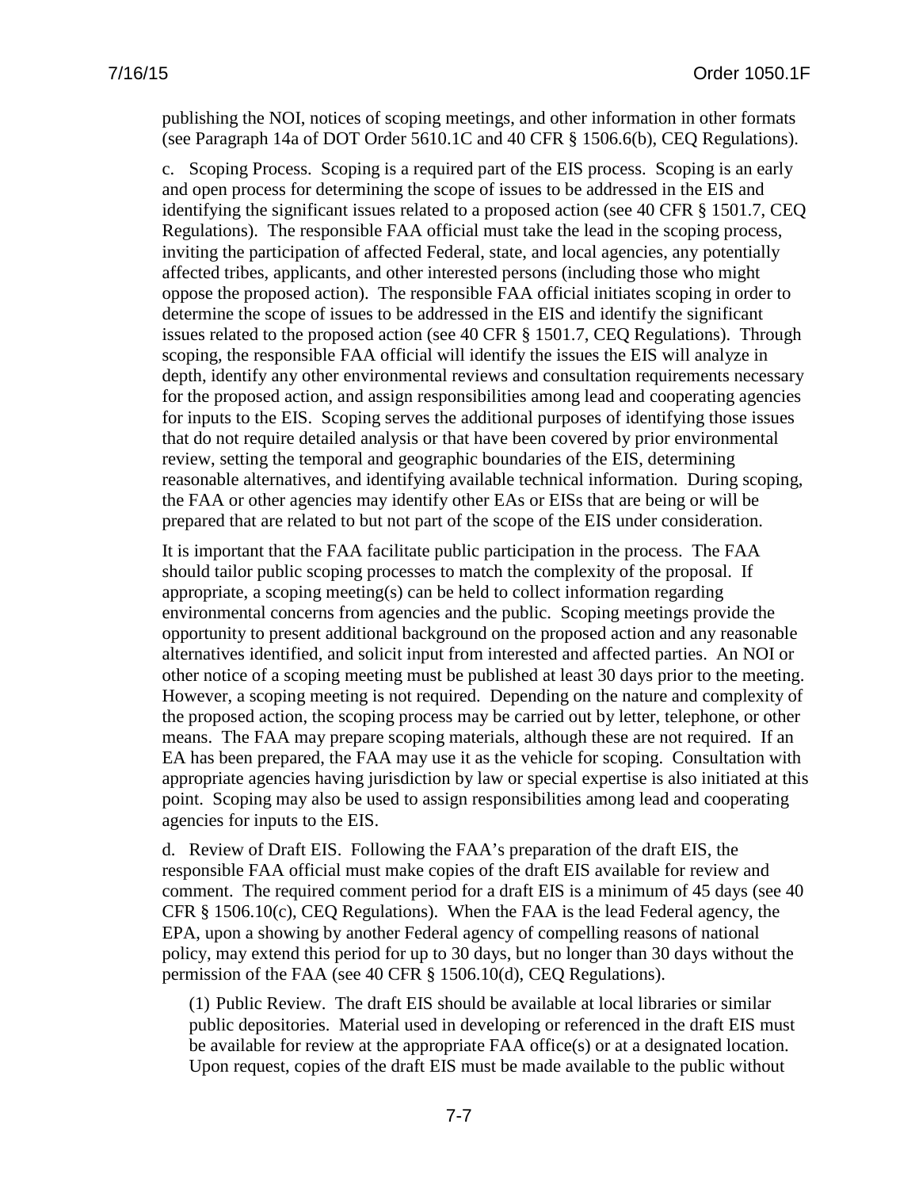publishing the NOI, notices of scoping meetings, and other information in other formats (see Paragraph 14a of DOT Order 5610.1C and 40 CFR § 1506.6(b), CEQ Regulations).

c. Scoping Process. Scoping is a required part of the EIS process. Scoping is an early and open process for determining the scope of issues to be addressed in the EIS and identifying the significant issues related to a proposed action (see 40 CFR § 1501.7, CEQ Regulations). The responsible FAA official must take the lead in the scoping process, inviting the participation of affected Federal, state, and local agencies, any potentially affected tribes, applicants, and other interested persons (including those who might oppose the proposed action). The responsible FAA official initiates scoping in order to determine the scope of issues to be addressed in the EIS and identify the significant issues related to the proposed action (see 40 CFR § 1501.7, CEQ Regulations). Through scoping, the responsible FAA official will identify the issues the EIS will analyze in depth, identify any other environmental reviews and consultation requirements necessary for the proposed action, and assign responsibilities among lead and cooperating agencies for inputs to the EIS. Scoping serves the additional purposes of identifying those issues that do not require detailed analysis or that have been covered by prior environmental review, setting the temporal and geographic boundaries of the EIS, determining reasonable alternatives, and identifying available technical information. During scoping, the FAA or other agencies may identify other EAs or EISs that are being or will be prepared that are related to but not part of the scope of the EIS under consideration.

It is important that the FAA facilitate public participation in the process. The FAA should tailor public scoping processes to match the complexity of the proposal. If appropriate, a scoping meeting(s) can be held to collect information regarding environmental concerns from agencies and the public. Scoping meetings provide the opportunity to present additional background on the proposed action and any reasonable alternatives identified, and solicit input from interested and affected parties. An NOI or other notice of a scoping meeting must be published at least 30 days prior to the meeting. However, a scoping meeting is not required. Depending on the nature and complexity of the proposed action, the scoping process may be carried out by letter, telephone, or other means. The FAA may prepare scoping materials, although these are not required. If an EA has been prepared, the FAA may use it as the vehicle for scoping. Consultation with appropriate agencies having jurisdiction by law or special expertise is also initiated at this point. Scoping may also be used to assign responsibilities among lead and cooperating agencies for inputs to the EIS.

d. Review of Draft EIS. Following the FAA's preparation of the draft EIS, the responsible FAA official must make copies of the draft EIS available for review and comment. The required comment period for a draft EIS is a minimum of 45 days (see 40 CFR § 1506.10(c), CEQ Regulations). When the FAA is the lead Federal agency, the EPA, upon a showing by another Federal agency of compelling reasons of national policy, may extend this period for up to 30 days, but no longer than 30 days without the permission of the FAA (see 40 CFR § 1506.10(d), CEQ Regulations).

(1) Public Review. The draft EIS should be available at local libraries or similar public depositories. Material used in developing or referenced in the draft EIS must be available for review at the appropriate FAA office(s) or at a designated location. Upon request, copies of the draft EIS must be made available to the public without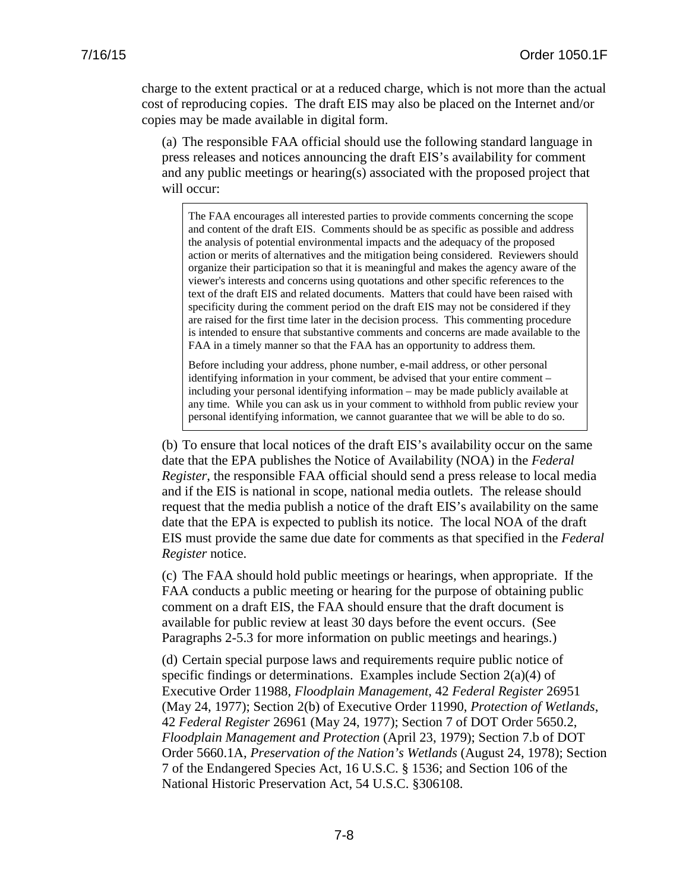charge to the extent practical or at a reduced charge, which is not more than the actual cost of reproducing copies. The draft EIS may also be placed on the Internet and/or copies may be made available in digital form.

(a) The responsible FAA official should use the following standard language in press releases and notices announcing the draft EIS's availability for comment and any public meetings or hearing(s) associated with the proposed project that will occur:

> The FAA encourages all interested parties to provide comments concerning the scope and content of the draft EIS. Comments should be as specific as possible and address the analysis of potential environmental impacts and the adequacy of the proposed action or merits of alternatives and the mitigation being considered. Reviewers should organize their participation so that it is meaningful and makes the agency aware of the viewer's interests and concerns using quotations and other specific references to the text of the draft EIS and related documents. Matters that could have been raised with specificity during the comment period on the draft EIS may not be considered if they are raised for the first time later in the decision process. This commenting procedure is intended to ensure that substantive comments and concerns are made available to the FAA in a timely manner so that the FAA has an opportunity to address them.
>
> Before including your address, phone number, e-mail address, or other personal identifying information in your comment, be advised that your entire comment – including your personal identifying information – may be made publicly available at any time. While you can ask us in your comment to withhold from public review your personal identifying information, we cannot guarantee that we will be able to do so.

(b) To ensure that local notices of the draft EIS's availability occur on the same date that the EPA publishes the Notice of Availability (NOA) in the *Federal Register*, the responsible FAA official should send a press release to local media and if the EIS is national in scope, national media outlets. The release should request that the media publish a notice of the draft EIS's availability on the same date that the EPA is expected to publish its notice. The local NOA of the draft EIS must provide the same due date for comments as that specified in the *Federal Register* notice.

(c) The FAA should hold public meetings or hearings, when appropriate. If the FAA conducts a public meeting or hearing for the purpose of obtaining public comment on a draft EIS, the FAA should ensure that the draft document is available for public review at least 30 days before the event occurs. (See Paragraphs 2-5.3 for more information on public meetings and hearings.)

(d) Certain special purpose laws and requirements require public notice of specific findings or determinations. Examples include Section 2(a)(4) of Executive Order 11988, *Floodplain Management*, 42 *Federal Register* 26951 (May 24, 1977); Section 2(b) of Executive Order 11990, *Protection of Wetlands*, 42 *Federal Register* 26961 (May 24, 1977); Section 7 of DOT Order 5650.2, *Floodplain Management and Protection* (April 23, 1979); Section 7.b of DOT Order 5660.1A, *Preservation of the Nation's Wetlands* (August 24, 1978); Section 7 of the Endangered Species Act, 16 U.S.C. § 1536; and Section 106 of the National Historic Preservation Act, 54 U.S.C. §306108.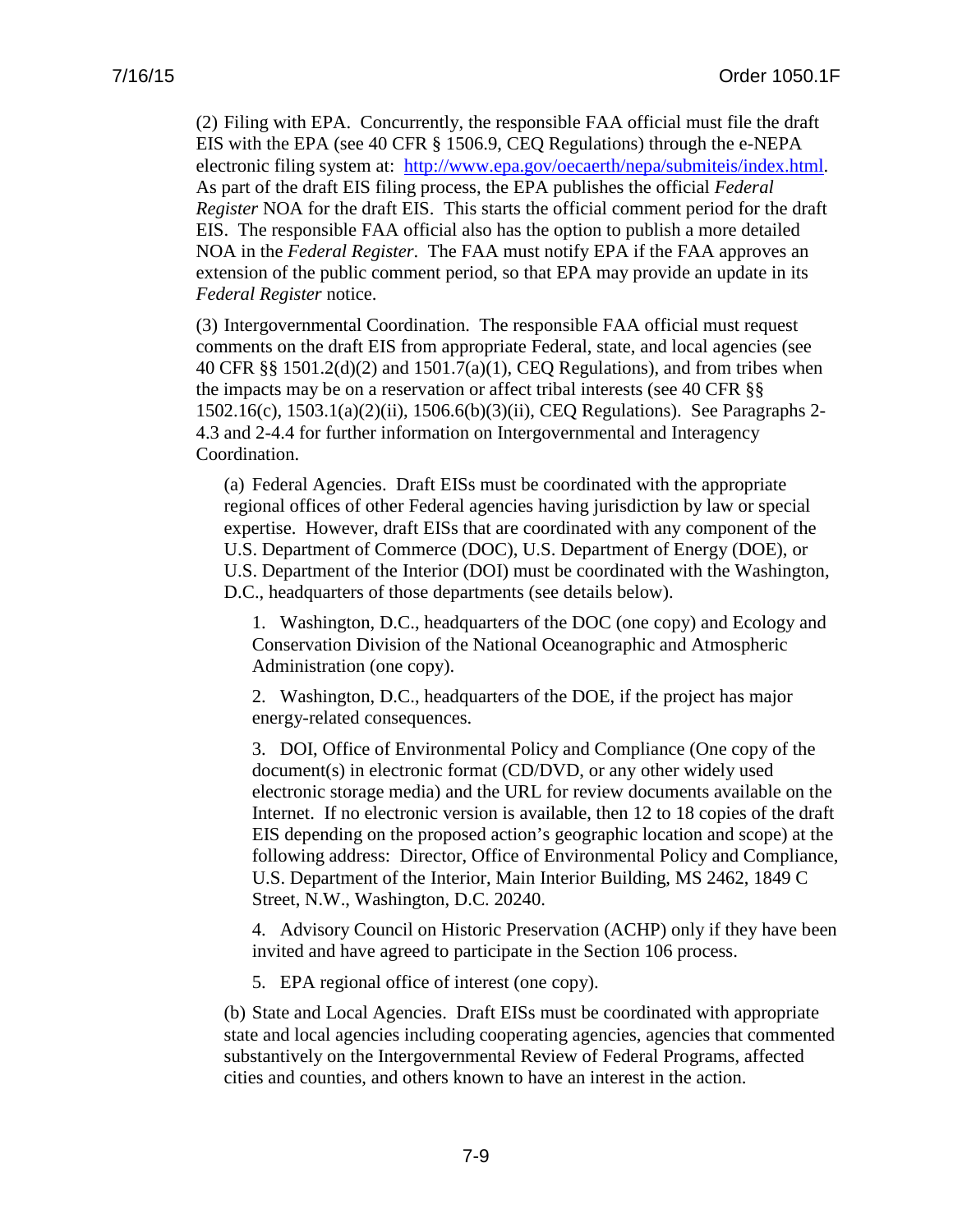(2) Filing with EPA. Concurrently, the responsible FAA official must file the draft EIS with the EPA (see 40 CFR § 1506.9, CEQ Regulations) through the e-NEPA electronic filing system at: [http://www.epa.gov/oecaerth/nepa/submiteis/index.html](http://www.epa.gov/oecaerth/nepa/submiteis/index.html). As part of the draft EIS filing process, the EPA publishes the official *Federal Register* NOA for the draft EIS. This starts the official comment period for the draft EIS. The responsible FAA official also has the option to publish a more detailed NOA in the *Federal Register*. The FAA must notify EPA if the FAA approves an extension of the public comment period, so that EPA may provide an update in its *Federal Register* notice.

(3) Intergovernmental Coordination. The responsible FAA official must request comments on the draft EIS from appropriate Federal, state, and local agencies (see 40 CFR §§ 1501.2(d)(2) and 1501.7(a)(1), CEQ Regulations), and from tribes when the impacts may be on a reservation or affect tribal interests (see 40 CFR §§ 1502.16(c), 1503.1(a)(2)(ii), 1506.6(b)(3)(ii), CEQ Regulations). See Paragraphs 2-4.3 and 2-4.4 for further information on Intergovernmental and Interagency Coordination.

(a) Federal Agencies. Draft EISs must be coordinated with the appropriate regional offices of other Federal agencies having jurisdiction by law or special expertise. However, draft EISs that are coordinated with any component of the U.S. Department of Commerce (DOC), U.S. Department of Energy (DOE), or U.S. Department of the Interior (DOI) must be coordinated with the Washington, D.C., headquarters of those departments (see details below).

1. Washington, D.C., headquarters of the DOC (one copy) and Ecology and Conservation Division of the National Oceanographic and Atmospheric Administration (one copy).

2. Washington, D.C., headquarters of the DOE, if the project has major energy-related consequences.

3. DOI, Office of Environmental Policy and Compliance (One copy of the document(s) in electronic format (CD/DVD, or any other widely used electronic storage media) and the URL for review documents available on the Internet. If no electronic version is available, then 12 to 18 copies of the draft EIS depending on the proposed action's geographic location and scope) at the following address: Director, Office of Environmental Policy and Compliance, U.S. Department of the Interior, Main Interior Building, MS 2462, 1849 C Street, N.W., Washington, D.C. 20240.

4. Advisory Council on Historic Preservation (ACHP) only if they have been invited and have agreed to participate in the Section 106 process.

5. EPA regional office of interest (one copy).

(b) State and Local Agencies. Draft EISs must be coordinated with appropriate state and local agencies including cooperating agencies, agencies that commented substantively on the Intergovernmental Review of Federal Programs, affected cities and counties, and others known to have an interest in the action.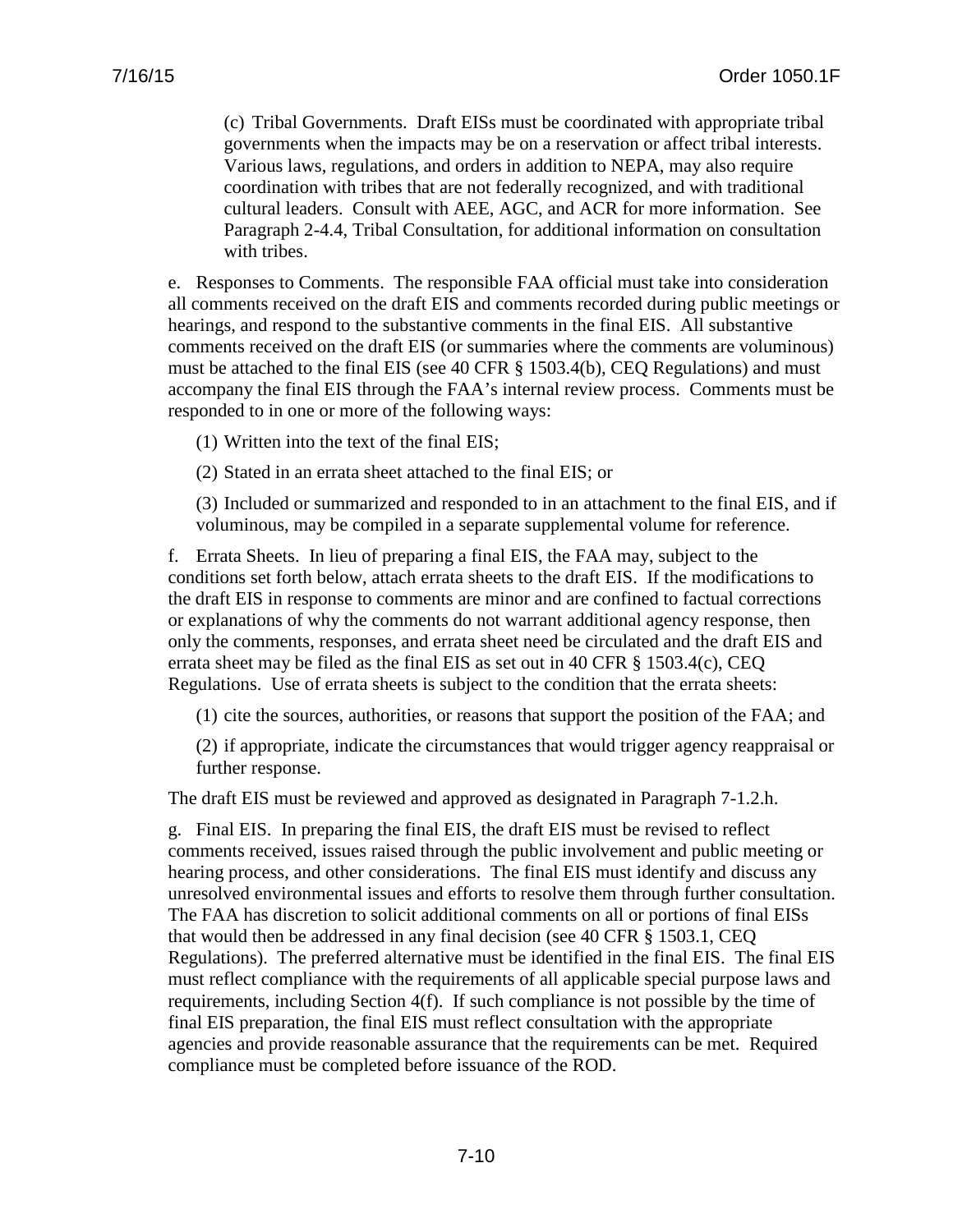(c) Tribal Governments. Draft EISs must be coordinated with appropriate tribal governments when the impacts may be on a reservation or affect tribal interests. Various laws, regulations, and orders in addition to NEPA, may also require coordination with tribes that are not federally recognized, and with traditional cultural leaders. Consult with AEE, AGC, and ACR for more information. See Paragraph 2-4.4, Tribal Consultation, for additional information on consultation with tribes.

e. Responses to Comments. The responsible FAA official must take into consideration all comments received on the draft EIS and comments recorded during public meetings or hearings, and respond to the substantive comments in the final EIS. All substantive comments received on the draft EIS (or summaries where the comments are voluminous) must be attached to the final EIS (see 40 CFR § 1503.4(b), CEQ Regulations) and must accompany the final EIS through the FAA's internal review process. Comments must be responded to in one or more of the following ways:

(1) Written into the text of the final EIS;

(2) Stated in an errata sheet attached to the final EIS; or

(3) Included or summarized and responded to in an attachment to the final EIS, and if voluminous, may be compiled in a separate supplemental volume for reference.

f. Errata Sheets. In lieu of preparing a final EIS, the FAA may, subject to the conditions set forth below, attach errata sheets to the draft EIS. If the modifications to the draft EIS in response to comments are minor and are confined to factual corrections or explanations of why the comments do not warrant additional agency response, then only the comments, responses, and errata sheet need be circulated and the draft EIS and errata sheet may be filed as the final EIS as set out in 40 CFR § 1503.4(c), CEQ Regulations. Use of errata sheets is subject to the condition that the errata sheets:

(1) cite the sources, authorities, or reasons that support the position of the FAA; and

(2) if appropriate, indicate the circumstances that would trigger agency reappraisal or further response.

The draft EIS must be reviewed and approved as designated in Paragraph 7-1.2.h.

g. Final EIS. In preparing the final EIS, the draft EIS must be revised to reflect comments received, issues raised through the public involvement and public meeting or hearing process, and other considerations. The final EIS must identify and discuss any unresolved environmental issues and efforts to resolve them through further consultation. The FAA has discretion to solicit additional comments on all or portions of final EISs that would then be addressed in any final decision (see 40 CFR § 1503.1, CEQ Regulations). The preferred alternative must be identified in the final EIS. The final EIS must reflect compliance with the requirements of all applicable special purpose laws and requirements, including Section 4(f). If such compliance is not possible by the time of final EIS preparation, the final EIS must reflect consultation with the appropriate agencies and provide reasonable assurance that the requirements can be met. Required compliance must be completed before issuance of the ROD.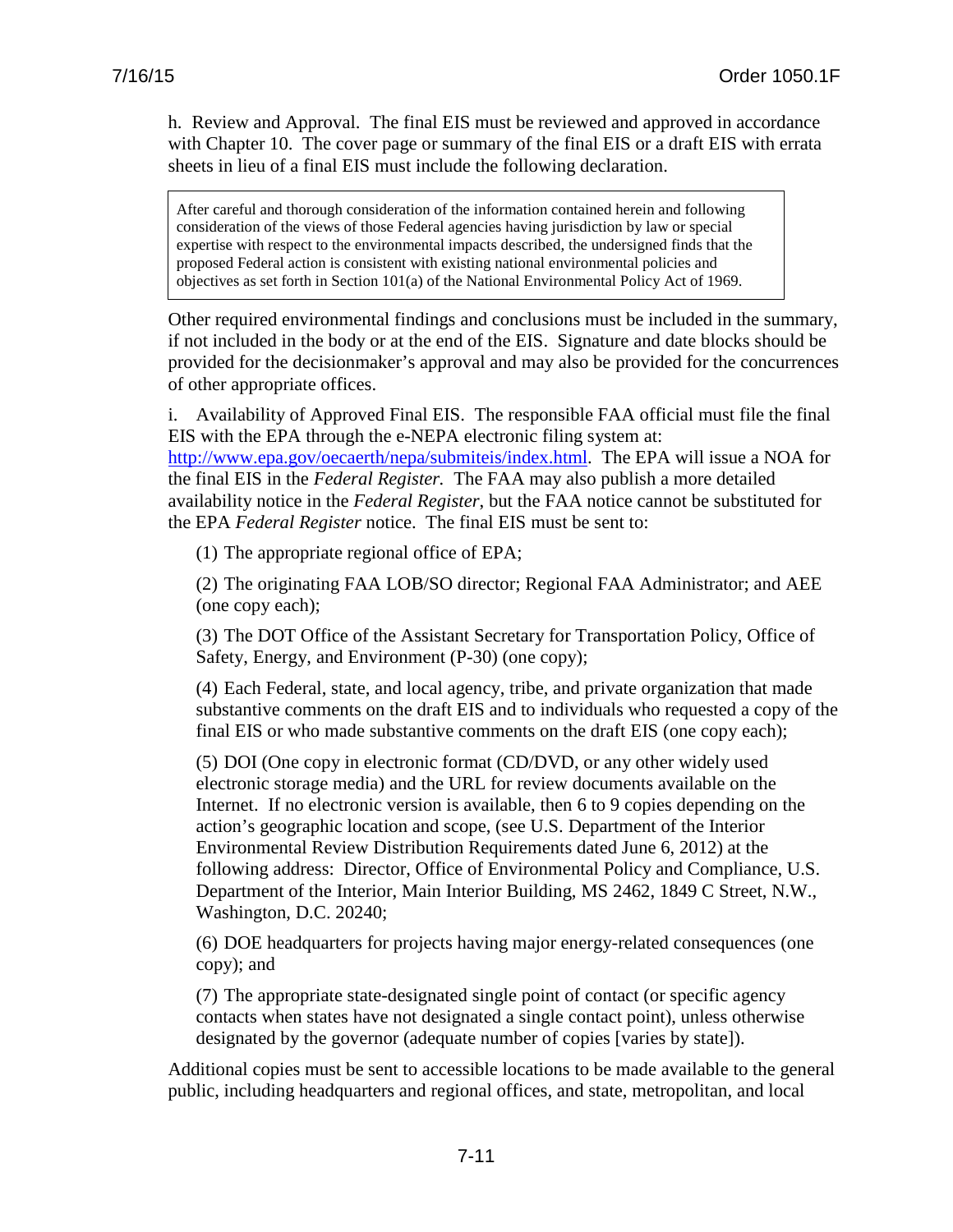h. Review and Approval. The final EIS must be reviewed and approved in accordance with Chapter 10. The cover page or summary of the final EIS or a draft EIS with errata sheets in lieu of a final EIS must include the following declaration.

> After careful and thorough consideration of the information contained herein and following consideration of the views of those Federal agencies having jurisdiction by law or special expertise with respect to the environmental impacts described, the undersigned finds that the proposed Federal action is consistent with existing national environmental policies and objectives as set forth in Section 101(a) of the National Environmental Policy Act of 1969.

Other required environmental findings and conclusions must be included in the summary, if not included in the body or at the end of the EIS. Signature and date blocks should be provided for the decisionmaker's approval and may also be provided for the concurrences of other appropriate offices.

i. Availability of Approved Final EIS. The responsible FAA official must file the final EIS with the EPA through the e-NEPA electronic filing system at: [http://www.epa.gov/oecaerth/nepa/submiteis/index.html](http://www.epa.gov/oecaerth/nepa/submiteis/index.html). The EPA will issue a NOA for the final EIS in the *Federal Register.* The FAA may also publish a more detailed availability notice in the *Federal Register*, but the FAA notice cannot be substituted for the EPA *Federal Register* notice. The final EIS must be sent to:

(1) The appropriate regional office of EPA;

(2) The originating FAA LOB/SO director; Regional FAA Administrator; and AEE (one copy each);

(3) The DOT Office of the Assistant Secretary for Transportation Policy, Office of Safety, Energy, and Environment (P-30) (one copy);

(4) Each Federal, state, and local agency, tribe, and private organization that made substantive comments on the draft EIS and to individuals who requested a copy of the final EIS or who made substantive comments on the draft EIS (one copy each);

(5) DOI (One copy in electronic format (CD/DVD, or any other widely used electronic storage media) and the URL for review documents available on the Internet. If no electronic version is available, then 6 to 9 copies depending on the action's geographic location and scope, (see U.S. Department of the Interior Environmental Review Distribution Requirements dated June 6, 2012) at the following address: Director, Office of Environmental Policy and Compliance, U.S. Department of the Interior, Main Interior Building, MS 2462, 1849 C Street, N.W., Washington, D.C. 20240;

(6) DOE headquarters for projects having major energy-related consequences (one copy); and

(7) The appropriate state-designated single point of contact (or specific agency contacts when states have not designated a single contact point), unless otherwise designated by the governor (adequate number of copies [varies by state]).

Additional copies must be sent to accessible locations to be made available to the general public, including headquarters and regional offices, and state, metropolitan, and local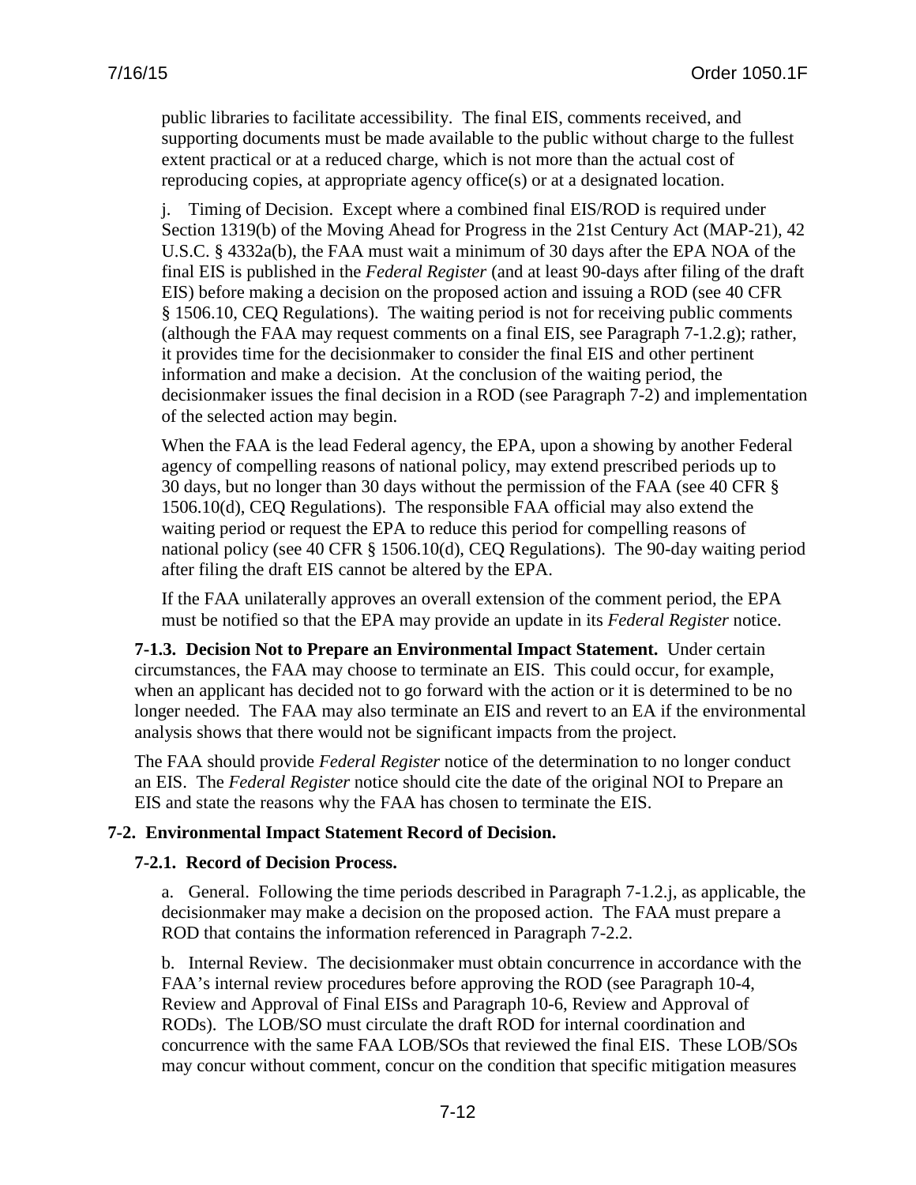public libraries to facilitate accessibility. The final EIS, comments received, and supporting documents must be made available to the public without charge to the fullest extent practical or at a reduced charge, which is not more than the actual cost of reproducing copies, at appropriate agency office(s) or at a designated location.

j. Timing of Decision. Except where a combined final EIS/ROD is required under Section 1319(b) of the Moving Ahead for Progress in the 21st Century Act (MAP-21), 42 U.S.C. § 4332a(b), the FAA must wait a minimum of 30 days after the EPA NOA of the final EIS is published in the *Federal Register* (and at least 90-days after filing of the draft EIS) before making a decision on the proposed action and issuing a ROD (see 40 CFR § 1506.10, CEQ Regulations). The waiting period is not for receiving public comments (although the FAA may request comments on a final EIS, see Paragraph 7-1.2.g); rather, it provides time for the decisionmaker to consider the final EIS and other pertinent information and make a decision. At the conclusion of the waiting period, the decisionmaker issues the final decision in a ROD (see Paragraph 7-2) and implementation of the selected action may begin.

When the FAA is the lead Federal agency, the EPA, upon a showing by another Federal agency of compelling reasons of national policy, may extend prescribed periods up to 30 days, but no longer than 30 days without the permission of the FAA (see 40 CFR § 1506.10(d), CEQ Regulations). The responsible FAA official may also extend the waiting period or request the EPA to reduce this period for compelling reasons of national policy (see 40 CFR § 1506.10(d), CEQ Regulations). The 90-day waiting period after filing the draft EIS cannot be altered by the EPA.

If the FAA unilaterally approves an overall extension of the comment period, the EPA must be notified so that the EPA may provide an update in its *Federal Register* notice.

**7-1.3. Decision Not to Prepare an Environmental Impact Statement.** Under certain circumstances, the FAA may choose to terminate an EIS. This could occur, for example, when an applicant has decided not to go forward with the action or it is determined to be no longer needed. The FAA may also terminate an EIS and revert to an EA if the environmental analysis shows that there would not be significant impacts from the project.

The FAA should provide *Federal Register* notice of the determination to no longer conduct an EIS. The *Federal Register* notice should cite the date of the original NOI to Prepare an EIS and state the reasons why the FAA has chosen to terminate the EIS.

## 7-2. Environmental Impact Statement Record of Decision.

### 7-2.1. Record of Decision Process.

a. General. Following the time periods described in Paragraph 7-1.2.j, as applicable, the decisionmaker may make a decision on the proposed action. The FAA must prepare a ROD that contains the information referenced in Paragraph 7-2.2.

b. Internal Review. The decisionmaker must obtain concurrence in accordance with the FAA's internal review procedures before approving the ROD (see Paragraph 10-4, Review and Approval of Final EISs and Paragraph 10-6, Review and Approval of RODs). The LOB/SO must circulate the draft ROD for internal coordination and concurrence with the same FAA LOB/SOs that reviewed the final EIS. These LOB/SOs may concur without comment, concur on the condition that specific mitigation measures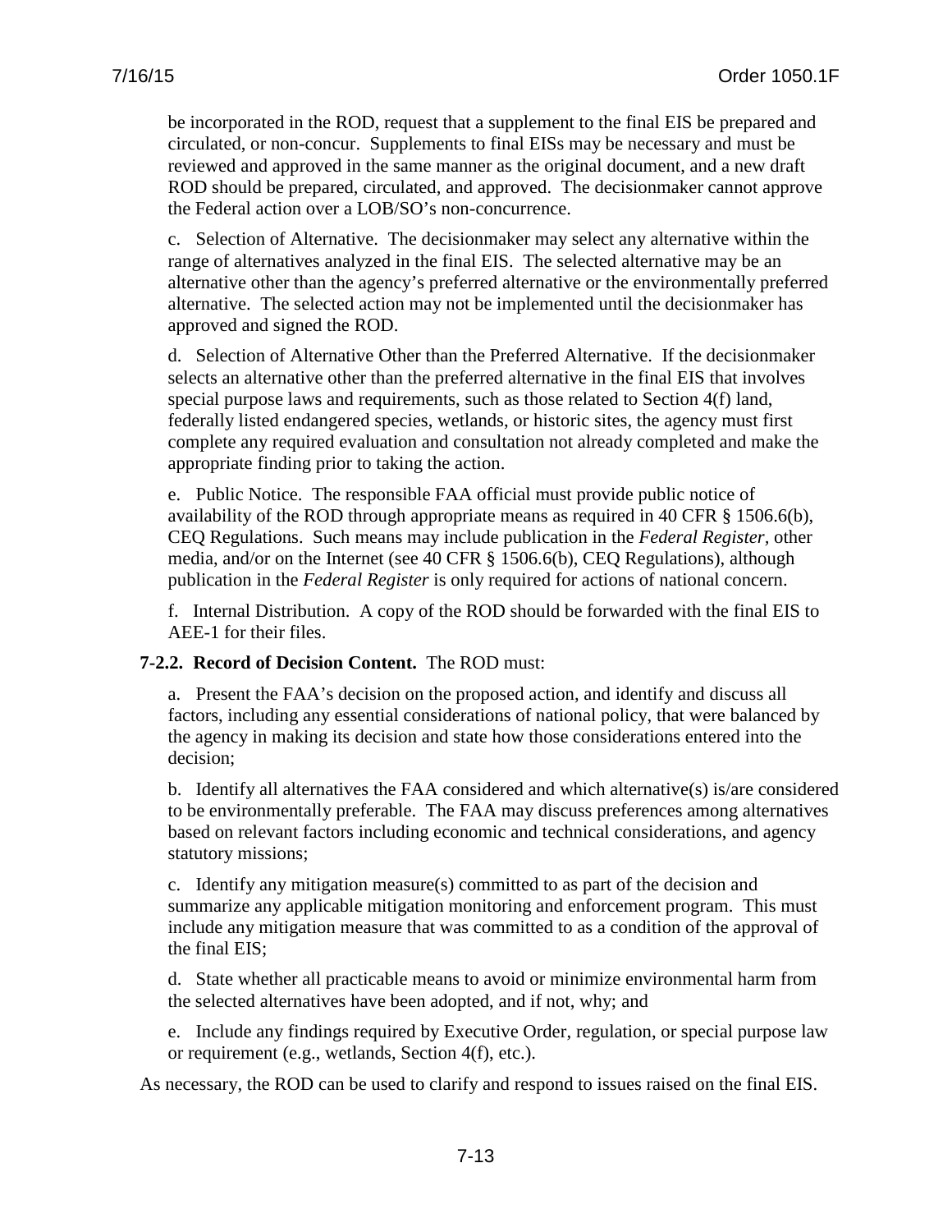be incorporated in the ROD, request that a supplement to the final EIS be prepared and circulated, or non-concur. Supplements to final EISs may be necessary and must be reviewed and approved in the same manner as the original document, and a new draft ROD should be prepared, circulated, and approved. The decisionmaker cannot approve the Federal action over a LOB/SO's non-concurrence.

c. Selection of Alternative. The decisionmaker may select any alternative within the range of alternatives analyzed in the final EIS. The selected alternative may be an alternative other than the agency's preferred alternative or the environmentally preferred alternative. The selected action may not be implemented until the decisionmaker has approved and signed the ROD.

d. Selection of Alternative Other than the Preferred Alternative. If the decisionmaker selects an alternative other than the preferred alternative in the final EIS that involves special purpose laws and requirements, such as those related to Section 4(f) land, federally listed endangered species, wetlands, or historic sites, the agency must first complete any required evaluation and consultation not already completed and make the appropriate finding prior to taking the action.

e. Public Notice. The responsible FAA official must provide public notice of availability of the ROD through appropriate means as required in 40 CFR § 1506.6(b), CEQ Regulations. Such means may include publication in the *Federal Register*, other media, and/or on the Internet (see 40 CFR § 1506.6(b), CEQ Regulations), although publication in the *Federal Register* is only required for actions of national concern.

f. Internal Distribution. A copy of the ROD should be forwarded with the final EIS to AEE-1 for their files.

**7-2.2. Record of Decision Content.** The ROD must:

a. Present the FAA's decision on the proposed action, and identify and discuss all factors, including any essential considerations of national policy, that were balanced by the agency in making its decision and state how those considerations entered into the decision;

b. Identify all alternatives the FAA considered and which alternative(s) is/are considered to be environmentally preferable. The FAA may discuss preferences among alternatives based on relevant factors including economic and technical considerations, and agency statutory missions;

c. Identify any mitigation measure(s) committed to as part of the decision and summarize any applicable mitigation monitoring and enforcement program. This must include any mitigation measure that was committed to as a condition of the approval of the final EIS;

d. State whether all practicable means to avoid or minimize environmental harm from the selected alternatives have been adopted, and if not, why; and

e. Include any findings required by Executive Order, regulation, or special purpose law or requirement (e.g., wetlands, Section 4(f), etc.).

As necessary, the ROD can be used to clarify and respond to issues raised on the final EIS.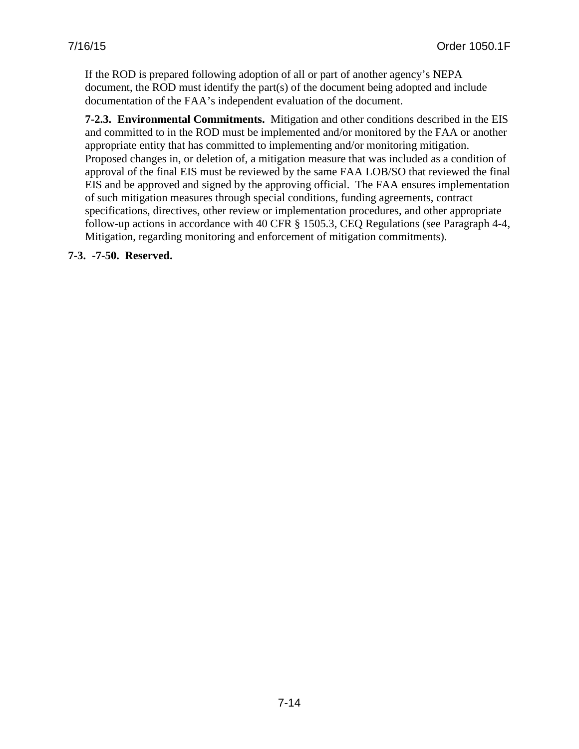If the ROD is prepared following adoption of all or part of another agency's NEPA document, the ROD must identify the part(s) of the document being adopted and include documentation of the FAA's independent evaluation of the document.

**7-2.3. Environmental Commitments.** Mitigation and other conditions described in the EIS and committed to in the ROD must be implemented and/or monitored by the FAA or another appropriate entity that has committed to implementing and/or monitoring mitigation. Proposed changes in, or deletion of, a mitigation measure that was included as a condition of approval of the final EIS must be reviewed by the same FAA LOB/SO that reviewed the final EIS and be approved and signed by the approving official. The FAA ensures implementation of such mitigation measures through special conditions, funding agreements, contract specifications, directives, other review or implementation procedures, and other appropriate follow-up actions in accordance with 40 CFR § 1505.3, CEQ Regulations (see Paragraph 4-4, Mitigation, regarding monitoring and enforcement of mitigation commitments).

**7-3. -7-50. Reserved.**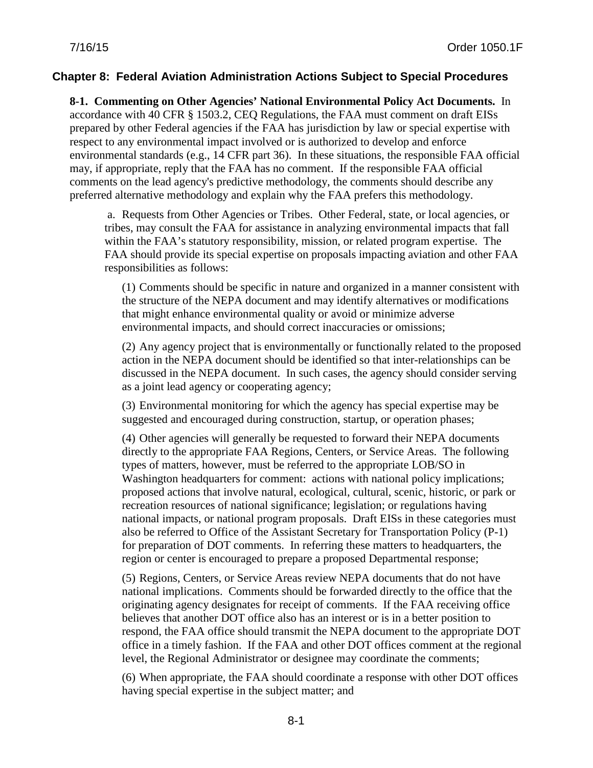## Chapter 8: Federal Aviation Administration Actions Subject to Special Procedures

**8-1. Commenting on Other Agencies' National Environmental Policy Act Documents.** In accordance with 40 CFR § 1503.2, CEQ Regulations, the FAA must comment on draft EISs prepared by other Federal agencies if the FAA has jurisdiction by law or special expertise with respect to any environmental impact involved or is authorized to develop and enforce environmental standards (e.g., 14 CFR part 36). In these situations, the responsible FAA official may, if appropriate, reply that the FAA has no comment. If the responsible FAA official comments on the lead agency's predictive methodology, the comments should describe any preferred alternative methodology and explain why the FAA prefers this methodology.

a. Requests from Other Agencies or Tribes. Other Federal, state, or local agencies, or tribes, may consult the FAA for assistance in analyzing environmental impacts that fall within the FAA's statutory responsibility, mission, or related program expertise. The FAA should provide its special expertise on proposals impacting aviation and other FAA responsibilities as follows:

(1) Comments should be specific in nature and organized in a manner consistent with the structure of the NEPA document and may identify alternatives or modifications that might enhance environmental quality or avoid or minimize adverse environmental impacts, and should correct inaccuracies or omissions;

(2) Any agency project that is environmentally or functionally related to the proposed action in the NEPA document should be identified so that inter-relationships can be discussed in the NEPA document. In such cases, the agency should consider serving as a joint lead agency or cooperating agency;

(3) Environmental monitoring for which the agency has special expertise may be suggested and encouraged during construction, startup, or operation phases;

(4) Other agencies will generally be requested to forward their NEPA documents directly to the appropriate FAA Regions, Centers, or Service Areas. The following types of matters, however, must be referred to the appropriate LOB/SO in Washington headquarters for comment: actions with national policy implications; proposed actions that involve natural, ecological, cultural, scenic, historic, or park or recreation resources of national significance; legislation; or regulations having national impacts, or national program proposals. Draft EISs in these categories must also be referred to Office of the Assistant Secretary for Transportation Policy (P-1) for preparation of DOT comments. In referring these matters to headquarters, the region or center is encouraged to prepare a proposed Departmental response;

(5) Regions, Centers, or Service Areas review NEPA documents that do not have national implications. Comments should be forwarded directly to the office that the originating agency designates for receipt of comments. If the FAA receiving office believes that another DOT office also has an interest or is in a better position to respond, the FAA office should transmit the NEPA document to the appropriate DOT office in a timely fashion. If the FAA and other DOT offices comment at the regional level, the Regional Administrator or designee may coordinate the comments;

(6) When appropriate, the FAA should coordinate a response with other DOT offices having special expertise in the subject matter; and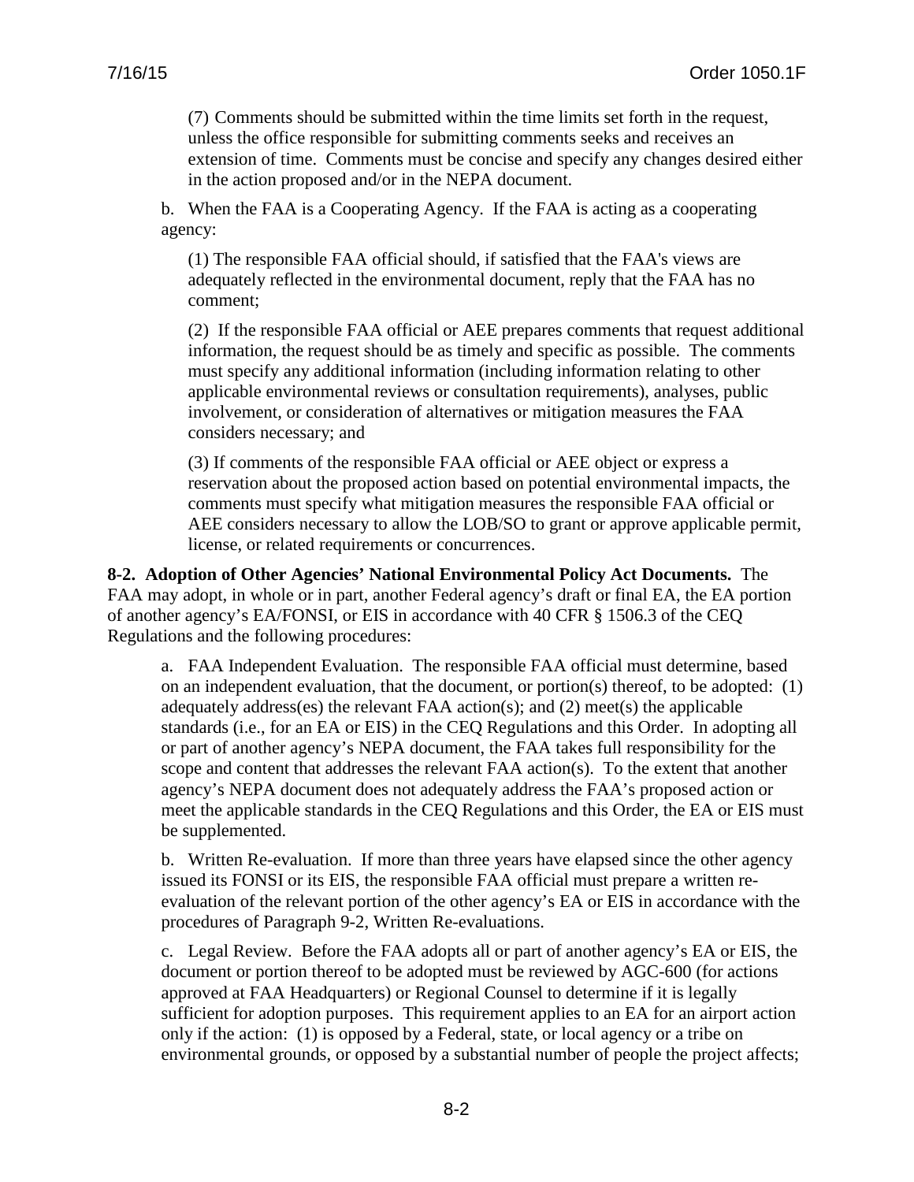(7) Comments should be submitted within the time limits set forth in the request, unless the office responsible for submitting comments seeks and receives an extension of time. Comments must be concise and specify any changes desired either in the action proposed and/or in the NEPA document.

b. When the FAA is a Cooperating Agency. If the FAA is acting as a cooperating agency:

(1) The responsible FAA official should, if satisfied that the FAA's views are adequately reflected in the environmental document, reply that the FAA has no comment;

(2) If the responsible FAA official or AEE prepares comments that request additional information, the request should be as timely and specific as possible. The comments must specify any additional information (including information relating to other applicable environmental reviews or consultation requirements), analyses, public involvement, or consideration of alternatives or mitigation measures the FAA considers necessary; and

(3) If comments of the responsible FAA official or AEE object or express a reservation about the proposed action based on potential environmental impacts, the comments must specify what mitigation measures the responsible FAA official or AEE considers necessary to allow the LOB/SO to grant or approve applicable permit, license, or related requirements or concurrences.

**8-2. Adoption of Other Agencies' National Environmental Policy Act Documents.** The FAA may adopt, in whole or in part, another Federal agency's draft or final EA, the EA portion of another agency's EA/FONSI, or EIS in accordance with 40 CFR § 1506.3 of the CEQ Regulations and the following procedures:

a. FAA Independent Evaluation. The responsible FAA official must determine, based on an independent evaluation, that the document, or portion(s) thereof, to be adopted: (1) adequately address(es) the relevant FAA action(s); and (2) meet(s) the applicable standards (i.e., for an EA or EIS) in the CEQ Regulations and this Order. In adopting all or part of another agency's NEPA document, the FAA takes full responsibility for the scope and content that addresses the relevant FAA action(s). To the extent that another agency's NEPA document does not adequately address the FAA's proposed action or meet the applicable standards in the CEQ Regulations and this Order, the EA or EIS must be supplemented.

b. Written Re-evaluation. If more than three years have elapsed since the other agency issued its FONSI or its EIS, the responsible FAA official must prepare a written re-evaluation of the relevant portion of the other agency's EA or EIS in accordance with the procedures of Paragraph 9-2, Written Re-evaluations.

c. Legal Review. Before the FAA adopts all or part of another agency's EA or EIS, the document or portion thereof to be adopted must be reviewed by AGC-600 (for actions approved at FAA Headquarters) or Regional Counsel to determine if it is legally sufficient for adoption purposes. This requirement applies to an EA for an airport action only if the action: (1) is opposed by a Federal, state, or local agency or a tribe on environmental grounds, or opposed by a substantial number of people the project affects;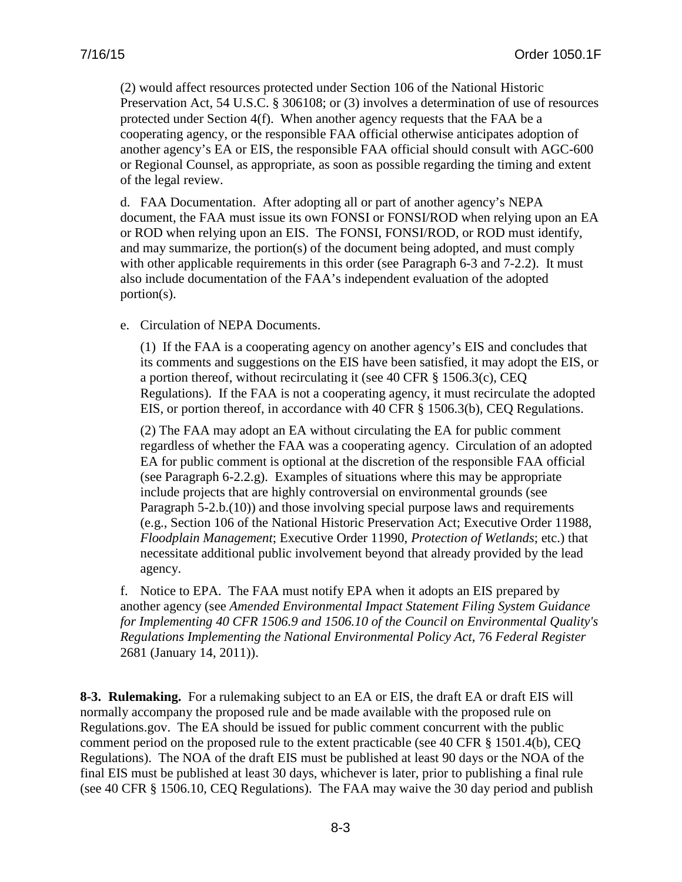(2) would affect resources protected under Section 106 of the National Historic Preservation Act, 54 U.S.C. § 306108; or (3) involves a determination of use of resources protected under Section 4(f). When another agency requests that the FAA be a cooperating agency, or the responsible FAA official otherwise anticipates adoption of another agency's EA or EIS, the responsible FAA official should consult with AGC-600 or Regional Counsel, as appropriate, as soon as possible regarding the timing and extent of the legal review.

d. FAA Documentation. After adopting all or part of another agency's NEPA document, the FAA must issue its own FONSI or FONSI/ROD when relying upon an EA or ROD when relying upon an EIS. The FONSI, FONSI/ROD, or ROD must identify, and may summarize, the portion(s) of the document being adopted, and must comply with other applicable requirements in this order (see Paragraph 6-3 and 7-2.2). It must also include documentation of the FAA's independent evaluation of the adopted portion(s).

e. Circulation of NEPA Documents.

(1) If the FAA is a cooperating agency on another agency's EIS and concludes that its comments and suggestions on the EIS have been satisfied, it may adopt the EIS, or a portion thereof, without recirculating it (see 40 CFR § 1506.3(c), CEQ Regulations). If the FAA is not a cooperating agency, it must recirculate the adopted EIS, or portion thereof, in accordance with 40 CFR § 1506.3(b), CEQ Regulations.

(2) The FAA may adopt an EA without circulating the EA for public comment regardless of whether the FAA was a cooperating agency. Circulation of an adopted EA for public comment is optional at the discretion of the responsible FAA official (see Paragraph 6-2.2.g). Examples of situations where this may be appropriate include projects that are highly controversial on environmental grounds (see Paragraph 5-2.b.(10)) and those involving special purpose laws and requirements (e.g., Section 106 of the National Historic Preservation Act; Executive Order 11988, *Floodplain Management*; Executive Order 11990, *Protection of Wetlands*; etc.) that necessitate additional public involvement beyond that already provided by the lead agency.

f. Notice to EPA. The FAA must notify EPA when it adopts an EIS prepared by another agency (see *Amended Environmental Impact Statement Filing System Guidance for Implementing 40 CFR 1506.9 and 1506.10 of the Council on Environmental Quality's Regulations Implementing the National Environmental Policy Act*, 76 *Federal Register* 2681 (January 14, 2011)).

**8-3. Rulemaking.** For a rulemaking subject to an EA or EIS, the draft EA or draft EIS will normally accompany the proposed rule and be made available with the proposed rule on Regulations.gov. The EA should be issued for public comment concurrent with the public comment period on the proposed rule to the extent practicable (see 40 CFR § 1501.4(b), CEQ Regulations). The NOA of the draft EIS must be published at least 90 days or the NOA of the final EIS must be published at least 30 days, whichever is later, prior to publishing a final rule (see 40 CFR § 1506.10, CEQ Regulations). The FAA may waive the 30 day period and publish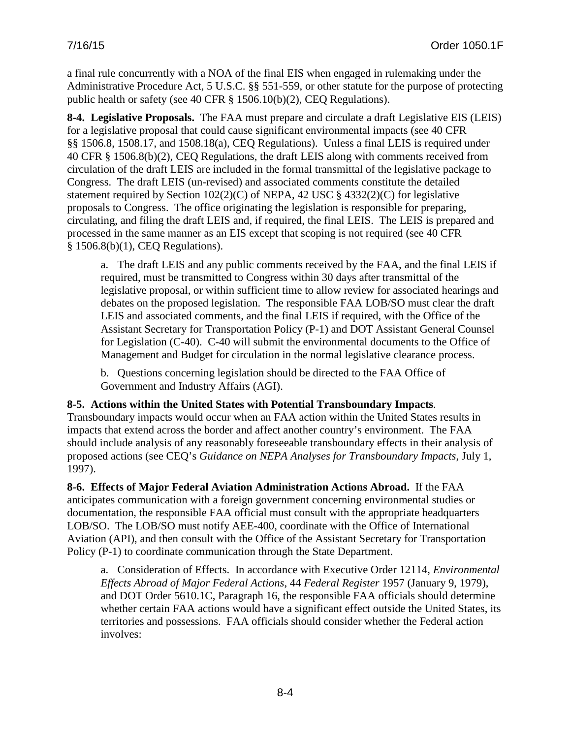a final rule concurrently with a NOA of the final EIS when engaged in rulemaking under the Administrative Procedure Act, 5 U.S.C. §§ 551-559, or other statute for the purpose of protecting public health or safety (see 40 CFR § 1506.10(b)(2), CEQ Regulations).

**8-4. Legislative Proposals.** The FAA must prepare and circulate a draft Legislative EIS (LEIS) for a legislative proposal that could cause significant environmental impacts (see 40 CFR §§ 1506.8, 1508.17, and 1508.18(a), CEQ Regulations). Unless a final LEIS is required under 40 CFR § 1506.8(b)(2), CEQ Regulations, the draft LEIS along with comments received from circulation of the draft LEIS are included in the formal transmittal of the legislative package to Congress. The draft LEIS (un-revised) and associated comments constitute the detailed statement required by Section 102(2)(C) of NEPA, 42 USC § 4332(2)(C) for legislative proposals to Congress. The office originating the legislation is responsible for preparing, circulating, and filing the draft LEIS and, if required, the final LEIS. The LEIS is prepared and processed in the same manner as an EIS except that scoping is not required (see 40 CFR § 1506.8(b)(1), CEQ Regulations).

a. The draft LEIS and any public comments received by the FAA, and the final LEIS if required, must be transmitted to Congress within 30 days after transmittal of the legislative proposal, or within sufficient time to allow review for associated hearings and debates on the proposed legislation. The responsible FAA LOB/SO must clear the draft LEIS and associated comments, and the final LEIS if required, with the Office of the Assistant Secretary for Transportation Policy (P-1) and DOT Assistant General Counsel for Legislation (C-40). C-40 will submit the environmental documents to the Office of Management and Budget for circulation in the normal legislative clearance process.

b. Questions concerning legislation should be directed to the FAA Office of Government and Industry Affairs (AGI).

**8-5. Actions within the United States with Potential Transboundary Impacts**. Transboundary impacts would occur when an FAA action within the United States results in impacts that extend across the border and affect another country's environment. The FAA should include analysis of any reasonably foreseeable transboundary effects in their analysis of proposed actions (see CEQ's *Guidance on NEPA Analyses for Transboundary Impacts*, July 1, 1997).

**8-6. Effects of Major Federal Aviation Administration Actions Abroad.** If the FAA anticipates communication with a foreign government concerning environmental studies or documentation, the responsible FAA official must consult with the appropriate headquarters LOB/SO. The LOB/SO must notify AEE-400, coordinate with the Office of International Aviation (API), and then consult with the Office of the Assistant Secretary for Transportation Policy (P-1) to coordinate communication through the State Department.

a. Consideration of Effects. In accordance with Executive Order 12114, *Environmental Effects Abroad of Major Federal Actions*, 44 *Federal Register* 1957 (January 9, 1979), and DOT Order 5610.1C, Paragraph 16, the responsible FAA officials should determine whether certain FAA actions would have a significant effect outside the United States, its territories and possessions. FAA officials should consider whether the Federal action involves: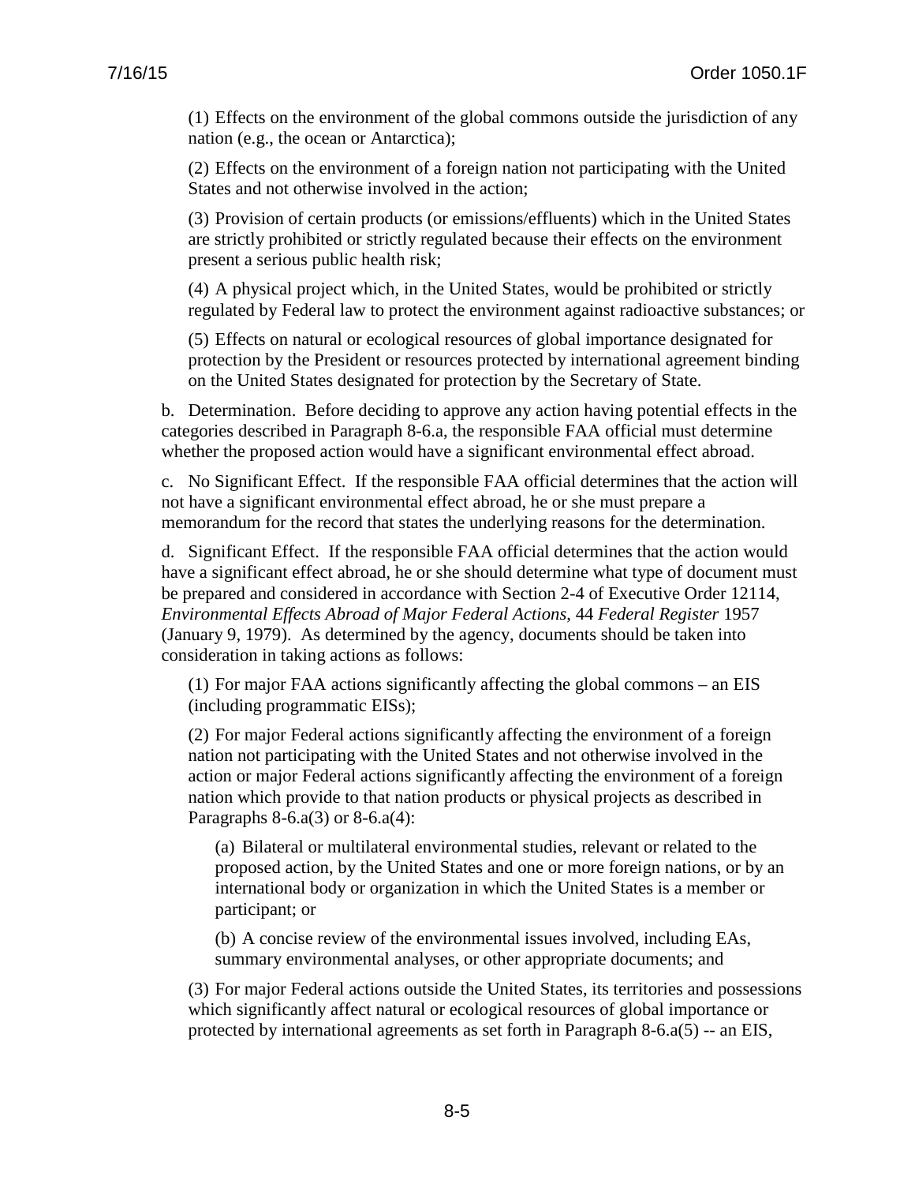(1) Effects on the environment of the global commons outside the jurisdiction of any nation (e.g., the ocean or Antarctica);

(2) Effects on the environment of a foreign nation not participating with the United States and not otherwise involved in the action;

(3) Provision of certain products (or emissions/effluents) which in the United States are strictly prohibited or strictly regulated because their effects on the environment present a serious public health risk;

(4) A physical project which, in the United States, would be prohibited or strictly regulated by Federal law to protect the environment against radioactive substances; or

(5) Effects on natural or ecological resources of global importance designated for protection by the President or resources protected by international agreement binding on the United States designated for protection by the Secretary of State.

b. Determination. Before deciding to approve any action having potential effects in the categories described in Paragraph 8-6.a, the responsible FAA official must determine whether the proposed action would have a significant environmental effect abroad.

c. No Significant Effect. If the responsible FAA official determines that the action will not have a significant environmental effect abroad, he or she must prepare a memorandum for the record that states the underlying reasons for the determination.

d. Significant Effect. If the responsible FAA official determines that the action would have a significant effect abroad, he or she should determine what type of document must be prepared and considered in accordance with Section 2-4 of Executive Order 12114, *Environmental Effects Abroad of Major Federal Actions*, 44 *Federal Register* 1957 (January 9, 1979). As determined by the agency, documents should be taken into consideration in taking actions as follows:

(1) For major FAA actions significantly affecting the global commons – an EIS (including programmatic EISs);

(2) For major Federal actions significantly affecting the environment of a foreign nation not participating with the United States and not otherwise involved in the action or major Federal actions significantly affecting the environment of a foreign nation which provide to that nation products or physical projects as described in Paragraphs 8-6.a(3) or 8-6.a(4):

(a) Bilateral or multilateral environmental studies, relevant or related to the proposed action, by the United States and one or more foreign nations, or by an international body or organization in which the United States is a member or participant; or

(b) A concise review of the environmental issues involved, including EAs, summary environmental analyses, or other appropriate documents; and

(3) For major Federal actions outside the United States, its territories and possessions which significantly affect natural or ecological resources of global importance or protected by international agreements as set forth in Paragraph 8-6.a(5) -- an EIS,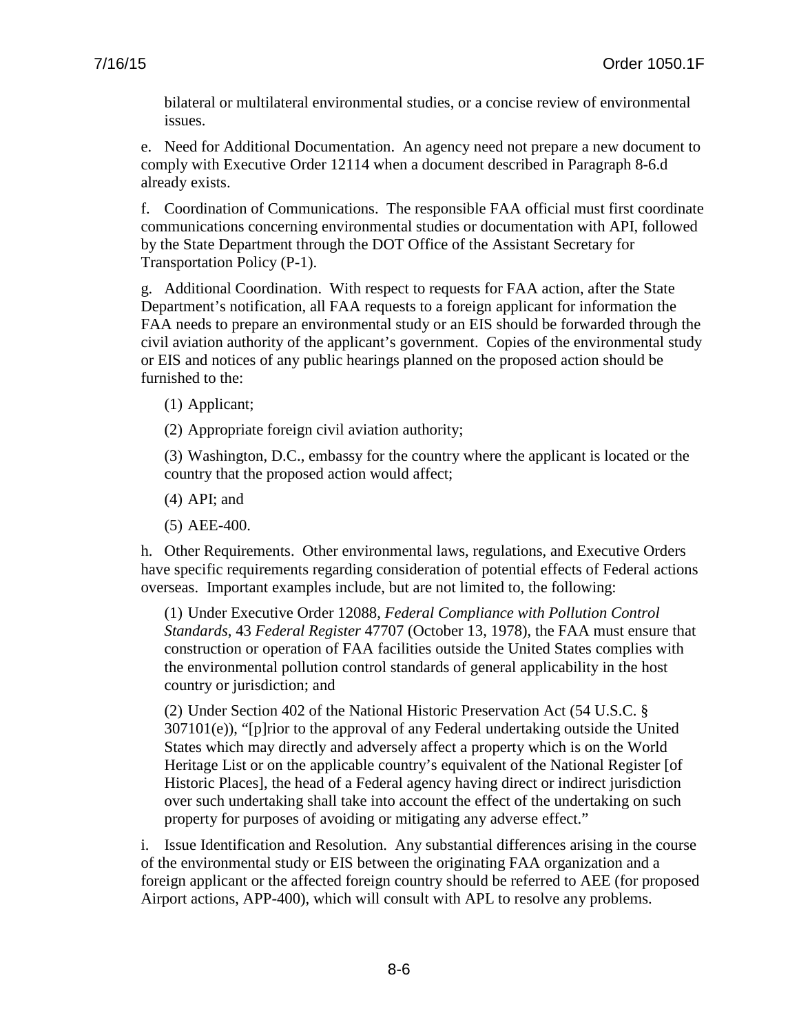bilateral or multilateral environmental studies, or a concise review of environmental issues.

e. Need for Additional Documentation. An agency need not prepare a new document to comply with Executive Order 12114 when a document described in Paragraph 8-6.d already exists.

f. Coordination of Communications. The responsible FAA official must first coordinate communications concerning environmental studies or documentation with API, followed by the State Department through the DOT Office of the Assistant Secretary for Transportation Policy (P-1).

g. Additional Coordination. With respect to requests for FAA action, after the State Department's notification, all FAA requests to a foreign applicant for information the FAA needs to prepare an environmental study or an EIS should be forwarded through the civil aviation authority of the applicant's government. Copies of the environmental study or EIS and notices of any public hearings planned on the proposed action should be furnished to the:

(1) Applicant;

(2) Appropriate foreign civil aviation authority;

(3) Washington, D.C., embassy for the country where the applicant is located or the country that the proposed action would affect;

(4) API; and

(5) AEE-400.

h. Other Requirements. Other environmental laws, regulations, and Executive Orders have specific requirements regarding consideration of potential effects of Federal actions overseas. Important examples include, but are not limited to, the following:

(1) Under Executive Order 12088, *Federal Compliance with Pollution Control Standards*, 43 *Federal Register* 47707 (October 13, 1978), the FAA must ensure that construction or operation of FAA facilities outside the United States complies with the environmental pollution control standards of general applicability in the host country or jurisdiction; and

(2) Under Section 402 of the National Historic Preservation Act (54 U.S.C. § 307101(e)), "[p]rior to the approval of any Federal undertaking outside the United States which may directly and adversely affect a property which is on the World Heritage List or on the applicable country's equivalent of the National Register [of Historic Places], the head of a Federal agency having direct or indirect jurisdiction over such undertaking shall take into account the effect of the undertaking on such property for purposes of avoiding or mitigating any adverse effect."

i. Issue Identification and Resolution. Any substantial differences arising in the course of the environmental study or EIS between the originating FAA organization and a foreign applicant or the affected foreign country should be referred to AEE (for proposed Airport actions, APP-400), which will consult with APL to resolve any problems.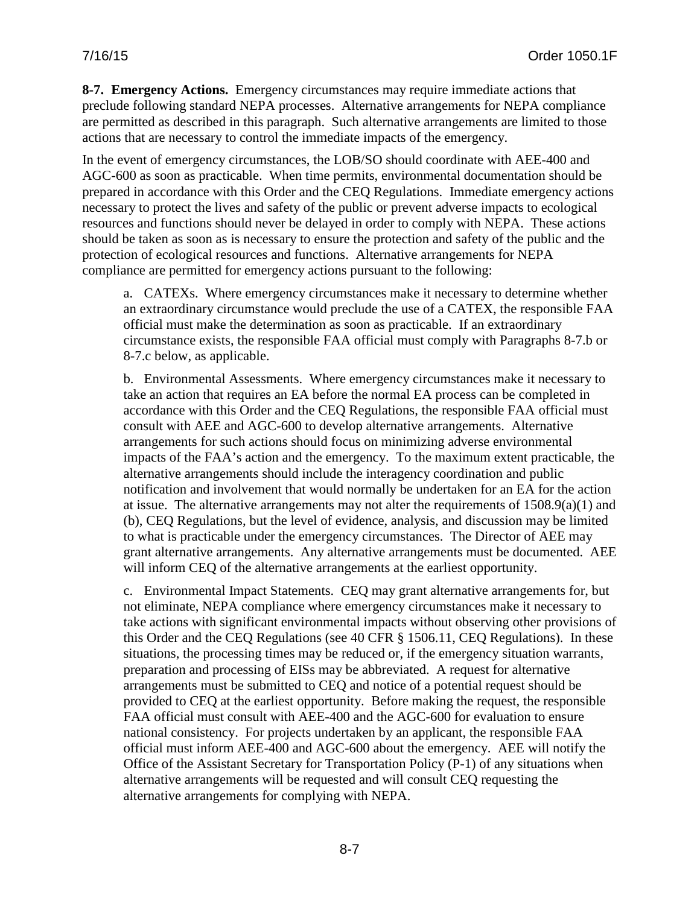**8-7. Emergency Actions.** Emergency circumstances may require immediate actions that preclude following standard NEPA processes. Alternative arrangements for NEPA compliance are permitted as described in this paragraph. Such alternative arrangements are limited to those actions that are necessary to control the immediate impacts of the emergency.

In the event of emergency circumstances, the LOB/SO should coordinate with AEE-400 and AGC-600 as soon as practicable. When time permits, environmental documentation should be prepared in accordance with this Order and the CEQ Regulations. Immediate emergency actions necessary to protect the lives and safety of the public or prevent adverse impacts to ecological resources and functions should never be delayed in order to comply with NEPA. These actions should be taken as soon as is necessary to ensure the protection and safety of the public and the protection of ecological resources and functions. Alternative arrangements for NEPA compliance are permitted for emergency actions pursuant to the following:

a. CATEXs. Where emergency circumstances make it necessary to determine whether an extraordinary circumstance would preclude the use of a CATEX, the responsible FAA official must make the determination as soon as practicable. If an extraordinary circumstance exists, the responsible FAA official must comply with Paragraphs 8-7.b or 8-7.c below, as applicable.

b. Environmental Assessments. Where emergency circumstances make it necessary to take an action that requires an EA before the normal EA process can be completed in accordance with this Order and the CEQ Regulations, the responsible FAA official must consult with AEE and AGC-600 to develop alternative arrangements. Alternative arrangements for such actions should focus on minimizing adverse environmental impacts of the FAA's action and the emergency. To the maximum extent practicable, the alternative arrangements should include the interagency coordination and public notification and involvement that would normally be undertaken for an EA for the action at issue. The alternative arrangements may not alter the requirements of 1508.9(a)(1) and (b), CEQ Regulations, but the level of evidence, analysis, and discussion may be limited to what is practicable under the emergency circumstances. The Director of AEE may grant alternative arrangements. Any alternative arrangements must be documented. AEE will inform CEQ of the alternative arrangements at the earliest opportunity.

c. Environmental Impact Statements. CEQ may grant alternative arrangements for, but not eliminate, NEPA compliance where emergency circumstances make it necessary to take actions with significant environmental impacts without observing other provisions of this Order and the CEQ Regulations (see 40 CFR § 1506.11, CEQ Regulations). In these situations, the processing times may be reduced or, if the emergency situation warrants, preparation and processing of EISs may be abbreviated. A request for alternative arrangements must be submitted to CEQ and notice of a potential request should be provided to CEQ at the earliest opportunity. Before making the request, the responsible FAA official must consult with AEE-400 and the AGC-600 for evaluation to ensure national consistency. For projects undertaken by an applicant, the responsible FAA official must inform AEE-400 and AGC-600 about the emergency. AEE will notify the Office of the Assistant Secretary for Transportation Policy (P-1) of any situations when alternative arrangements will be requested and will consult CEQ requesting the alternative arrangements for complying with NEPA.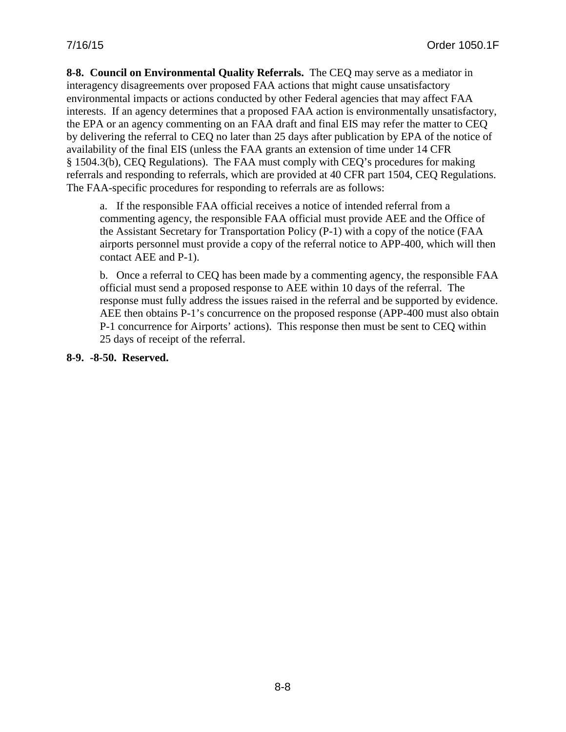**8-8. Council on Environmental Quality Referrals.** The CEQ may serve as a mediator in interagency disagreements over proposed FAA actions that might cause unsatisfactory environmental impacts or actions conducted by other Federal agencies that may affect FAA interests. If an agency determines that a proposed FAA action is environmentally unsatisfactory, the EPA or an agency commenting on an FAA draft and final EIS may refer the matter to CEQ by delivering the referral to CEQ no later than 25 days after publication by EPA of the notice of availability of the final EIS (unless the FAA grants an extension of time under 14 CFR § 1504.3(b), CEQ Regulations). The FAA must comply with CEQ's procedures for making referrals and responding to referrals, which are provided at 40 CFR part 1504, CEQ Regulations. The FAA-specific procedures for responding to referrals are as follows:

a. If the responsible FAA official receives a notice of intended referral from a commenting agency, the responsible FAA official must provide AEE and the Office of the Assistant Secretary for Transportation Policy (P-1) with a copy of the notice (FAA airports personnel must provide a copy of the referral notice to APP-400, which will then contact AEE and P-1).

b. Once a referral to CEQ has been made by a commenting agency, the responsible FAA official must send a proposed response to AEE within 10 days of the referral. The response must fully address the issues raised in the referral and be supported by evidence. AEE then obtains P-1's concurrence on the proposed response (APP-400 must also obtain P-1 concurrence for Airports' actions). This response then must be sent to CEQ within 25 days of receipt of the referral.

**8-9. -8-50. Reserved.**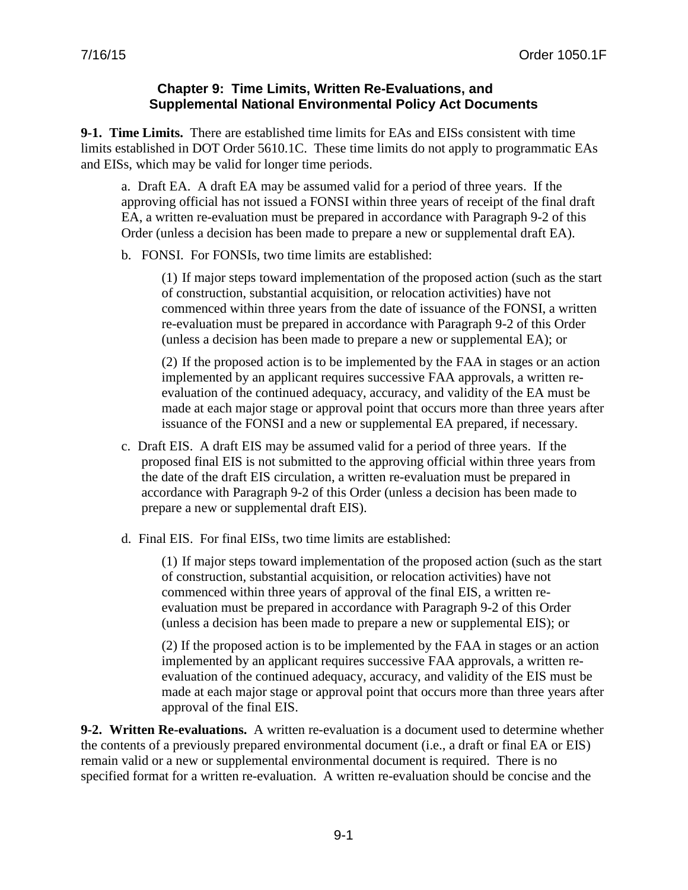## Chapter 9: Time Limits, Written Re-Evaluations, and Supplemental National Environmental Policy Act Documents

**9-1. Time Limits.** There are established time limits for EAs and EISs consistent with time limits established in DOT Order 5610.1C. These time limits do not apply to programmatic EAs and EISs, which may be valid for longer time periods.

a. Draft EA. A draft EA may be assumed valid for a period of three years. If the approving official has not issued a FONSI within three years of receipt of the final draft EA, a written re-evaluation must be prepared in accordance with Paragraph 9-2 of this Order (unless a decision has been made to prepare a new or supplemental draft EA).

b. FONSI. For FONSIs, two time limits are established:

(1) If major steps toward implementation of the proposed action (such as the start of construction, substantial acquisition, or relocation activities) have not commenced within three years from the date of issuance of the FONSI, a written re-evaluation must be prepared in accordance with Paragraph 9-2 of this Order (unless a decision has been made to prepare a new or supplemental EA); or

(2) If the proposed action is to be implemented by the FAA in stages or an action implemented by an applicant requires successive FAA approvals, a written re-evaluation of the continued adequacy, accuracy, and validity of the EA must be made at each major stage or approval point that occurs more than three years after issuance of the FONSI and a new or supplemental EA prepared, if necessary.

c. Draft EIS. A draft EIS may be assumed valid for a period of three years. If the proposed final EIS is not submitted to the approving official within three years from the date of the draft EIS circulation, a written re-evaluation must be prepared in accordance with Paragraph 9-2 of this Order (unless a decision has been made to prepare a new or supplemental draft EIS).

d. Final EIS. For final EISs, two time limits are established:

(1) If major steps toward implementation of the proposed action (such as the start of construction, substantial acquisition, or relocation activities) have not commenced within three years of approval of the final EIS, a written re-evaluation must be prepared in accordance with Paragraph 9-2 of this Order (unless a decision has been made to prepare a new or supplemental EIS); or

(2) If the proposed action is to be implemented by the FAA in stages or an action implemented by an applicant requires successive FAA approvals, a written re-evaluation of the continued adequacy, accuracy, and validity of the EIS must be made at each major stage or approval point that occurs more than three years after approval of the final EIS.

**9-2. Written Re-evaluations.** A written re-evaluation is a document used to determine whether the contents of a previously prepared environmental document (i.e., a draft or final EA or EIS) remain valid or a new or supplemental environmental document is required. There is no specified format for a written re-evaluation. A written re-evaluation should be concise and the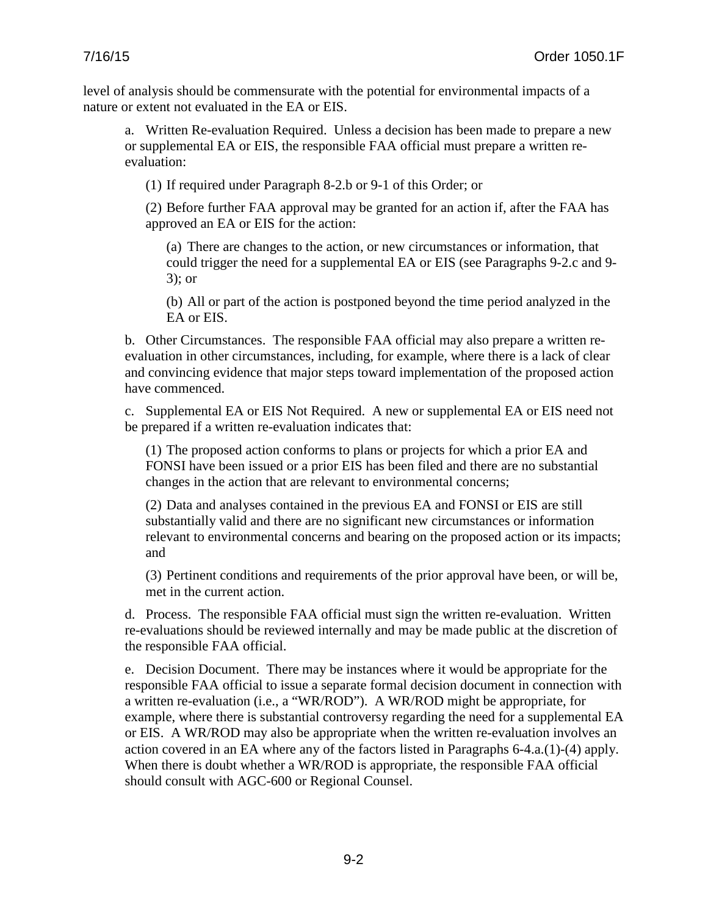level of analysis should be commensurate with the potential for environmental impacts of a nature or extent not evaluated in the EA or EIS.

a. Written Re-evaluation Required. Unless a decision has been made to prepare a new or supplemental EA or EIS, the responsible FAA official must prepare a written re-evaluation:

(1) If required under Paragraph 8-2.b or 9-1 of this Order; or

(2) Before further FAA approval may be granted for an action if, after the FAA has approved an EA or EIS for the action:

(a) There are changes to the action, or new circumstances or information, that could trigger the need for a supplemental EA or EIS (see Paragraphs 9-2.c and 9-3); or

(b) All or part of the action is postponed beyond the time period analyzed in the EA or EIS.

b. Other Circumstances. The responsible FAA official may also prepare a written re-evaluation in other circumstances, including, for example, where there is a lack of clear and convincing evidence that major steps toward implementation of the proposed action have commenced.

c. Supplemental EA or EIS Not Required. A new or supplemental EA or EIS need not be prepared if a written re-evaluation indicates that:

(1) The proposed action conforms to plans or projects for which a prior EA and FONSI have been issued or a prior EIS has been filed and there are no substantial changes in the action that are relevant to environmental concerns;

(2) Data and analyses contained in the previous EA and FONSI or EIS are still substantially valid and there are no significant new circumstances or information relevant to environmental concerns and bearing on the proposed action or its impacts; and

(3) Pertinent conditions and requirements of the prior approval have been, or will be, met in the current action.

d. Process. The responsible FAA official must sign the written re-evaluation. Written re-evaluations should be reviewed internally and may be made public at the discretion of the responsible FAA official.

e. Decision Document. There may be instances where it would be appropriate for the responsible FAA official to issue a separate formal decision document in connection with a written re-evaluation (i.e., a "WR/ROD"). A WR/ROD might be appropriate, for example, where there is substantial controversy regarding the need for a supplemental EA or EIS. A WR/ROD may also be appropriate when the written re-evaluation involves an action covered in an EA where any of the factors listed in Paragraphs 6-4.a.(1)-(4) apply. When there is doubt whether a WR/ROD is appropriate, the responsible FAA official should consult with AGC-600 or Regional Counsel.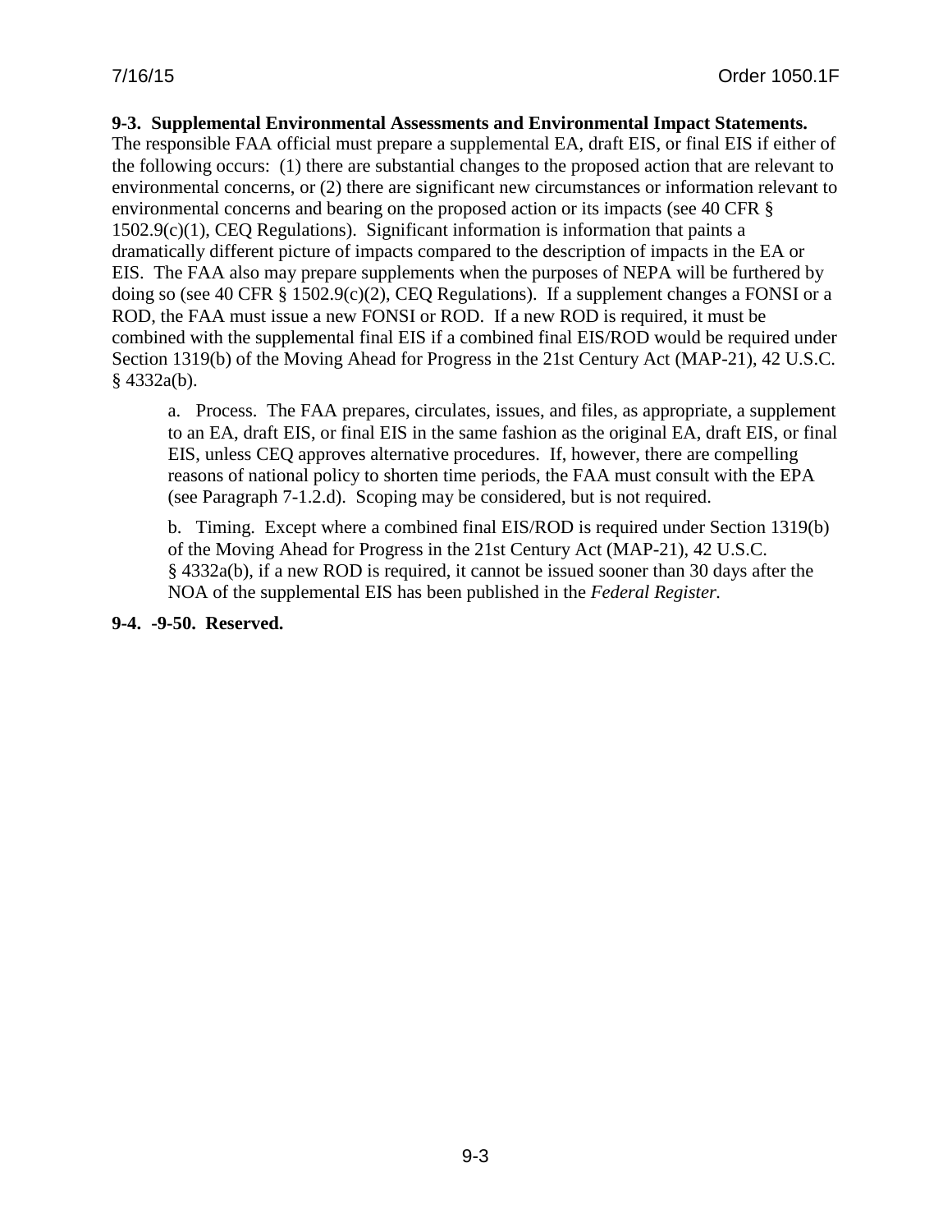**9-3. Supplemental Environmental Assessments and Environmental Impact Statements.** The responsible FAA official must prepare a supplemental EA, draft EIS, or final EIS if either of the following occurs: (1) there are substantial changes to the proposed action that are relevant to environmental concerns, or (2) there are significant new circumstances or information relevant to environmental concerns and bearing on the proposed action or its impacts (see 40 CFR § 1502.9(c)(1), CEQ Regulations). Significant information is information that paints a dramatically different picture of impacts compared to the description of impacts in the EA or EIS. The FAA also may prepare supplements when the purposes of NEPA will be furthered by doing so (see 40 CFR § 1502.9(c)(2), CEQ Regulations). If a supplement changes a FONSI or a ROD, the FAA must issue a new FONSI or ROD. If a new ROD is required, it must be combined with the supplemental final EIS if a combined final EIS/ROD would be required under Section 1319(b) of the Moving Ahead for Progress in the 21st Century Act (MAP-21), 42 U.S.C. § 4332a(b).

a. Process. The FAA prepares, circulates, issues, and files, as appropriate, a supplement to an EA, draft EIS, or final EIS in the same fashion as the original EA, draft EIS, or final EIS, unless CEQ approves alternative procedures. If, however, there are compelling reasons of national policy to shorten time periods, the FAA must consult with the EPA (see Paragraph 7-1.2.d). Scoping may be considered, but is not required.

b. Timing. Except where a combined final EIS/ROD is required under Section 1319(b) of the Moving Ahead for Progress in the 21st Century Act (MAP-21), 42 U.S.C. § 4332a(b), if a new ROD is required, it cannot be issued sooner than 30 days after the NOA of the supplemental EIS has been published in the *Federal Register.*

**9-4. -9-50. Reserved.**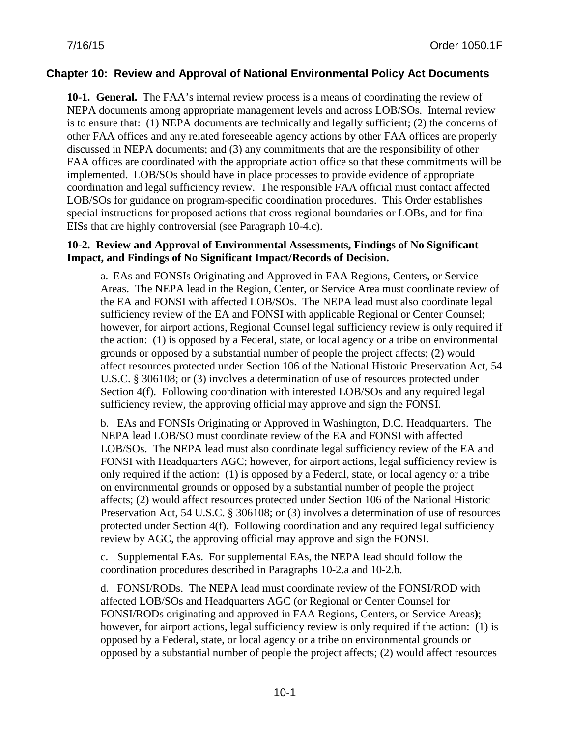## Chapter 10: Review and Approval of National Environmental Policy Act Documents

**10-1. General.** The FAA's internal review process is a means of coordinating the review of NEPA documents among appropriate management levels and across LOB/SOs. Internal review is to ensure that: (1) NEPA documents are technically and legally sufficient; (2) the concerns of other FAA offices and any related foreseeable agency actions by other FAA offices are properly discussed in NEPA documents; and (3) any commitments that are the responsibility of other FAA offices are coordinated with the appropriate action office so that these commitments will be implemented. LOB/SOs should have in place processes to provide evidence of appropriate coordination and legal sufficiency review. The responsible FAA official must contact affected LOB/SOs for guidance on program-specific coordination procedures. This Order establishes special instructions for proposed actions that cross regional boundaries or LOBs, and for final EISs that are highly controversial (see Paragraph 10-4.c).

**10-2. Review and Approval of Environmental Assessments, Findings of No Significant Impact, and Findings of No Significant Impact/Records of Decision.**

a. EAs and FONSIs Originating and Approved in FAA Regions, Centers, or Service Areas. The NEPA lead in the Region, Center, or Service Area must coordinate review of the EA and FONSI with affected LOB/SOs. The NEPA lead must also coordinate legal sufficiency review of the EA and FONSI with applicable Regional or Center Counsel; however, for airport actions, Regional Counsel legal sufficiency review is only required if the action: (1) is opposed by a Federal, state, or local agency or a tribe on environmental grounds or opposed by a substantial number of people the project affects; (2) would affect resources protected under Section 106 of the National Historic Preservation Act, 54 U.S.C. § 306108; or (3) involves a determination of use of resources protected under Section 4(f). Following coordination with interested LOB/SOs and any required legal sufficiency review, the approving official may approve and sign the FONSI.

b. EAs and FONSIs Originating or Approved in Washington, D.C. Headquarters. The NEPA lead LOB/SO must coordinate review of the EA and FONSI with affected LOB/SOs. The NEPA lead must also coordinate legal sufficiency review of the EA and FONSI with Headquarters AGC; however, for airport actions, legal sufficiency review is only required if the action: (1) is opposed by a Federal, state, or local agency or a tribe on environmental grounds or opposed by a substantial number of people the project affects; (2) would affect resources protected under Section 106 of the National Historic Preservation Act, 54 U.S.C. § 306108; or (3) involves a determination of use of resources protected under Section 4(f). Following coordination and any required legal sufficiency review by AGC, the approving official may approve and sign the FONSI.

c. Supplemental EAs. For supplemental EAs, the NEPA lead should follow the coordination procedures described in Paragraphs 10-2.a and 10-2.b.

d. FONSI/RODs. The NEPA lead must coordinate review of the FONSI/ROD with affected LOB/SOs and Headquarters AGC (or Regional or Center Counsel for FONSI/RODs originating and approved in FAA Regions, Centers, or Service Areas); however, for airport actions, legal sufficiency review is only required if the action: (1) is opposed by a Federal, state, or local agency or a tribe on environmental grounds or opposed by a substantial number of people the project affects; (2) would affect resources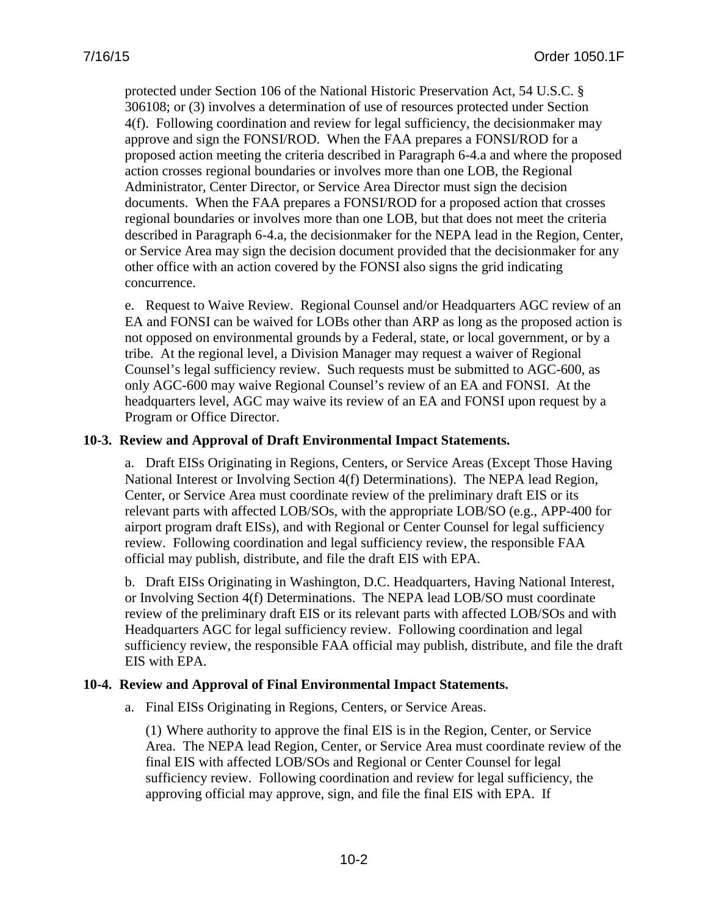protected under Section 106 of the National Historic Preservation Act, 54 U.S.C. § 306108; or (3) involves a determination of use of resources protected under Section 4(f). Following coordination and review for legal sufficiency, the decisionmaker may approve and sign the FONSI/ROD. When the FAA prepares a FONSI/ROD for a proposed action meeting the criteria described in Paragraph 6-4.a and where the proposed action crosses regional boundaries or involves more than one LOB, the Regional Administrator, Center Director, or Service Area Director must sign the decision documents. When the FAA prepares a FONSI/ROD for a proposed action that crosses regional boundaries or involves more than one LOB, but that does not meet the criteria described in Paragraph 6-4.a, the decisionmaker for the NEPA lead in the Region, Center, or Service Area may sign the decision document provided that the decisionmaker for any other office with an action covered by the FONSI also signs the grid indicating concurrence.

e. Request to Waive Review. Regional Counsel and/or Headquarters AGC review of an EA and FONSI can be waived for LOBs other than ARP as long as the proposed action is not opposed on environmental grounds by a Federal, state, or local government, or by a tribe. At the regional level, a Division Manager may request a waiver of Regional Counsel's legal sufficiency review. Such requests must be submitted to AGC-600, as only AGC-600 may waive Regional Counsel's review of an EA and FONSI. At the headquarters level, AGC may waive its review of an EA and FONSI upon request by a Program or Office Director.

**10-3. Review and Approval of Draft Environmental Impact Statements.**

a. Draft EISs Originating in Regions, Centers, or Service Areas (Except Those Having National Interest or Involving Section 4(f) Determinations). The NEPA lead Region, Center, or Service Area must coordinate review of the preliminary draft EIS or its relevant parts with affected LOB/SOs, with the appropriate LOB/SO (e.g., APP-400 for airport program draft EISs), and with Regional or Center Counsel for legal sufficiency review. Following coordination and legal sufficiency review, the responsible FAA official may publish, distribute, and file the draft EIS with EPA.

b. Draft EISs Originating in Washington, D.C. Headquarters, Having National Interest, or Involving Section 4(f) Determinations. The NEPA lead LOB/SO must coordinate review of the preliminary draft EIS or its relevant parts with affected LOB/SOs and with Headquarters AGC for legal sufficiency review. Following coordination and legal sufficiency review, the responsible FAA official may publish, distribute, and file the draft EIS with EPA.

**10-4. Review and Approval of Final Environmental Impact Statements.**

a. Final EISs Originating in Regions, Centers, or Service Areas.

(1) Where authority to approve the final EIS is in the Region, Center, or Service Area. The NEPA lead Region, Center, or Service Area must coordinate review of the final EIS with affected LOB/SOs and Regional or Center Counsel for legal sufficiency review. Following coordination and review for legal sufficiency, the approving official may approve, sign, and file the final EIS with EPA. If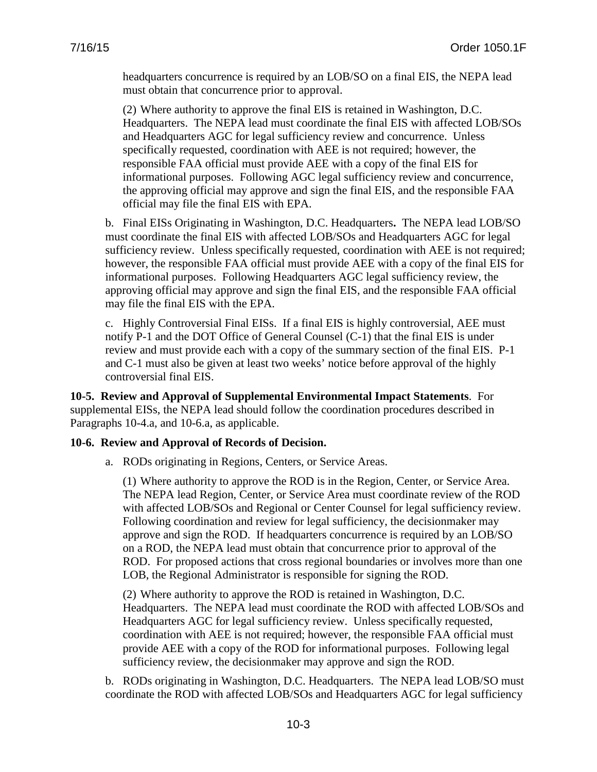headquarters concurrence is required by an LOB/SO on a final EIS, the NEPA lead must obtain that concurrence prior to approval.

(2) Where authority to approve the final EIS is retained in Washington, D.C. Headquarters. The NEPA lead must coordinate the final EIS with affected LOB/SOs and Headquarters AGC for legal sufficiency review and concurrence. Unless specifically requested, coordination with AEE is not required; however, the responsible FAA official must provide AEE with a copy of the final EIS for informational purposes. Following AGC legal sufficiency review and concurrence, the approving official may approve and sign the final EIS, and the responsible FAA official may file the final EIS with EPA.

b. Final EISs Originating in Washington, D.C. Headquarters**.** The NEPA lead LOB/SO must coordinate the final EIS with affected LOB/SOs and Headquarters AGC for legal sufficiency review. Unless specifically requested, coordination with AEE is not required; however, the responsible FAA official must provide AEE with a copy of the final EIS for informational purposes. Following Headquarters AGC legal sufficiency review, the approving official may approve and sign the final EIS, and the responsible FAA official may file the final EIS with the EPA.

c. Highly Controversial Final EISs. If a final EIS is highly controversial, AEE must notify P-1 and the DOT Office of General Counsel (C-1) that the final EIS is under review and must provide each with a copy of the summary section of the final EIS. P-1 and C-1 must also be given at least two weeks' notice before approval of the highly controversial final EIS.

**10-5. Review and Approval of Supplemental Environmental Impact Statements**. For supplemental EISs, the NEPA lead should follow the coordination procedures described in Paragraphs 10-4.a, and 10-6.a, as applicable.

**10-6. Review and Approval of Records of Decision.**

a. RODs originating in Regions, Centers, or Service Areas.

(1) Where authority to approve the ROD is in the Region, Center, or Service Area. The NEPA lead Region, Center, or Service Area must coordinate review of the ROD with affected LOB/SOs and Regional or Center Counsel for legal sufficiency review. Following coordination and review for legal sufficiency, the decisionmaker may approve and sign the ROD. If headquarters concurrence is required by an LOB/SO on a ROD, the NEPA lead must obtain that concurrence prior to approval of the ROD. For proposed actions that cross regional boundaries or involves more than one LOB, the Regional Administrator is responsible for signing the ROD.

(2) Where authority to approve the ROD is retained in Washington, D.C. Headquarters. The NEPA lead must coordinate the ROD with affected LOB/SOs and Headquarters AGC for legal sufficiency review. Unless specifically requested, coordination with AEE is not required; however, the responsible FAA official must provide AEE with a copy of the ROD for informational purposes. Following legal sufficiency review, the decisionmaker may approve and sign the ROD.

b. RODs originating in Washington, D.C. Headquarters. The NEPA lead LOB/SO must coordinate the ROD with affected LOB/SOs and Headquarters AGC for legal sufficiency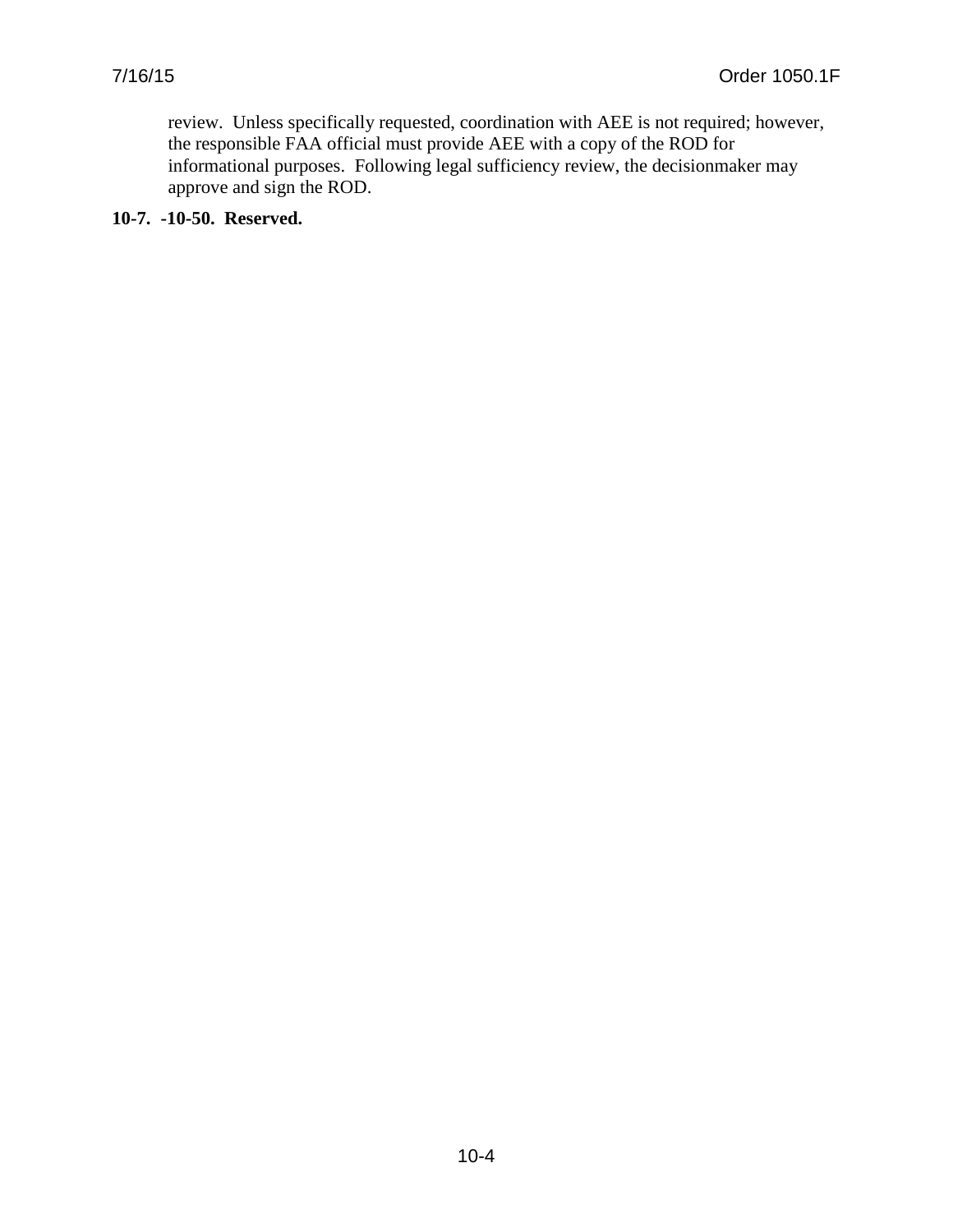review. Unless specifically requested, coordination with AEE is not required; however, the responsible FAA official must provide AEE with a copy of the ROD for informational purposes. Following legal sufficiency review, the decisionmaker may approve and sign the ROD.

**10-7. -10-50. Reserved.**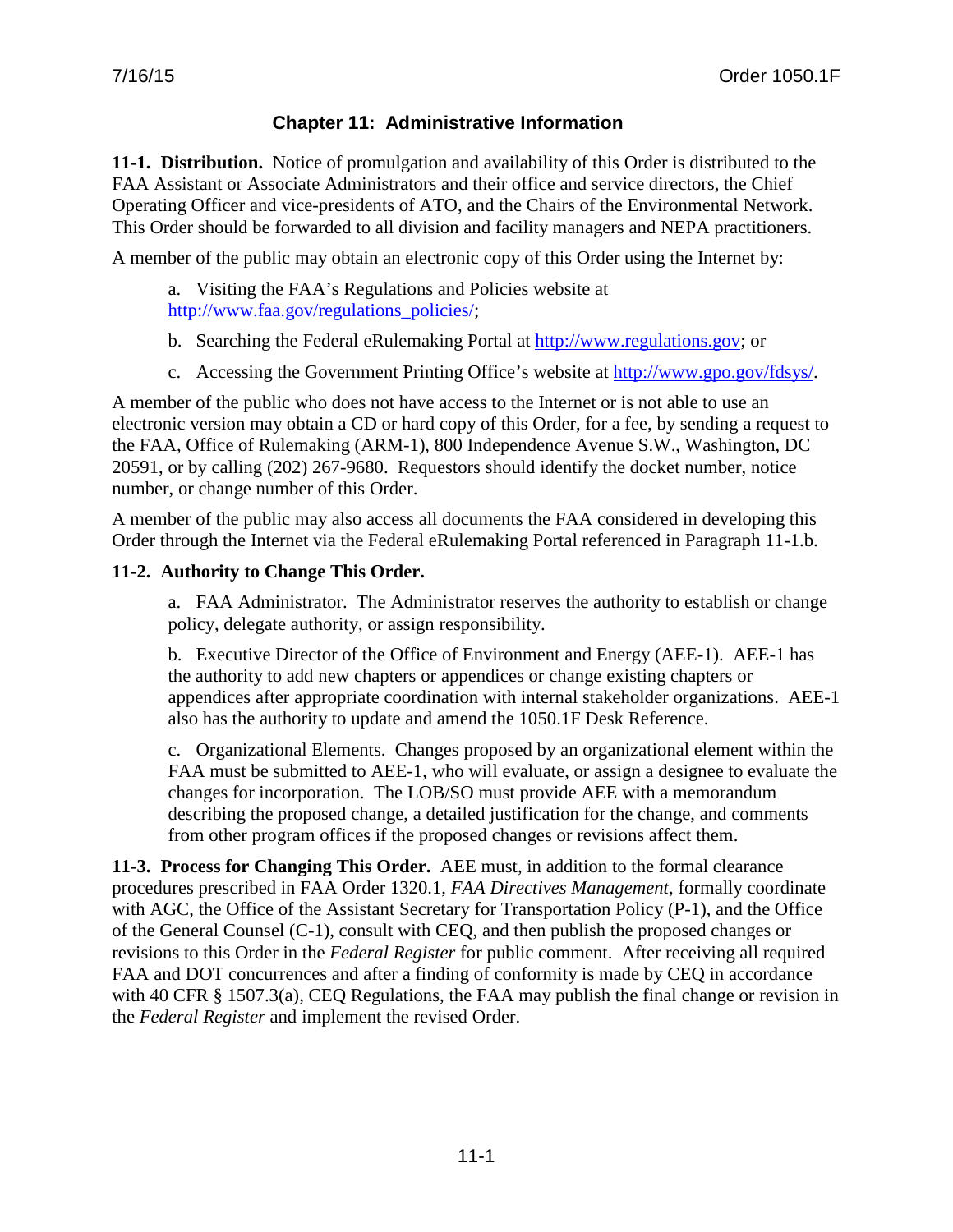## Chapter 11: Administrative Information

**11-1. Distribution.** Notice of promulgation and availability of this Order is distributed to the FAA Assistant or Associate Administrators and their office and service directors, the Chief Operating Officer and vice-presidents of ATO, and the Chairs of the Environmental Network. This Order should be forwarded to all division and facility managers and NEPA practitioners.

A member of the public may obtain an electronic copy of this Order using the Internet by:

a. Visiting the FAA's Regulations and Policies website at http://www.faa.gov/regulations_policies/;

b. Searching the Federal eRulemaking Portal at http://www.regulations.gov; or

c. Accessing the Government Printing Office's website at http://www.gpo.gov/fdsys/.

A member of the public who does not have access to the Internet or is not able to use an electronic version may obtain a CD or hard copy of this Order, for a fee, by sending a request to the FAA, Office of Rulemaking (ARM-1), 800 Independence Avenue S.W., Washington, DC 20591, or by calling (202) 267-9680. Requestors should identify the docket number, notice number, or change number of this Order.

A member of the public may also access all documents the FAA considered in developing this Order through the Internet via the Federal eRulemaking Portal referenced in Paragraph 11-1.b.

**11-2. Authority to Change This Order.**

a. FAA Administrator. The Administrator reserves the authority to establish or change policy, delegate authority, or assign responsibility.

b. Executive Director of the Office of Environment and Energy (AEE-1). AEE-1 has the authority to add new chapters or appendices or change existing chapters or appendices after appropriate coordination with internal stakeholder organizations. AEE-1 also has the authority to update and amend the 1050.1F Desk Reference.

c. Organizational Elements. Changes proposed by an organizational element within the FAA must be submitted to AEE-1, who will evaluate, or assign a designee to evaluate the changes for incorporation. The LOB/SO must provide AEE with a memorandum describing the proposed change, a detailed justification for the change, and comments from other program offices if the proposed changes or revisions affect them.

**11-3. Process for Changing This Order.** AEE must, in addition to the formal clearance procedures prescribed in FAA Order 1320.1, *FAA Directives Management*, formally coordinate with AGC, the Office of the Assistant Secretary for Transportation Policy (P-1), and the Office of the General Counsel (C-1), consult with CEQ, and then publish the proposed changes or revisions to this Order in the *Federal Register* for public comment. After receiving all required FAA and DOT concurrences and after a finding of conformity is made by CEQ in accordance with 40 CFR § 1507.3(a), CEQ Regulations, the FAA may publish the final change or revision in the *Federal Register* and implement the revised Order.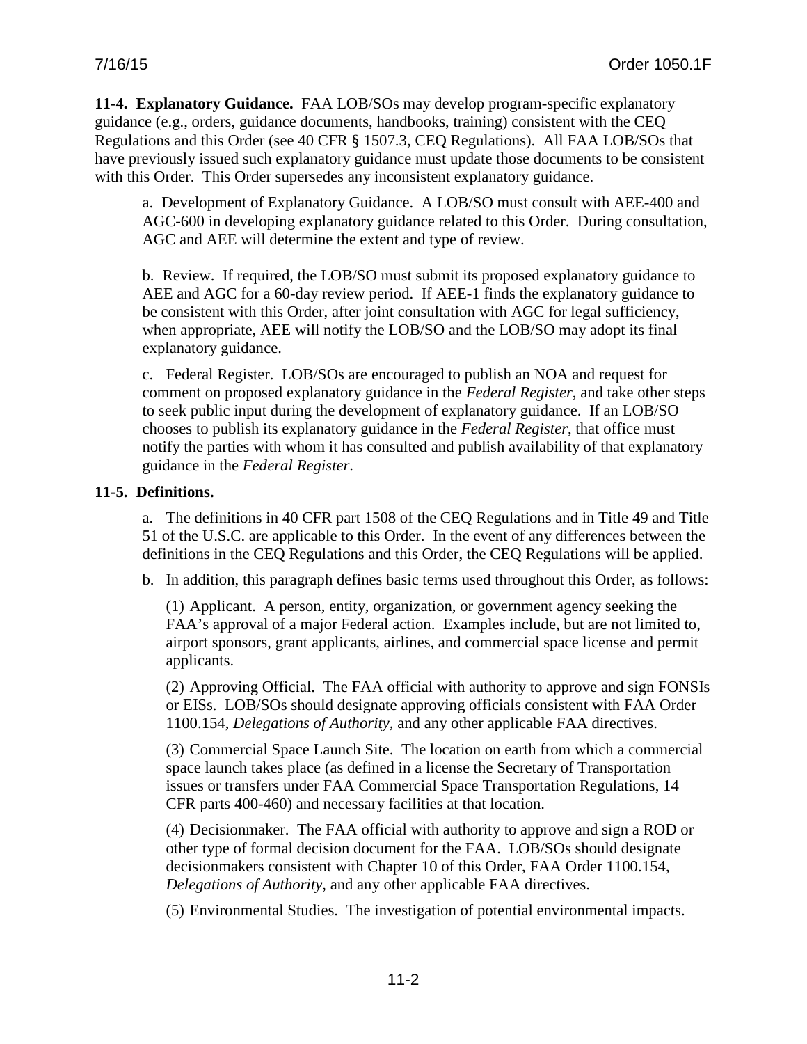**11-4. Explanatory Guidance.** FAA LOB/SOs may develop program-specific explanatory guidance (e.g., orders, guidance documents, handbooks, training) consistent with the CEQ Regulations and this Order (see 40 CFR § 1507.3, CEQ Regulations). All FAA LOB/SOs that have previously issued such explanatory guidance must update those documents to be consistent with this Order. This Order supersedes any inconsistent explanatory guidance.

a. Development of Explanatory Guidance. A LOB/SO must consult with AEE-400 and AGC-600 in developing explanatory guidance related to this Order. During consultation, AGC and AEE will determine the extent and type of review.

b. Review. If required, the LOB/SO must submit its proposed explanatory guidance to AEE and AGC for a 60-day review period. If AEE-1 finds the explanatory guidance to be consistent with this Order, after joint consultation with AGC for legal sufficiency, when appropriate, AEE will notify the LOB/SO and the LOB/SO may adopt its final explanatory guidance.

c. Federal Register. LOB/SOs are encouraged to publish an NOA and request for comment on proposed explanatory guidance in the *Federal Register*, and take other steps to seek public input during the development of explanatory guidance. If an LOB/SO chooses to publish its explanatory guidance in the *Federal Register*, that office must notify the parties with whom it has consulted and publish availability of that explanatory guidance in the *Federal Register*.

**11-5. Definitions.**

a. The definitions in 40 CFR part 1508 of the CEQ Regulations and in Title 49 and Title 51 of the U.S.C. are applicable to this Order. In the event of any differences between the definitions in the CEQ Regulations and this Order, the CEQ Regulations will be applied.

b. In addition, this paragraph defines basic terms used throughout this Order, as follows:

(1) Applicant. A person, entity, organization, or government agency seeking the FAA's approval of a major Federal action. Examples include, but are not limited to, airport sponsors, grant applicants, airlines, and commercial space license and permit applicants.

(2) Approving Official. The FAA official with authority to approve and sign FONSIs or EISs. LOB/SOs should designate approving officials consistent with FAA Order 1100.154, *Delegations of Authority*, and any other applicable FAA directives.

(3) Commercial Space Launch Site. The location on earth from which a commercial space launch takes place (as defined in a license the Secretary of Transportation issues or transfers under FAA Commercial Space Transportation Regulations, 14 CFR parts 400-460) and necessary facilities at that location.

(4) Decisionmaker. The FAA official with authority to approve and sign a ROD or other type of formal decision document for the FAA. LOB/SOs should designate decisionmakers consistent with Chapter 10 of this Order, FAA Order 1100.154, *Delegations of Authority*, and any other applicable FAA directives.

(5) Environmental Studies. The investigation of potential environmental impacts.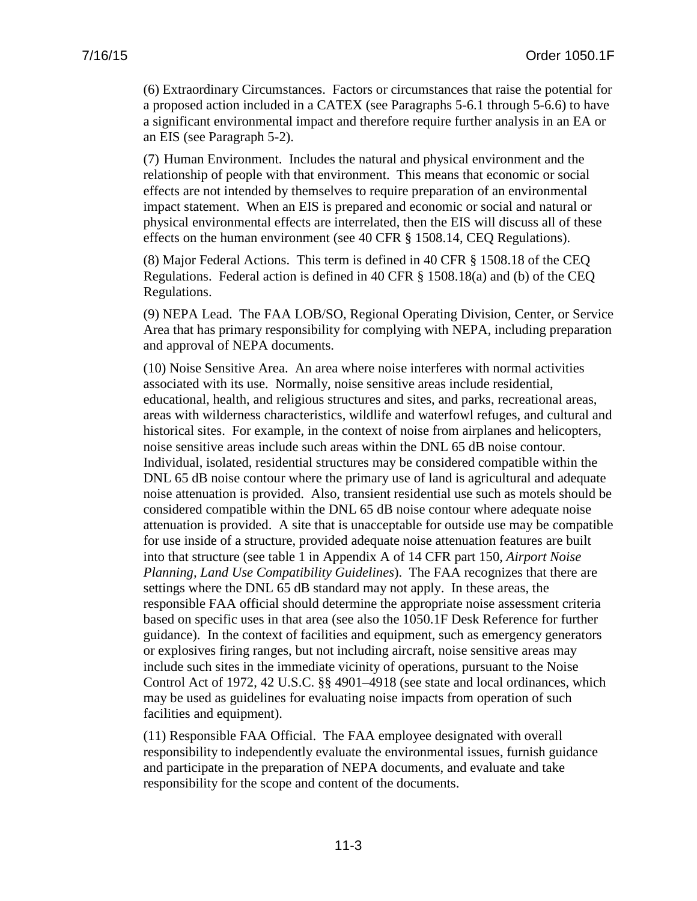(6) Extraordinary Circumstances. Factors or circumstances that raise the potential for a proposed action included in a CATEX (see Paragraphs 5-6.1 through 5-6.6) to have a significant environmental impact and therefore require further analysis in an EA or an EIS (see Paragraph 5-2).

(7) Human Environment. Includes the natural and physical environment and the relationship of people with that environment. This means that economic or social effects are not intended by themselves to require preparation of an environmental impact statement. When an EIS is prepared and economic or social and natural or physical environmental effects are interrelated, then the EIS will discuss all of these effects on the human environment (see 40 CFR § 1508.14, CEQ Regulations).

(8) Major Federal Actions. This term is defined in 40 CFR § 1508.18 of the CEQ Regulations. Federal action is defined in 40 CFR § 1508.18(a) and (b) of the CEQ Regulations.

(9) NEPA Lead. The FAA LOB/SO, Regional Operating Division, Center, or Service Area that has primary responsibility for complying with NEPA, including preparation and approval of NEPA documents.

(10) Noise Sensitive Area. An area where noise interferes with normal activities associated with its use. Normally, noise sensitive areas include residential, educational, health, and religious structures and sites, and parks, recreational areas, areas with wilderness characteristics, wildlife and waterfowl refuges, and cultural and historical sites. For example, in the context of noise from airplanes and helicopters, noise sensitive areas include such areas within the DNL 65 dB noise contour. Individual, isolated, residential structures may be considered compatible within the DNL 65 dB noise contour where the primary use of land is agricultural and adequate noise attenuation is provided. Also, transient residential use such as motels should be considered compatible within the DNL 65 dB noise contour where adequate noise attenuation is provided. A site that is unacceptable for outside use may be compatible for use inside of a structure, provided adequate noise attenuation features are built into that structure (see table 1 in Appendix A of 14 CFR part 150, *Airport Noise Planning, Land Use Compatibility Guidelines*). The FAA recognizes that there are settings where the DNL 65 dB standard may not apply. In these areas, the responsible FAA official should determine the appropriate noise assessment criteria based on specific uses in that area (see also the 1050.1F Desk Reference for further guidance). In the context of facilities and equipment, such as emergency generators or explosives firing ranges, but not including aircraft, noise sensitive areas may include such sites in the immediate vicinity of operations, pursuant to the Noise Control Act of 1972, 42 U.S.C. §§ 4901–4918 (see state and local ordinances, which may be used as guidelines for evaluating noise impacts from operation of such facilities and equipment).

(11) Responsible FAA Official. The FAA employee designated with overall responsibility to independently evaluate the environmental issues, furnish guidance and participate in the preparation of NEPA documents, and evaluate and take responsibility for the scope and content of the documents.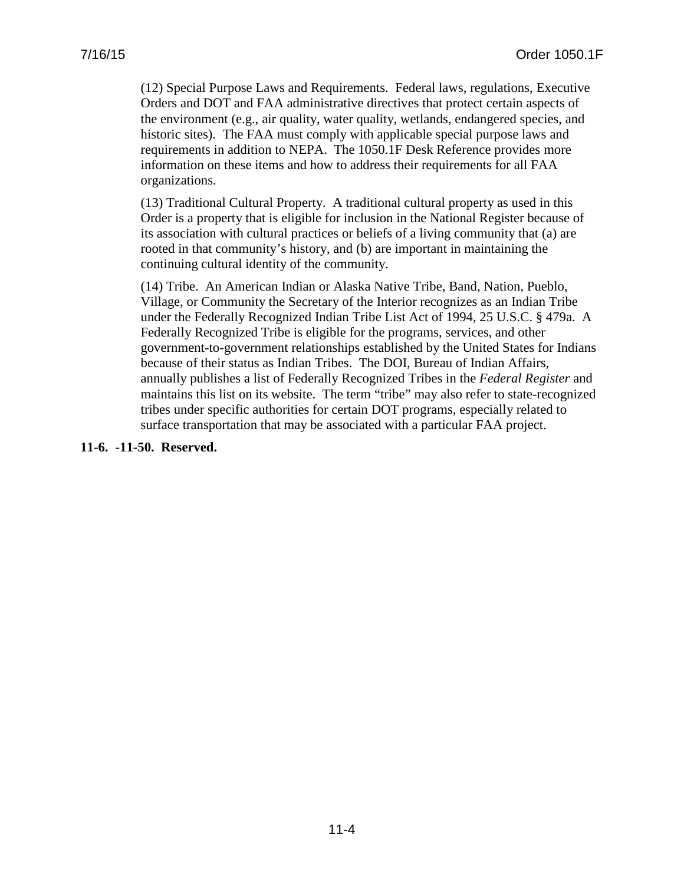(12) Special Purpose Laws and Requirements. Federal laws, regulations, Executive Orders and DOT and FAA administrative directives that protect certain aspects of the environment (e.g., air quality, water quality, wetlands, endangered species, and historic sites). The FAA must comply with applicable special purpose laws and requirements in addition to NEPA. The 1050.1F Desk Reference provides more information on these items and how to address their requirements for all FAA organizations.

(13) Traditional Cultural Property. A traditional cultural property as used in this Order is a property that is eligible for inclusion in the National Register because of its association with cultural practices or beliefs of a living community that (a) are rooted in that community's history, and (b) are important in maintaining the continuing cultural identity of the community.

(14) Tribe. An American Indian or Alaska Native Tribe, Band, Nation, Pueblo, Village, or Community the Secretary of the Interior recognizes as an Indian Tribe under the Federally Recognized Indian Tribe List Act of 1994, 25 U.S.C. § 479a. A Federally Recognized Tribe is eligible for the programs, services, and other government-to-government relationships established by the United States for Indians because of their status as Indian Tribes. The DOI, Bureau of Indian Affairs, annually publishes a list of Federally Recognized Tribes in the *Federal Register* and maintains this list on its website. The term "tribe" may also refer to state-recognized tribes under specific authorities for certain DOT programs, especially related to surface transportation that may be associated with a particular FAA project.

**11-6. -11-50. Reserved.**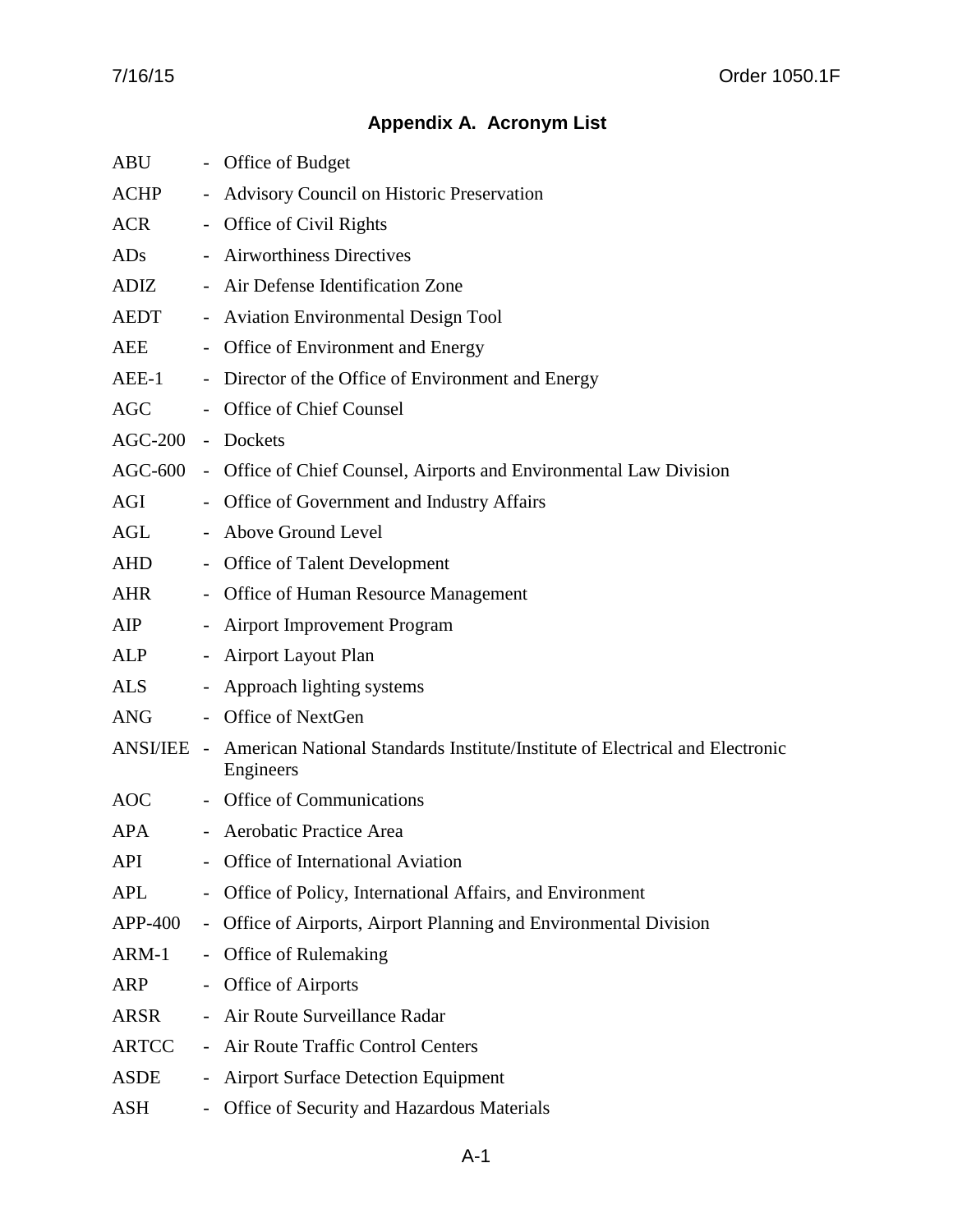## Appendix A. Acronym List

ABU - Office of Budget

ACHP - Advisory Council on Historic Preservation

ACR - Office of Civil Rights

ADs - Airworthiness Directives

ADIZ - Air Defense Identification Zone

AEDT - Aviation Environmental Design Tool

AEE - Office of Environment and Energy

AEE-1 - Director of the Office of Environment and Energy

AGC - Office of Chief Counsel

AGC-200 - Dockets

AGC-600 - Office of Chief Counsel, Airports and Environmental Law Division

AGI - Office of Government and Industry Affairs

AGL - Above Ground Level

AHD - Office of Talent Development

AHR - Office of Human Resource Management

AIP - Airport Improvement Program

ALP - Airport Layout Plan

ALS - Approach lighting systems

ANG - Office of NextGen

ANSI/IEE - American National Standards Institute/Institute of Electrical and Electronic Engineers

AOC - Office of Communications

APA - Aerobatic Practice Area

API - Office of International Aviation

APL - Office of Policy, International Affairs, and Environment

APP-400 - Office of Airports, Airport Planning and Environmental Division

ARM-1 - Office of Rulemaking

ARP - Office of Airports

ARSR - Air Route Surveillance Radar

ARTCC - Air Route Traffic Control Centers

ASDE - Airport Surface Detection Equipment

ASH - Office of Security and Hazardous Materials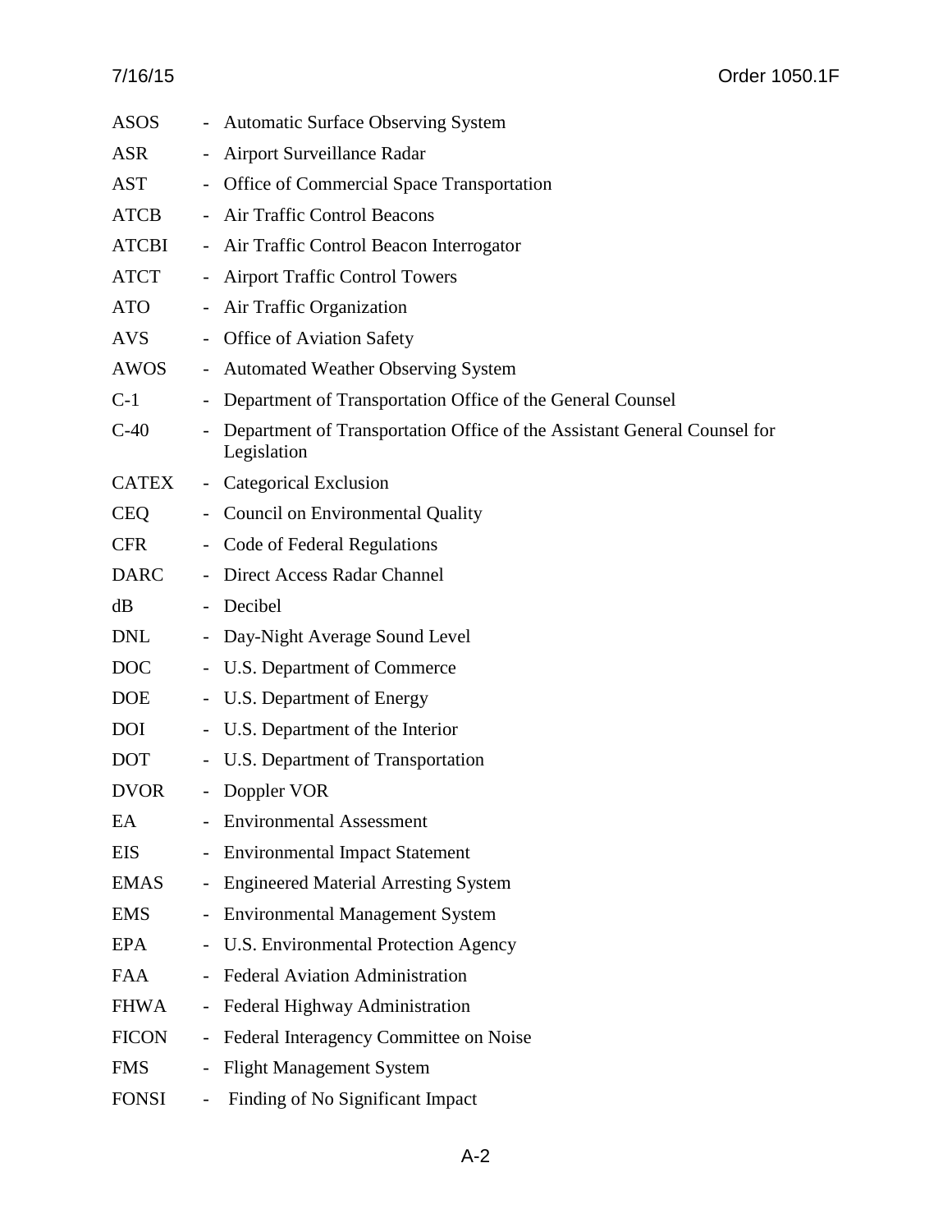| | | |
|---|---|---|
| ASOS | - | Automatic Surface Observing System |
| ASR | - | Airport Surveillance Radar |
| AST | - | Office of Commercial Space Transportation |
| ATCB | - | Air Traffic Control Beacons |
| ATCBI | - | Air Traffic Control Beacon Interrogator |
| ATCT | - | Airport Traffic Control Towers |
| ATO | - | Air Traffic Organization |
| AVS | - | Office of Aviation Safety |
| AWOS | - | Automated Weather Observing System |
| C-1 | - | Department of Transportation Office of the General Counsel |
| C-40 | - | Department of Transportation Office of the Assistant General Counsel for Legislation |
| CATEX | - | Categorical Exclusion |
| CEQ | - | Council on Environmental Quality |
| CFR | - | Code of Federal Regulations |
| DARC | - | Direct Access Radar Channel |
| dB | - | Decibel |
| DNL | - | Day-Night Average Sound Level |
| DOC | - | U.S. Department of Commerce |
| DOE | - | U.S. Department of Energy |
| DOI | - | U.S. Department of the Interior |
| DOT | - | U.S. Department of Transportation |
| DVOR | - | Doppler VOR |
| EA | - | Environmental Assessment |
| EIS | - | Environmental Impact Statement |
| EMAS | - | Engineered Material Arresting System |
| EMS | - | Environmental Management System |
| EPA | - | U.S. Environmental Protection Agency |
| FAA | - | Federal Aviation Administration |
| FHWA | - | Federal Highway Administration |
| FICON | - | Federal Interagency Committee on Noise |
| FMS | - | Flight Management System |
| FONSI | - | Finding of No Significant Impact |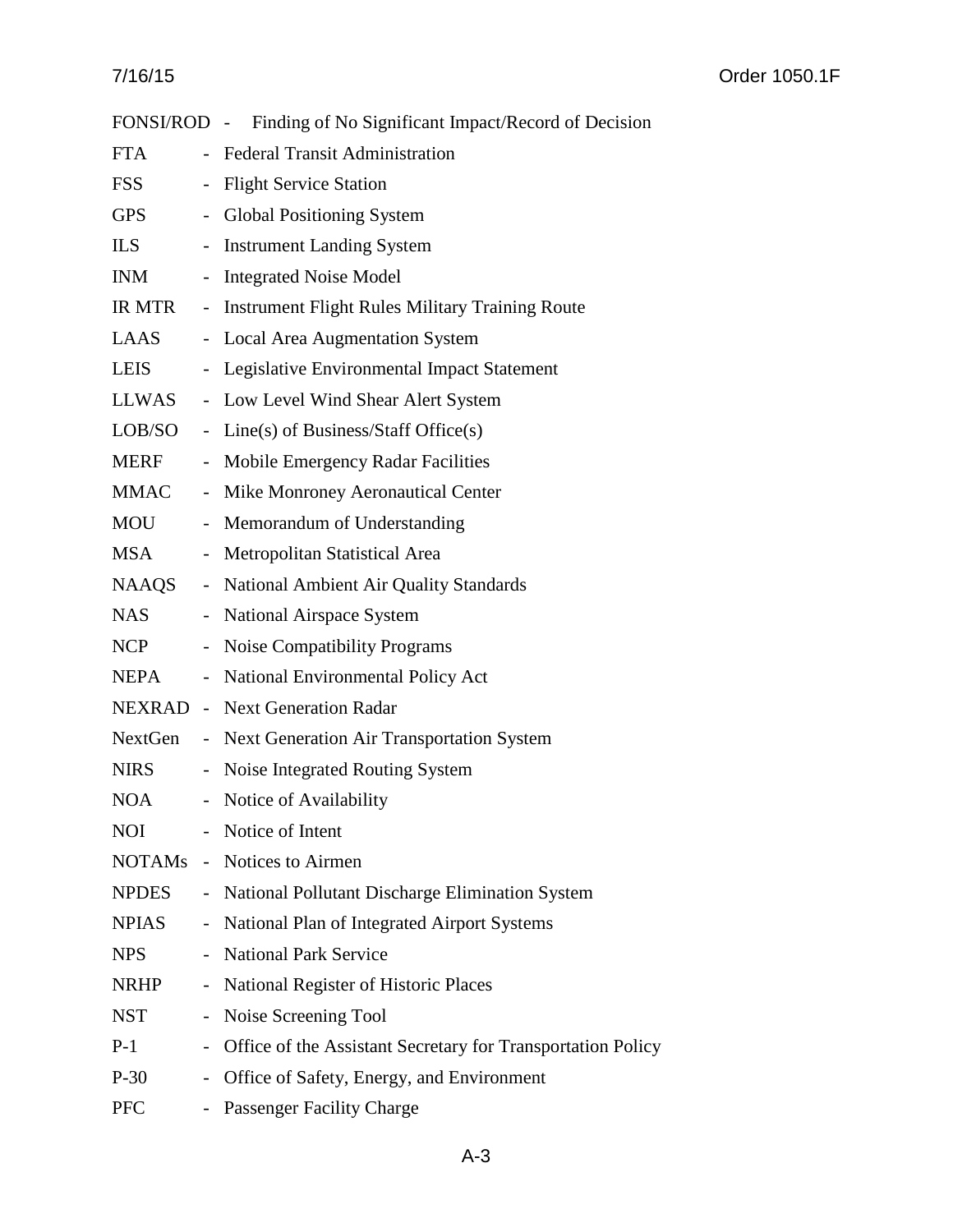FONSI/ROD - Finding of No Significant Impact/Record of Decision

FTA - Federal Transit Administration

FSS - Flight Service Station

GPS - Global Positioning System

ILS - Instrument Landing System

INM - Integrated Noise Model

IR MTR - Instrument Flight Rules Military Training Route

LAAS - Local Area Augmentation System

LEIS - Legislative Environmental Impact Statement

LLWAS - Low Level Wind Shear Alert System

LOB/SO - Line(s) of Business/Staff Office(s)

MERF - Mobile Emergency Radar Facilities

MMAC - Mike Monroney Aeronautical Center

MOU - Memorandum of Understanding

MSA - Metropolitan Statistical Area

NAAQS - National Ambient Air Quality Standards

NAS - National Airspace System

NCP - Noise Compatibility Programs

NEPA - National Environmental Policy Act

NEXRAD - Next Generation Radar

NextGen - Next Generation Air Transportation System

NIRS - Noise Integrated Routing System

NOA - Notice of Availability

NOI - Notice of Intent

NOTAMs - Notices to Airmen

NPDES - National Pollutant Discharge Elimination System

NPIAS - National Plan of Integrated Airport Systems

NPS - National Park Service

NRHP - National Register of Historic Places

NST - Noise Screening Tool

P-1 - Office of the Assistant Secretary for Transportation Policy

P-30 - Office of Safety, Energy, and Environment

PFC - Passenger Facility Charge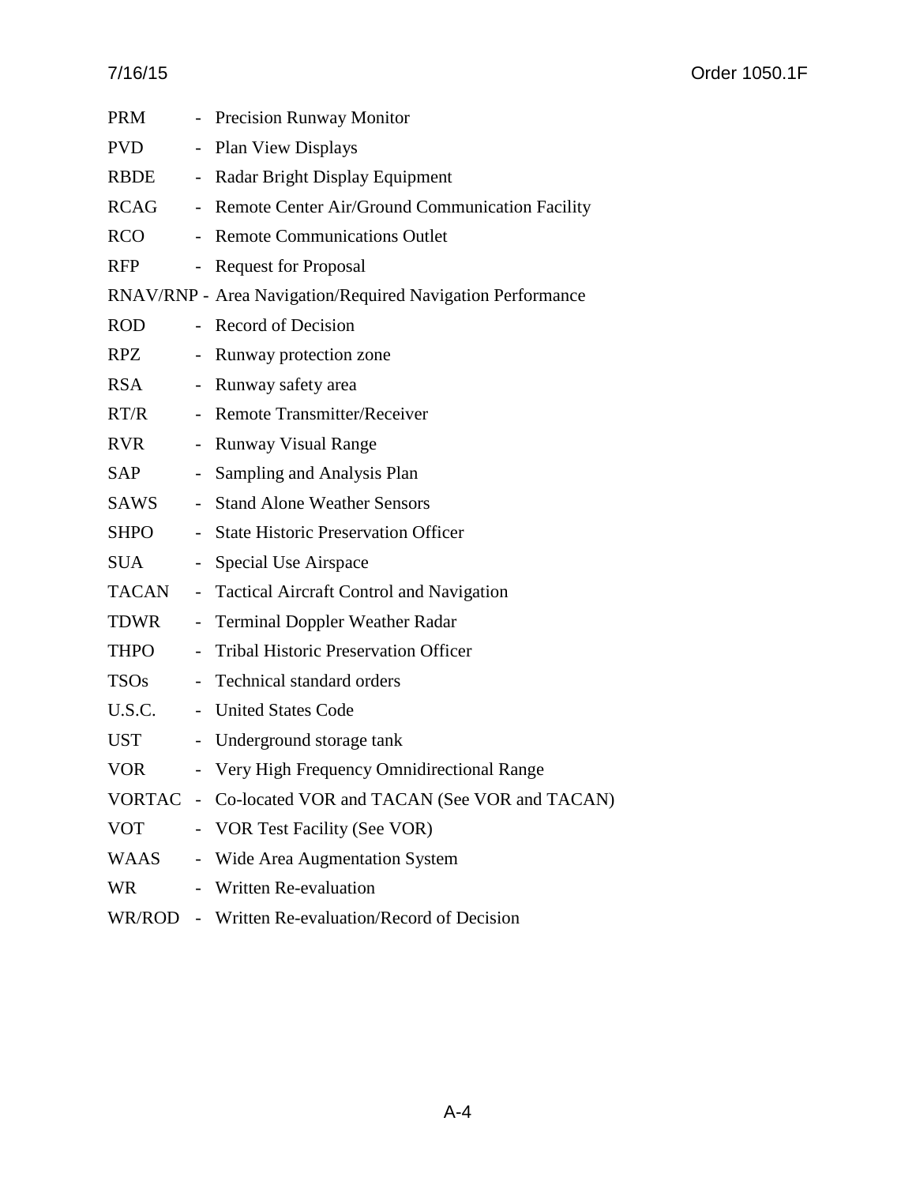PRM - Precision Runway Monitor

PVD - Plan View Displays

RBDE - Radar Bright Display Equipment

RCAG - Remote Center Air/Ground Communication Facility

RCO - Remote Communications Outlet

RFP - Request for Proposal

RNAV/RNP - Area Navigation/Required Navigation Performance

ROD - Record of Decision

RPZ - Runway protection zone

RSA - Runway safety area

RT/R - Remote Transmitter/Receiver

RVR - Runway Visual Range

SAP - Sampling and Analysis Plan

SAWS - Stand Alone Weather Sensors

SHPO - State Historic Preservation Officer

SUA - Special Use Airspace

TACAN - Tactical Aircraft Control and Navigation

TDWR - Terminal Doppler Weather Radar

THPO - Tribal Historic Preservation Officer

TSOs - Technical standard orders

U.S.C. - United States Code

UST - Underground storage tank

VOR - Very High Frequency Omnidirectional Range

VORTAC - Co-located VOR and TACAN (See VOR and TACAN)

VOT - VOR Test Facility (See VOR)

WAAS - Wide Area Augmentation System

WR - Written Re-evaluation

WR/ROD - Written Re-evaluation/Record of Decision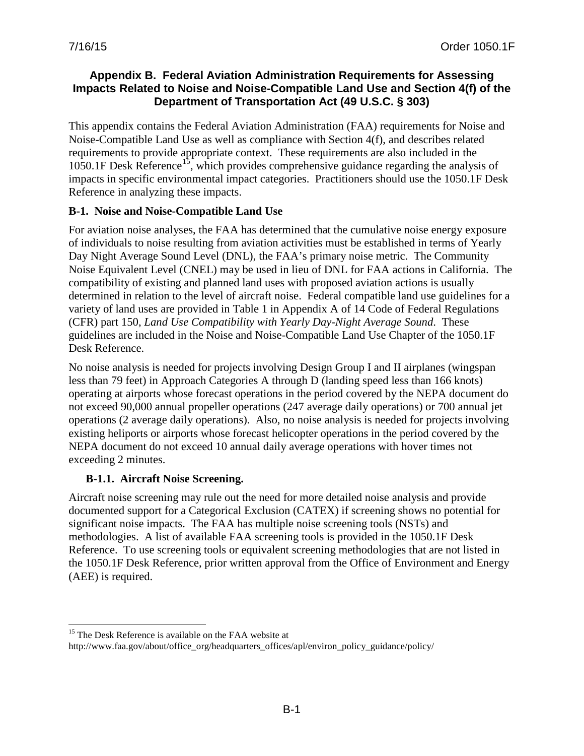## Appendix B. Federal Aviation Administration Requirements for Assessing Impacts Related to Noise and Noise-Compatible Land Use and Section 4(f) of the Department of Transportation Act (49 U.S.C. § 303)

This appendix contains the Federal Aviation Administration (FAA) requirements for Noise and Noise-Compatible Land Use as well as compliance with Section 4(f), and describes related requirements to provide appropriate context. These requirements are also included in the 1050.1F Desk Reference[15], which provides comprehensive guidance regarding the analysis of impacts in specific environmental impact categories. Practitioners should use the 1050.1F Desk Reference in analyzing these impacts.

### B-1. Noise and Noise-Compatible Land Use

For aviation noise analyses, the FAA has determined that the cumulative noise energy exposure of individuals to noise resulting from aviation activities must be established in terms of Yearly Day Night Average Sound Level (DNL), the FAA's primary noise metric. The Community Noise Equivalent Level (CNEL) may be used in lieu of DNL for FAA actions in California. The compatibility of existing and planned land uses with proposed aviation actions is usually determined in relation to the level of aircraft noise. Federal compatible land use guidelines for a variety of land uses are provided in Table 1 in Appendix A of 14 Code of Federal Regulations (CFR) part 150, *Land Use Compatibility with Yearly Day-Night Average Sound*. These guidelines are included in the Noise and Noise-Compatible Land Use Chapter of the 1050.1F Desk Reference.

No noise analysis is needed for projects involving Design Group I and II airplanes (wingspan less than 79 feet) in Approach Categories A through D (landing speed less than 166 knots) operating at airports whose forecast operations in the period covered by the NEPA document do not exceed 90,000 annual propeller operations (247 average daily operations) or 700 annual jet operations (2 average daily operations). Also, no noise analysis is needed for projects involving existing heliports or airports whose forecast helicopter operations in the period covered by the NEPA document do not exceed 10 annual daily average operations with hover times not exceeding 2 minutes.

#### B-1.1. Aircraft Noise Screening.

Aircraft noise screening may rule out the need for more detailed noise analysis and provide documented support for a Categorical Exclusion (CATEX) if screening shows no potential for significant noise impacts. The FAA has multiple noise screening tools (NSTs) and methodologies. A list of available FAA screening tools is provided in the 1050.1F Desk Reference. To use screening tools or equivalent screening methodologies that are not listed in the 1050.1F Desk Reference, prior written approval from the Office of Environment and Energy (AEE) is required.

---

[15] The Desk Reference is available on the FAA website at http://www.faa.gov/about/office_org/headquarters_offices/apl/environ_policy_guidance/policy/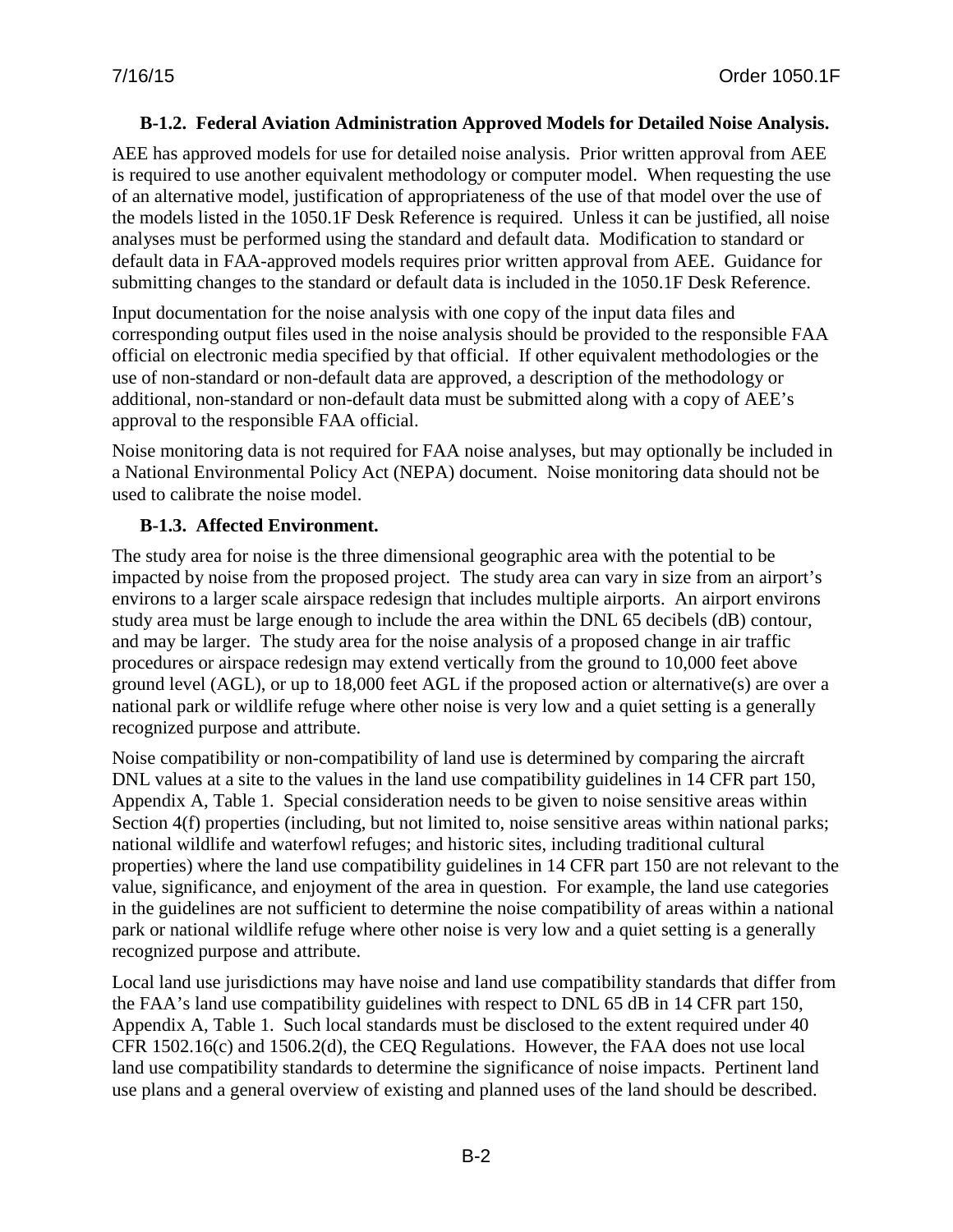### B-1.2. Federal Aviation Administration Approved Models for Detailed Noise Analysis.

AEE has approved models for use for detailed noise analysis. Prior written approval from AEE is required to use another equivalent methodology or computer model. When requesting the use of an alternative model, justification of appropriateness of the use of that model over the use of the models listed in the 1050.1F Desk Reference is required. Unless it can be justified, all noise analyses must be performed using the standard and default data. Modification to standard or default data in FAA-approved models requires prior written approval from AEE. Guidance for submitting changes to the standard or default data is included in the 1050.1F Desk Reference.

Input documentation for the noise analysis with one copy of the input data files and corresponding output files used in the noise analysis should be provided to the responsible FAA official on electronic media specified by that official. If other equivalent methodologies or the use of non-standard or non-default data are approved, a description of the methodology or additional, non-standard or non-default data must be submitted along with a copy of AEE's approval to the responsible FAA official.

Noise monitoring data is not required for FAA noise analyses, but may optionally be included in a National Environmental Policy Act (NEPA) document. Noise monitoring data should not be used to calibrate the noise model.

### B-1.3. Affected Environment.

The study area for noise is the three dimensional geographic area with the potential to be impacted by noise from the proposed project. The study area can vary in size from an airport's environs to a larger scale airspace redesign that includes multiple airports. An airport environs study area must be large enough to include the area within the DNL 65 decibels (dB) contour, and may be larger. The study area for the noise analysis of a proposed change in air traffic procedures or airspace redesign may extend vertically from the ground to 10,000 feet above ground level (AGL), or up to 18,000 feet AGL if the proposed action or alternative(s) are over a national park or wildlife refuge where other noise is very low and a quiet setting is a generally recognized purpose and attribute.

Noise compatibility or non-compatibility of land use is determined by comparing the aircraft DNL values at a site to the values in the land use compatibility guidelines in 14 CFR part 150, Appendix A, Table 1. Special consideration needs to be given to noise sensitive areas within Section 4(f) properties (including, but not limited to, noise sensitive areas within national parks; national wildlife and waterfowl refuges; and historic sites, including traditional cultural properties) where the land use compatibility guidelines in 14 CFR part 150 are not relevant to the value, significance, and enjoyment of the area in question. For example, the land use categories in the guidelines are not sufficient to determine the noise compatibility of areas within a national park or national wildlife refuge where other noise is very low and a quiet setting is a generally recognized purpose and attribute.

Local land use jurisdictions may have noise and land use compatibility standards that differ from the FAA's land use compatibility guidelines with respect to DNL 65 dB in 14 CFR part 150, Appendix A, Table 1. Such local standards must be disclosed to the extent required under 40 CFR 1502.16(c) and 1506.2(d), the CEQ Regulations. However, the FAA does not use local land use compatibility standards to determine the significance of noise impacts. Pertinent land use plans and a general overview of existing and planned uses of the land should be described.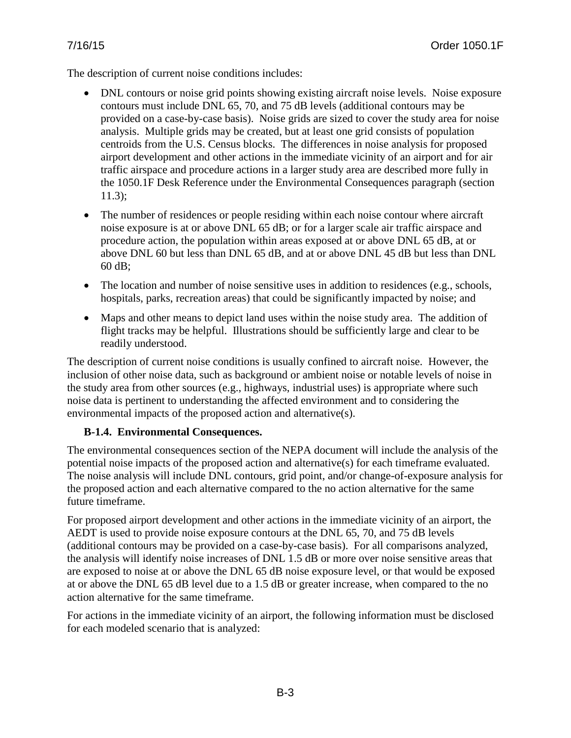The description of current noise conditions includes:

- DNL contours or noise grid points showing existing aircraft noise levels. Noise exposure contours must include DNL 65, 70, and 75 dB levels (additional contours may be provided on a case-by-case basis). Noise grids are sized to cover the study area for noise analysis. Multiple grids may be created, but at least one grid consists of population centroids from the U.S. Census blocks. The differences in noise analysis for proposed airport development and other actions in the immediate vicinity of an airport and for air traffic airspace and procedure actions in a larger study area are described more fully in the 1050.1F Desk Reference under the Environmental Consequences paragraph (section 11.3);
- The number of residences or people residing within each noise contour where aircraft noise exposure is at or above DNL 65 dB; or for a larger scale air traffic airspace and procedure action, the population within areas exposed at or above DNL 65 dB, at or above DNL 60 but less than DNL 65 dB, and at or above DNL 45 dB but less than DNL 60 dB;
- The location and number of noise sensitive uses in addition to residences (e.g., schools, hospitals, parks, recreation areas) that could be significantly impacted by noise; and
- Maps and other means to depict land uses within the noise study area. The addition of flight tracks may be helpful. Illustrations should be sufficiently large and clear to be readily understood.

The description of current noise conditions is usually confined to aircraft noise. However, the inclusion of other noise data, such as background or ambient noise or notable levels of noise in the study area from other sources (e.g., highways, industrial uses) is appropriate where such noise data is pertinent to understanding the affected environment and to considering the environmental impacts of the proposed action and alternative(s).

### B-1.4. Environmental Consequences.

The environmental consequences section of the NEPA document will include the analysis of the potential noise impacts of the proposed action and alternative(s) for each timeframe evaluated. The noise analysis will include DNL contours, grid point, and/or change-of-exposure analysis for the proposed action and each alternative compared to the no action alternative for the same future timeframe.

For proposed airport development and other actions in the immediate vicinity of an airport, the AEDT is used to provide noise exposure contours at the DNL 65, 70, and 75 dB levels (additional contours may be provided on a case-by-case basis). For all comparisons analyzed, the analysis will identify noise increases of DNL 1.5 dB or more over noise sensitive areas that are exposed to noise at or above the DNL 65 dB noise exposure level, or that would be exposed at or above the DNL 65 dB level due to a 1.5 dB or greater increase, when compared to the no action alternative for the same timeframe.

For actions in the immediate vicinity of an airport, the following information must be disclosed for each modeled scenario that is analyzed: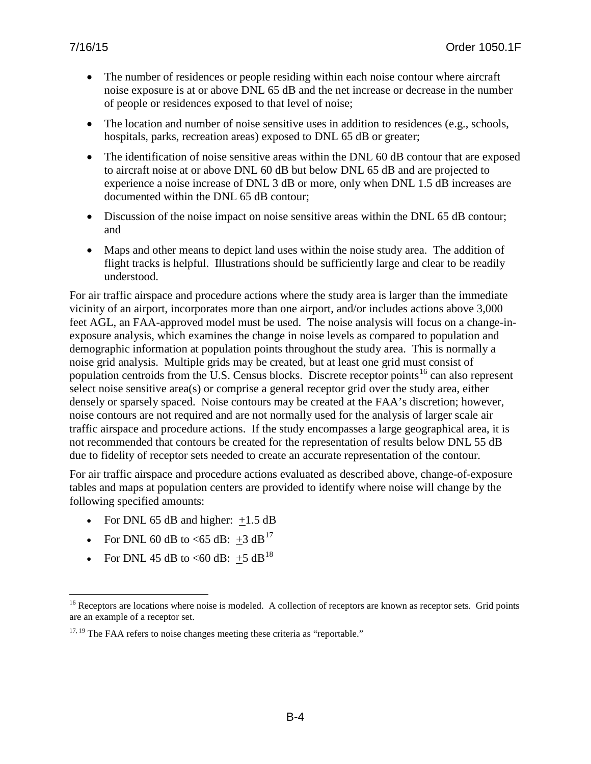- The number of residences or people residing within each noise contour where aircraft noise exposure is at or above DNL 65 dB and the net increase or decrease in the number of people or residences exposed to that level of noise;
- The location and number of noise sensitive uses in addition to residences (e.g., schools, hospitals, parks, recreation areas) exposed to DNL 65 dB or greater;
- The identification of noise sensitive areas within the DNL 60 dB contour that are exposed to aircraft noise at or above DNL 60 dB but below DNL 65 dB and are projected to experience a noise increase of DNL 3 dB or more, only when DNL 1.5 dB increases are documented within the DNL 65 dB contour;
- Discussion of the noise impact on noise sensitive areas within the DNL 65 dB contour; and
- Maps and other means to depict land uses within the noise study area. The addition of flight tracks is helpful. Illustrations should be sufficiently large and clear to be readily understood.

For air traffic airspace and procedure actions where the study area is larger than the immediate vicinity of an airport, incorporates more than one airport, and/or includes actions above 3,000 feet AGL, an FAA-approved model must be used. The noise analysis will focus on a change-in-exposure analysis, which examines the change in noise levels as compared to population and demographic information at population points throughout the study area. This is normally a noise grid analysis. Multiple grids may be created, but at least one grid must consist of population centroids from the U.S. Census blocks. Discrete receptor points[16] can also represent select noise sensitive area(s) or comprise a general receptor grid over the study area, either densely or sparsely spaced. Noise contours may be created at the FAA's discretion; however, noise contours are not required and are not normally used for the analysis of larger scale air traffic airspace and procedure actions. If the study encompasses a large geographical area, it is not recommended that contours be created for the representation of results below DNL 55 dB due to fidelity of receptor sets needed to create an accurate representation of the contour.

For air traffic airspace and procedure actions evaluated as described above, change-of-exposure tables and maps at population centers are provided to identify where noise will change by the following specified amounts:

- For DNL 65 dB and higher: ±1.5 dB
- For DNL 60 dB to <65 dB: ±3 dB[17]
- For DNL 45 dB to <60 dB: ±5 dB[18]

---

[16] Receptors are locations where noise is modeled. A collection of receptors are known as receptor sets. Grid points are an example of a receptor set.

[17, 19] The FAA refers to noise changes meeting these criteria as "reportable."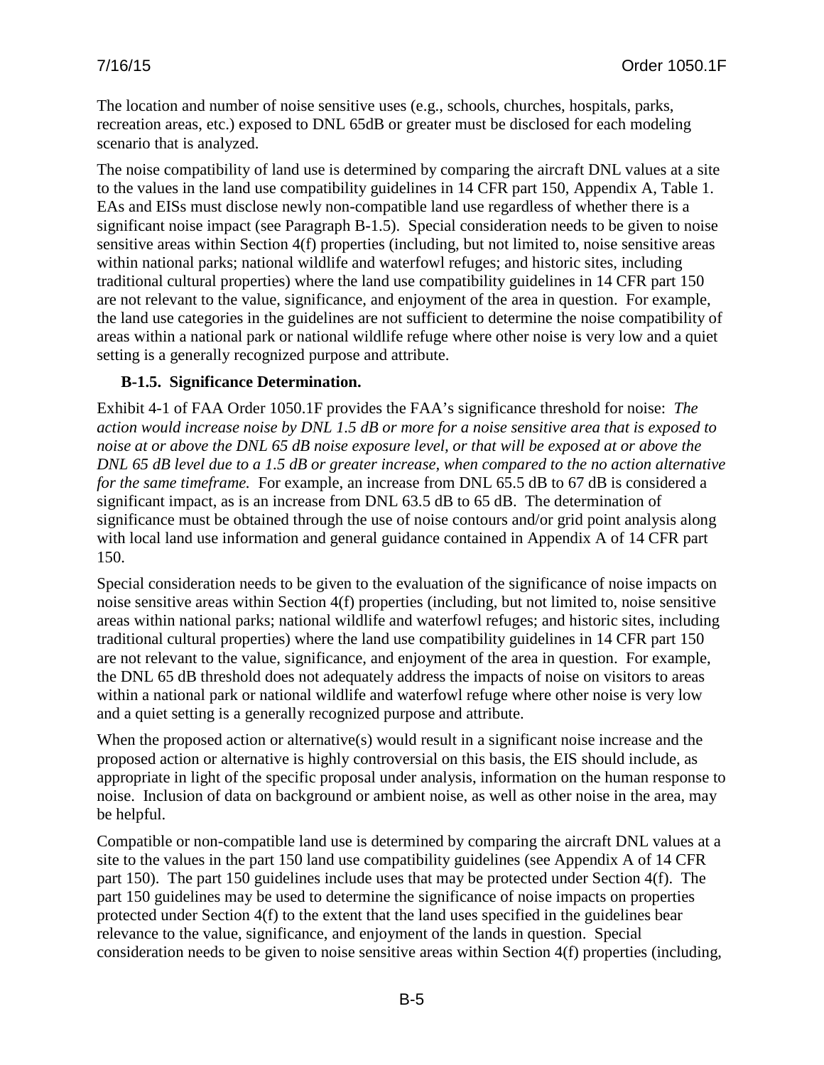The location and number of noise sensitive uses (e.g., schools, churches, hospitals, parks, recreation areas, etc.) exposed to DNL 65dB or greater must be disclosed for each modeling scenario that is analyzed.

The noise compatibility of land use is determined by comparing the aircraft DNL values at a site to the values in the land use compatibility guidelines in 14 CFR part 150, Appendix A, Table 1. EAs and EISs must disclose newly non-compatible land use regardless of whether there is a significant noise impact (see Paragraph B-1.5). Special consideration needs to be given to noise sensitive areas within Section 4(f) properties (including, but not limited to, noise sensitive areas within national parks; national wildlife and waterfowl refuges; and historic sites, including traditional cultural properties) where the land use compatibility guidelines in 14 CFR part 150 are not relevant to the value, significance, and enjoyment of the area in question. For example, the land use categories in the guidelines are not sufficient to determine the noise compatibility of areas within a national park or national wildlife refuge where other noise is very low and a quiet setting is a generally recognized purpose and attribute.

### B-1.5. Significance Determination.

Exhibit 4-1 of FAA Order 1050.1F provides the FAA's significance threshold for noise: *The action would increase noise by DNL 1.5 dB or more for a noise sensitive area that is exposed to noise at or above the DNL 65 dB noise exposure level, or that will be exposed at or above the DNL 65 dB level due to a 1.5 dB or greater increase, when compared to the no action alternative for the same timeframe.* For example, an increase from DNL 65.5 dB to 67 dB is considered a significant impact, as is an increase from DNL 63.5 dB to 65 dB. The determination of significance must be obtained through the use of noise contours and/or grid point analysis along with local land use information and general guidance contained in Appendix A of 14 CFR part 150.

Special consideration needs to be given to the evaluation of the significance of noise impacts on noise sensitive areas within Section 4(f) properties (including, but not limited to, noise sensitive areas within national parks; national wildlife and waterfowl refuges; and historic sites, including traditional cultural properties) where the land use compatibility guidelines in 14 CFR part 150 are not relevant to the value, significance, and enjoyment of the area in question. For example, the DNL 65 dB threshold does not adequately address the impacts of noise on visitors to areas within a national park or national wildlife and waterfowl refuge where other noise is very low and a quiet setting is a generally recognized purpose and attribute.

When the proposed action or alternative(s) would result in a significant noise increase and the proposed action or alternative is highly controversial on this basis, the EIS should include, as appropriate in light of the specific proposal under analysis, information on the human response to noise. Inclusion of data on background or ambient noise, as well as other noise in the area, may be helpful.

Compatible or non-compatible land use is determined by comparing the aircraft DNL values at a site to the values in the part 150 land use compatibility guidelines (see Appendix A of 14 CFR part 150). The part 150 guidelines include uses that may be protected under Section 4(f). The part 150 guidelines may be used to determine the significance of noise impacts on properties protected under Section 4(f) to the extent that the land uses specified in the guidelines bear relevance to the value, significance, and enjoyment of the lands in question. Special consideration needs to be given to noise sensitive areas within Section 4(f) properties (including,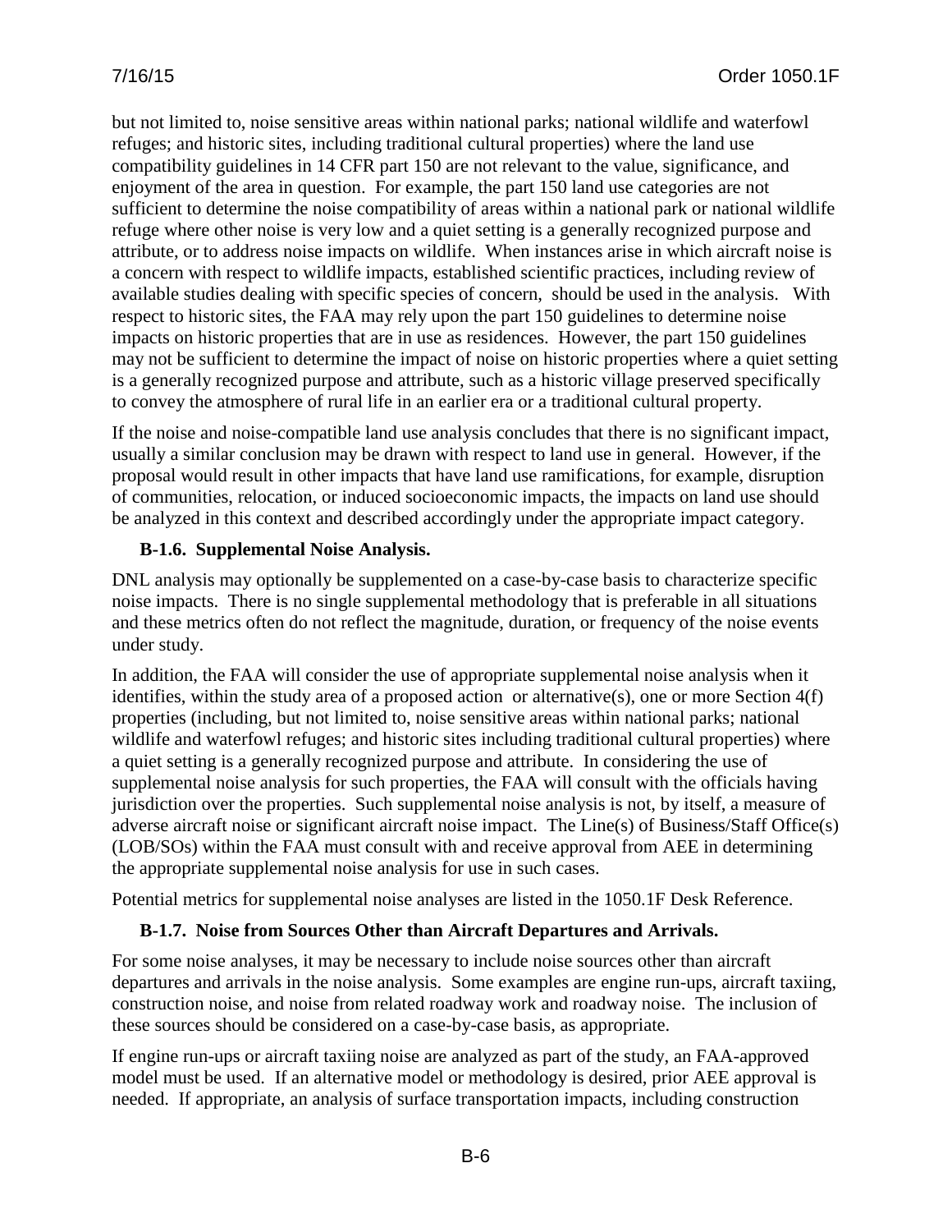but not limited to, noise sensitive areas within national parks; national wildlife and waterfowl refuges; and historic sites, including traditional cultural properties) where the land use compatibility guidelines in 14 CFR part 150 are not relevant to the value, significance, and enjoyment of the area in question. For example, the part 150 land use categories are not sufficient to determine the noise compatibility of areas within a national park or national wildlife refuge where other noise is very low and a quiet setting is a generally recognized purpose and attribute, or to address noise impacts on wildlife. When instances arise in which aircraft noise is a concern with respect to wildlife impacts, established scientific practices, including review of available studies dealing with specific species of concern, should be used in the analysis. With respect to historic sites, the FAA may rely upon the part 150 guidelines to determine noise impacts on historic properties that are in use as residences. However, the part 150 guidelines may not be sufficient to determine the impact of noise on historic properties where a quiet setting is a generally recognized purpose and attribute, such as a historic village preserved specifically to convey the atmosphere of rural life in an earlier era or a traditional cultural property.

If the noise and noise-compatible land use analysis concludes that there is no significant impact, usually a similar conclusion may be drawn with respect to land use in general. However, if the proposal would result in other impacts that have land use ramifications, for example, disruption of communities, relocation, or induced socioeconomic impacts, the impacts on land use should be analyzed in this context and described accordingly under the appropriate impact category.

### B-1.6. Supplemental Noise Analysis.

DNL analysis may optionally be supplemented on a case-by-case basis to characterize specific noise impacts. There is no single supplemental methodology that is preferable in all situations and these metrics often do not reflect the magnitude, duration, or frequency of the noise events under study.

In addition, the FAA will consider the use of appropriate supplemental noise analysis when it identifies, within the study area of a proposed action or alternative(s), one or more Section 4(f) properties (including, but not limited to, noise sensitive areas within national parks; national wildlife and waterfowl refuges; and historic sites including traditional cultural properties) where a quiet setting is a generally recognized purpose and attribute. In considering the use of supplemental noise analysis for such properties, the FAA will consult with the officials having jurisdiction over the properties. Such supplemental noise analysis is not, by itself, a measure of adverse aircraft noise or significant aircraft noise impact. The Line(s) of Business/Staff Office(s) (LOB/SOs) within the FAA must consult with and receive approval from AEE in determining the appropriate supplemental noise analysis for use in such cases.

Potential metrics for supplemental noise analyses are listed in the 1050.1F Desk Reference.

### B-1.7. Noise from Sources Other than Aircraft Departures and Arrivals.

For some noise analyses, it may be necessary to include noise sources other than aircraft departures and arrivals in the noise analysis. Some examples are engine run-ups, aircraft taxiing, construction noise, and noise from related roadway work and roadway noise. The inclusion of these sources should be considered on a case-by-case basis, as appropriate.

If engine run-ups or aircraft taxiing noise are analyzed as part of the study, an FAA-approved model must be used. If an alternative model or methodology is desired, prior AEE approval is needed. If appropriate, an analysis of surface transportation impacts, including construction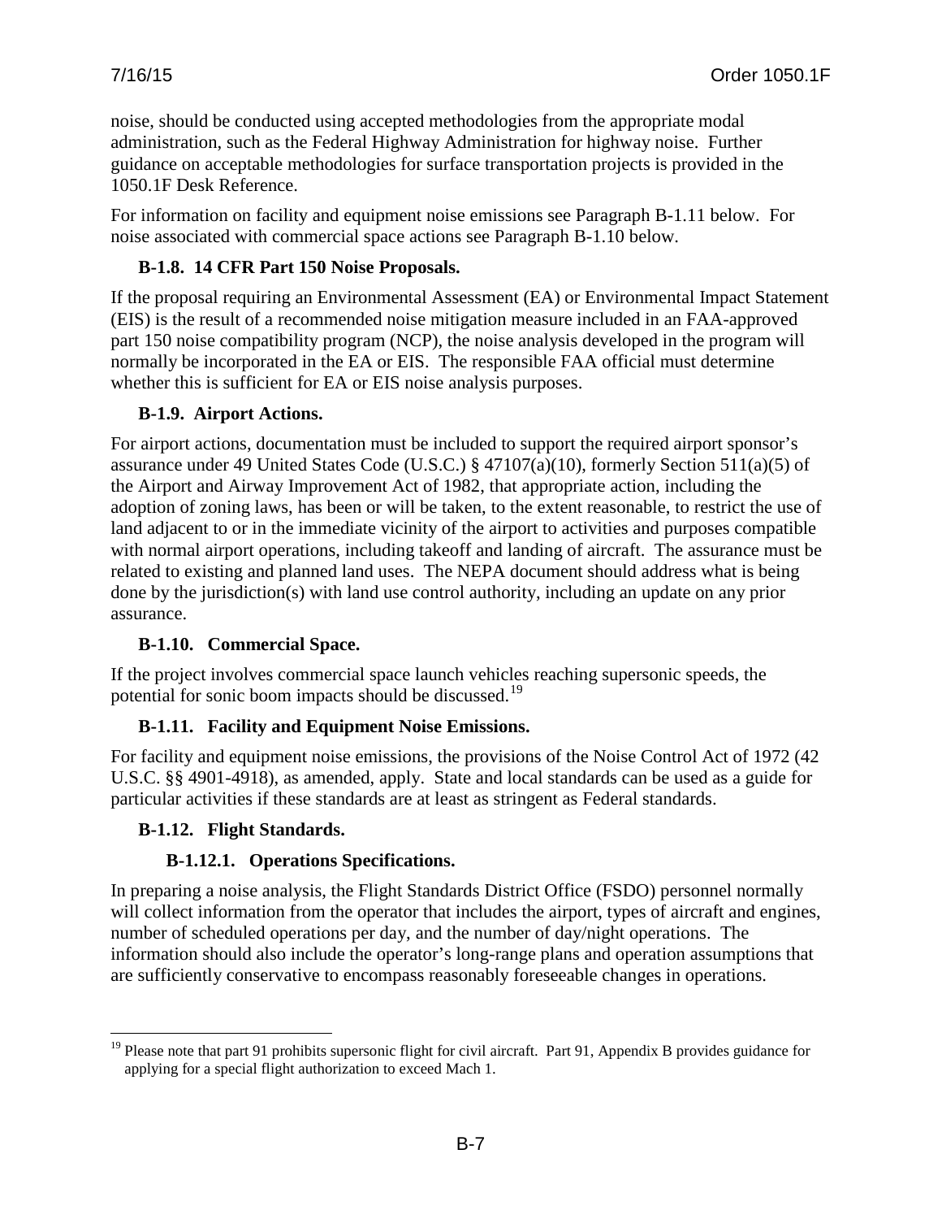noise, should be conducted using accepted methodologies from the appropriate modal administration, such as the Federal Highway Administration for highway noise. Further guidance on acceptable methodologies for surface transportation projects is provided in the 1050.1F Desk Reference.

For information on facility and equipment noise emissions see Paragraph B-1.11 below. For noise associated with commercial space actions see Paragraph B-1.10 below.

### B-1.8. 14 CFR Part 150 Noise Proposals.

If the proposal requiring an Environmental Assessment (EA) or Environmental Impact Statement (EIS) is the result of a recommended noise mitigation measure included in an FAA-approved part 150 noise compatibility program (NCP), the noise analysis developed in the program will normally be incorporated in the EA or EIS. The responsible FAA official must determine whether this is sufficient for EA or EIS noise analysis purposes.

### B-1.9. Airport Actions.

For airport actions, documentation must be included to support the required airport sponsor's assurance under 49 United States Code (U.S.C.) § 47107(a)(10), formerly Section 511(a)(5) of the Airport and Airway Improvement Act of 1982, that appropriate action, including the adoption of zoning laws, has been or will be taken, to the extent reasonable, to restrict the use of land adjacent to or in the immediate vicinity of the airport to activities and purposes compatible with normal airport operations, including takeoff and landing of aircraft. The assurance must be related to existing and planned land uses. The NEPA document should address what is being done by the jurisdiction(s) with land use control authority, including an update on any prior assurance.

### B-1.10. Commercial Space.

If the project involves commercial space launch vehicles reaching supersonic speeds, the potential for sonic boom impacts should be discussed.[19]

### B-1.11. Facility and Equipment Noise Emissions.

For facility and equipment noise emissions, the provisions of the Noise Control Act of 1972 (42 U.S.C. §§ 4901-4918), as amended, apply. State and local standards can be used as a guide for particular activities if these standards are at least as stringent as Federal standards.

### B-1.12. Flight Standards.

#### B-1.12.1. Operations Specifications.

In preparing a noise analysis, the Flight Standards District Office (FSDO) personnel normally will collect information from the operator that includes the airport, types of aircraft and engines, number of scheduled operations per day, and the number of day/night operations. The information should also include the operator's long-range plans and operation assumptions that are sufficiently conservative to encompass reasonably foreseeable changes in operations.

---

[19] Please note that part 91 prohibits supersonic flight for civil aircraft. Part 91, Appendix B provides guidance for applying for a special flight authorization to exceed Mach 1.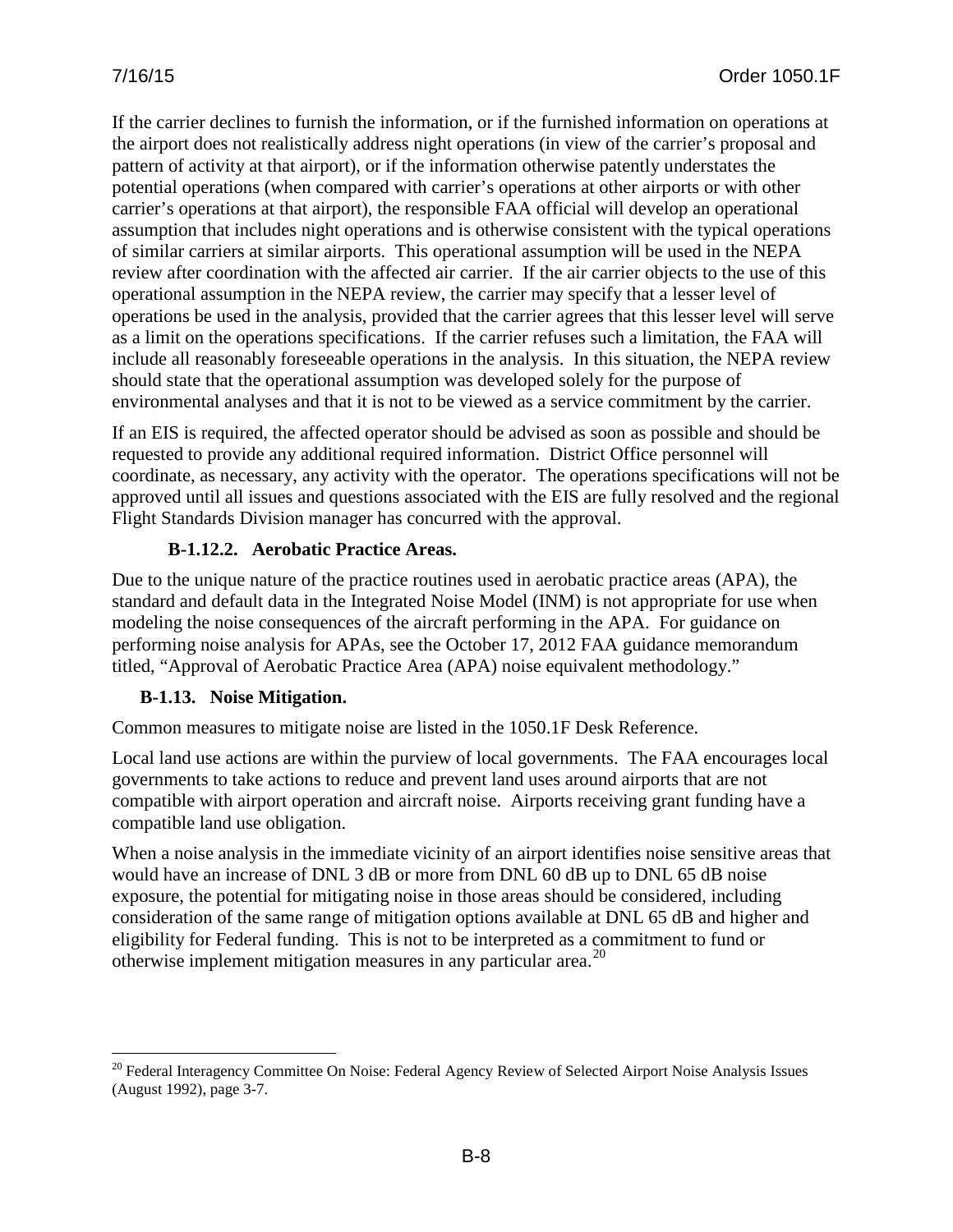If the carrier declines to furnish the information, or if the furnished information on operations at the airport does not realistically address night operations (in view of the carrier's proposal and pattern of activity at that airport), or if the information otherwise patently understates the potential operations (when compared with carrier's operations at other airports or with other carrier's operations at that airport), the responsible FAA official will develop an operational assumption that includes night operations and is otherwise consistent with the typical operations of similar carriers at similar airports. This operational assumption will be used in the NEPA review after coordination with the affected air carrier. If the air carrier objects to the use of this operational assumption in the NEPA review, the carrier may specify that a lesser level of operations be used in the analysis, provided that the carrier agrees that this lesser level will serve as a limit on the operations specifications. If the carrier refuses such a limitation, the FAA will include all reasonably foreseeable operations in the analysis. In this situation, the NEPA review should state that the operational assumption was developed solely for the purpose of environmental analyses and that it is not to be viewed as a service commitment by the carrier.

If an EIS is required, the affected operator should be advised as soon as possible and should be requested to provide any additional required information. District Office personnel will coordinate, as necessary, any activity with the operator. The operations specifications will not be approved until all issues and questions associated with the EIS are fully resolved and the regional Flight Standards Division manager has concurred with the approval.

#### B-1.12.2. Aerobatic Practice Areas.

Due to the unique nature of the practice routines used in aerobatic practice areas (APA), the standard and default data in the Integrated Noise Model (INM) is not appropriate for use when modeling the noise consequences of the aircraft performing in the APA. For guidance on performing noise analysis for APAs, see the October 17, 2012 FAA guidance memorandum titled, "Approval of Aerobatic Practice Area (APA) noise equivalent methodology."

### B-1.13. Noise Mitigation.

Common measures to mitigate noise are listed in the 1050.1F Desk Reference.

Local land use actions are within the purview of local governments. The FAA encourages local governments to take actions to reduce and prevent land uses around airports that are not compatible with airport operation and aircraft noise. Airports receiving grant funding have a compatible land use obligation.

When a noise analysis in the immediate vicinity of an airport identifies noise sensitive areas that would have an increase of DNL 3 dB or more from DNL 60 dB up to DNL 65 dB noise exposure, the potential for mitigating noise in those areas should be considered, including consideration of the same range of mitigation options available at DNL 65 dB and higher and eligibility for Federal funding. This is not to be interpreted as a commitment to fund or otherwise implement mitigation measures in any particular area.[20]

---

[20] Federal Interagency Committee On Noise: Federal Agency Review of Selected Airport Noise Analysis Issues (August 1992), page 3-7.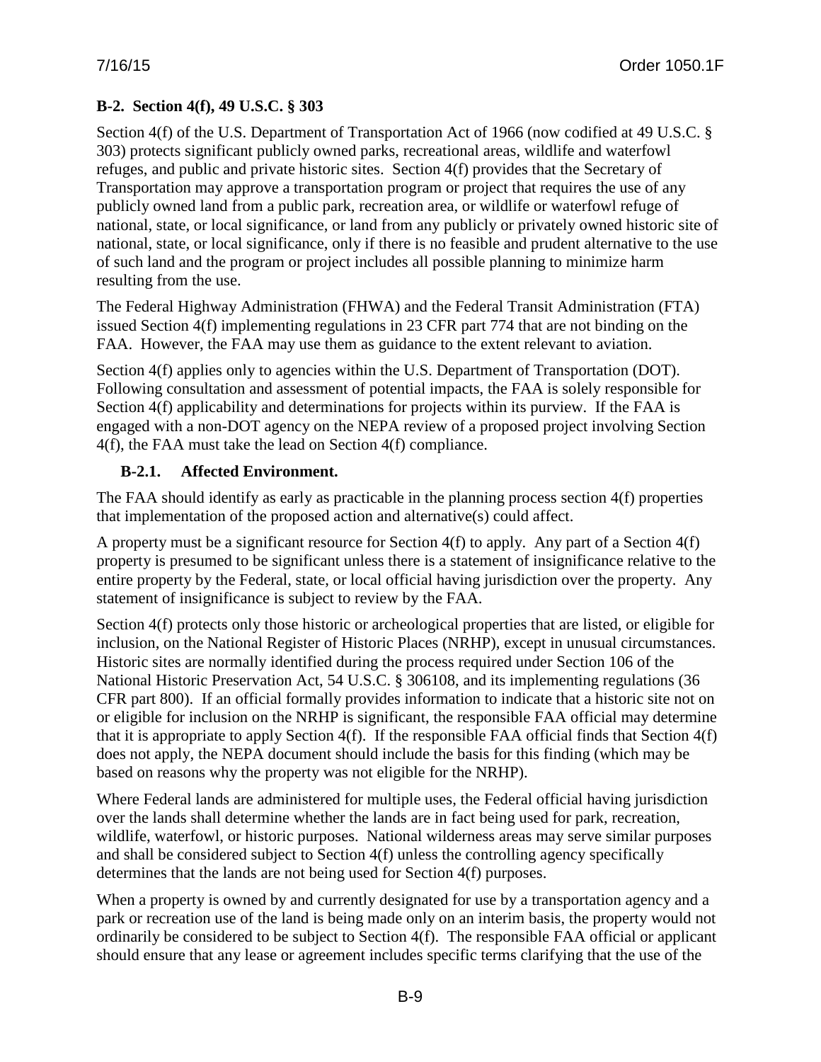## B-2. Section 4(f), 49 U.S.C. § 303

Section 4(f) of the U.S. Department of Transportation Act of 1966 (now codified at 49 U.S.C. § 303) protects significant publicly owned parks, recreational areas, wildlife and waterfowl refuges, and public and private historic sites. Section 4(f) provides that the Secretary of Transportation may approve a transportation program or project that requires the use of any publicly owned land from a public park, recreation area, or wildlife or waterfowl refuge of national, state, or local significance, or land from any publicly or privately owned historic site of national, state, or local significance, only if there is no feasible and prudent alternative to the use of such land and the program or project includes all possible planning to minimize harm resulting from the use.

The Federal Highway Administration (FHWA) and the Federal Transit Administration (FTA) issued Section 4(f) implementing regulations in 23 CFR part 774 that are not binding on the FAA. However, the FAA may use them as guidance to the extent relevant to aviation.

Section 4(f) applies only to agencies within the U.S. Department of Transportation (DOT). Following consultation and assessment of potential impacts, the FAA is solely responsible for Section 4(f) applicability and determinations for projects within its purview. If the FAA is engaged with a non-DOT agency on the NEPA review of a proposed project involving Section 4(f), the FAA must take the lead on Section 4(f) compliance.

### B-2.1. Affected Environment.

The FAA should identify as early as practicable in the planning process section 4(f) properties that implementation of the proposed action and alternative(s) could affect.

A property must be a significant resource for Section 4(f) to apply. Any part of a Section 4(f) property is presumed to be significant unless there is a statement of insignificance relative to the entire property by the Federal, state, or local official having jurisdiction over the property. Any statement of insignificance is subject to review by the FAA.

Section 4(f) protects only those historic or archeological properties that are listed, or eligible for inclusion, on the National Register of Historic Places (NRHP), except in unusual circumstances. Historic sites are normally identified during the process required under Section 106 of the National Historic Preservation Act, 54 U.S.C. § 306108, and its implementing regulations (36 CFR part 800). If an official formally provides information to indicate that a historic site not on or eligible for inclusion on the NRHP is significant, the responsible FAA official may determine that it is appropriate to apply Section 4(f). If the responsible FAA official finds that Section 4(f) does not apply, the NEPA document should include the basis for this finding (which may be based on reasons why the property was not eligible for the NRHP).

Where Federal lands are administered for multiple uses, the Federal official having jurisdiction over the lands shall determine whether the lands are in fact being used for park, recreation, wildlife, waterfowl, or historic purposes. National wilderness areas may serve similar purposes and shall be considered subject to Section 4(f) unless the controlling agency specifically determines that the lands are not being used for Section 4(f) purposes.

When a property is owned by and currently designated for use by a transportation agency and a park or recreation use of the land is being made only on an interim basis, the property would not ordinarily be considered to be subject to Section 4(f). The responsible FAA official or applicant should ensure that any lease or agreement includes specific terms clarifying that the use of the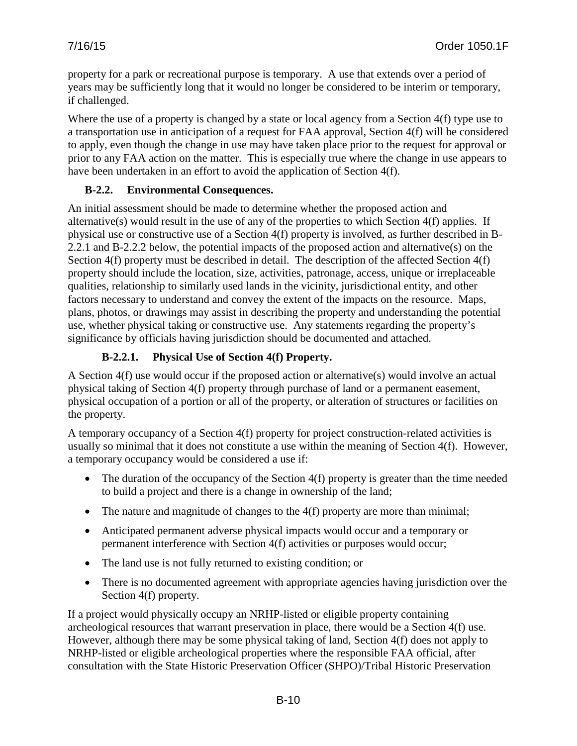property for a park or recreational purpose is temporary. A use that extends over a period of years may be sufficiently long that it would no longer be considered to be interim or temporary, if challenged.

Where the use of a property is changed by a state or local agency from a Section 4(f) type use to a transportation use in anticipation of a request for FAA approval, Section 4(f) will be considered to apply, even though the change in use may have taken place prior to the request for approval or prior to any FAA action on the matter. This is especially true where the change in use appears to have been undertaken in an effort to avoid the application of Section 4(f).

### B-2.2. Environmental Consequences.

An initial assessment should be made to determine whether the proposed action and alternative(s) would result in the use of any of the properties to which Section 4(f) applies. If physical use or constructive use of a Section 4(f) property is involved, as further described in B-2.2.1 and B-2.2.2 below, the potential impacts of the proposed action and alternative(s) on the Section 4(f) property must be described in detail. The description of the affected Section 4(f) property should include the location, size, activities, patronage, access, unique or irreplaceable qualities, relationship to similarly used lands in the vicinity, jurisdictional entity, and other factors necessary to understand and convey the extent of the impacts on the resource. Maps, plans, photos, or drawings may assist in describing the property and understanding the potential use, whether physical taking or constructive use. Any statements regarding the property's significance by officials having jurisdiction should be documented and attached.

#### B-2.2.1. Physical Use of Section 4(f) Property.

A Section 4(f) use would occur if the proposed action or alternative(s) would involve an actual physical taking of Section 4(f) property through purchase of land or a permanent easement, physical occupation of a portion or all of the property, or alteration of structures or facilities on the property.

A temporary occupancy of a Section 4(f) property for project construction-related activities is usually so minimal that it does not constitute a use within the meaning of Section 4(f). However, a temporary occupancy would be considered a use if:

- The duration of the occupancy of the Section 4(f) property is greater than the time needed to build a project and there is a change in ownership of the land;
- The nature and magnitude of changes to the 4(f) property are more than minimal;
- Anticipated permanent adverse physical impacts would occur and a temporary or permanent interference with Section 4(f) activities or purposes would occur;
- The land use is not fully returned to existing condition; or
- There is no documented agreement with appropriate agencies having jurisdiction over the Section 4(f) property.

If a project would physically occupy an NRHP-listed or eligible property containing archeological resources that warrant preservation in place, there would be a Section 4(f) use. However, although there may be some physical taking of land, Section 4(f) does not apply to NRHP-listed or eligible archeological properties where the responsible FAA official, after consultation with the State Historic Preservation Officer (SHPO)/Tribal Historic Preservation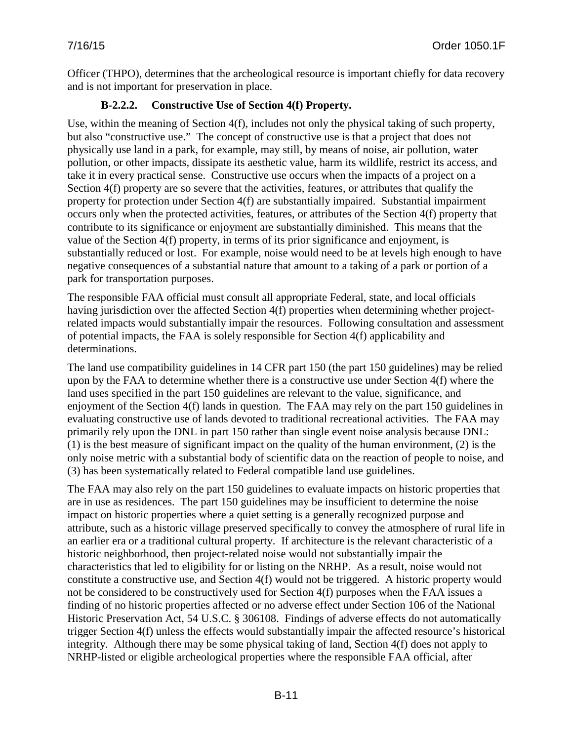Officer (THPO), determines that the archeological resource is important chiefly for data recovery and is not important for preservation in place.

#### B-2.2.2. Constructive Use of Section 4(f) Property.

Use, within the meaning of Section 4(f), includes not only the physical taking of such property, but also "constructive use." The concept of constructive use is that a project that does not physically use land in a park, for example, may still, by means of noise, air pollution, water pollution, or other impacts, dissipate its aesthetic value, harm its wildlife, restrict its access, and take it in every practical sense. Constructive use occurs when the impacts of a project on a Section 4(f) property are so severe that the activities, features, or attributes that qualify the property for protection under Section 4(f) are substantially impaired. Substantial impairment occurs only when the protected activities, features, or attributes of the Section 4(f) property that contribute to its significance or enjoyment are substantially diminished. This means that the value of the Section 4(f) property, in terms of its prior significance and enjoyment, is substantially reduced or lost. For example, noise would need to be at levels high enough to have negative consequences of a substantial nature that amount to a taking of a park or portion of a park for transportation purposes.

The responsible FAA official must consult all appropriate Federal, state, and local officials having jurisdiction over the affected Section 4(f) properties when determining whether project-related impacts would substantially impair the resources. Following consultation and assessment of potential impacts, the FAA is solely responsible for Section 4(f) applicability and determinations.

The land use compatibility guidelines in 14 CFR part 150 (the part 150 guidelines) may be relied upon by the FAA to determine whether there is a constructive use under Section 4(f) where the land uses specified in the part 150 guidelines are relevant to the value, significance, and enjoyment of the Section 4(f) lands in question. The FAA may rely on the part 150 guidelines in evaluating constructive use of lands devoted to traditional recreational activities. The FAA may primarily rely upon the DNL in part 150 rather than single event noise analysis because DNL: (1) is the best measure of significant impact on the quality of the human environment, (2) is the only noise metric with a substantial body of scientific data on the reaction of people to noise, and (3) has been systematically related to Federal compatible land use guidelines.

The FAA may also rely on the part 150 guidelines to evaluate impacts on historic properties that are in use as residences. The part 150 guidelines may be insufficient to determine the noise impact on historic properties where a quiet setting is a generally recognized purpose and attribute, such as a historic village preserved specifically to convey the atmosphere of rural life in an earlier era or a traditional cultural property. If architecture is the relevant characteristic of a historic neighborhood, then project-related noise would not substantially impair the characteristics that led to eligibility for or listing on the NRHP. As a result, noise would not constitute a constructive use, and Section 4(f) would not be triggered. A historic property would not be considered to be constructively used for Section 4(f) purposes when the FAA issues a finding of no historic properties affected or no adverse effect under Section 106 of the National Historic Preservation Act, 54 U.S.C. § 306108. Findings of adverse effects do not automatically trigger Section 4(f) unless the effects would substantially impair the affected resource's historical integrity. Although there may be some physical taking of land, Section 4(f) does not apply to NRHP-listed or eligible archeological properties where the responsible FAA official, after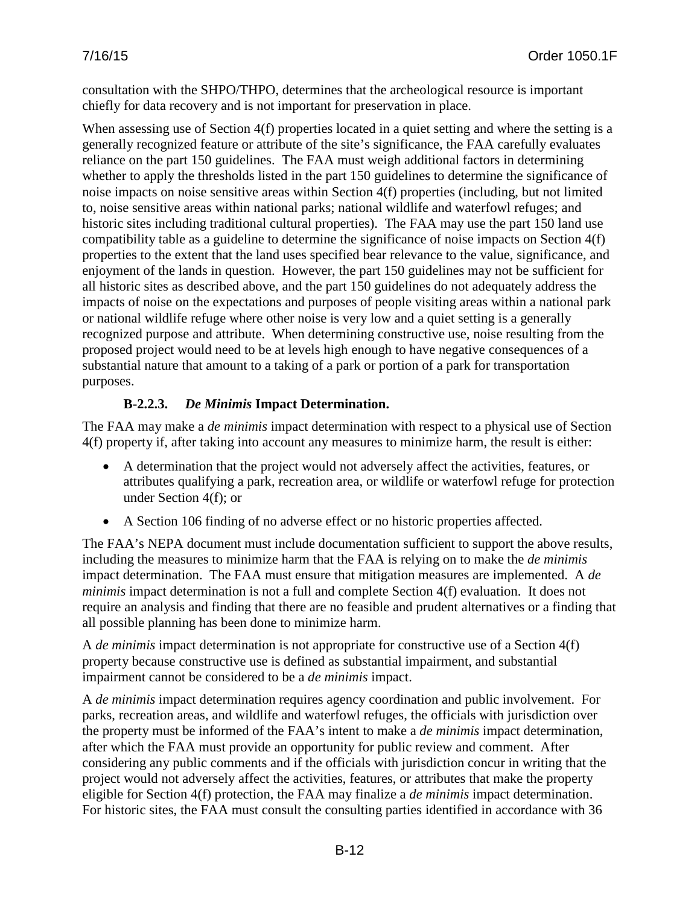consultation with the SHPO/THPO, determines that the archeological resource is important chiefly for data recovery and is not important for preservation in place.

When assessing use of Section 4(f) properties located in a quiet setting and where the setting is a generally recognized feature or attribute of the site's significance, the FAA carefully evaluates reliance on the part 150 guidelines. The FAA must weigh additional factors in determining whether to apply the thresholds listed in the part 150 guidelines to determine the significance of noise impacts on noise sensitive areas within Section 4(f) properties (including, but not limited to, noise sensitive areas within national parks; national wildlife and waterfowl refuges; and historic sites including traditional cultural properties). The FAA may use the part 150 land use compatibility table as a guideline to determine the significance of noise impacts on Section 4(f) properties to the extent that the land uses specified bear relevance to the value, significance, and enjoyment of the lands in question. However, the part 150 guidelines may not be sufficient for all historic sites as described above, and the part 150 guidelines do not adequately address the impacts of noise on the expectations and purposes of people visiting areas within a national park or national wildlife refuge where other noise is very low and a quiet setting is a generally recognized purpose and attribute. When determining constructive use, noise resulting from the proposed project would need to be at levels high enough to have negative consequences of a substantial nature that amount to a taking of a park or portion of a park for transportation purposes.

#### B-2.2.3. *De Minimis* Impact Determination.

The FAA may make a *de minimis* impact determination with respect to a physical use of Section 4(f) property if, after taking into account any measures to minimize harm, the result is either:

- A determination that the project would not adversely affect the activities, features, or attributes qualifying a park, recreation area, or wildlife or waterfowl refuge for protection under Section 4(f); or
- A Section 106 finding of no adverse effect or no historic properties affected.

The FAA's NEPA document must include documentation sufficient to support the above results, including the measures to minimize harm that the FAA is relying on to make the *de minimis* impact determination. The FAA must ensure that mitigation measures are implemented. A *de minimis* impact determination is not a full and complete Section 4(f) evaluation. It does not require an analysis and finding that there are no feasible and prudent alternatives or a finding that all possible planning has been done to minimize harm.

A *de minimis* impact determination is not appropriate for constructive use of a Section 4(f) property because constructive use is defined as substantial impairment, and substantial impairment cannot be considered to be a *de minimis* impact.

A *de minimis* impact determination requires agency coordination and public involvement. For parks, recreation areas, and wildlife and waterfowl refuges, the officials with jurisdiction over the property must be informed of the FAA's intent to make a *de minimis* impact determination, after which the FAA must provide an opportunity for public review and comment. After considering any public comments and if the officials with jurisdiction concur in writing that the project would not adversely affect the activities, features, or attributes that make the property eligible for Section 4(f) protection, the FAA may finalize a *de minimis* impact determination. For historic sites, the FAA must consult the consulting parties identified in accordance with 36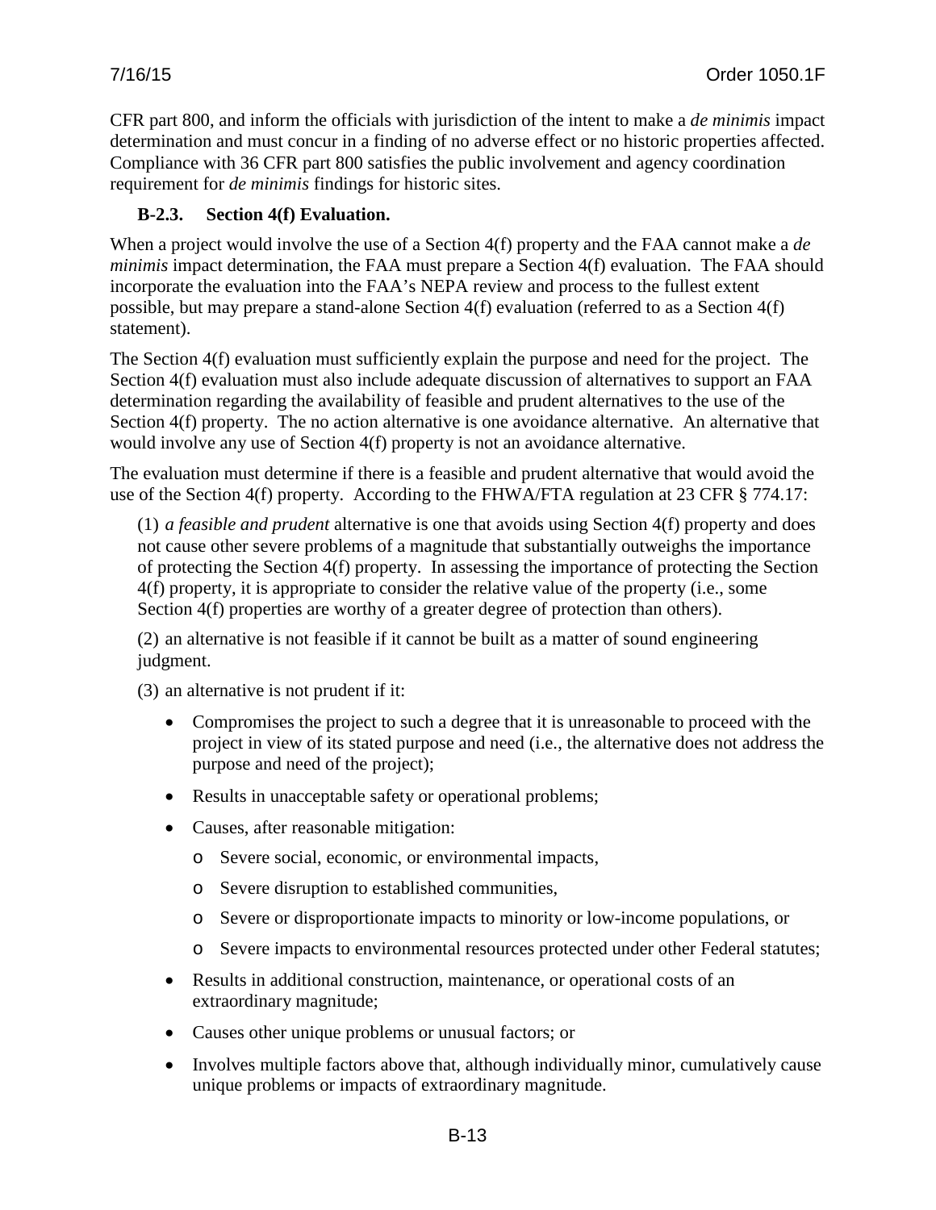CFR part 800, and inform the officials with jurisdiction of the intent to make a *de minimis* impact determination and must concur in a finding of no adverse effect or no historic properties affected. Compliance with 36 CFR part 800 satisfies the public involvement and agency coordination requirement for *de minimis* findings for historic sites.

### B-2.3. Section 4(f) Evaluation.

When a project would involve the use of a Section 4(f) property and the FAA cannot make a *de minimis* impact determination, the FAA must prepare a Section 4(f) evaluation. The FAA should incorporate the evaluation into the FAA's NEPA review and process to the fullest extent possible, but may prepare a stand-alone Section 4(f) evaluation (referred to as a Section 4(f) statement).

The Section 4(f) evaluation must sufficiently explain the purpose and need for the project. The Section 4(f) evaluation must also include adequate discussion of alternatives to support an FAA determination regarding the availability of feasible and prudent alternatives to the use of the Section 4(f) property. The no action alternative is one avoidance alternative. An alternative that would involve any use of Section 4(f) property is not an avoidance alternative.

The evaluation must determine if there is a feasible and prudent alternative that would avoid the use of the Section 4(f) property. According to the FHWA/FTA regulation at 23 CFR § 774.17:

(1) *a feasible and prudent* alternative is one that avoids using Section 4(f) property and does not cause other severe problems of a magnitude that substantially outweighs the importance of protecting the Section 4(f) property. In assessing the importance of protecting the Section 4(f) property, it is appropriate to consider the relative value of the property (i.e., some Section 4(f) properties are worthy of a greater degree of protection than others).

(2) an alternative is not feasible if it cannot be built as a matter of sound engineering judgment.

(3) an alternative is not prudent if it:

- Compromises the project to such a degree that it is unreasonable to proceed with the project in view of its stated purpose and need (i.e., the alternative does not address the purpose and need of the project);
- Results in unacceptable safety or operational problems;
- Causes, after reasonable mitigation:
  - Severe social, economic, or environmental impacts,
  - Severe disruption to established communities,
  - Severe or disproportionate impacts to minority or low-income populations, or
  - Severe impacts to environmental resources protected under other Federal statutes;
- Results in additional construction, maintenance, or operational costs of an extraordinary magnitude;
- Causes other unique problems or unusual factors; or
- Involves multiple factors above that, although individually minor, cumulatively cause unique problems or impacts of extraordinary magnitude.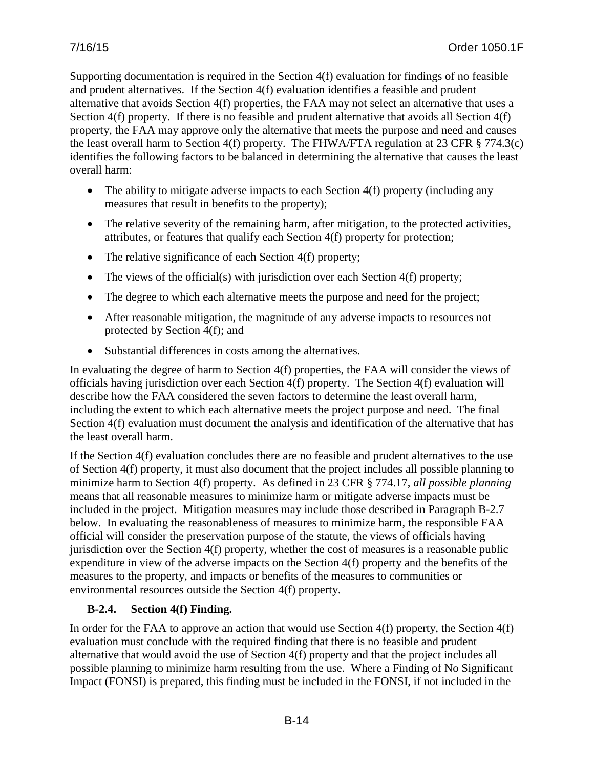Supporting documentation is required in the Section 4(f) evaluation for findings of no feasible and prudent alternatives. If the Section 4(f) evaluation identifies a feasible and prudent alternative that avoids Section 4(f) properties, the FAA may not select an alternative that uses a Section 4(f) property. If there is no feasible and prudent alternative that avoids all Section 4(f) property, the FAA may approve only the alternative that meets the purpose and need and causes the least overall harm to Section 4(f) property. The FHWA/FTA regulation at 23 CFR § 774.3(c) identifies the following factors to be balanced in determining the alternative that causes the least overall harm:

- The ability to mitigate adverse impacts to each Section 4(f) property (including any measures that result in benefits to the property);
- The relative severity of the remaining harm, after mitigation, to the protected activities, attributes, or features that qualify each Section 4(f) property for protection;
- The relative significance of each Section 4(f) property;
- The views of the official(s) with jurisdiction over each Section 4(f) property;
- The degree to which each alternative meets the purpose and need for the project;
- After reasonable mitigation, the magnitude of any adverse impacts to resources not protected by Section 4(f); and
- Substantial differences in costs among the alternatives.

In evaluating the degree of harm to Section 4(f) properties, the FAA will consider the views of officials having jurisdiction over each Section 4(f) property. The Section 4(f) evaluation will describe how the FAA considered the seven factors to determine the least overall harm, including the extent to which each alternative meets the project purpose and need. The final Section 4(f) evaluation must document the analysis and identification of the alternative that has the least overall harm.

If the Section 4(f) evaluation concludes there are no feasible and prudent alternatives to the use of Section 4(f) property, it must also document that the project includes all possible planning to minimize harm to Section 4(f) property. As defined in 23 CFR § 774.17, *all possible planning* means that all reasonable measures to minimize harm or mitigate adverse impacts must be included in the project. Mitigation measures may include those described in Paragraph B-2.7 below. In evaluating the reasonableness of measures to minimize harm, the responsible FAA official will consider the preservation purpose of the statute, the views of officials having jurisdiction over the Section 4(f) property, whether the cost of measures is a reasonable public expenditure in view of the adverse impacts on the Section 4(f) property and the benefits of the measures to the property, and impacts or benefits of the measures to communities or environmental resources outside the Section 4(f) property.

### B-2.4. Section 4(f) Finding.

In order for the FAA to approve an action that would use Section 4(f) property, the Section 4(f) evaluation must conclude with the required finding that there is no feasible and prudent alternative that would avoid the use of Section 4(f) property and that the project includes all possible planning to minimize harm resulting from the use. Where a Finding of No Significant Impact (FONSI) is prepared, this finding must be included in the FONSI, if not included in the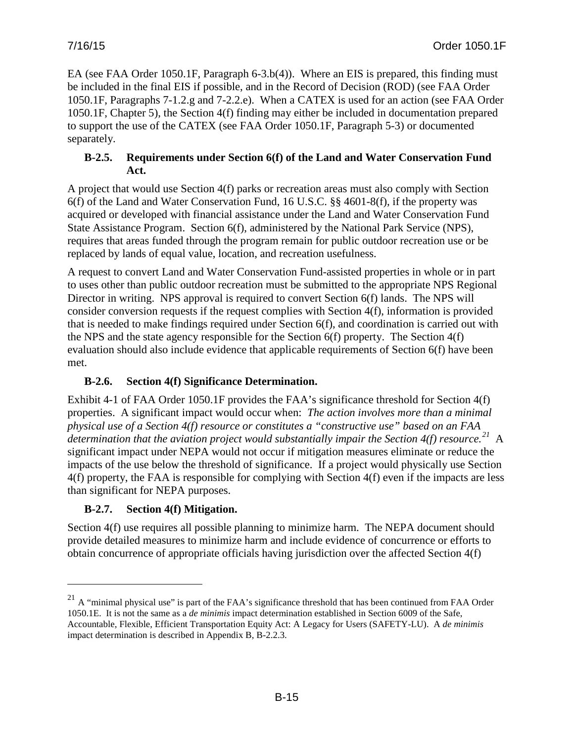EA (see FAA Order 1050.1F, Paragraph 6-3.b(4)). Where an EIS is prepared, this finding must be included in the final EIS if possible, and in the Record of Decision (ROD) (see FAA Order 1050.1F, Paragraphs 7-1.2.g and 7-2.2.e). When a CATEX is used for an action (see FAA Order 1050.1F, Chapter 5), the Section 4(f) finding may either be included in documentation prepared to support the use of the CATEX (see FAA Order 1050.1F, Paragraph 5-3) or documented separately.

### B-2.5. Requirements under Section 6(f) of the Land and Water Conservation Fund Act.

A project that would use Section 4(f) parks or recreation areas must also comply with Section 6(f) of the Land and Water Conservation Fund, 16 U.S.C. §§ 4601-8(f), if the property was acquired or developed with financial assistance under the Land and Water Conservation Fund State Assistance Program. Section 6(f), administered by the National Park Service (NPS), requires that areas funded through the program remain for public outdoor recreation use or be replaced by lands of equal value, location, and recreation usefulness.

A request to convert Land and Water Conservation Fund-assisted properties in whole or in part to uses other than public outdoor recreation must be submitted to the appropriate NPS Regional Director in writing. NPS approval is required to convert Section 6(f) lands. The NPS will consider conversion requests if the request complies with Section 4(f), information is provided that is needed to make findings required under Section 6(f), and coordination is carried out with the NPS and the state agency responsible for the Section 6(f) property. The Section 4(f) evaluation should also include evidence that applicable requirements of Section 6(f) have been met.

### B-2.6. Section 4(f) Significance Determination.

Exhibit 4-1 of FAA Order 1050.1F provides the FAA's significance threshold for Section 4(f) properties. A significant impact would occur when: *The action involves more than a minimal physical use of a Section 4(f) resource or constitutes a "constructive use" based on an FAA determination that the aviation project would substantially impair the Section 4(f) resource.*[21] A significant impact under NEPA would not occur if mitigation measures eliminate or reduce the impacts of the use below the threshold of significance. If a project would physically use Section 4(f) property, the FAA is responsible for complying with Section 4(f) even if the impacts are less than significant for NEPA purposes.

### B-2.7. Section 4(f) Mitigation.

Section 4(f) use requires all possible planning to minimize harm. The NEPA document should provide detailed measures to minimize harm and include evidence of concurrence or efforts to obtain concurrence of appropriate officials having jurisdiction over the affected Section 4(f)

---

[21] A "minimal physical use" is part of the FAA's significance threshold that has been continued from FAA Order 1050.1E. It is not the same as a *de minimis* impact determination established in Section 6009 of the Safe, Accountable, Flexible, Efficient Transportation Equity Act: A Legacy for Users (SAFETY-LU). A *de minimis* impact determination is described in Appendix B, B-2.2.3.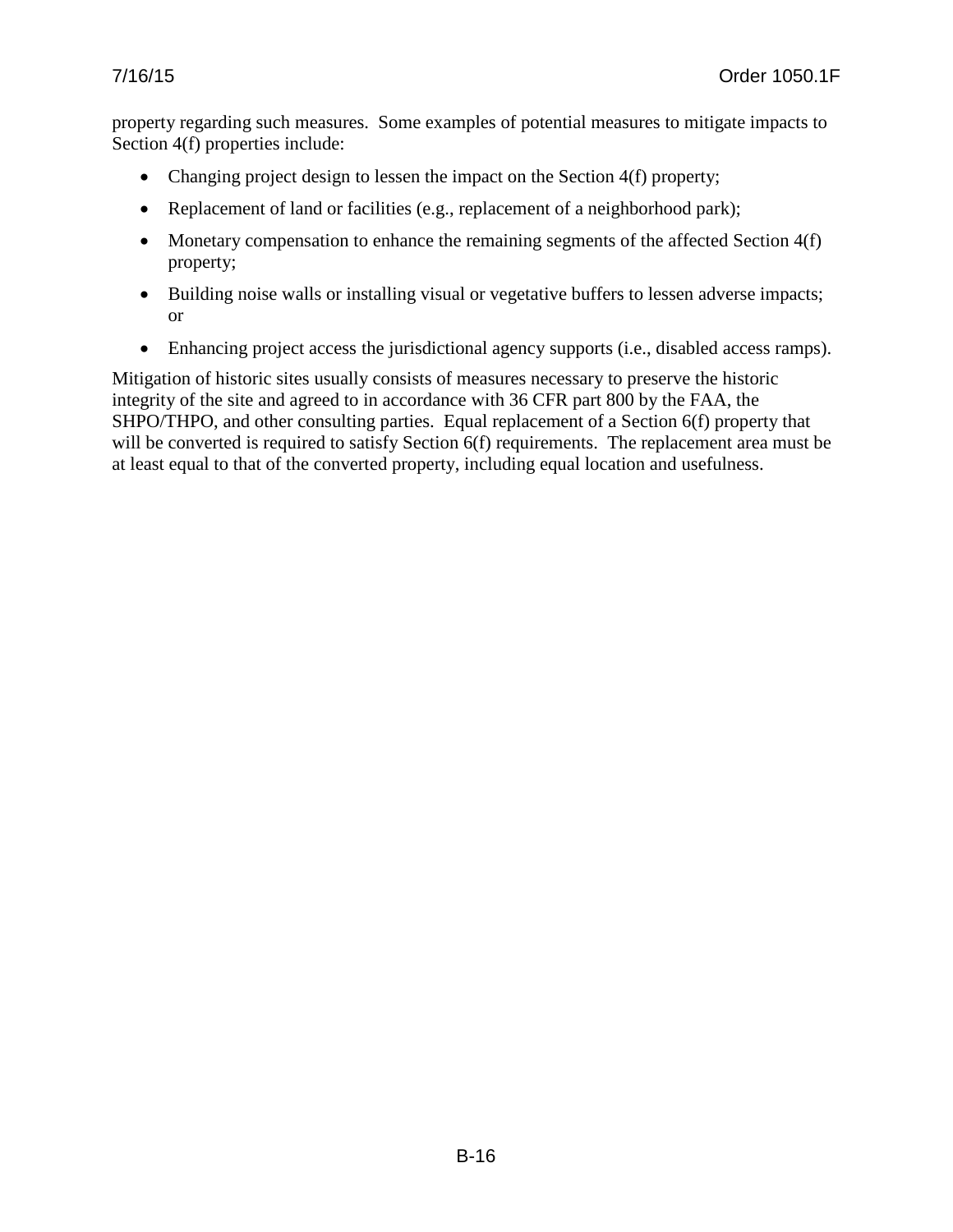property regarding such measures. Some examples of potential measures to mitigate impacts to Section 4(f) properties include:

- Changing project design to lessen the impact on the Section 4(f) property;
- Replacement of land or facilities (e.g., replacement of a neighborhood park);
- Monetary compensation to enhance the remaining segments of the affected Section 4(f) property;
- Building noise walls or installing visual or vegetative buffers to lessen adverse impacts; or
- Enhancing project access the jurisdictional agency supports (i.e., disabled access ramps).

Mitigation of historic sites usually consists of measures necessary to preserve the historic integrity of the site and agreed to in accordance with 36 CFR part 800 by the FAA, the SHPO/THPO, and other consulting parties. Equal replacement of a Section 6(f) property that will be converted is required to satisfy Section 6(f) requirements. The replacement area must be at least equal to that of the converted property, including equal location and usefulness.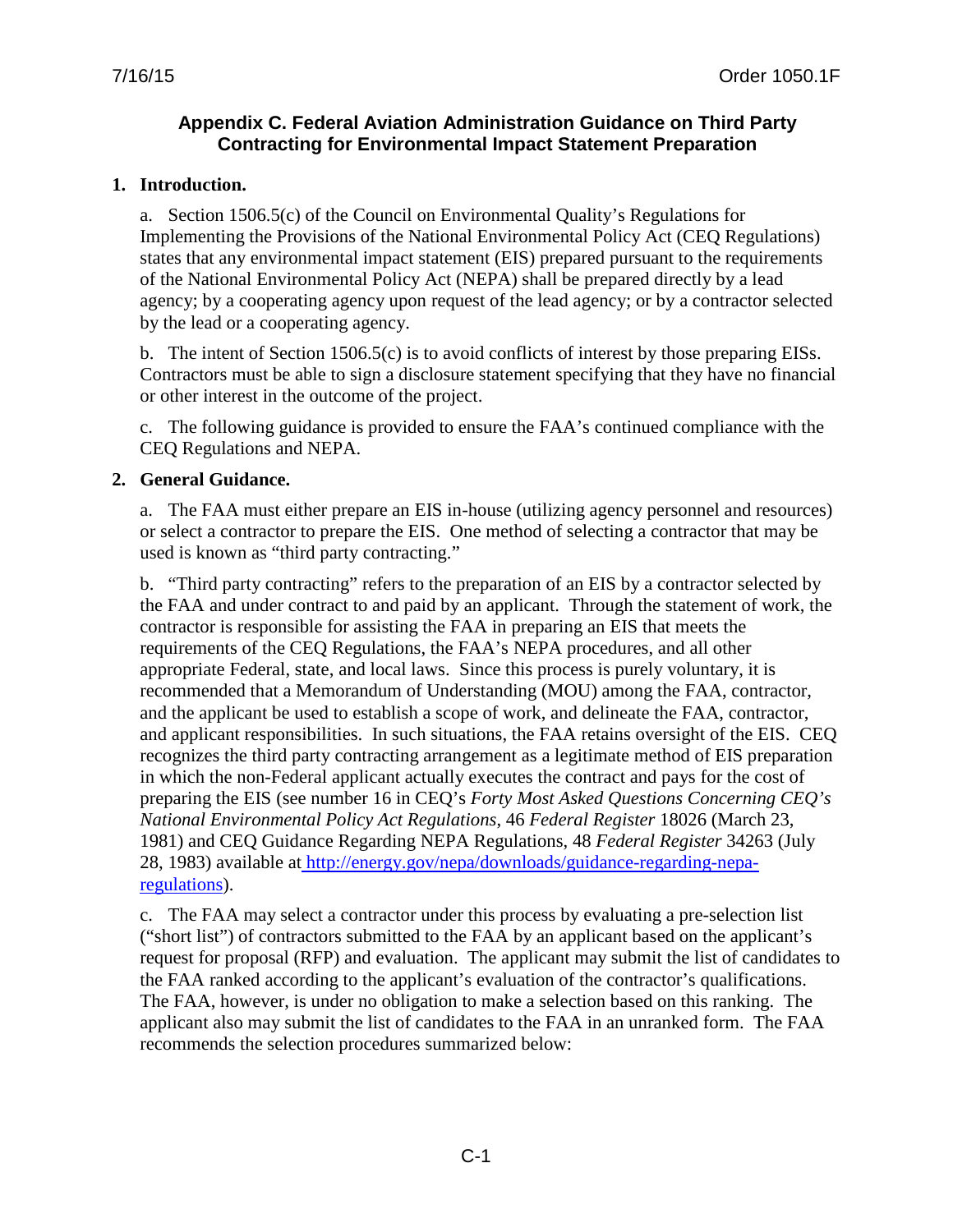## Appendix C. Federal Aviation Administration Guidance on Third Party Contracting for Environmental Impact Statement Preparation

**1. Introduction.**

a. Section 1506.5(c) of the Council on Environmental Quality's Regulations for Implementing the Provisions of the National Environmental Policy Act (CEQ Regulations) states that any environmental impact statement (EIS) prepared pursuant to the requirements of the National Environmental Policy Act (NEPA) shall be prepared directly by a lead agency; by a cooperating agency upon request of the lead agency; or by a contractor selected by the lead or a cooperating agency.

b. The intent of Section 1506.5(c) is to avoid conflicts of interest by those preparing EISs. Contractors must be able to sign a disclosure statement specifying that they have no financial or other interest in the outcome of the project.

c. The following guidance is provided to ensure the FAA's continued compliance with the CEQ Regulations and NEPA.

**2. General Guidance.**

a. The FAA must either prepare an EIS in-house (utilizing agency personnel and resources) or select a contractor to prepare the EIS. One method of selecting a contractor that may be used is known as "third party contracting."

b. "Third party contracting" refers to the preparation of an EIS by a contractor selected by the FAA and under contract to and paid by an applicant. Through the statement of work, the contractor is responsible for assisting the FAA in preparing an EIS that meets the requirements of the CEQ Regulations, the FAA's NEPA procedures, and all other appropriate Federal, state, and local laws. Since this process is purely voluntary, it is recommended that a Memorandum of Understanding (MOU) among the FAA, contractor, and the applicant be used to establish a scope of work, and delineate the FAA, contractor, and applicant responsibilities. In such situations, the FAA retains oversight of the EIS. CEQ recognizes the third party contracting arrangement as a legitimate method of EIS preparation in which the non-Federal applicant actually executes the contract and pays for the cost of preparing the EIS (see number 16 in CEQ's *Forty Most Asked Questions Concerning CEQ's National Environmental Policy Act Regulations*, 46 *Federal Register* 18026 (March 23, 1981) and CEQ Guidance Regarding NEPA Regulations, 48 *Federal Register* 34263 (July 28, 1983) available at [http://energy.gov/nepa/downloads/guidance-regarding-nepa-regulations](http://energy.gov/nepa/downloads/guidance-regarding-nepa-regulations)).

c. The FAA may select a contractor under this process by evaluating a pre-selection list ("short list") of contractors submitted to the FAA by an applicant based on the applicant's request for proposal (RFP) and evaluation. The applicant may submit the list of candidates to the FAA ranked according to the applicant's evaluation of the contractor's qualifications. The FAA, however, is under no obligation to make a selection based on this ranking. The applicant also may submit the list of candidates to the FAA in an unranked form. The FAA recommends the selection procedures summarized below: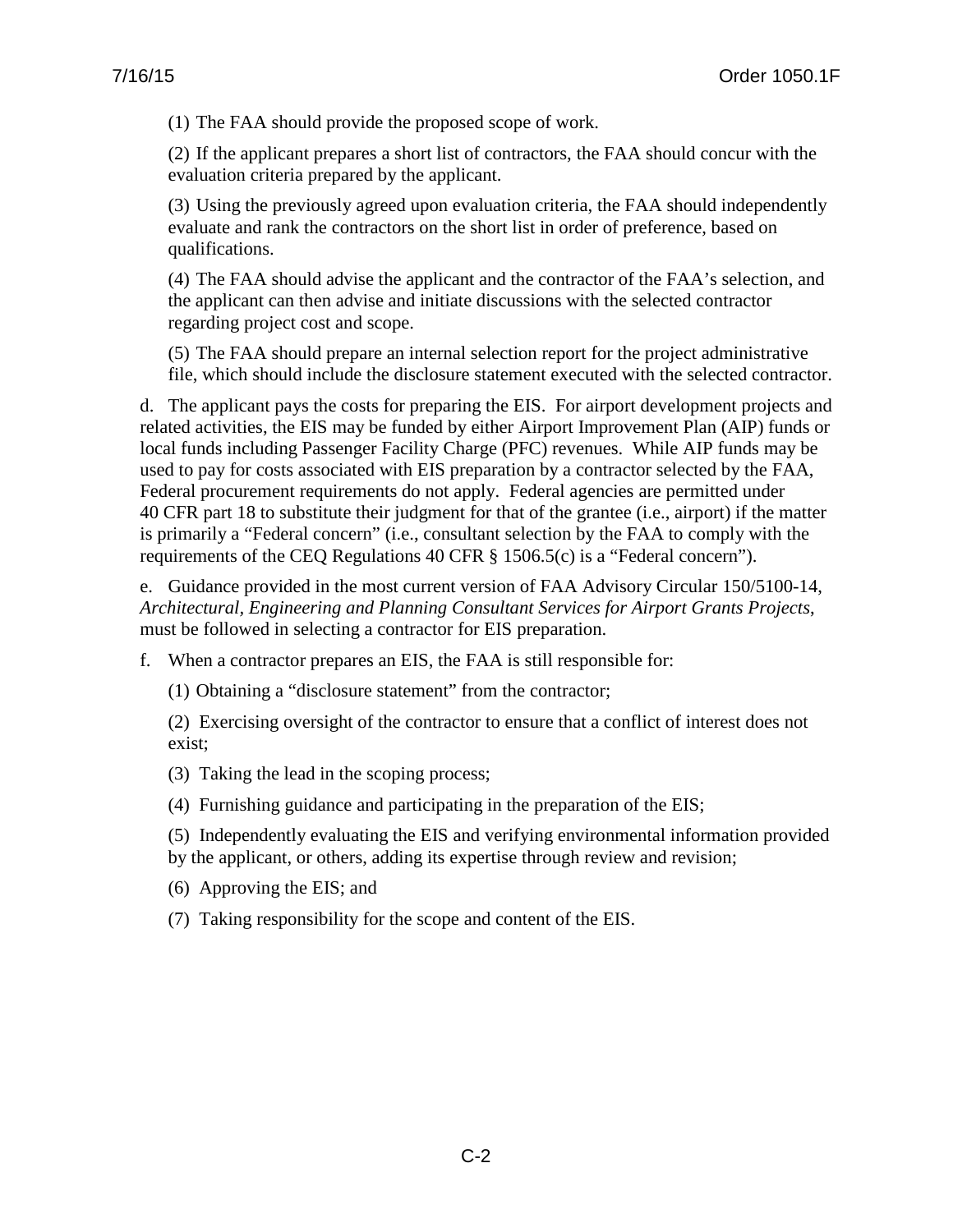(1) The FAA should provide the proposed scope of work.

(2) If the applicant prepares a short list of contractors, the FAA should concur with the evaluation criteria prepared by the applicant.

(3) Using the previously agreed upon evaluation criteria, the FAA should independently evaluate and rank the contractors on the short list in order of preference, based on qualifications.

(4) The FAA should advise the applicant and the contractor of the FAA's selection, and the applicant can then advise and initiate discussions with the selected contractor regarding project cost and scope.

(5) The FAA should prepare an internal selection report for the project administrative file, which should include the disclosure statement executed with the selected contractor.

d. The applicant pays the costs for preparing the EIS. For airport development projects and related activities, the EIS may be funded by either Airport Improvement Plan (AIP) funds or local funds including Passenger Facility Charge (PFC) revenues. While AIP funds may be used to pay for costs associated with EIS preparation by a contractor selected by the FAA, Federal procurement requirements do not apply. Federal agencies are permitted under 40 CFR part 18 to substitute their judgment for that of the grantee (i.e., airport) if the matter is primarily a "Federal concern" (i.e., consultant selection by the FAA to comply with the requirements of the CEQ Regulations 40 CFR § 1506.5(c) is a "Federal concern").

e. Guidance provided in the most current version of FAA Advisory Circular 150/5100-14, *Architectural, Engineering and Planning Consultant Services for Airport Grants Projects*, must be followed in selecting a contractor for EIS preparation.

f. When a contractor prepares an EIS, the FAA is still responsible for:

(1) Obtaining a "disclosure statement" from the contractor;

(2) Exercising oversight of the contractor to ensure that a conflict of interest does not exist;

(3) Taking the lead in the scoping process;

(4) Furnishing guidance and participating in the preparation of the EIS;

(5) Independently evaluating the EIS and verifying environmental information provided by the applicant, or others, adding its expertise through review and revision;

(6) Approving the EIS; and

(7) Taking responsibility for the scope and content of the EIS.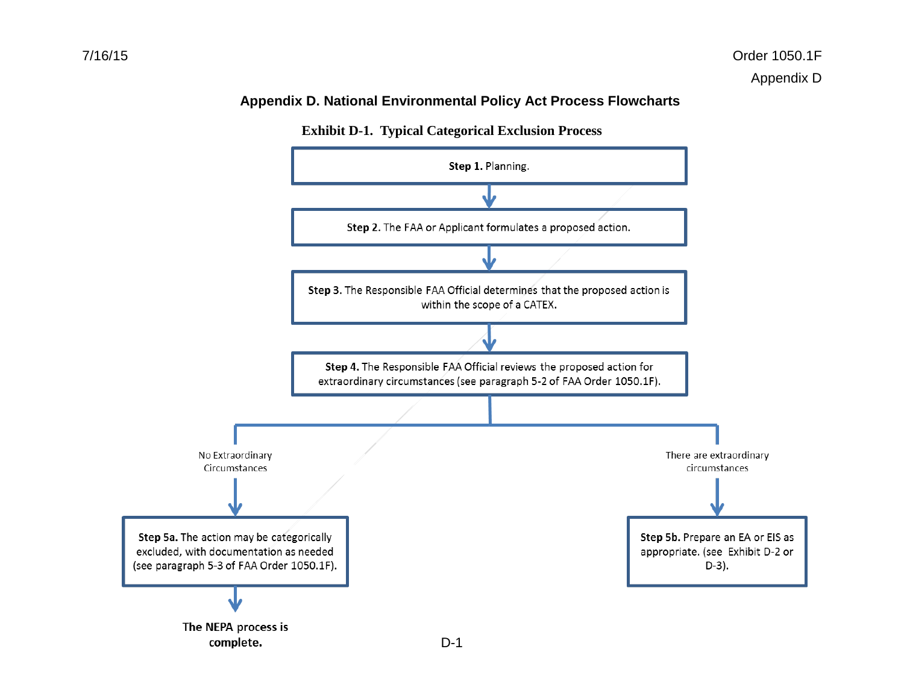# Appendix D. National Environmental Policy Act Process Flowcharts

## Exhibit D-1. Typical Categorical Exclusion Process

**Step 1.** Planning.

↓

**Step 2.** The FAA or Applicant formulates a proposed action.

↓

**Step 3.** The Responsible FAA Official determines that the proposed action is within the scope of a CATEX.

↓

**Step 4.** The Responsible FAA Official reviews the proposed action for extraordinary circumstances (see paragraph 5-2 of FAA Order 1050.1F).

- No Extraordinary Circumstances → **Step 5a.** The action may be categorically excluded, with documentation as needed (see paragraph 5-3 of FAA Order 1050.1F). → **The NEPA process is complete.**
- There are extraordinary circumstances → **Step 5b.** Prepare an EA or EIS as appropriate. (see Exhibit D-2 or D-3).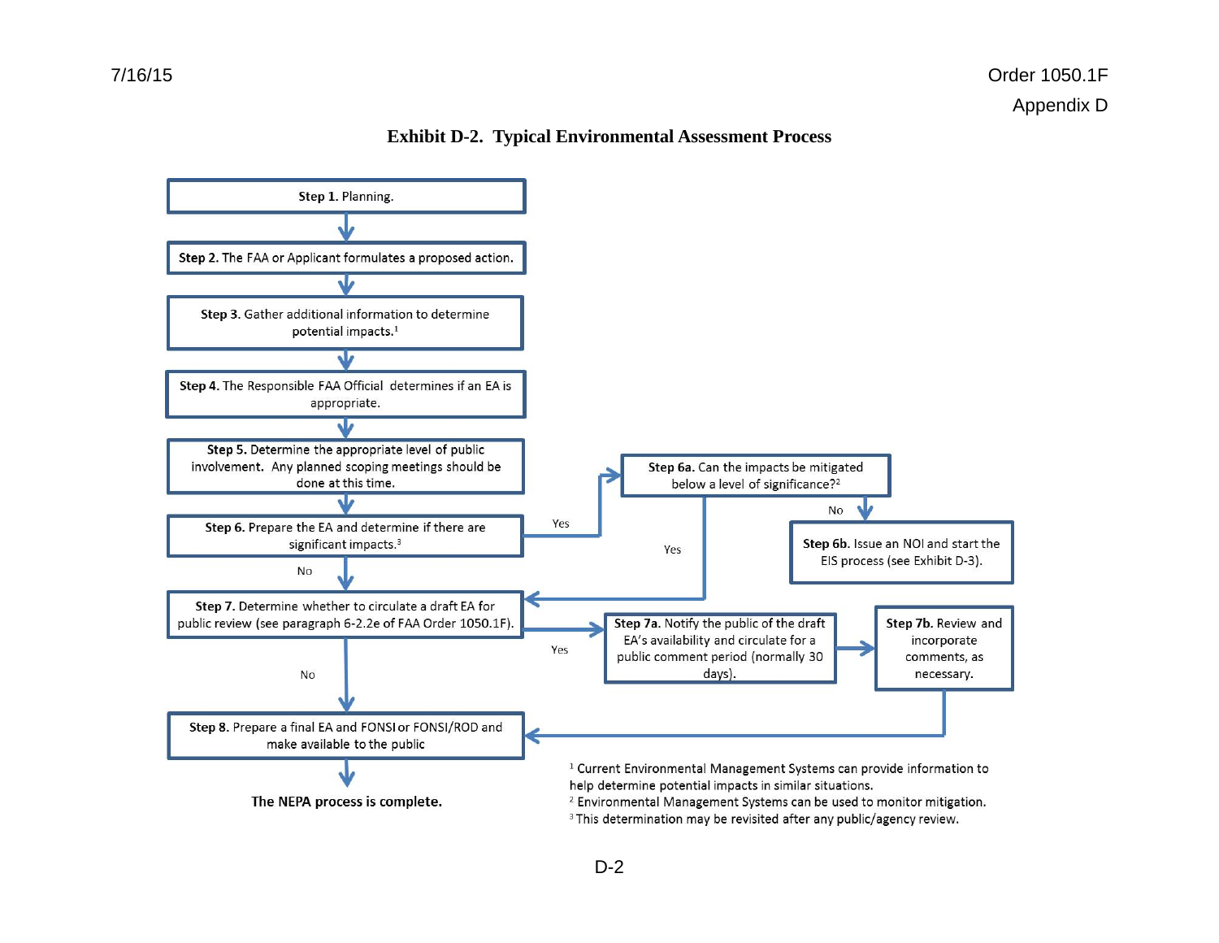**Exhibit D-2. Typical Environmental Assessment Process**

**Step 1.** Planning.

**Step 2.** The FAA or Applicant formulates a proposed action.

**Step 3.** Gather additional information to determine potential impacts.[1]

**Step 4.** The Responsible FAA Official determines if an EA is appropriate.

**Step 5.** Determine the appropriate level of public involvement. Any planned scoping meetings should be done at this time.

**Step 6.** Prepare the EA and determine if there are significant impacts.[3]

- Yes → **Step 6a.** Can the impacts be mitigated below a level of significance?[2]
  - Yes → Step 7
  - No → **Step 6b.** Issue an NOI and start the EIS process (see Exhibit D-3).
- No → Step 7

**Step 7.** Determine whether to circulate a draft EA for public review (see paragraph 6-2.2e of FAA Order 1050.1F).

- Yes → **Step 7a.** Notify the public of the draft EA's availability and circulate for a public comment period (normally 30 days). → **Step 7b.** Review and incorporate comments, as necessary. → Step 8
- No → Step 8

**Step 8.** Prepare a final EA and FONSI or FONSI/ROD and make available to the public

**The NEPA process is complete.**

[1] Current Environmental Management Systems can provide information to help determine potential impacts in similar situations.
[2] Environmental Management Systems can be used to monitor mitigation.
[3] This determination may be revisited after any public/agency review.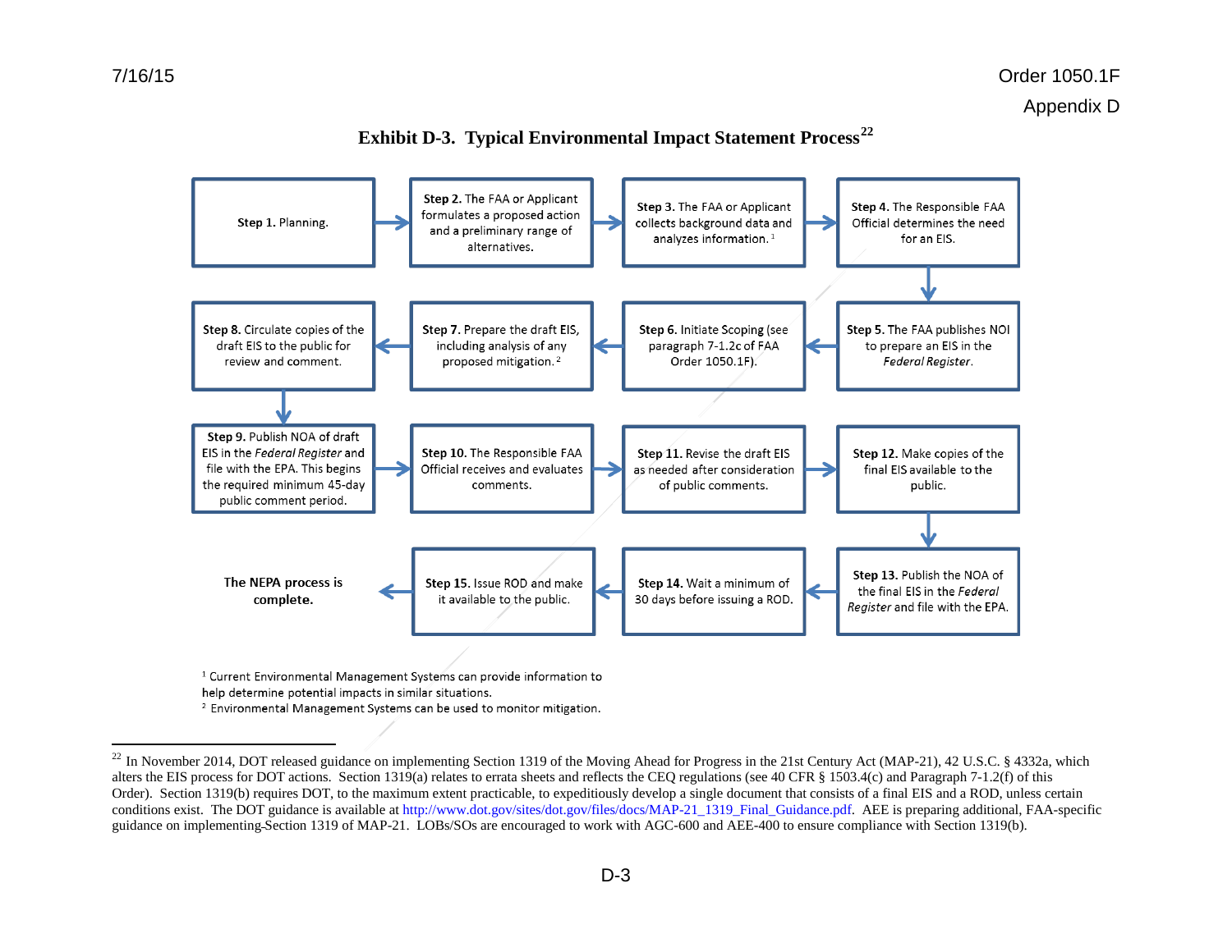# Exhibit D-3. Typical Environmental Impact Statement Process[22]

**Step 1.** Planning.

**Step 2.** The FAA or Applicant formulates a proposed action and a preliminary range of alternatives.

**Step 3.** The FAA or Applicant collects background data and analyzes information.[1]

**Step 4.** The Responsible FAA Official determines the need for an EIS.

**Step 5.** The FAA publishes NOI to prepare an EIS in the *Federal Register*.

**Step 6.** Initiate Scoping (see paragraph 7-1.2c of FAA Order 1050.1F).

**Step 7.** Prepare the draft EIS, including analysis of any proposed mitigation.[2]

**Step 8.** Circulate copies of the draft EIS to the public for review and comment.

**Step 9.** Publish NOA of draft EIS in the *Federal Register* and file with the EPA. This begins the required minimum 45-day public comment period.

**Step 10.** The Responsible FAA Official receives and evaluates comments.

**Step 11.** Revise the draft EIS as needed after consideration of public comments.

**Step 12.** Make copies of the final EIS available to the public.

**Step 13.** Publish the NOA of the final EIS in the *Federal Register* and file with the EPA.

**Step 14.** Wait a minimum of 30 days before issuing a ROD.

**Step 15.** Issue ROD and make it available to the public.

**The NEPA process is complete.**

[1] Current Environmental Management Systems can provide information to help determine potential impacts in similar situations.
[2] Environmental Management Systems can be used to monitor mitigation.

---

[22] In November 2014, DOT released guidance on implementing Section 1319 of the Moving Ahead for Progress in the 21st Century Act (MAP-21), 42 U.S.C. § 4332a, which alters the EIS process for DOT actions. Section 1319(a) relates to errata sheets and reflects the CEQ regulations (see 40 CFR § 1503.4(c) and Paragraph 7-1.2(f) of this Order). Section 1319(b) requires DOT, to the maximum extent practicable, to expeditiously develop a single document that consists of a final EIS and a ROD, unless certain conditions exist. The DOT guidance is available at http://www.dot.gov/sites/dot.gov/files/docs/MAP-21_1319_Final_Guidance.pdf. AEE is preparing additional, FAA-specific guidance on implementing Section 1319 of MAP-21. LOBs/SOs are encouraged to work with AGC-600 and AEE-400 to ensure compliance with Section 1319(b).